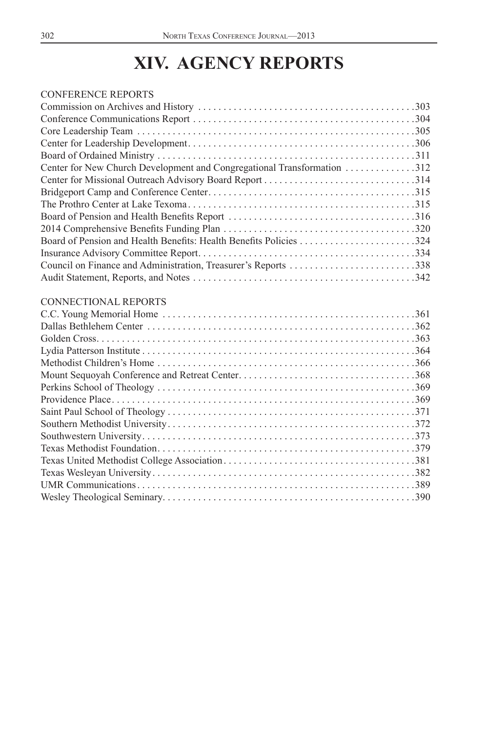# XIV. AGENCY REPORTS

CONFERENCE REPORTS

| | |
|---|---|
| Commission on Archives and History | 303 |
| Conference Communications Report | 304 |
| Core Leadership Team | 305 |
| Center for Leadership Development | 306 |
| Board of Ordained Ministry | 311 |
| Center for New Church Development and Congregational Transformation | 312 |
| Center for Missional Outreach Advisory Board Report | 314 |
| Bridgeport Camp and Conference Center | 315 |
| The Prothro Center at Lake Texoma | 315 |
| Board of Pension and Health Benefits Report | 316 |
| 2014 Comprehensive Benefits Funding Plan | 320 |
| Board of Pension and Health Benefits: Health Benefits Policies | 324 |
| Insurance Advisory Committee Report | 334 |
| Council on Finance and Administration, Treasurer's Reports | 338 |
| Audit Statement, Reports, and Notes | 342 |

CONNECTIONAL REPORTS

| | |
|---|---|
| C.C. Young Memorial Home | 361 |
| Dallas Bethlehem Center | 362 |
| Golden Cross | 363 |
| Lydia Patterson Institute | 364 |
| Methodist Children's Home | 366 |
| Mount Sequoyah Conference and Retreat Center | 368 |
| Perkins School of Theology | 369 |
| Providence Place | 369 |
| Saint Paul School of Theology | 371 |
| Southern Methodist University | 372 |
| Southwestern University | 373 |
| Texas Methodist Foundation | 379 |
| Texas United Methodist College Association | 381 |
| Texas Wesleyan University | 382 |
| UMR Communications | 389 |
| Wesley Theological Seminary | 390 |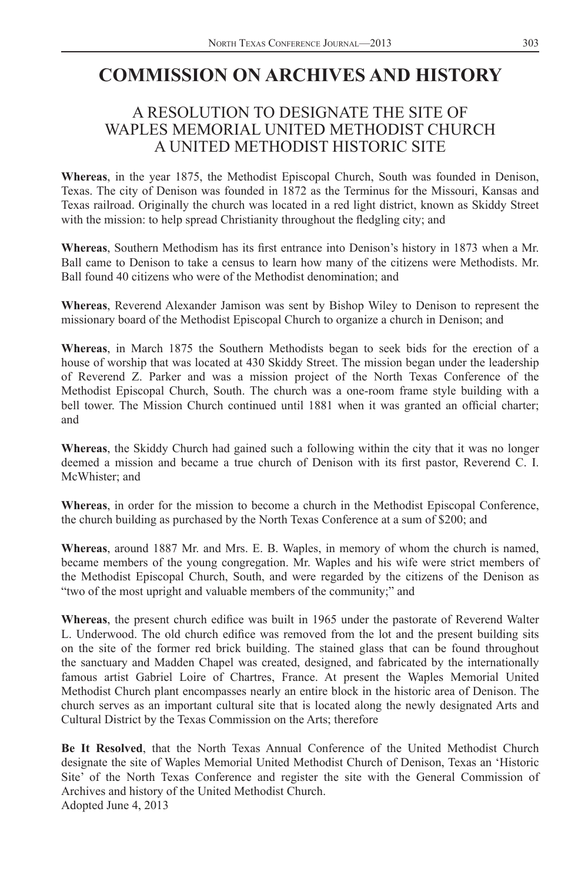# COMMISSION ON ARCHIVES AND HISTORY

## A RESOLUTION TO DESIGNATE THE SITE OF WAPLES MEMORIAL UNITED METHODIST CHURCH A UNITED METHODIST HISTORIC SITE

**Whereas**, in the year 1875, the Methodist Episcopal Church, South was founded in Denison, Texas. The city of Denison was founded in 1872 as the Terminus for the Missouri, Kansas and Texas railroad. Originally the church was located in a red light district, known as Skiddy Street with the mission: to help spread Christianity throughout the fledgling city; and

**Whereas**, Southern Methodism has its first entrance into Denison's history in 1873 when a Mr. Ball came to Denison to take a census to learn how many of the citizens were Methodists. Mr. Ball found 40 citizens who were of the Methodist denomination; and

**Whereas**, Reverend Alexander Jamison was sent by Bishop Wiley to Denison to represent the missionary board of the Methodist Episcopal Church to organize a church in Denison; and

**Whereas**, in March 1875 the Southern Methodists began to seek bids for the erection of a house of worship that was located at 430 Skiddy Street. The mission began under the leadership of Reverend Z. Parker and was a mission project of the North Texas Conference of the Methodist Episcopal Church, South. The church was a one-room frame style building with a bell tower. The Mission Church continued until 1881 when it was granted an official charter; and

**Whereas**, the Skiddy Church had gained such a following within the city that it was no longer deemed a mission and became a true church of Denison with its first pastor, Reverend C. I. McWhister; and

**Whereas**, in order for the mission to become a church in the Methodist Episcopal Conference, the church building as purchased by the North Texas Conference at a sum of $200; and

**Whereas**, around 1887 Mr. and Mrs. E. B. Waples, in memory of whom the church is named, became members of the young congregation. Mr. Waples and his wife were strict members of the Methodist Episcopal Church, South, and were regarded by the citizens of the Denison as "two of the most upright and valuable members of the community;" and

**Whereas**, the present church edifice was built in 1965 under the pastorate of Reverend Walter L. Underwood. The old church edifice was removed from the lot and the present building sits on the site of the former red brick building. The stained glass that can be found throughout the sanctuary and Madden Chapel was created, designed, and fabricated by the internationally famous artist Gabriel Loire of Chartres, France. At present the Waples Memorial United Methodist Church plant encompasses nearly an entire block in the historic area of Denison. The church serves as an important cultural site that is located along the newly designated Arts and Cultural District by the Texas Commission on the Arts; therefore

**Be It Resolved**, that the North Texas Annual Conference of the United Methodist Church designate the site of Waples Memorial United Methodist Church of Denison, Texas an 'Historic Site' of the North Texas Conference and register the site with the General Commission of Archives and history of the United Methodist Church.
Adopted June 4, 2013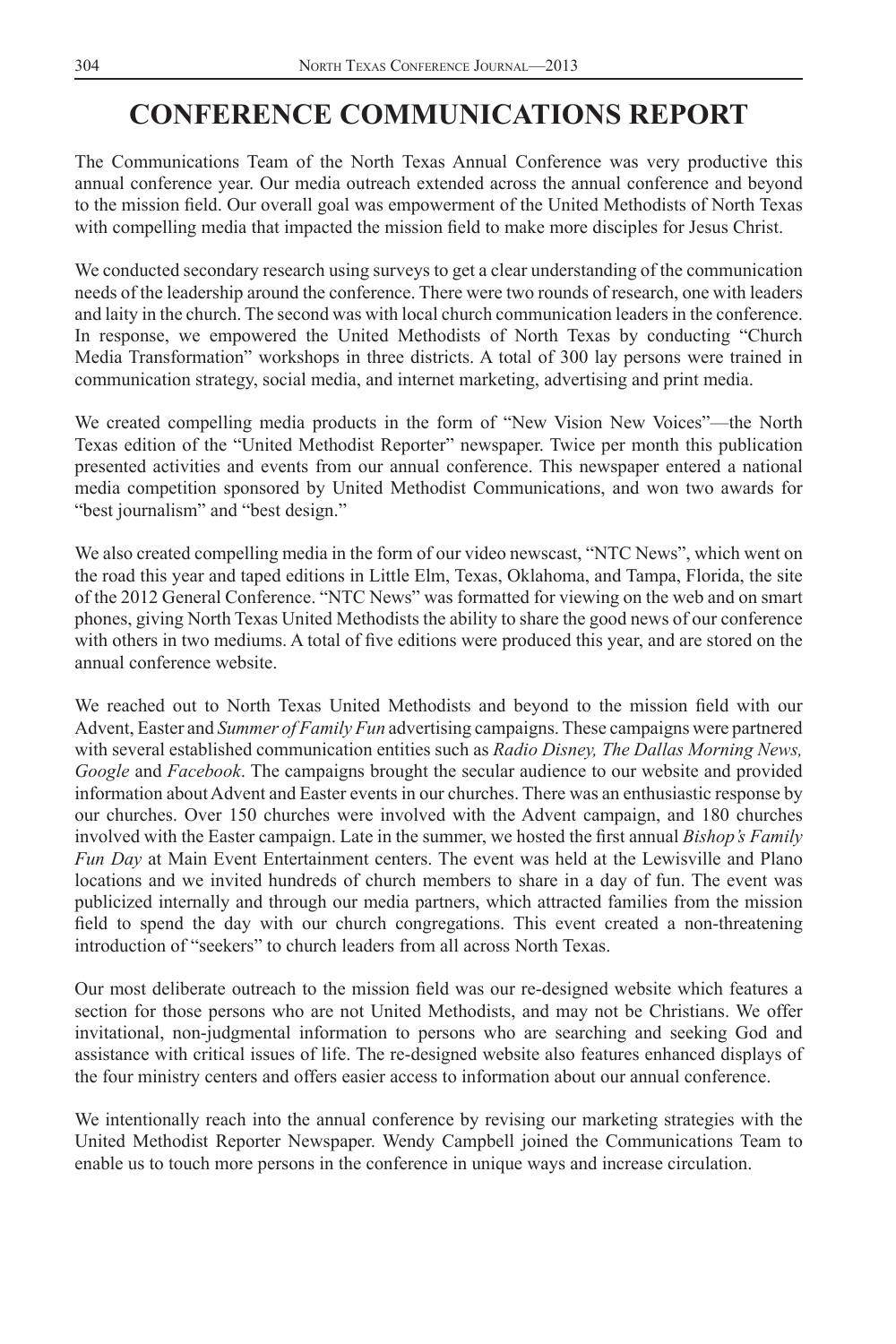# CONFERENCE COMMUNICATIONS REPORT

The Communications Team of the North Texas Annual Conference was very productive this annual conference year. Our media outreach extended across the annual conference and beyond to the mission field. Our overall goal was empowerment of the United Methodists of North Texas with compelling media that impacted the mission field to make more disciples for Jesus Christ.

We conducted secondary research using surveys to get a clear understanding of the communication needs of the leadership around the conference. There were two rounds of research, one with leaders and laity in the church. The second was with local church communication leaders in the conference. In response, we empowered the United Methodists of North Texas by conducting "Church Media Transformation" workshops in three districts. A total of 300 lay persons were trained in communication strategy, social media, and internet marketing, advertising and print media.

We created compelling media products in the form of "New Vision New Voices"—the North Texas edition of the "United Methodist Reporter" newspaper. Twice per month this publication presented activities and events from our annual conference. This newspaper entered a national media competition sponsored by United Methodist Communications, and won two awards for "best journalism" and "best design."

We also created compelling media in the form of our video newscast, "NTC News", which went on the road this year and taped editions in Little Elm, Texas, Oklahoma, and Tampa, Florida, the site of the 2012 General Conference. "NTC News" was formatted for viewing on the web and on smart phones, giving North Texas United Methodists the ability to share the good news of our conference with others in two mediums. A total of five editions were produced this year, and are stored on the annual conference website.

We reached out to North Texas United Methodists and beyond to the mission field with our Advent, Easter and *Summer of Family Fun* advertising campaigns. These campaigns were partnered with several established communication entities such as *Radio Disney, The Dallas Morning News, Google* and *Facebook*. The campaigns brought the secular audience to our website and provided information about Advent and Easter events in our churches. There was an enthusiastic response by our churches. Over 150 churches were involved with the Advent campaign, and 180 churches involved with the Easter campaign. Late in the summer, we hosted the first annual *Bishop's Family Fun Day* at Main Event Entertainment centers. The event was held at the Lewisville and Plano locations and we invited hundreds of church members to share in a day of fun. The event was publicized internally and through our media partners, which attracted families from the mission field to spend the day with our church congregations. This event created a non-threatening introduction of "seekers" to church leaders from all across North Texas.

Our most deliberate outreach to the mission field was our re-designed website which features a section for those persons who are not United Methodists, and may not be Christians. We offer invitational, non-judgmental information to persons who are searching and seeking God and assistance with critical issues of life. The re-designed website also features enhanced displays of the four ministry centers and offers easier access to information about our annual conference.

We intentionally reach into the annual conference by revising our marketing strategies with the United Methodist Reporter Newspaper. Wendy Campbell joined the Communications Team to enable us to touch more persons in the conference in unique ways and increase circulation.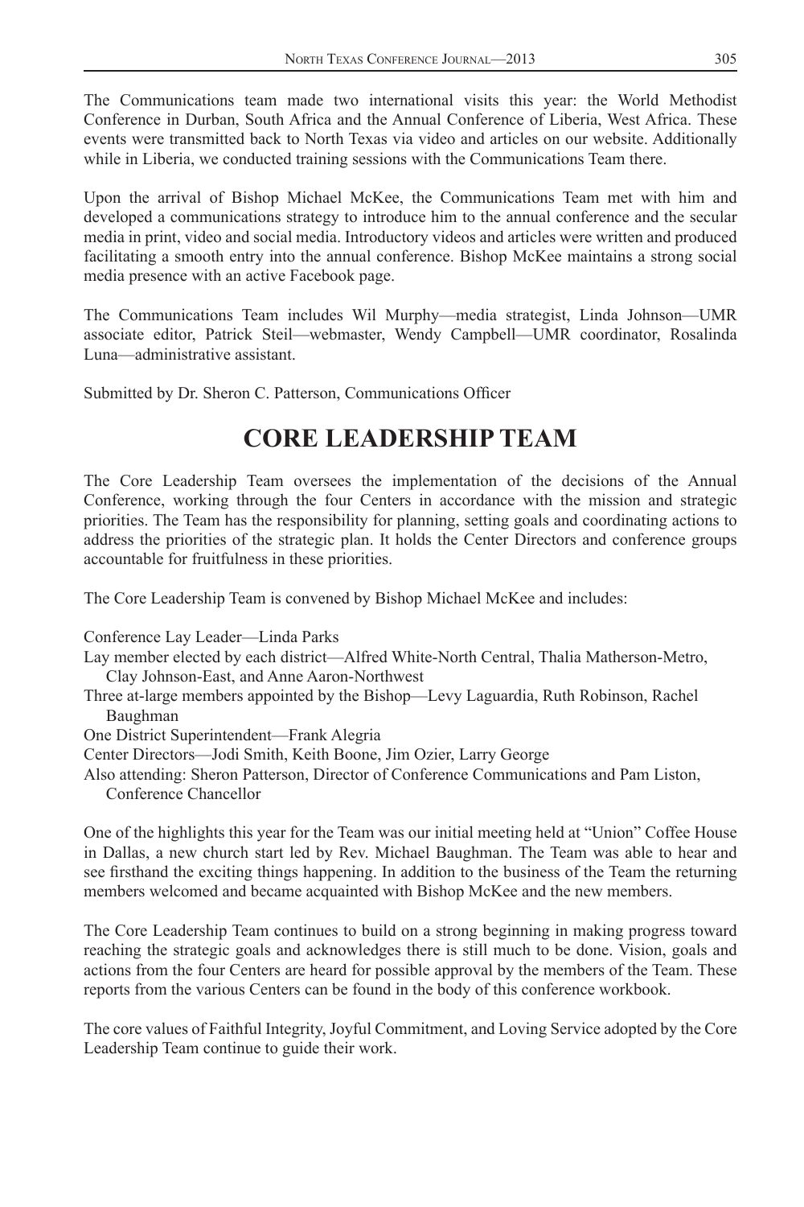The Communications team made two international visits this year: the World Methodist Conference in Durban, South Africa and the Annual Conference of Liberia, West Africa. These events were transmitted back to North Texas via video and articles on our website. Additionally while in Liberia, we conducted training sessions with the Communications Team there.

Upon the arrival of Bishop Michael McKee, the Communications Team met with him and developed a communications strategy to introduce him to the annual conference and the secular media in print, video and social media. Introductory videos and articles were written and produced facilitating a smooth entry into the annual conference. Bishop McKee maintains a strong social media presence with an active Facebook page.

The Communications Team includes Wil Murphy—media strategist, Linda Johnson—UMR associate editor, Patrick Steil—webmaster, Wendy Campbell—UMR coordinator, Rosalinda Luna—administrative assistant.

Submitted by Dr. Sheron C. Patterson, Communications Officer

# CORE LEADERSHIP TEAM

The Core Leadership Team oversees the implementation of the decisions of the Annual Conference, working through the four Centers in accordance with the mission and strategic priorities. The Team has the responsibility for planning, setting goals and coordinating actions to address the priorities of the strategic plan. It holds the Center Directors and conference groups accountable for fruitfulness in these priorities.

The Core Leadership Team is convened by Bishop Michael McKee and includes:

Conference Lay Leader—Linda Parks  
Lay member elected by each district—Alfred White-North Central, Thalia Matherson-Metro, Clay Johnson-East, and Anne Aaron-Northwest  
Three at-large members appointed by the Bishop—Levy Laguardia, Ruth Robinson, Rachel Baughman  
One District Superintendent—Frank Alegria  
Center Directors—Jodi Smith, Keith Boone, Jim Ozier, Larry George  
Also attending: Sheron Patterson, Director of Conference Communications and Pam Liston, Conference Chancellor

One of the highlights this year for the Team was our initial meeting held at "Union" Coffee House in Dallas, a new church start led by Rev. Michael Baughman. The Team was able to hear and see firsthand the exciting things happening. In addition to the business of the Team the returning members welcomed and became acquainted with Bishop McKee and the new members.

The Core Leadership Team continues to build on a strong beginning in making progress toward reaching the strategic goals and acknowledges there is still much to be done. Vision, goals and actions from the four Centers are heard for possible approval by the members of the Team. These reports from the various Centers can be found in the body of this conference workbook.

The core values of Faithful Integrity, Joyful Commitment, and Loving Service adopted by the Core Leadership Team continue to guide their work.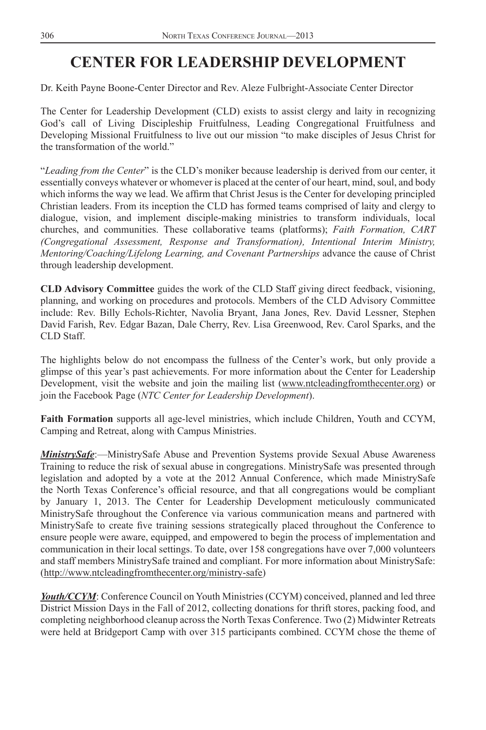# CENTER FOR LEADERSHIP DEVELOPMENT

Dr. Keith Payne Boone-Center Director and Rev. Aleze Fulbright-Associate Center Director

The Center for Leadership Development (CLD) exists to assist clergy and laity in recognizing God's call of Living Discipleship Fruitfulness, Leading Congregational Fruitfulness and Developing Missional Fruitfulness to live out our mission "to make disciples of Jesus Christ for the transformation of the world."

"*Leading from the Center*" is the CLD's moniker because leadership is derived from our center, it essentially conveys whatever or whomever is placed at the center of our heart, mind, soul, and body which informs the way we lead. We affirm that Christ Jesus is the Center for developing principled Christian leaders. From its inception the CLD has formed teams comprised of laity and clergy to dialogue, vision, and implement disciple-making ministries to transform individuals, local churches, and communities. These collaborative teams (platforms); *Faith Formation, CART (Congregational Assessment, Response and Transformation), Intentional Interim Ministry, Mentoring/Coaching/Lifelong Learning, and Covenant Partnerships* advance the cause of Christ through leadership development.

**CLD Advisory Committee** guides the work of the CLD Staff giving direct feedback, visioning, planning, and working on procedures and protocols. Members of the CLD Advisory Committee include: Rev. Billy Echols-Richter, Navolia Bryant, Jana Jones, Rev. David Lessner, Stephen David Farish, Rev. Edgar Bazan, Dale Cherry, Rev. Lisa Greenwood, Rev. Carol Sparks, and the CLD Staff.

The highlights below do not encompass the fullness of the Center's work, but only provide a glimpse of this year's past achievements. For more information about the Center for Leadership Development, visit the website and join the mailing list (www.ntcleadingfromthecenter.org) or join the Facebook Page (*NTC Center for Leadership Development*).

**Faith Formation** supports all age-level ministries, which include Children, Youth and CCYM, Camping and Retreat, along with Campus Ministries.

***MinistrySafe***:—MinistrySafe Abuse and Prevention Systems provide Sexual Abuse Awareness Training to reduce the risk of sexual abuse in congregations. MinistrySafe was presented through legislation and adopted by a vote at the 2012 Annual Conference, which made MinistrySafe the North Texas Conference's official resource, and that all congregations would be compliant by January 1, 2013. The Center for Leadership Development meticulously communicated MinistrySafe throughout the Conference via various communication means and partnered with MinistrySafe to create five training sessions strategically placed throughout the Conference to ensure people were aware, equipped, and empowered to begin the process of implementation and communication in their local settings. To date, over 158 congregations have over 7,000 volunteers and staff members MinistrySafe trained and compliant. For more information about MinistrySafe: (http://www.ntcleadingfromthecenter.org/ministry-safe)

***Youth/CCYM***: Conference Council on Youth Ministries (CCYM) conceived, planned and led three District Mission Days in the Fall of 2012, collecting donations for thrift stores, packing food, and completing neighborhood cleanup across the North Texas Conference. Two (2) Midwinter Retreats were held at Bridgeport Camp with over 315 participants combined. CCYM chose the theme of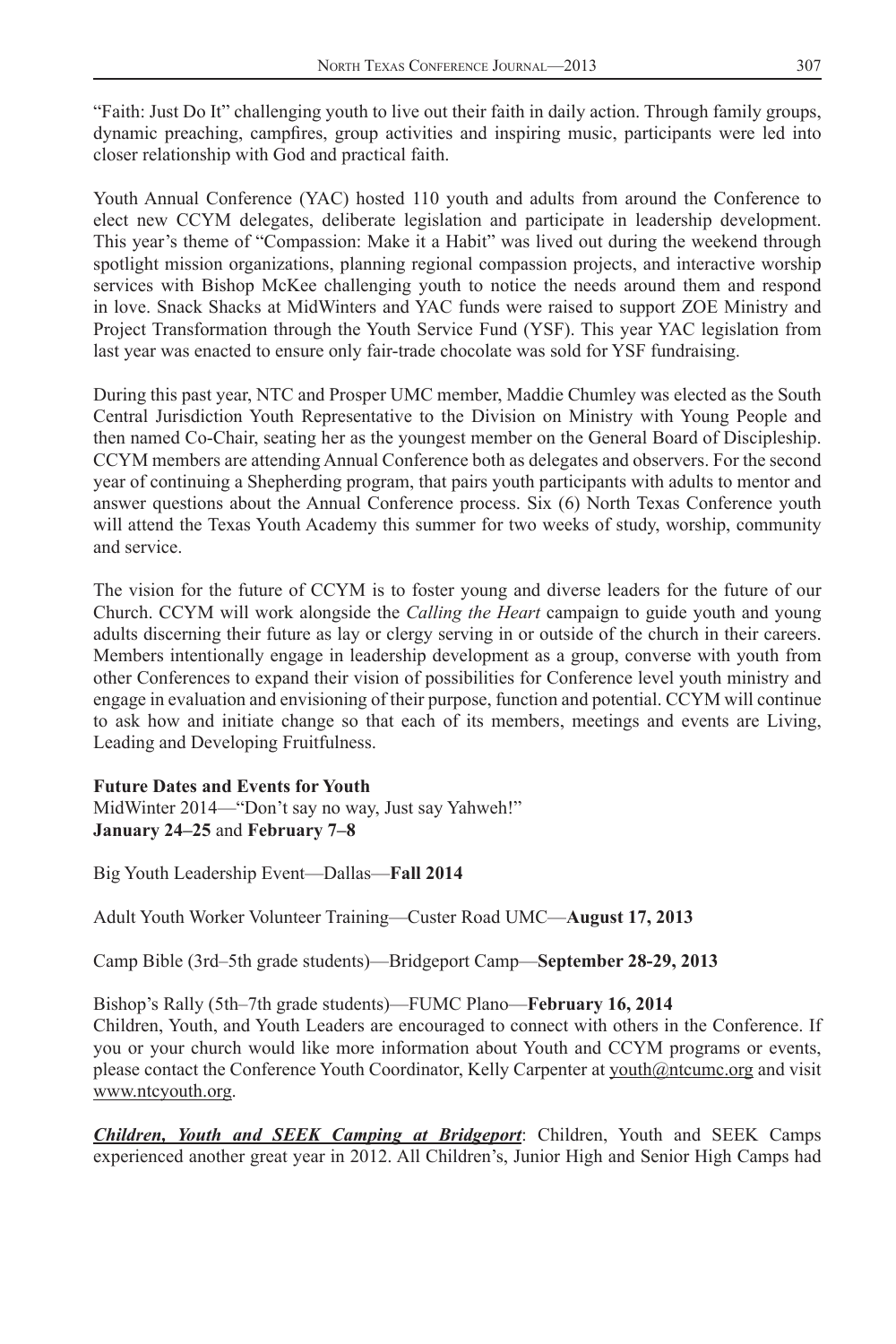"Faith: Just Do It" challenging youth to live out their faith in daily action. Through family groups, dynamic preaching, campfires, group activities and inspiring music, participants were led into closer relationship with God and practical faith.

Youth Annual Conference (YAC) hosted 110 youth and adults from around the Conference to elect new CCYM delegates, deliberate legislation and participate in leadership development. This year's theme of "Compassion: Make it a Habit" was lived out during the weekend through spotlight mission organizations, planning regional compassion projects, and interactive worship services with Bishop McKee challenging youth to notice the needs around them and respond in love. Snack Shacks at MidWinters and YAC funds were raised to support ZOE Ministry and Project Transformation through the Youth Service Fund (YSF). This year YAC legislation from last year was enacted to ensure only fair-trade chocolate was sold for YSF fundraising.

During this past year, NTC and Prosper UMC member, Maddie Chumley was elected as the South Central Jurisdiction Youth Representative to the Division on Ministry with Young People and then named Co-Chair, seating her as the youngest member on the General Board of Discipleship. CCYM members are attending Annual Conference both as delegates and observers. For the second year of continuing a Shepherding program, that pairs youth participants with adults to mentor and answer questions about the Annual Conference process. Six (6) North Texas Conference youth will attend the Texas Youth Academy this summer for two weeks of study, worship, community and service.

The vision for the future of CCYM is to foster young and diverse leaders for the future of our Church. CCYM will work alongside the *Calling the Heart* campaign to guide youth and young adults discerning their future as lay or clergy serving in or outside of the church in their careers. Members intentionally engage in leadership development as a group, converse with youth from other Conferences to expand their vision of possibilities for Conference level youth ministry and engage in evaluation and envisioning of their purpose, function and potential. CCYM will continue to ask how and initiate change so that each of its members, meetings and events are Living, Leading and Developing Fruitfulness.

**Future Dates and Events for Youth**
MidWinter 2014—"Don't say no way, Just say Yahweh!"
**January 24–25** and **February 7–8**

Big Youth Leadership Event—Dallas—**Fall 2014**

Adult Youth Worker Volunteer Training—Custer Road UMC—**August 17, 2013**

Camp Bible (3rd–5th grade students)—Bridgeport Camp—**September 28-29, 2013**

Bishop's Rally (5th–7th grade students)—FUMC Plano—**February 16, 2014**
Children, Youth, and Youth Leaders are encouraged to connect with others in the Conference. If you or your church would like more information about Youth and CCYM programs or events, please contact the Conference Youth Coordinator, Kelly Carpenter at youth@ntcumc.org and visit www.ntcyouth.org.

***Children, Youth and SEEK Camping at Bridgeport***: Children, Youth and SEEK Camps experienced another great year in 2012. All Children's, Junior High and Senior High Camps had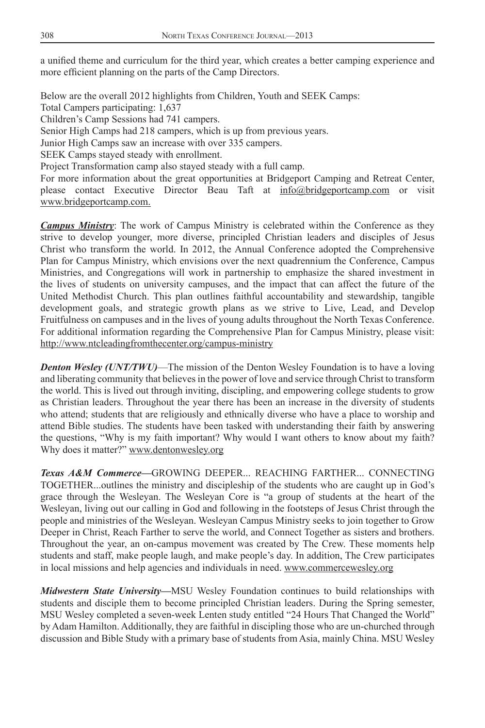a unified theme and curriculum for the third year, which creates a better camping experience and more efficient planning on the parts of the Camp Directors.

Below are the overall 2012 highlights from Children, Youth and SEEK Camps:
Total Campers participating: 1,637
Children's Camp Sessions had 741 campers.
Senior High Camps had 218 campers, which is up from previous years.
Junior High Camps saw an increase with over 335 campers.
SEEK Camps stayed steady with enrollment.
Project Transformation camp also stayed steady with a full camp.
For more information about the great opportunities at Bridgeport Camping and Retreat Center, please contact Executive Director Beau Taft at info@bridgeportcamp.com or visit www.bridgeportcamp.com.

***Campus Ministry***: The work of Campus Ministry is celebrated within the Conference as they strive to develop younger, more diverse, principled Christian leaders and disciples of Jesus Christ who transform the world. In 2012, the Annual Conference adopted the Comprehensive Plan for Campus Ministry, which envisions over the next quadrennium the Conference, Campus Ministries, and Congregations will work in partnership to emphasize the shared investment in the lives of students on university campuses, and the impact that can affect the future of the United Methodist Church. This plan outlines faithful accountability and stewardship, tangible development goals, and strategic growth plans as we strive to Live, Lead, and Develop Fruitfulness on campuses and in the lives of young adults throughout the North Texas Conference. For additional information regarding the Comprehensive Plan for Campus Ministry, please visit: http://www.ntcleadingfromthecenter.org/campus-ministry

***Denton Wesley (UNT/TWU)***—The mission of the Denton Wesley Foundation is to have a loving and liberating community that believes in the power of love and service through Christ to transform the world. This is lived out through inviting, discipling, and empowering college students to grow as Christian leaders. Throughout the year there has been an increase in the diversity of students who attend; students that are religiously and ethnically diverse who have a place to worship and attend Bible studies. The students have been tasked with understanding their faith by answering the questions, "Why is my faith important? Why would I want others to know about my faith? Why does it matter?" www.dentonwesley.org

***Texas A&M Commerce*—**GROWING DEEPER... REACHING FARTHER... CONNECTING TOGETHER...outlines the ministry and discipleship of the students who are caught up in God's grace through the Wesleyan. The Wesleyan Core is "a group of students at the heart of the Wesleyan, living out our calling in God and following in the footsteps of Jesus Christ through the people and ministries of the Wesleyan. Wesleyan Campus Ministry seeks to join together to Grow Deeper in Christ, Reach Farther to serve the world, and Connect Together as sisters and brothers. Throughout the year, an on-campus movement was created by The Crew. These moments help students and staff, make people laugh, and make people's day. In addition, The Crew participates in local missions and help agencies and individuals in need. www.commercewesley.org

***Midwestern State University*—**MSU Wesley Foundation continues to build relationships with students and disciple them to become principled Christian leaders. During the Spring semester, MSU Wesley completed a seven-week Lenten study entitled "24 Hours That Changed the World" by Adam Hamilton. Additionally, they are faithful in discipling those who are un-churched through discussion and Bible Study with a primary base of students from Asia, mainly China. MSU Wesley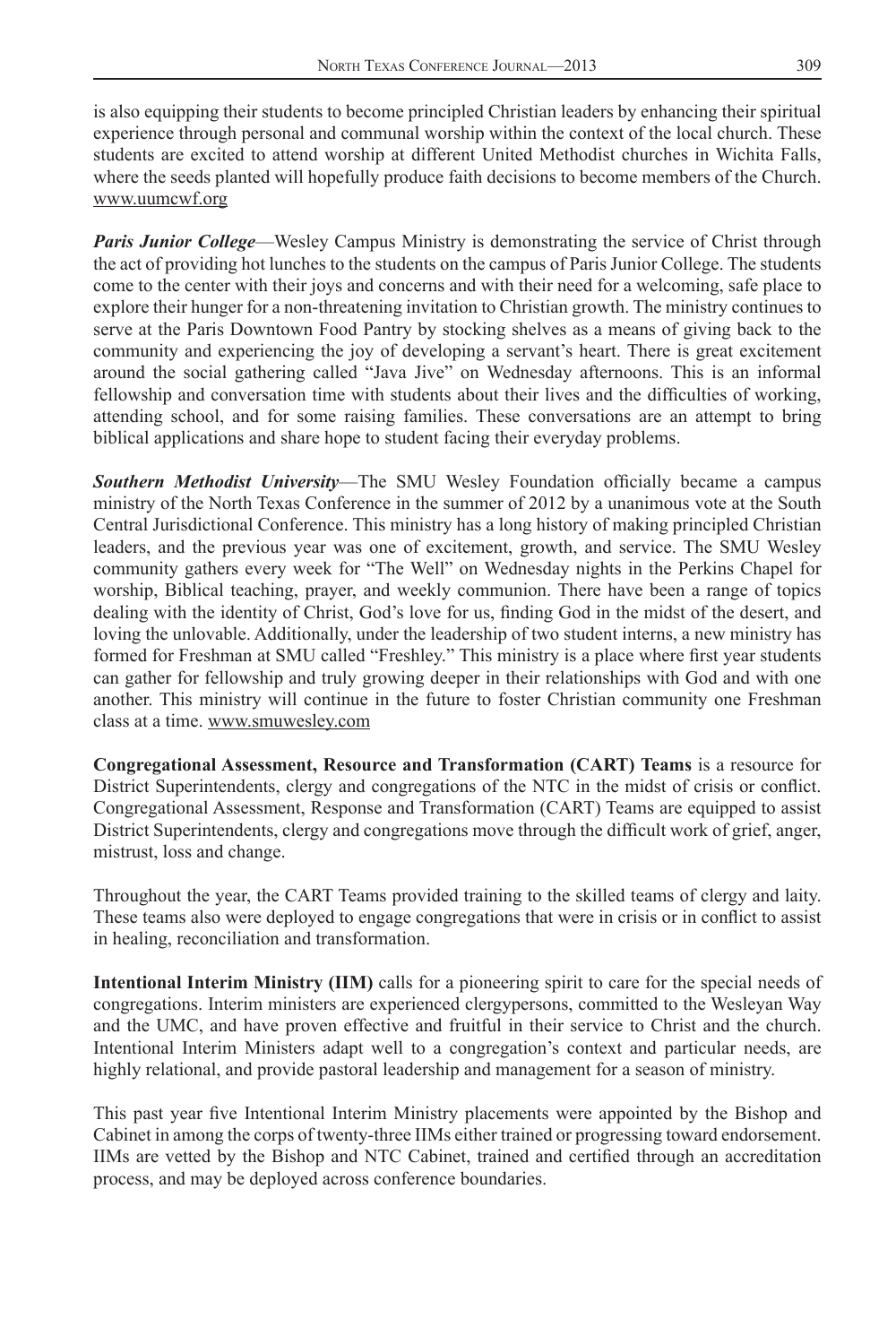is also equipping their students to become principled Christian leaders by enhancing their spiritual experience through personal and communal worship within the context of the local church. These students are excited to attend worship at different United Methodist churches in Wichita Falls, where the seeds planted will hopefully produce faith decisions to become members of the Church. www.uumcwf.org

***Paris Junior College***—Wesley Campus Ministry is demonstrating the service of Christ through the act of providing hot lunches to the students on the campus of Paris Junior College. The students come to the center with their joys and concerns and with their need for a welcoming, safe place to explore their hunger for a non-threatening invitation to Christian growth. The ministry continues to serve at the Paris Downtown Food Pantry by stocking shelves as a means of giving back to the community and experiencing the joy of developing a servant's heart. There is great excitement around the social gathering called "Java Jive" on Wednesday afternoons. This is an informal fellowship and conversation time with students about their lives and the difficulties of working, attending school, and for some raising families. These conversations are an attempt to bring biblical applications and share hope to student facing their everyday problems.

***Southern Methodist University***—The SMU Wesley Foundation officially became a campus ministry of the North Texas Conference in the summer of 2012 by a unanimous vote at the South Central Jurisdictional Conference. This ministry has a long history of making principled Christian leaders, and the previous year was one of excitement, growth, and service. The SMU Wesley community gathers every week for "The Well" on Wednesday nights in the Perkins Chapel for worship, Biblical teaching, prayer, and weekly communion. There have been a range of topics dealing with the identity of Christ, God's love for us, finding God in the midst of the desert, and loving the unlovable. Additionally, under the leadership of two student interns, a new ministry has formed for Freshman at SMU called "Freshley." This ministry is a place where first year students can gather for fellowship and truly growing deeper in their relationships with God and with one another. This ministry will continue in the future to foster Christian community one Freshman class at a time. www.smuwesley.com

**Congregational Assessment, Resource and Transformation (CART) Teams** is a resource for District Superintendents, clergy and congregations of the NTC in the midst of crisis or conflict. Congregational Assessment, Response and Transformation (CART) Teams are equipped to assist District Superintendents, clergy and congregations move through the difficult work of grief, anger, mistrust, loss and change.

Throughout the year, the CART Teams provided training to the skilled teams of clergy and laity. These teams also were deployed to engage congregations that were in crisis or in conflict to assist in healing, reconciliation and transformation.

**Intentional Interim Ministry (IIM)** calls for a pioneering spirit to care for the special needs of congregations. Interim ministers are experienced clergypersons, committed to the Wesleyan Way and the UMC, and have proven effective and fruitful in their service to Christ and the church. Intentional Interim Ministers adapt well to a congregation's context and particular needs, are highly relational, and provide pastoral leadership and management for a season of ministry.

This past year five Intentional Interim Ministry placements were appointed by the Bishop and Cabinet in among the corps of twenty-three IIMs either trained or progressing toward endorsement. IIMs are vetted by the Bishop and NTC Cabinet, trained and certified through an accreditation process, and may be deployed across conference boundaries.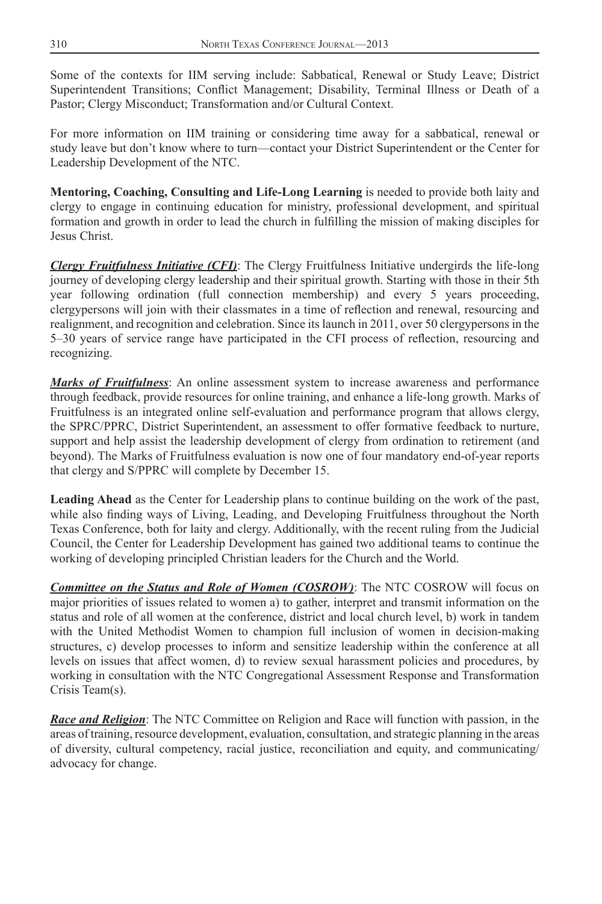Some of the contexts for IIM serving include: Sabbatical, Renewal or Study Leave; District Superintendent Transitions; Conflict Management; Disability, Terminal Illness or Death of a Pastor; Clergy Misconduct; Transformation and/or Cultural Context.

For more information on IIM training or considering time away for a sabbatical, renewal or study leave but don't know where to turn—contact your District Superintendent or the Center for Leadership Development of the NTC.

**Mentoring, Coaching, Consulting and Life-Long Learning** is needed to provide both laity and clergy to engage in continuing education for ministry, professional development, and spiritual formation and growth in order to lead the church in fulfilling the mission of making disciples for Jesus Christ.

***Clergy Fruitfulness Initiative (CFI)***: The Clergy Fruitfulness Initiative undergirds the life-long journey of developing clergy leadership and their spiritual growth. Starting with those in their 5th year following ordination (full connection membership) and every 5 years proceeding, clergypersons will join with their classmates in a time of reflection and renewal, resourcing and realignment, and recognition and celebration. Since its launch in 2011, over 50 clergypersons in the 5–30 years of service range have participated in the CFI process of reflection, resourcing and recognizing.

***Marks of Fruitfulness***: An online assessment system to increase awareness and performance through feedback, provide resources for online training, and enhance a life-long growth. Marks of Fruitfulness is an integrated online self-evaluation and performance program that allows clergy, the SPRC/PPRC, District Superintendent, an assessment to offer formative feedback to nurture, support and help assist the leadership development of clergy from ordination to retirement (and beyond). The Marks of Fruitfulness evaluation is now one of four mandatory end-of-year reports that clergy and S/PPRC will complete by December 15.

**Leading Ahead** as the Center for Leadership plans to continue building on the work of the past, while also finding ways of Living, Leading, and Developing Fruitfulness throughout the North Texas Conference, both for laity and clergy. Additionally, with the recent ruling from the Judicial Council, the Center for Leadership Development has gained two additional teams to continue the working of developing principled Christian leaders for the Church and the World.

***Committee on the Status and Role of Women (COSROW)***: The NTC COSROW will focus on major priorities of issues related to women a) to gather, interpret and transmit information on the status and role of all women at the conference, district and local church level, b) work in tandem with the United Methodist Women to champion full inclusion of women in decision-making structures, c) develop processes to inform and sensitize leadership within the conference at all levels on issues that affect women, d) to review sexual harassment policies and procedures, by working in consultation with the NTC Congregational Assessment Response and Transformation Crisis Team(s).

***Race and Religion***: The NTC Committee on Religion and Race will function with passion, in the areas of training, resource development, evaluation, consultation, and strategic planning in the areas of diversity, cultural competency, racial justice, reconciliation and equity, and communicating/ advocacy for change.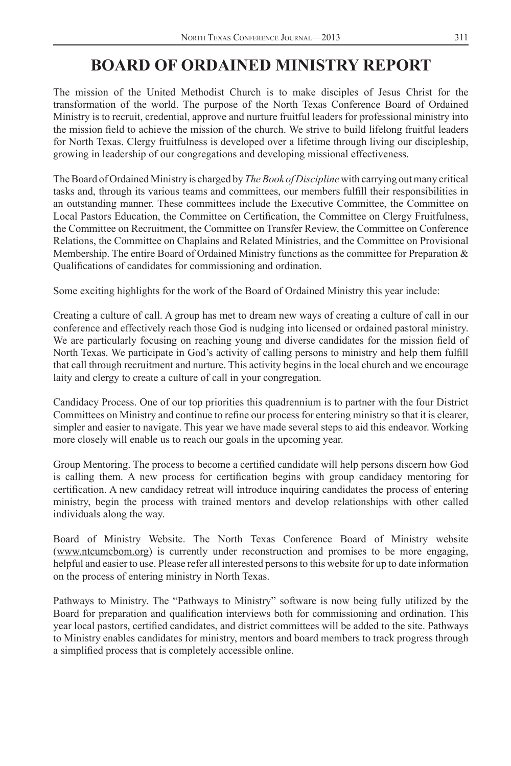# BOARD OF ORDAINED MINISTRY REPORT

The mission of the United Methodist Church is to make disciples of Jesus Christ for the transformation of the world. The purpose of the North Texas Conference Board of Ordained Ministry is to recruit, credential, approve and nurture fruitful leaders for professional ministry into the mission field to achieve the mission of the church. We strive to build lifelong fruitful leaders for North Texas. Clergy fruitfulness is developed over a lifetime through living our discipleship, growing in leadership of our congregations and developing missional effectiveness.

The Board of Ordained Ministry is charged by *The Book of Discipline* with carrying out many critical tasks and, through its various teams and committees, our members fulfill their responsibilities in an outstanding manner. These committees include the Executive Committee, the Committee on Local Pastors Education, the Committee on Certification, the Committee on Clergy Fruitfulness, the Committee on Recruitment, the Committee on Transfer Review, the Committee on Conference Relations, the Committee on Chaplains and Related Ministries, and the Committee on Provisional Membership. The entire Board of Ordained Ministry functions as the committee for Preparation & Qualifications of candidates for commissioning and ordination.

Some exciting highlights for the work of the Board of Ordained Ministry this year include:

Creating a culture of call. A group has met to dream new ways of creating a culture of call in our conference and effectively reach those God is nudging into licensed or ordained pastoral ministry. We are particularly focusing on reaching young and diverse candidates for the mission field of North Texas. We participate in God's activity of calling persons to ministry and help them fulfill that call through recruitment and nurture. This activity begins in the local church and we encourage laity and clergy to create a culture of call in your congregation.

Candidacy Process. One of our top priorities this quadrennium is to partner with the four District Committees on Ministry and continue to refine our process for entering ministry so that it is clearer, simpler and easier to navigate. This year we have made several steps to aid this endeavor. Working more closely will enable us to reach our goals in the upcoming year.

Group Mentoring. The process to become a certified candidate will help persons discern how God is calling them. A new process for certification begins with group candidacy mentoring for certification. A new candidacy retreat will introduce inquiring candidates the process of entering ministry, begin the process with trained mentors and develop relationships with other called individuals along the way.

Board of Ministry Website. The North Texas Conference Board of Ministry website (www.ntcumcbom.org) is currently under reconstruction and promises to be more engaging, helpful and easier to use. Please refer all interested persons to this website for up to date information on the process of entering ministry in North Texas.

Pathways to Ministry. The "Pathways to Ministry" software is now being fully utilized by the Board for preparation and qualification interviews both for commissioning and ordination. This year local pastors, certified candidates, and district committees will be added to the site. Pathways to Ministry enables candidates for ministry, mentors and board members to track progress through a simplified process that is completely accessible online.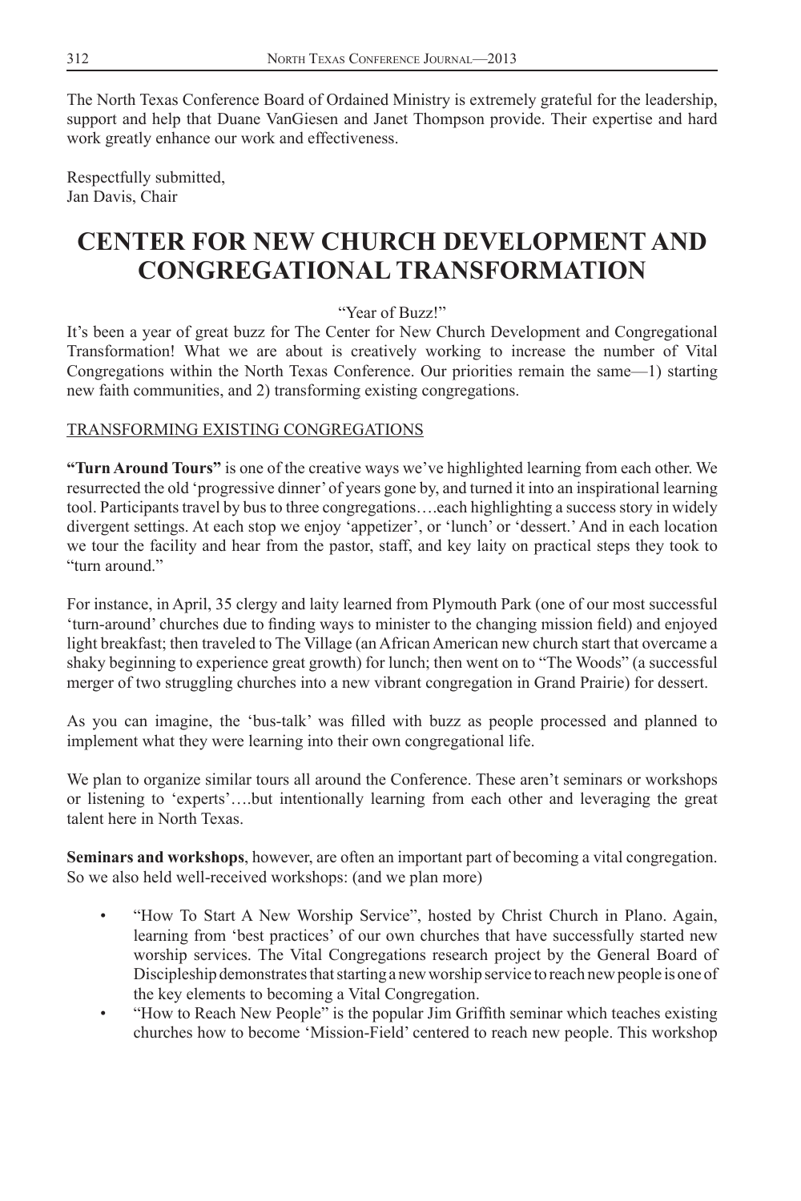The North Texas Conference Board of Ordained Ministry is extremely grateful for the leadership, support and help that Duane VanGiesen and Janet Thompson provide. Their expertise and hard work greatly enhance our work and effectiveness.

Respectfully submitted,
Jan Davis, Chair

# CENTER FOR NEW CHURCH DEVELOPMENT AND CONGREGATIONAL TRANSFORMATION

"Year of Buzz!"

It's been a year of great buzz for The Center for New Church Development and Congregational Transformation! What we are about is creatively working to increase the number of Vital Congregations within the North Texas Conference. Our priorities remain the same—1) starting new faith communities, and 2) transforming existing congregations.

TRANSFORMING EXISTING CONGREGATIONS

**"Turn Around Tours"** is one of the creative ways we've highlighted learning from each other. We resurrected the old 'progressive dinner' of years gone by, and turned it into an inspirational learning tool. Participants travel by bus to three congregations….each highlighting a success story in widely divergent settings. At each stop we enjoy 'appetizer', or 'lunch' or 'dessert.' And in each location we tour the facility and hear from the pastor, staff, and key laity on practical steps they took to "turn around."

For instance, in April, 35 clergy and laity learned from Plymouth Park (one of our most successful 'turn-around' churches due to finding ways to minister to the changing mission field) and enjoyed light breakfast; then traveled to The Village (an African American new church start that overcame a shaky beginning to experience great growth) for lunch; then went on to "The Woods" (a successful merger of two struggling churches into a new vibrant congregation in Grand Prairie) for dessert.

As you can imagine, the 'bus-talk' was filled with buzz as people processed and planned to implement what they were learning into their own congregational life.

We plan to organize similar tours all around the Conference. These aren't seminars or workshops or listening to 'experts'….but intentionally learning from each other and leveraging the great talent here in North Texas.

**Seminars and workshops**, however, are often an important part of becoming a vital congregation. So we also held well-received workshops: (and we plan more)

- "How To Start A New Worship Service", hosted by Christ Church in Plano. Again, learning from 'best practices' of our own churches that have successfully started new worship services. The Vital Congregations research project by the General Board of Discipleship demonstrates that starting a new worship service to reach new people is one of the key elements to becoming a Vital Congregation.
- "How to Reach New People" is the popular Jim Griffith seminar which teaches existing churches how to become 'Mission-Field' centered to reach new people. This workshop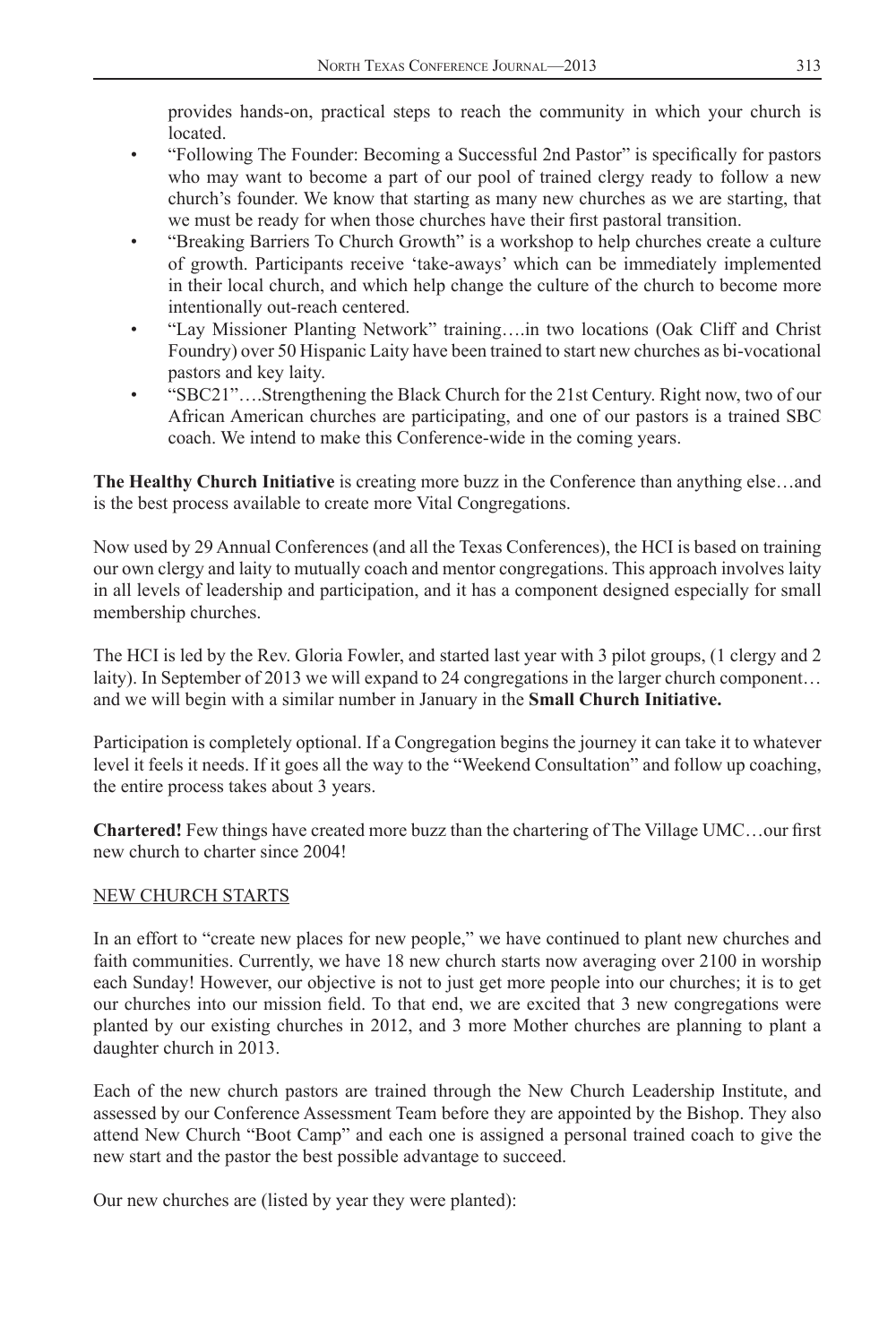provides hands-on, practical steps to reach the community in which your church is located.

- "Following The Founder: Becoming a Successful 2nd Pastor" is specifically for pastors who may want to become a part of our pool of trained clergy ready to follow a new church's founder. We know that starting as many new churches as we are starting, that we must be ready for when those churches have their first pastoral transition.
- "Breaking Barriers To Church Growth" is a workshop to help churches create a culture of growth. Participants receive 'take-aways' which can be immediately implemented in their local church, and which help change the culture of the church to become more intentionally out-reach centered.
- "Lay Missioner Planting Network" training….in two locations (Oak Cliff and Christ Foundry) over 50 Hispanic Laity have been trained to start new churches as bi-vocational pastors and key laity.
- "SBC21"….Strengthening the Black Church for the 21st Century. Right now, two of our African American churches are participating, and one of our pastors is a trained SBC coach. We intend to make this Conference-wide in the coming years.

**The Healthy Church Initiative** is creating more buzz in the Conference than anything else…and is the best process available to create more Vital Congregations.

Now used by 29 Annual Conferences (and all the Texas Conferences), the HCI is based on training our own clergy and laity to mutually coach and mentor congregations. This approach involves laity in all levels of leadership and participation, and it has a component designed especially for small membership churches.

The HCI is led by the Rev. Gloria Fowler, and started last year with 3 pilot groups, (1 clergy and 2 laity). In September of 2013 we will expand to 24 congregations in the larger church component… and we will begin with a similar number in January in the **Small Church Initiative.**

Participation is completely optional. If a Congregation begins the journey it can take it to whatever level it feels it needs. If it goes all the way to the "Weekend Consultation" and follow up coaching, the entire process takes about 3 years.

**Chartered!** Few things have created more buzz than the chartering of The Village UMC…our first new church to charter since 2004!

NEW CHURCH STARTS

In an effort to "create new places for new people," we have continued to plant new churches and faith communities. Currently, we have 18 new church starts now averaging over 2100 in worship each Sunday! However, our objective is not to just get more people into our churches; it is to get our churches into our mission field. To that end, we are excited that 3 new congregations were planted by our existing churches in 2012, and 3 more Mother churches are planning to plant a daughter church in 2013.

Each of the new church pastors are trained through the New Church Leadership Institute, and assessed by our Conference Assessment Team before they are appointed by the Bishop. They also attend New Church "Boot Camp" and each one is assigned a personal trained coach to give the new start and the pastor the best possible advantage to succeed.

Our new churches are (listed by year they were planted):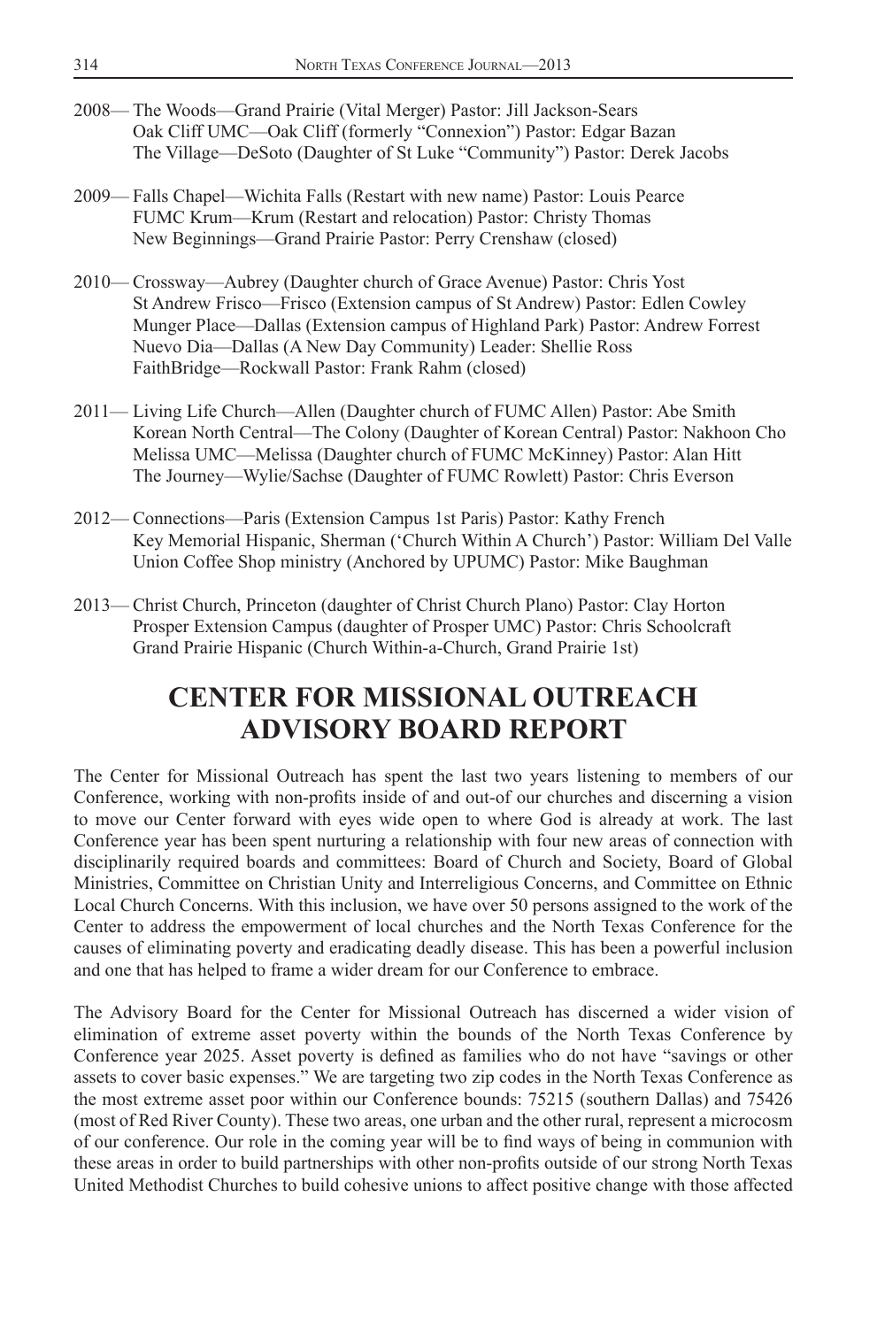2008— The Woods—Grand Prairie (Vital Merger) Pastor: Jill Jackson-Sears
Oak Cliff UMC—Oak Cliff (formerly "Connexion") Pastor: Edgar Bazan
The Village—DeSoto (Daughter of St Luke "Community") Pastor: Derek Jacobs

2009— Falls Chapel—Wichita Falls (Restart with new name) Pastor: Louis Pearce
FUMC Krum—Krum (Restart and relocation) Pastor: Christy Thomas
New Beginnings—Grand Prairie Pastor: Perry Crenshaw (closed)

2010— Crossway—Aubrey (Daughter church of Grace Avenue) Pastor: Chris Yost
St Andrew Frisco—Frisco (Extension campus of St Andrew) Pastor: Edlen Cowley
Munger Place—Dallas (Extension campus of Highland Park) Pastor: Andrew Forrest
Nuevo Dia—Dallas (A New Day Community) Leader: Shellie Ross
FaithBridge—Rockwall Pastor: Frank Rahm (closed)

2011— Living Life Church—Allen (Daughter church of FUMC Allen) Pastor: Abe Smith
Korean North Central—The Colony (Daughter of Korean Central) Pastor: Nakhoon Cho
Melissa UMC—Melissa (Daughter church of FUMC McKinney) Pastor: Alan Hitt
The Journey—Wylie/Sachse (Daughter of FUMC Rowlett) Pastor: Chris Everson

2012— Connections—Paris (Extension Campus 1st Paris) Pastor: Kathy French
Key Memorial Hispanic, Sherman ('Church Within A Church') Pastor: William Del Valle
Union Coffee Shop ministry (Anchored by UPUMC) Pastor: Mike Baughman

2013— Christ Church, Princeton (daughter of Christ Church Plano) Pastor: Clay Horton
Prosper Extension Campus (daughter of Prosper UMC) Pastor: Chris Schoolcraft
Grand Prairie Hispanic (Church Within-a-Church, Grand Prairie 1st)

# CENTER FOR MISSIONAL OUTREACH ADVISORY BOARD REPORT

The Center for Missional Outreach has spent the last two years listening to members of our Conference, working with non-profits inside of and out-of our churches and discerning a vision to move our Center forward with eyes wide open to where God is already at work. The last Conference year has been spent nurturing a relationship with four new areas of connection with disciplinarily required boards and committees: Board of Church and Society, Board of Global Ministries, Committee on Christian Unity and Interreligious Concerns, and Committee on Ethnic Local Church Concerns. With this inclusion, we have over 50 persons assigned to the work of the Center to address the empowerment of local churches and the North Texas Conference for the causes of eliminating poverty and eradicating deadly disease. This has been a powerful inclusion and one that has helped to frame a wider dream for our Conference to embrace.

The Advisory Board for the Center for Missional Outreach has discerned a wider vision of elimination of extreme asset poverty within the bounds of the North Texas Conference by Conference year 2025. Asset poverty is defined as families who do not have "savings or other assets to cover basic expenses." We are targeting two zip codes in the North Texas Conference as the most extreme asset poor within our Conference bounds: 75215 (southern Dallas) and 75426 (most of Red River County). These two areas, one urban and the other rural, represent a microcosm of our conference. Our role in the coming year will be to find ways of being in communion with these areas in order to build partnerships with other non-profits outside of our strong North Texas United Methodist Churches to build cohesive unions to affect positive change with those affected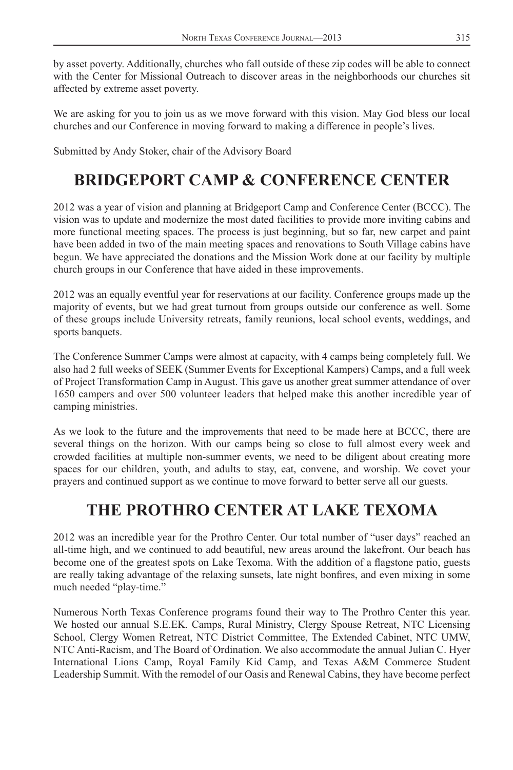by asset poverty. Additionally, churches who fall outside of these zip codes will be able to connect with the Center for Missional Outreach to discover areas in the neighborhoods our churches sit affected by extreme asset poverty.

We are asking for you to join us as we move forward with this vision. May God bless our local churches and our Conference in moving forward to making a difference in people's lives.

Submitted by Andy Stoker, chair of the Advisory Board

# BRIDGEPORT CAMP & CONFERENCE CENTER

2012 was a year of vision and planning at Bridgeport Camp and Conference Center (BCCC). The vision was to update and modernize the most dated facilities to provide more inviting cabins and more functional meeting spaces. The process is just beginning, but so far, new carpet and paint have been added in two of the main meeting spaces and renovations to South Village cabins have begun. We have appreciated the donations and the Mission Work done at our facility by multiple church groups in our Conference that have aided in these improvements.

2012 was an equally eventful year for reservations at our facility. Conference groups made up the majority of events, but we had great turnout from groups outside our conference as well. Some of these groups include University retreats, family reunions, local school events, weddings, and sports banquets.

The Conference Summer Camps were almost at capacity, with 4 camps being completely full. We also had 2 full weeks of SEEK (Summer Events for Exceptional Kampers) Camps, and a full week of Project Transformation Camp in August. This gave us another great summer attendance of over 1650 campers and over 500 volunteer leaders that helped make this another incredible year of camping ministries.

As we look to the future and the improvements that need to be made here at BCCC, there are several things on the horizon. With our camps being so close to full almost every week and crowded facilities at multiple non-summer events, we need to be diligent about creating more spaces for our children, youth, and adults to stay, eat, convene, and worship. We covet your prayers and continued support as we continue to move forward to better serve all our guests.

# THE PROTHRO CENTER AT LAKE TEXOMA

2012 was an incredible year for the Prothro Center. Our total number of "user days" reached an all-time high, and we continued to add beautiful, new areas around the lakefront. Our beach has become one of the greatest spots on Lake Texoma. With the addition of a flagstone patio, guests are really taking advantage of the relaxing sunsets, late night bonfires, and even mixing in some much needed "play-time."

Numerous North Texas Conference programs found their way to The Prothro Center this year. We hosted our annual S.E.EK. Camps, Rural Ministry, Clergy Spouse Retreat, NTC Licensing School, Clergy Women Retreat, NTC District Committee, The Extended Cabinet, NTC UMW, NTC Anti-Racism, and The Board of Ordination. We also accommodate the annual Julian C. Hyer International Lions Camp, Royal Family Kid Camp, and Texas A&M Commerce Student Leadership Summit. With the remodel of our Oasis and Renewal Cabins, they have become perfect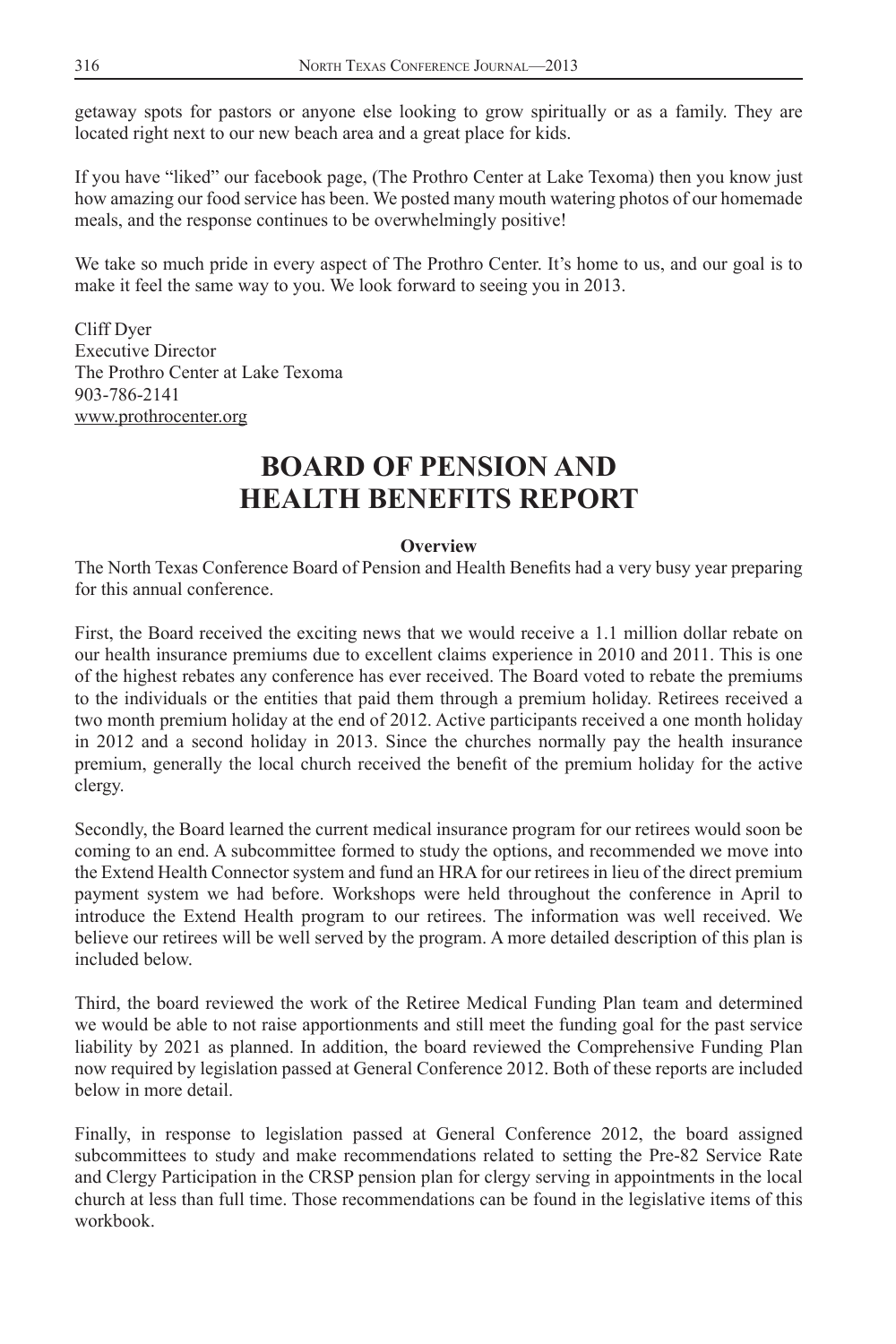getaway spots for pastors or anyone else looking to grow spiritually or as a family. They are located right next to our new beach area and a great place for kids.

If you have "liked" our facebook page, (The Prothro Center at Lake Texoma) then you know just how amazing our food service has been. We posted many mouth watering photos of our homemade meals, and the response continues to be overwhelmingly positive!

We take so much pride in every aspect of The Prothro Center. It's home to us, and our goal is to make it feel the same way to you. We look forward to seeing you in 2013.

Cliff Dyer
Executive Director
The Prothro Center at Lake Texoma
903-786-2141
www.prothrocenter.org

# BOARD OF PENSION AND HEALTH BENEFITS REPORT

**Overview**

The North Texas Conference Board of Pension and Health Benefits had a very busy year preparing for this annual conference.

First, the Board received the exciting news that we would receive a 1.1 million dollar rebate on our health insurance premiums due to excellent claims experience in 2010 and 2011. This is one of the highest rebates any conference has ever received. The Board voted to rebate the premiums to the individuals or the entities that paid them through a premium holiday. Retirees received a two month premium holiday at the end of 2012. Active participants received a one month holiday in 2012 and a second holiday in 2013. Since the churches normally pay the health insurance premium, generally the local church received the benefit of the premium holiday for the active clergy.

Secondly, the Board learned the current medical insurance program for our retirees would soon be coming to an end. A subcommittee formed to study the options, and recommended we move into the Extend Health Connector system and fund an HRA for our retirees in lieu of the direct premium payment system we had before. Workshops were held throughout the conference in April to introduce the Extend Health program to our retirees. The information was well received. We believe our retirees will be well served by the program. A more detailed description of this plan is included below.

Third, the board reviewed the work of the Retiree Medical Funding Plan team and determined we would be able to not raise apportionments and still meet the funding goal for the past service liability by 2021 as planned. In addition, the board reviewed the Comprehensive Funding Plan now required by legislation passed at General Conference 2012. Both of these reports are included below in more detail.

Finally, in response to legislation passed at General Conference 2012, the board assigned subcommittees to study and make recommendations related to setting the Pre-82 Service Rate and Clergy Participation in the CRSP pension plan for clergy serving in appointments in the local church at less than full time. Those recommendations can be found in the legislative items of this workbook.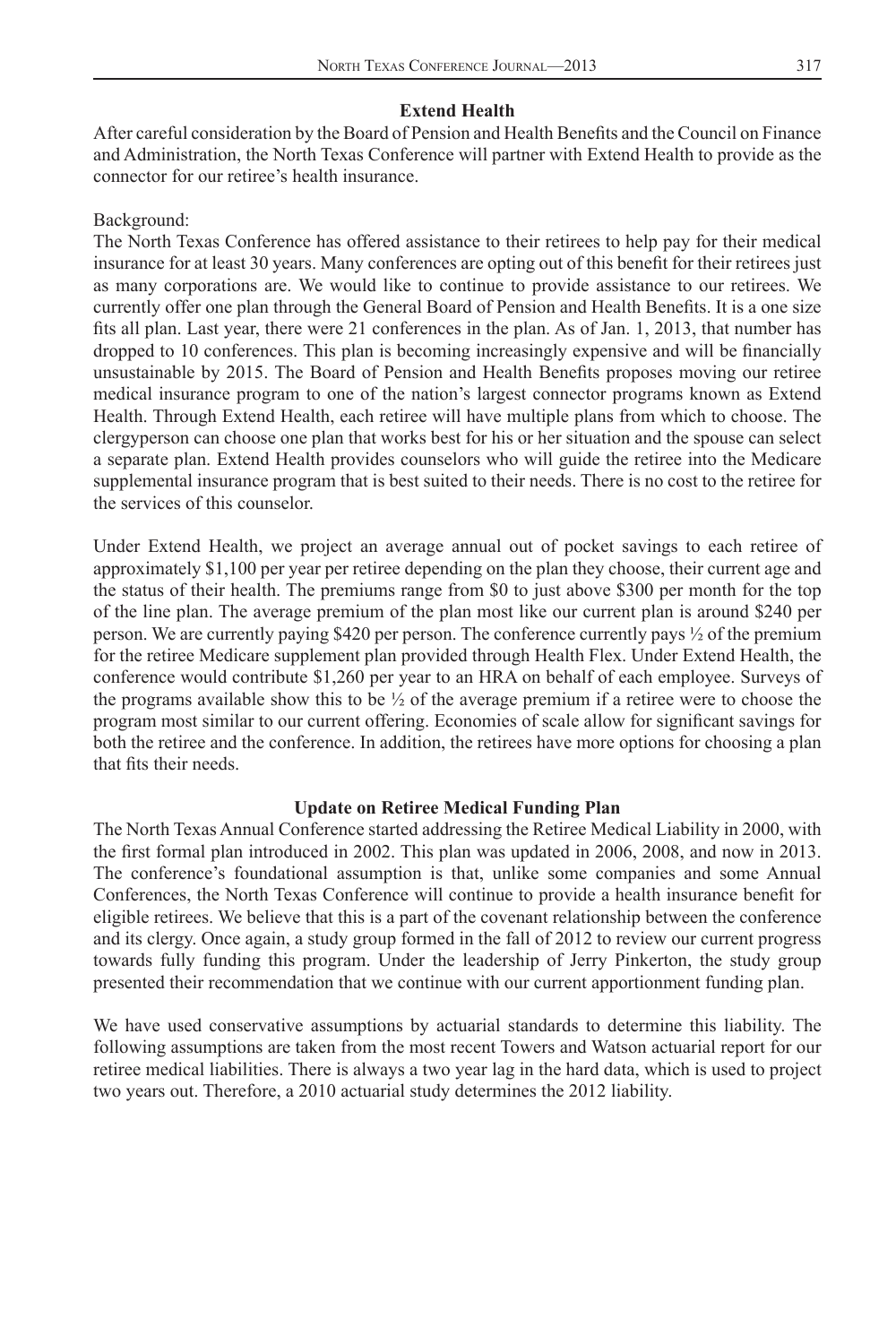**Extend Health**

After careful consideration by the Board of Pension and Health Benefits and the Council on Finance and Administration, the North Texas Conference will partner with Extend Health to provide as the connector for our retiree's health insurance.

Background:

The North Texas Conference has offered assistance to their retirees to help pay for their medical insurance for at least 30 years. Many conferences are opting out of this benefit for their retirees just as many corporations are. We would like to continue to provide assistance to our retirees. We currently offer one plan through the General Board of Pension and Health Benefits. It is a one size fits all plan. Last year, there were 21 conferences in the plan. As of Jan. 1, 2013, that number has dropped to 10 conferences. This plan is becoming increasingly expensive and will be financially unsustainable by 2015. The Board of Pension and Health Benefits proposes moving our retiree medical insurance program to one of the nation's largest connector programs known as Extend Health. Through Extend Health, each retiree will have multiple plans from which to choose. The clergyperson can choose one plan that works best for his or her situation and the spouse can select a separate plan. Extend Health provides counselors who will guide the retiree into the Medicare supplemental insurance program that is best suited to their needs. There is no cost to the retiree for the services of this counselor.

Under Extend Health, we project an average annual out of pocket savings to each retiree of approximately $1,100 per year per retiree depending on the plan they choose, their current age and the status of their health. The premiums range from $0 to just above $300 per month for the top of the line plan. The average premium of the plan most like our current plan is around $240 per person. We are currently paying $420 per person. The conference currently pays ½ of the premium for the retiree Medicare supplement plan provided through Health Flex. Under Extend Health, the conference would contribute $1,260 per year to an HRA on behalf of each employee. Surveys of the programs available show this to be ½ of the average premium if a retiree were to choose the program most similar to our current offering. Economies of scale allow for significant savings for both the retiree and the conference. In addition, the retirees have more options for choosing a plan that fits their needs.

**Update on Retiree Medical Funding Plan**

The North Texas Annual Conference started addressing the Retiree Medical Liability in 2000, with the first formal plan introduced in 2002. This plan was updated in 2006, 2008, and now in 2013. The conference's foundational assumption is that, unlike some companies and some Annual Conferences, the North Texas Conference will continue to provide a health insurance benefit for eligible retirees. We believe that this is a part of the covenant relationship between the conference and its clergy. Once again, a study group formed in the fall of 2012 to review our current progress towards fully funding this program. Under the leadership of Jerry Pinkerton, the study group presented their recommendation that we continue with our current apportionment funding plan.

We have used conservative assumptions by actuarial standards to determine this liability. The following assumptions are taken from the most recent Towers and Watson actuarial report for our retiree medical liabilities. There is always a two year lag in the hard data, which is used to project two years out. Therefore, a 2010 actuarial study determines the 2012 liability.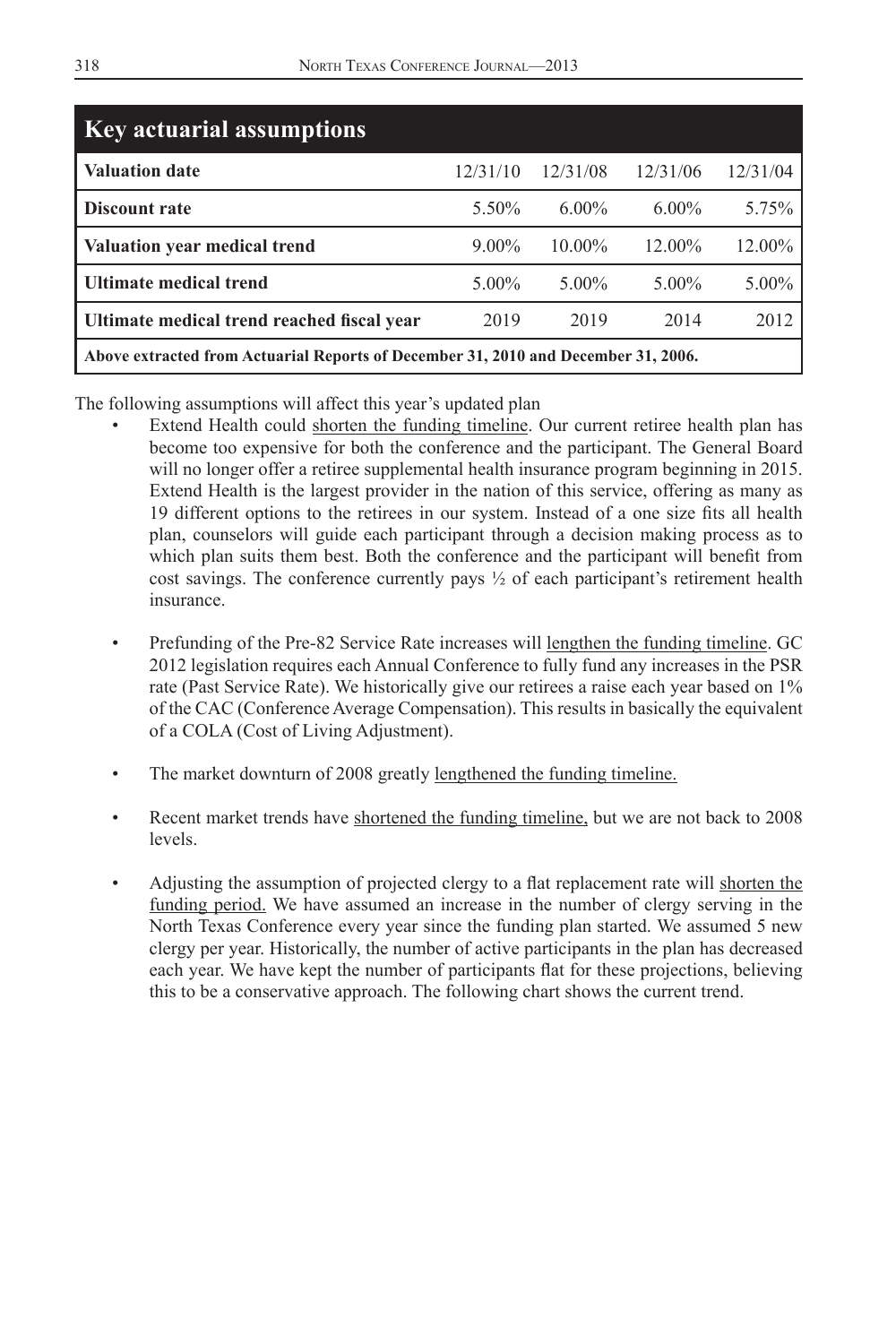| Key actuarial assumptions | | | | |
|---|---|---|---|---|
| **Valuation date** | 12/31/10 | 12/31/08 | 12/31/06 | 12/31/04 |
| **Discount rate** | 5.50% | 6.00% | 6.00% | 5.75% |
| **Valuation year medical trend** | 9.00% | 10.00% | 12.00% | 12.00% |
| **Ultimate medical trend** | 5.00% | 5.00% | 5.00% | 5.00% |
| **Ultimate medical trend reached fiscal year** | 2019 | 2019 | 2014 | 2012 |
| **Above extracted from Actuarial Reports of December 31, 2010 and December 31, 2006.** | | | | |

The following assumptions will affect this year's updated plan

- Extend Health could shorten the funding timeline. Our current retiree health plan has become too expensive for both the conference and the participant. The General Board will no longer offer a retiree supplemental health insurance program beginning in 2015. Extend Health is the largest provider in the nation of this service, offering as many as 19 different options to the retirees in our system. Instead of a one size fits all health plan, counselors will guide each participant through a decision making process as to which plan suits them best. Both the conference and the participant will benefit from cost savings. The conference currently pays ½ of each participant's retirement health insurance.

- Prefunding of the Pre-82 Service Rate increases will lengthen the funding timeline. GC 2012 legislation requires each Annual Conference to fully fund any increases in the PSR rate (Past Service Rate). We historically give our retirees a raise each year based on 1% of the CAC (Conference Average Compensation). This results in basically the equivalent of a COLA (Cost of Living Adjustment).

- The market downturn of 2008 greatly lengthened the funding timeline.

- Recent market trends have shortened the funding timeline, but we are not back to 2008 levels.

- Adjusting the assumption of projected clergy to a flat replacement rate will shorten the funding period. We have assumed an increase in the number of clergy serving in the North Texas Conference every year since the funding plan started. We assumed 5 new clergy per year. Historically, the number of active participants in the plan has decreased each year. We have kept the number of participants flat for these projections, believing this to be a conservative approach. The following chart shows the current trend.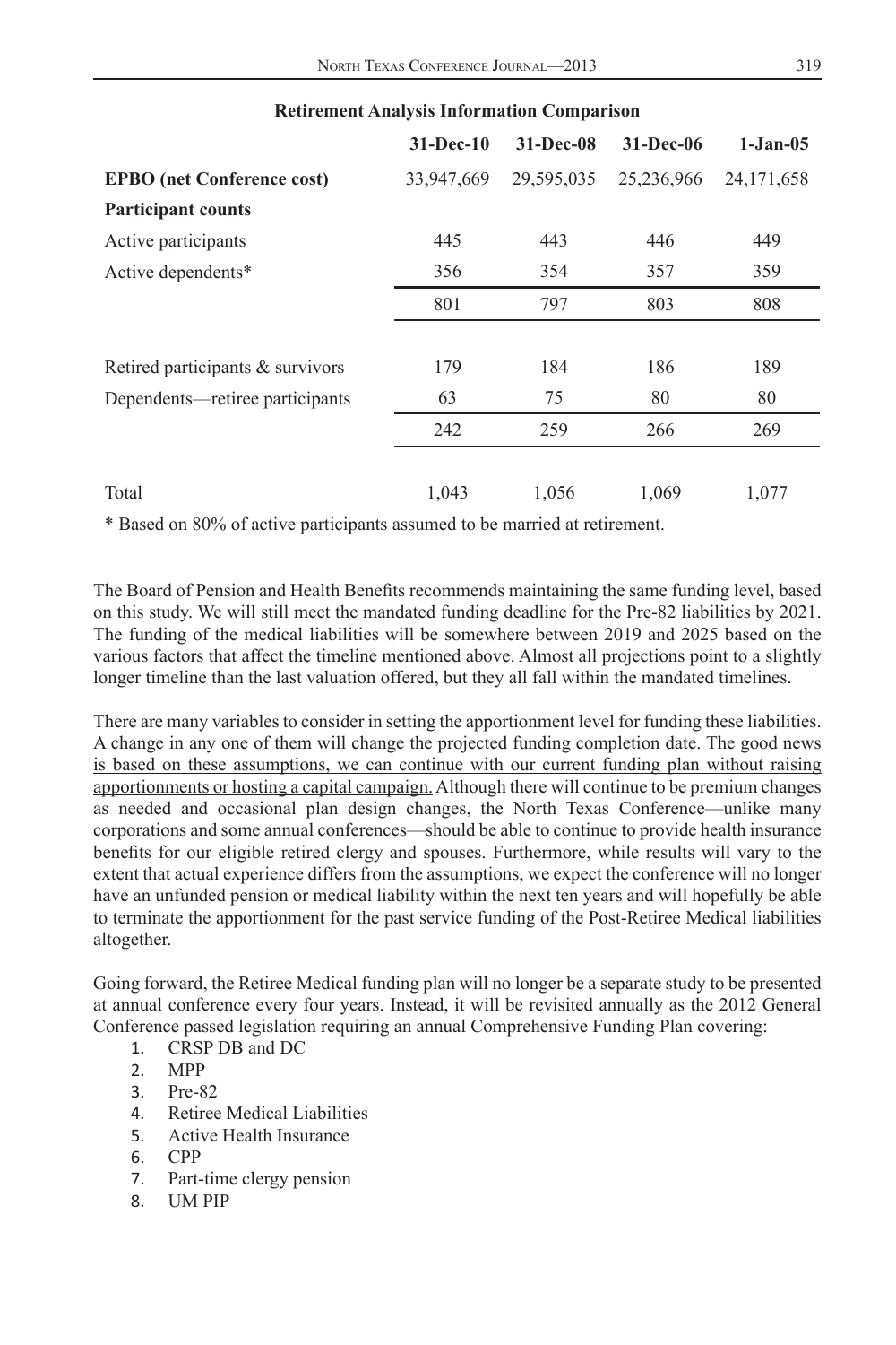**Retirement Analysis Information Comparison**

| | 31-Dec-10 | 31-Dec-08 | 31-Dec-06 | 1-Jan-05 |
|---|---|---|---|---|
| **EPBO (net Conference cost)** | 33,947,669 | 29,595,035 | 25,236,966 | 24,171,658 |
| **Participant counts** | | | | |
| Active participants | 445 | 443 | 446 | 449 |
| Active dependents* | 356 | 354 | 357 | 359 |
| | 801 | 797 | 803 | 808 |
| Retired participants & survivors | 179 | 184 | 186 | 189 |
| Dependents—retiree participants | 63 | 75 | 80 | 80 |
| | 242 | 259 | 266 | 269 |
| Total | 1,043 | 1,056 | 1,069 | 1,077 |

* Based on 80% of active participants assumed to be married at retirement.

The Board of Pension and Health Benefits recommends maintaining the same funding level, based on this study. We will still meet the mandated funding deadline for the Pre-82 liabilities by 2021. The funding of the medical liabilities will be somewhere between 2019 and 2025 based on the various factors that affect the timeline mentioned above. Almost all projections point to a slightly longer timeline than the last valuation offered, but they all fall within the mandated timelines.

There are many variables to consider in setting the apportionment level for funding these liabilities. A change in any one of them will change the projected funding completion date. <u>The good news is based on these assumptions, we can continue with our current funding plan without raising apportionments or hosting a capital campaign.</u> Although there will continue to be premium changes as needed and occasional plan design changes, the North Texas Conference—unlike many corporations and some annual conferences—should be able to continue to provide health insurance benefits for our eligible retired clergy and spouses. Furthermore, while results will vary to the extent that actual experience differs from the assumptions, we expect the conference will no longer have an unfunded pension or medical liability within the next ten years and will hopefully be able to terminate the apportionment for the past service funding of the Post-Retiree Medical liabilities altogether.

Going forward, the Retiree Medical funding plan will no longer be a separate study to be presented at annual conference every four years. Instead, it will be revisited annually as the 2012 General Conference passed legislation requiring an annual Comprehensive Funding Plan covering:

1. CRSP DB and DC
2. MPP
3. Pre-82
4. Retiree Medical Liabilities
5. Active Health Insurance
6. CPP
7. Part-time clergy pension
8. UM PIP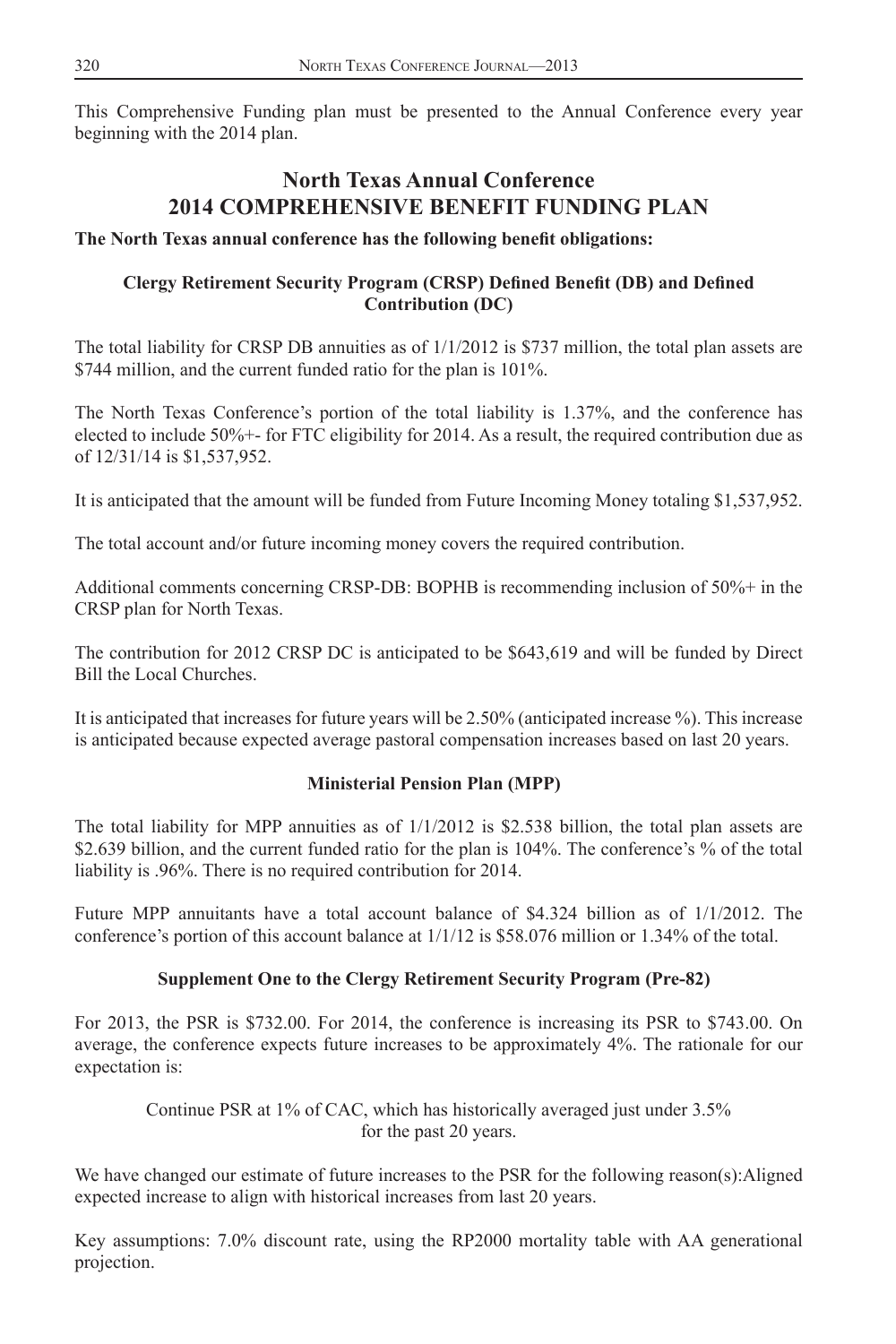This Comprehensive Funding plan must be presented to the Annual Conference every year beginning with the 2014 plan.

## North Texas Annual Conference
## 2014 COMPREHENSIVE BENEFIT FUNDING PLAN

**The North Texas annual conference has the following benefit obligations:**

### Clergy Retirement Security Program (CRSP) Defined Benefit (DB) and Defined Contribution (DC)

The total liability for CRSP DB annuities as of 1/1/2012 is $737 million, the total plan assets are $744 million, and the current funded ratio for the plan is 101%.

The North Texas Conference's portion of the total liability is 1.37%, and the conference has elected to include 50%+- for FTC eligibility for 2014. As a result, the required contribution due as of 12/31/14 is $1,537,952.

It is anticipated that the amount will be funded from Future Incoming Money totaling $1,537,952.

The total account and/or future incoming money covers the required contribution.

Additional comments concerning CRSP-DB: BOPHB is recommending inclusion of 50%+ in the CRSP plan for North Texas.

The contribution for 2012 CRSP DC is anticipated to be $643,619 and will be funded by Direct Bill the Local Churches.

It is anticipated that increases for future years will be 2.50% (anticipated increase %). This increase is anticipated because expected average pastoral compensation increases based on last 20 years.

### Ministerial Pension Plan (MPP)

The total liability for MPP annuities as of 1/1/2012 is $2.538 billion, the total plan assets are $2.639 billion, and the current funded ratio for the plan is 104%. The conference's % of the total liability is .96%. There is no required contribution for 2014.

Future MPP annuitants have a total account balance of $4.324 billion as of 1/1/2012. The conference's portion of this account balance at 1/1/12 is $58.076 million or 1.34% of the total.

### Supplement One to the Clergy Retirement Security Program (Pre-82)

For 2013, the PSR is $732.00. For 2014, the conference is increasing its PSR to $743.00. On average, the conference expects future increases to be approximately 4%. The rationale for our expectation is:

Continue PSR at 1% of CAC, which has historically averaged just under 3.5% for the past 20 years.

We have changed our estimate of future increases to the PSR for the following reason(s):Aligned expected increase to align with historical increases from last 20 years.

Key assumptions: 7.0% discount rate, using the RP2000 mortality table with AA generational projection.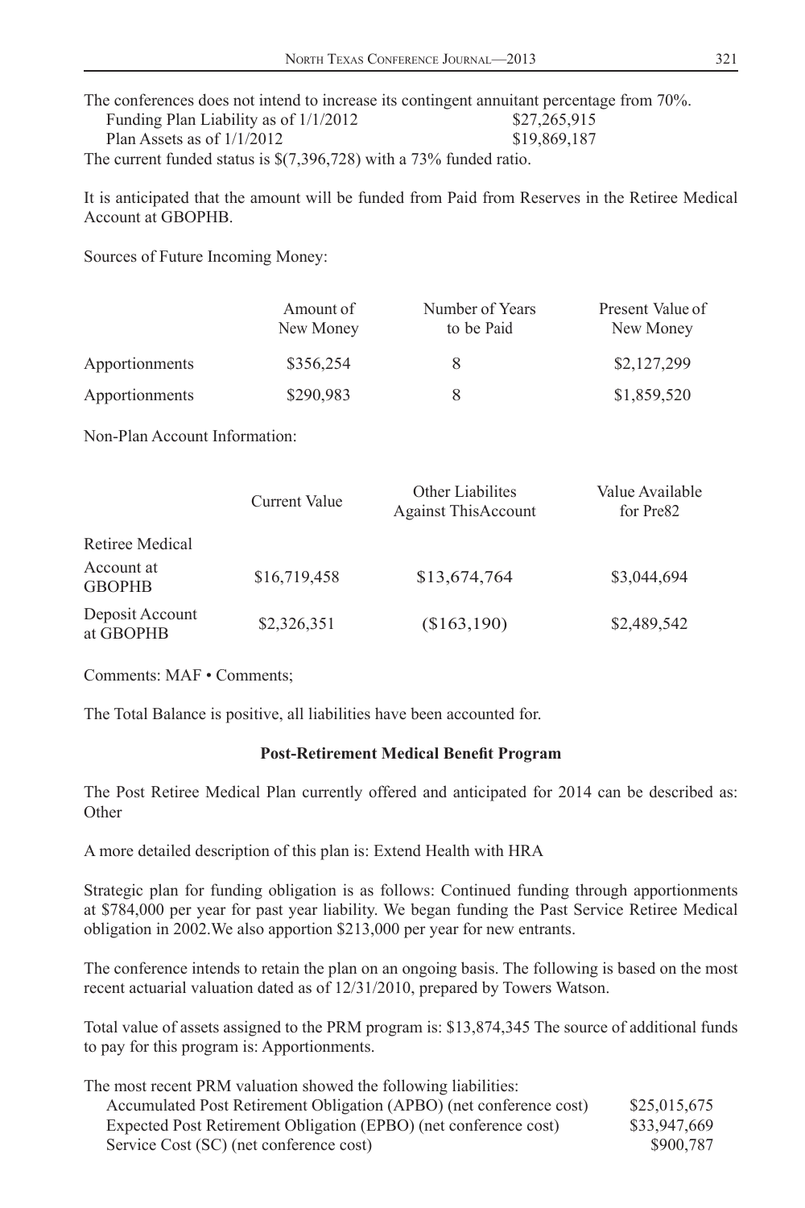The conferences does not intend to increase its contingent annuitant percentage from 70%.

| | |
|---|---|
| Funding Plan Liability as of 1/1/2012 | $27,265,915 |
| Plan Assets as of 1/1/2012 | $19,869,187 |

The current funded status is $(7,396,728) with a 73% funded ratio.

It is anticipated that the amount will be funded from Paid from Reserves in the Retiree Medical Account at GBOPHB.

Sources of Future Incoming Money:

| | Amount of New Money | Number of Years to be Paid | Present Value of New Money |
|---|---|---|---|
| Apportionments | $356,254 | 8 | $2,127,299 |
| Apportionments | $290,983 | 8 | $1,859,520 |

Non-Plan Account Information:

| | Current Value | Other Liabilites Against ThisAccount | Value Available for Pre82 |
|---|---|---|---|
| Retiree Medical Account at GBOPHB | $16,719,458 | $13,674,764 | $3,044,694 |
| Deposit Account at GBOPHB | $2,326,351 | ($163,190) | $2,489,542 |

Comments: MAF • Comments;

The Total Balance is positive, all liabilities have been accounted for.

**Post-Retirement Medical Benefit Program**

The Post Retiree Medical Plan currently offered and anticipated for 2014 can be described as: Other

A more detailed description of this plan is: Extend Health with HRA

Strategic plan for funding obligation is as follows: Continued funding through apportionments at $784,000 per year for past year liability. We began funding the Past Service Retiree Medical obligation in 2002.We also apportion $213,000 per year for new entrants.

The conference intends to retain the plan on an ongoing basis. The following is based on the most recent actuarial valuation dated as of 12/31/2010, prepared by Towers Watson.

Total value of assets assigned to the PRM program is: $13,874,345 The source of additional funds to pay for this program is: Apportionments.

The most recent PRM valuation showed the following liabilities:

| | |
|---|---|
| Accumulated Post Retirement Obligation (APBO) (net conference cost) | $25,015,675 |
| Expected Post Retirement Obligation (EPBO) (net conference cost) | $33,947,669 |
| Service Cost (SC) (net conference cost) | $900,787 |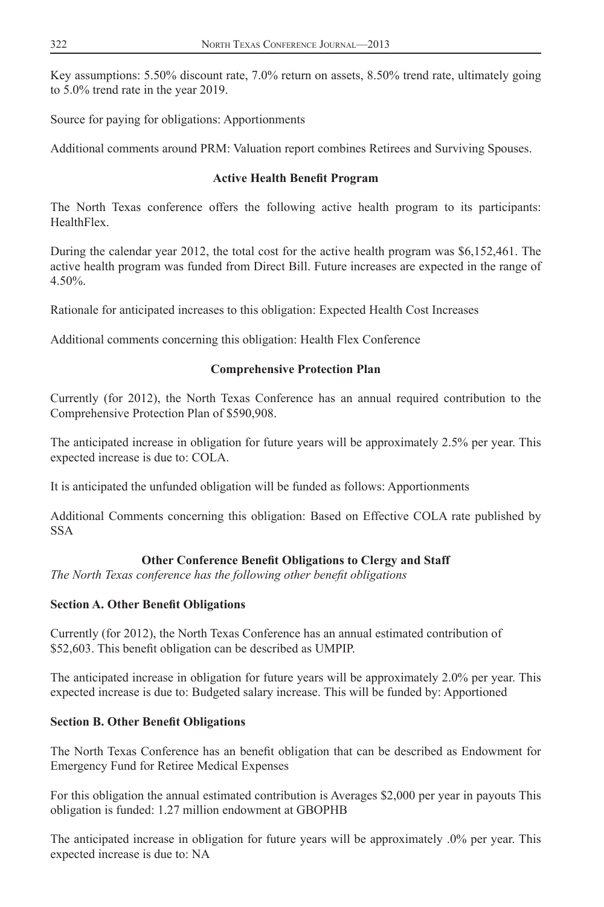Key assumptions: 5.50% discount rate, 7.0% return on assets, 8.50% trend rate, ultimately going to 5.0% trend rate in the year 2019.

Source for paying for obligations: Apportionments

Additional comments around PRM: Valuation report combines Retirees and Surviving Spouses.

### Active Health Benefit Program

The North Texas conference offers the following active health program to its participants: HealthFlex.

During the calendar year 2012, the total cost for the active health program was $6,152,461. The active health program was funded from Direct Bill. Future increases are expected in the range of 4.50%.

Rationale for anticipated increases to this obligation: Expected Health Cost Increases

Additional comments concerning this obligation: Health Flex Conference

### Comprehensive Protection Plan

Currently (for 2012), the North Texas Conference has an annual required contribution to the Comprehensive Protection Plan of $590,908.

The anticipated increase in obligation for future years will be approximately 2.5% per year. This expected increase is due to: COLA.

It is anticipated the unfunded obligation will be funded as follows: Apportionments

Additional Comments concerning this obligation: Based on Effective COLA rate published by SSA

### Other Conference Benefit Obligations to Clergy and Staff

*The North Texas conference has the following other benefit obligations*

**Section A. Other Benefit Obligations**

Currently (for 2012), the North Texas Conference has an annual estimated contribution of $52,603. This benefit obligation can be described as UMPIP.

The anticipated increase in obligation for future years will be approximately 2.0% per year. This expected increase is due to: Budgeted salary increase. This will be funded by: Apportioned

**Section B. Other Benefit Obligations**

The North Texas Conference has an benefit obligation that can be described as Endowment for Emergency Fund for Retiree Medical Expenses

For this obligation the annual estimated contribution is Averages $2,000 per year in payouts This obligation is funded: 1.27 million endowment at GBOPHB

The anticipated increase in obligation for future years will be approximately .0% per year. This expected increase is due to: NA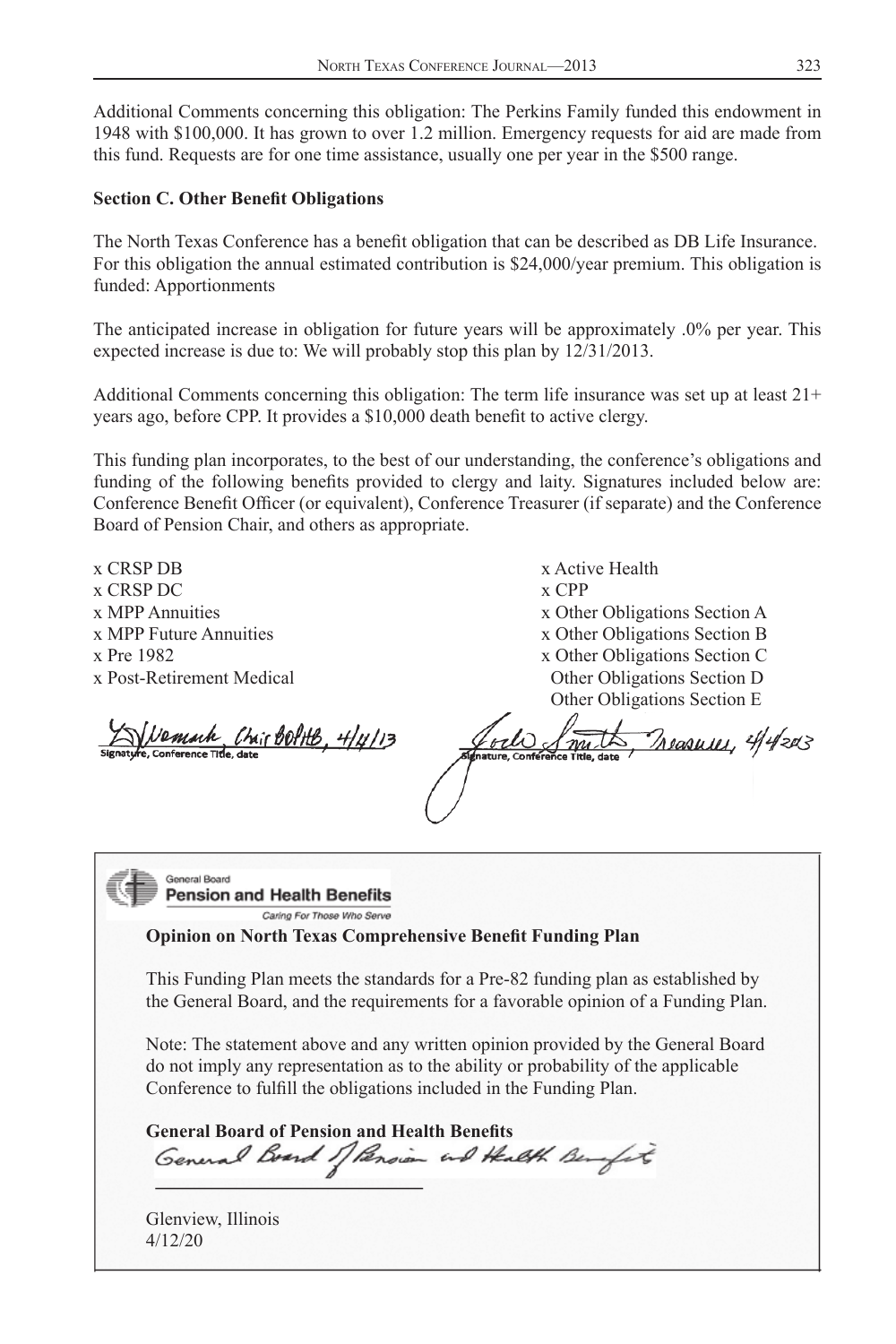Additional Comments concerning this obligation: The Perkins Family funded this endowment in 1948 with $100,000. It has grown to over 1.2 million. Emergency requests for aid are made from this fund. Requests are for one time assistance, usually one per year in the $500 range.

**Section C. Other Benefit Obligations**

The North Texas Conference has a benefit obligation that can be described as DB Life Insurance. For this obligation the annual estimated contribution is $24,000/year premium. This obligation is funded: Apportionments

The anticipated increase in obligation for future years will be approximately .0% per year. This expected increase is due to: We will probably stop this plan by 12/31/2013.

Additional Comments concerning this obligation: The term life insurance was set up at least 21+ years ago, before CPP. It provides a $10,000 death benefit to active clergy.

This funding plan incorporates, to the best of our understanding, the conference's obligations and funding of the following benefits provided to clergy and laity. Signatures included below are: Conference Benefit Officer (or equivalent), Conference Treasurer (if separate) and the Conference Board of Pension Chair, and others as appropriate.

x CRSP DB
x CRSP DC
x MPP Annuities
x MPP Future Annuities
x Pre 1982
x Post-Retirement Medical
x Active Health
x CPP
x Other Obligations Section A
x Other Obligations Section B
x Other Obligations Section C
Other Obligations Section D
Other Obligations Section E

D. Nemark, Chair BOPHB, 4/4/13
Signature, Conference Title, date

Jordo Smith, Treasurer, 4/4/2013
Signature, Conference Title, date

General Board
**Pension and Health Benefits**
Caring For Those Who Serve

**Opinion on North Texas Comprehensive Benefit Funding Plan**

This Funding Plan meets the standards for a Pre-82 funding plan as established by the General Board, and the requirements for a favorable opinion of a Funding Plan.

Note: The statement above and any written opinion provided by the General Board do not imply any representation as to the ability or probability of the applicable Conference to fulfill the obligations included in the Funding Plan.

**General Board of Pension and Health Benefits**

General Board of Pension and Health Benefits

Glenview, Illinois
4/12/20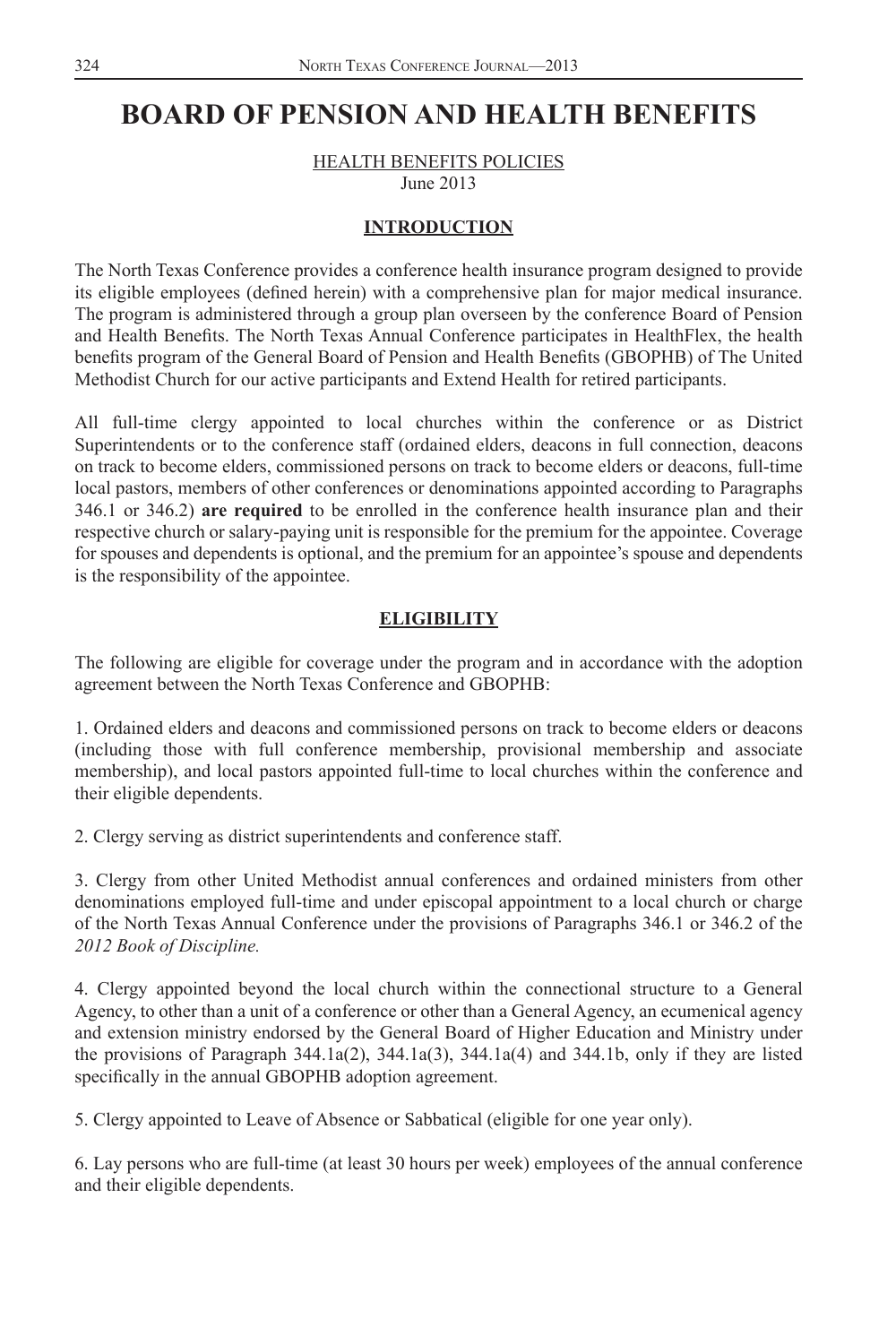# BOARD OF PENSION AND HEALTH BENEFITS

<u>HEALTH BENEFITS POLICIES</u>
June 2013

## INTRODUCTION

The North Texas Conference provides a conference health insurance program designed to provide its eligible employees (defined herein) with a comprehensive plan for major medical insurance. The program is administered through a group plan overseen by the conference Board of Pension and Health Benefits. The North Texas Annual Conference participates in HealthFlex, the health benefits program of the General Board of Pension and Health Benefits (GBOPHB) of The United Methodist Church for our active participants and Extend Health for retired participants.

All full-time clergy appointed to local churches within the conference or as District Superintendents or to the conference staff (ordained elders, deacons in full connection, deacons on track to become elders, commissioned persons on track to become elders or deacons, full-time local pastors, members of other conferences or denominations appointed according to Paragraphs 346.1 or 346.2) **are required** to be enrolled in the conference health insurance plan and their respective church or salary-paying unit is responsible for the premium for the appointee. Coverage for spouses and dependents is optional, and the premium for an appointee's spouse and dependents is the responsibility of the appointee.

## ELIGIBILITY

The following are eligible for coverage under the program and in accordance with the adoption agreement between the North Texas Conference and GBOPHB:

1. Ordained elders and deacons and commissioned persons on track to become elders or deacons (including those with full conference membership, provisional membership and associate membership), and local pastors appointed full-time to local churches within the conference and their eligible dependents.

2. Clergy serving as district superintendents and conference staff.

3. Clergy from other United Methodist annual conferences and ordained ministers from other denominations employed full-time and under episcopal appointment to a local church or charge of the North Texas Annual Conference under the provisions of Paragraphs 346.1 or 346.2 of the *2012 Book of Discipline.*

4. Clergy appointed beyond the local church within the connectional structure to a General Agency, to other than a unit of a conference or other than a General Agency, an ecumenical agency and extension ministry endorsed by the General Board of Higher Education and Ministry under the provisions of Paragraph 344.1a(2), 344.1a(3), 344.1a(4) and 344.1b, only if they are listed specifically in the annual GBOPHB adoption agreement.

5. Clergy appointed to Leave of Absence or Sabbatical (eligible for one year only).

6. Lay persons who are full-time (at least 30 hours per week) employees of the annual conference and their eligible dependents.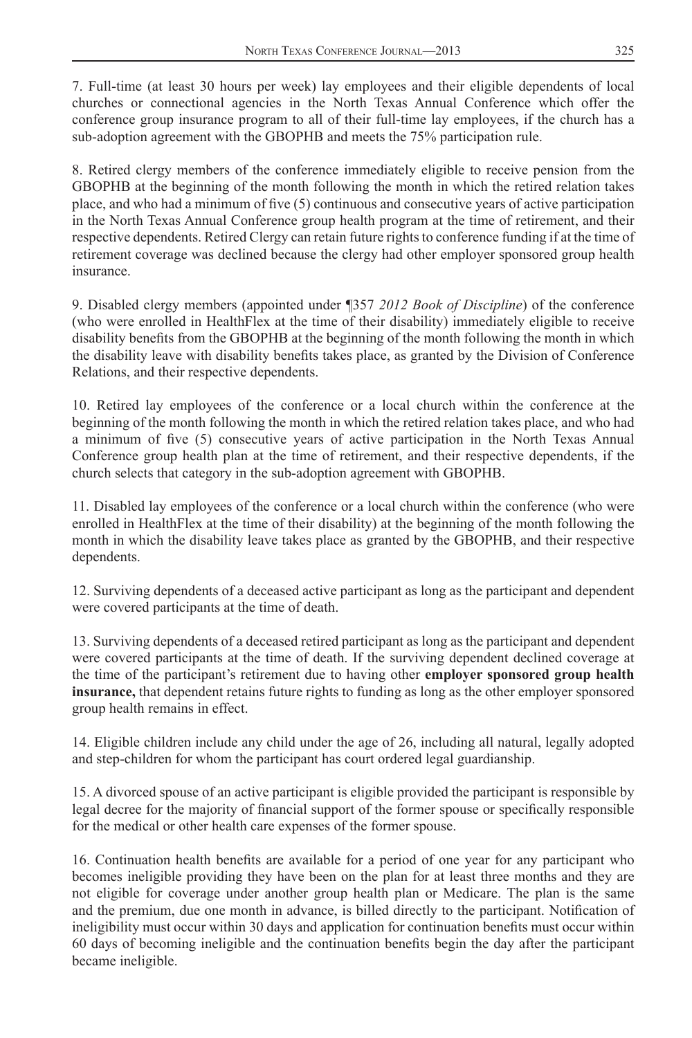7. Full-time (at least 30 hours per week) lay employees and their eligible dependents of local churches or connectional agencies in the North Texas Annual Conference which offer the conference group insurance program to all of their full-time lay employees, if the church has a sub-adoption agreement with the GBOPHB and meets the 75% participation rule.

8. Retired clergy members of the conference immediately eligible to receive pension from the GBOPHB at the beginning of the month following the month in which the retired relation takes place, and who had a minimum of five (5) continuous and consecutive years of active participation in the North Texas Annual Conference group health program at the time of retirement, and their respective dependents. Retired Clergy can retain future rights to conference funding if at the time of retirement coverage was declined because the clergy had other employer sponsored group health insurance.

9. Disabled clergy members (appointed under ¶357 *2012 Book of Discipline*) of the conference (who were enrolled in HealthFlex at the time of their disability) immediately eligible to receive disability benefits from the GBOPHB at the beginning of the month following the month in which the disability leave with disability benefits takes place, as granted by the Division of Conference Relations, and their respective dependents.

10. Retired lay employees of the conference or a local church within the conference at the beginning of the month following the month in which the retired relation takes place, and who had a minimum of five (5) consecutive years of active participation in the North Texas Annual Conference group health plan at the time of retirement, and their respective dependents, if the church selects that category in the sub-adoption agreement with GBOPHB.

11. Disabled lay employees of the conference or a local church within the conference (who were enrolled in HealthFlex at the time of their disability) at the beginning of the month following the month in which the disability leave takes place as granted by the GBOPHB, and their respective dependents.

12. Surviving dependents of a deceased active participant as long as the participant and dependent were covered participants at the time of death.

13. Surviving dependents of a deceased retired participant as long as the participant and dependent were covered participants at the time of death. If the surviving dependent declined coverage at the time of the participant's retirement due to having other **employer sponsored group health insurance,** that dependent retains future rights to funding as long as the other employer sponsored group health remains in effect.

14. Eligible children include any child under the age of 26, including all natural, legally adopted and step-children for whom the participant has court ordered legal guardianship.

15. A divorced spouse of an active participant is eligible provided the participant is responsible by legal decree for the majority of financial support of the former spouse or specifically responsible for the medical or other health care expenses of the former spouse.

16. Continuation health benefits are available for a period of one year for any participant who becomes ineligible providing they have been on the plan for at least three months and they are not eligible for coverage under another group health plan or Medicare. The plan is the same and the premium, due one month in advance, is billed directly to the participant. Notification of ineligibility must occur within 30 days and application for continuation benefits must occur within 60 days of becoming ineligible and the continuation benefits begin the day after the participant became ineligible.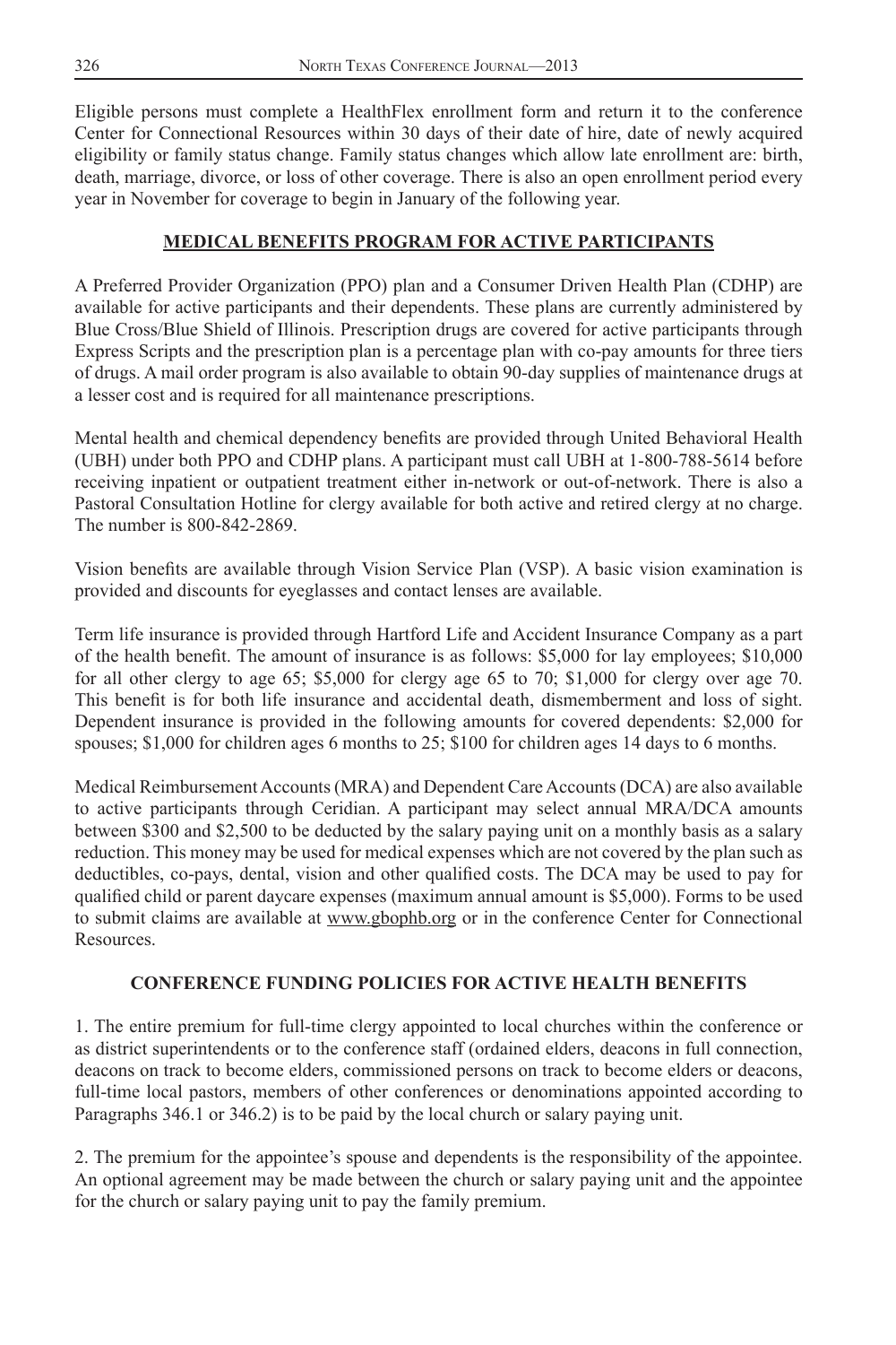Eligible persons must complete a HealthFlex enrollment form and return it to the conference Center for Connectional Resources within 30 days of their date of hire, date of newly acquired eligibility or family status change. Family status changes which allow late enrollment are: birth, death, marriage, divorce, or loss of other coverage. There is also an open enrollment period every year in November for coverage to begin in January of the following year.

## MEDICAL BENEFITS PROGRAM FOR ACTIVE PARTICIPANTS

A Preferred Provider Organization (PPO) plan and a Consumer Driven Health Plan (CDHP) are available for active participants and their dependents. These plans are currently administered by Blue Cross/Blue Shield of Illinois. Prescription drugs are covered for active participants through Express Scripts and the prescription plan is a percentage plan with co-pay amounts for three tiers of drugs. A mail order program is also available to obtain 90-day supplies of maintenance drugs at a lesser cost and is required for all maintenance prescriptions.

Mental health and chemical dependency benefits are provided through United Behavioral Health (UBH) under both PPO and CDHP plans. A participant must call UBH at 1-800-788-5614 before receiving inpatient or outpatient treatment either in-network or out-of-network. There is also a Pastoral Consultation Hotline for clergy available for both active and retired clergy at no charge. The number is 800-842-2869.

Vision benefits are available through Vision Service Plan (VSP). A basic vision examination is provided and discounts for eyeglasses and contact lenses are available.

Term life insurance is provided through Hartford Life and Accident Insurance Company as a part of the health benefit. The amount of insurance is as follows: $5,000 for lay employees; $10,000 for all other clergy to age 65; $5,000 for clergy age 65 to 70; $1,000 for clergy over age 70. This benefit is for both life insurance and accidental death, dismemberment and loss of sight. Dependent insurance is provided in the following amounts for covered dependents: $2,000 for spouses; $1,000 for children ages 6 months to 25; $100 for children ages 14 days to 6 months.

Medical Reimbursement Accounts (MRA) and Dependent Care Accounts (DCA) are also available to active participants through Ceridian. A participant may select annual MRA/DCA amounts between $300 and $2,500 to be deducted by the salary paying unit on a monthly basis as a salary reduction. This money may be used for medical expenses which are not covered by the plan such as deductibles, co-pays, dental, vision and other qualified costs. The DCA may be used to pay for qualified child or parent daycare expenses (maximum annual amount is $5,000). Forms to be used to submit claims are available at www.gbophb.org or in the conference Center for Connectional Resources.

## CONFERENCE FUNDING POLICIES FOR ACTIVE HEALTH BENEFITS

1. The entire premium for full-time clergy appointed to local churches within the conference or as district superintendents or to the conference staff (ordained elders, deacons in full connection, deacons on track to become elders, commissioned persons on track to become elders or deacons, full-time local pastors, members of other conferences or denominations appointed according to Paragraphs 346.1 or 346.2) is to be paid by the local church or salary paying unit.

2. The premium for the appointee's spouse and dependents is the responsibility of the appointee. An optional agreement may be made between the church or salary paying unit and the appointee for the church or salary paying unit to pay the family premium.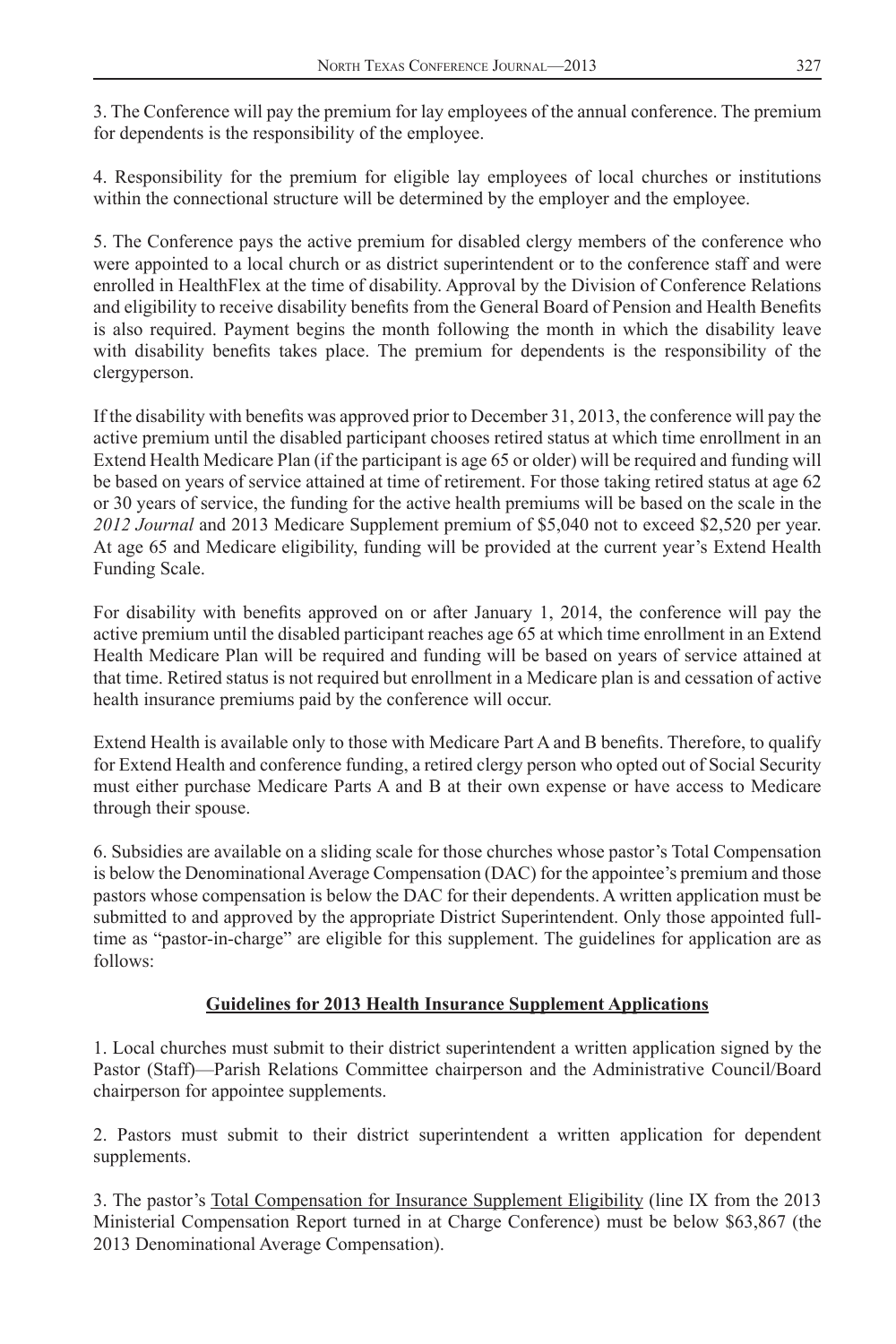3. The Conference will pay the premium for lay employees of the annual conference. The premium for dependents is the responsibility of the employee.

4. Responsibility for the premium for eligible lay employees of local churches or institutions within the connectional structure will be determined by the employer and the employee.

5. The Conference pays the active premium for disabled clergy members of the conference who were appointed to a local church or as district superintendent or to the conference staff and were enrolled in HealthFlex at the time of disability. Approval by the Division of Conference Relations and eligibility to receive disability benefits from the General Board of Pension and Health Benefits is also required. Payment begins the month following the month in which the disability leave with disability benefits takes place. The premium for dependents is the responsibility of the clergyperson.

If the disability with benefits was approved prior to December 31, 2013, the conference will pay the active premium until the disabled participant chooses retired status at which time enrollment in an Extend Health Medicare Plan (if the participant is age 65 or older) will be required and funding will be based on years of service attained at time of retirement. For those taking retired status at age 62 or 30 years of service, the funding for the active health premiums will be based on the scale in the *2012 Journal* and 2013 Medicare Supplement premium of $5,040 not to exceed $2,520 per year. At age 65 and Medicare eligibility, funding will be provided at the current year's Extend Health Funding Scale.

For disability with benefits approved on or after January 1, 2014, the conference will pay the active premium until the disabled participant reaches age 65 at which time enrollment in an Extend Health Medicare Plan will be required and funding will be based on years of service attained at that time. Retired status is not required but enrollment in a Medicare plan is and cessation of active health insurance premiums paid by the conference will occur.

Extend Health is available only to those with Medicare Part A and B benefits. Therefore, to qualify for Extend Health and conference funding, a retired clergy person who opted out of Social Security must either purchase Medicare Parts A and B at their own expense or have access to Medicare through their spouse.

6. Subsidies are available on a sliding scale for those churches whose pastor's Total Compensation is below the Denominational Average Compensation (DAC) for the appointee's premium and those pastors whose compensation is below the DAC for their dependents. A written application must be submitted to and approved by the appropriate District Superintendent. Only those appointed full-time as "pastor-in-charge" are eligible for this supplement. The guidelines for application are as follows:

**Guidelines for 2013 Health Insurance Supplement Applications**

1. Local churches must submit to their district superintendent a written application signed by the Pastor (Staff)—Parish Relations Committee chairperson and the Administrative Council/Board chairperson for appointee supplements.

2. Pastors must submit to their district superintendent a written application for dependent supplements.

3. The pastor's Total Compensation for Insurance Supplement Eligibility (line IX from the 2013 Ministerial Compensation Report turned in at Charge Conference) must be below $63,867 (the 2013 Denominational Average Compensation).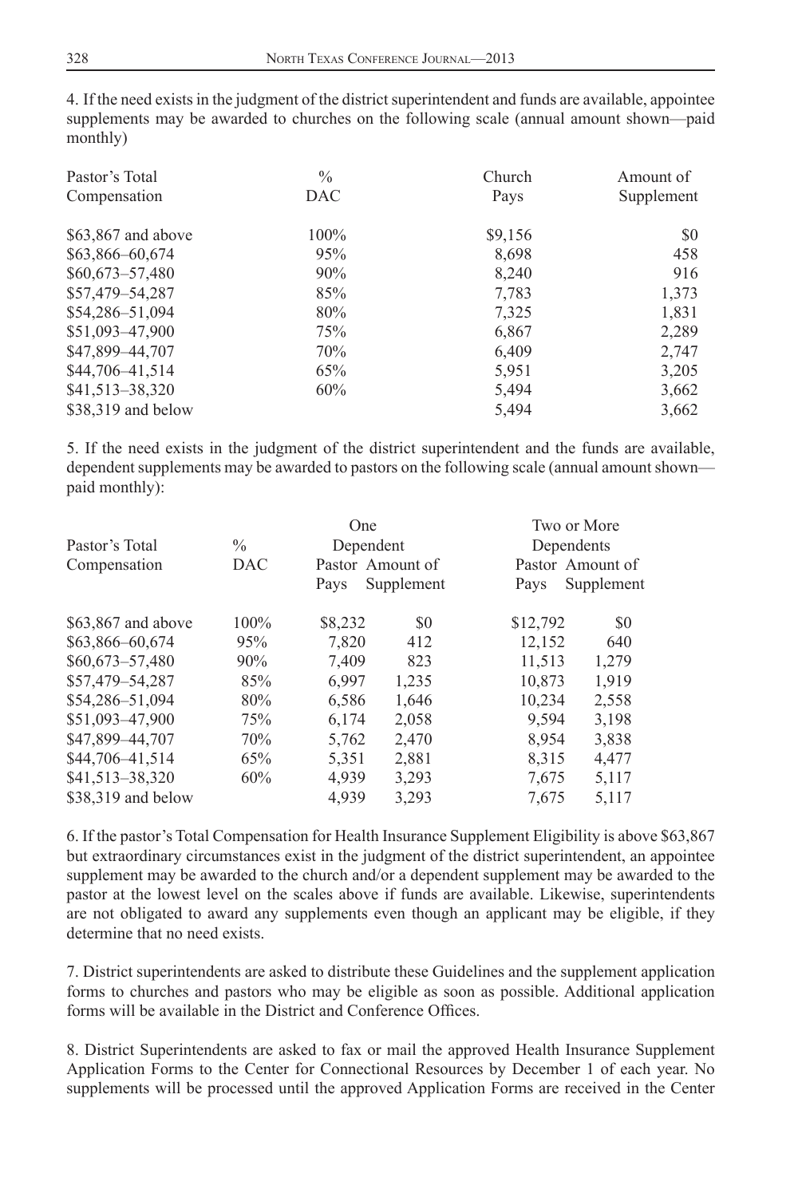4. If the need exists in the judgment of the district superintendent and funds are available, appointee supplements may be awarded to churches on the following scale (annual amount shown—paid monthly)

| Pastor's Total Compensation | % DAC | Church Pays | Amount of Supplement |
|---|---|---|---|
| $63,867 and above | 100% | $9,156 | $0 |
| $63,866–60,674 | 95% | 8,698 | 458 |
| $60,673–57,480 | 90% | 8,240 | 916 |
| $57,479–54,287 | 85% | 7,783 | 1,373 |
| $54,286–51,094 | 80% | 7,325 | 1,831 |
| $51,093–47,900 | 75% | 6,867 | 2,289 |
| $47,899–44,707 | 70% | 6,409 | 2,747 |
| $44,706–41,514 | 65% | 5,951 | 3,205 |
| $41,513–38,320 | 60% | 5,494 | 3,662 |
| $38,319 and below | | 5,494 | 3,662 |

5. If the need exists in the judgment of the district superintendent and the funds are available, dependent supplements may be awarded to pastors on the following scale (annual amount shown—paid monthly):

| Pastor's Total Compensation | % DAC | One Dependent | | Two or More Dependents | |
|---|---|---|---|---|---|
| | | Pastor Pays | Amount of Supplement | Pastor Pays | Amount of Supplement |
| $63,867 and above | 100% | $8,232 | $0 | $12,792 | $0 |
| $63,866–60,674 | 95% | 7,820 | 412 | 12,152 | 640 |
| $60,673–57,480 | 90% | 7,409 | 823 | 11,513 | 1,279 |
| $57,479–54,287 | 85% | 6,997 | 1,235 | 10,873 | 1,919 |
| $54,286–51,094 | 80% | 6,586 | 1,646 | 10,234 | 2,558 |
| $51,093–47,900 | 75% | 6,174 | 2,058 | 9,594 | 3,198 |
| $47,899–44,707 | 70% | 5,762 | 2,470 | 8,954 | 3,838 |
| $44,706–41,514 | 65% | 5,351 | 2,881 | 8,315 | 4,477 |
| $41,513–38,320 | 60% | 4,939 | 3,293 | 7,675 | 5,117 |
| $38,319 and below | | 4,939 | 3,293 | 7,675 | 5,117 |

6. If the pastor's Total Compensation for Health Insurance Supplement Eligibility is above $63,867 but extraordinary circumstances exist in the judgment of the district superintendent, an appointee supplement may be awarded to the church and/or a dependent supplement may be awarded to the pastor at the lowest level on the scales above if funds are available. Likewise, superintendents are not obligated to award any supplements even though an applicant may be eligible, if they determine that no need exists.

7. District superintendents are asked to distribute these Guidelines and the supplement application forms to churches and pastors who may be eligible as soon as possible. Additional application forms will be available in the District and Conference Offices.

8. District Superintendents are asked to fax or mail the approved Health Insurance Supplement Application Forms to the Center for Connectional Resources by December 1 of each year. No supplements will be processed until the approved Application Forms are received in the Center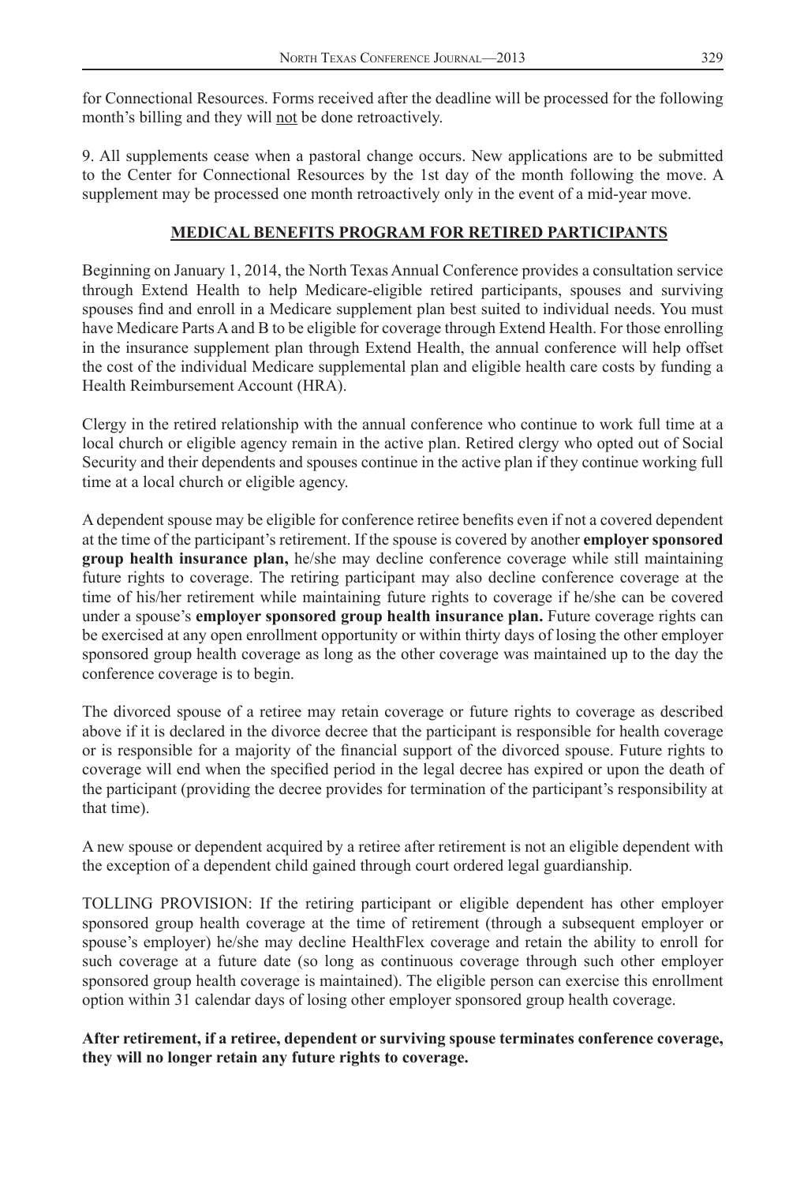for Connectional Resources. Forms received after the deadline will be processed for the following month's billing and they will not be done retroactively.

9. All supplements cease when a pastoral change occurs. New applications are to be submitted to the Center for Connectional Resources by the 1st day of the month following the move. A supplement may be processed one month retroactively only in the event of a mid-year move.

## MEDICAL BENEFITS PROGRAM FOR RETIRED PARTICIPANTS

Beginning on January 1, 2014, the North Texas Annual Conference provides a consultation service through Extend Health to help Medicare-eligible retired participants, spouses and surviving spouses find and enroll in a Medicare supplement plan best suited to individual needs. You must have Medicare Parts A and B to be eligible for coverage through Extend Health. For those enrolling in the insurance supplement plan through Extend Health, the annual conference will help offset the cost of the individual Medicare supplemental plan and eligible health care costs by funding a Health Reimbursement Account (HRA).

Clergy in the retired relationship with the annual conference who continue to work full time at a local church or eligible agency remain in the active plan. Retired clergy who opted out of Social Security and their dependents and spouses continue in the active plan if they continue working full time at a local church or eligible agency.

A dependent spouse may be eligible for conference retiree benefits even if not a covered dependent at the time of the participant's retirement. If the spouse is covered by another **employer sponsored group health insurance plan,** he/she may decline conference coverage while still maintaining future rights to coverage. The retiring participant may also decline conference coverage at the time of his/her retirement while maintaining future rights to coverage if he/she can be covered under a spouse's **employer sponsored group health insurance plan.** Future coverage rights can be exercised at any open enrollment opportunity or within thirty days of losing the other employer sponsored group health coverage as long as the other coverage was maintained up to the day the conference coverage is to begin.

The divorced spouse of a retiree may retain coverage or future rights to coverage as described above if it is declared in the divorce decree that the participant is responsible for health coverage or is responsible for a majority of the financial support of the divorced spouse. Future rights to coverage will end when the specified period in the legal decree has expired or upon the death of the participant (providing the decree provides for termination of the participant's responsibility at that time).

A new spouse or dependent acquired by a retiree after retirement is not an eligible dependent with the exception of a dependent child gained through court ordered legal guardianship.

TOLLING PROVISION: If the retiring participant or eligible dependent has other employer sponsored group health coverage at the time of retirement (through a subsequent employer or spouse's employer) he/she may decline HealthFlex coverage and retain the ability to enroll for such coverage at a future date (so long as continuous coverage through such other employer sponsored group health coverage is maintained). The eligible person can exercise this enrollment option within 31 calendar days of losing other employer sponsored group health coverage.

**After retirement, if a retiree, dependent or surviving spouse terminates conference coverage, they will no longer retain any future rights to coverage.**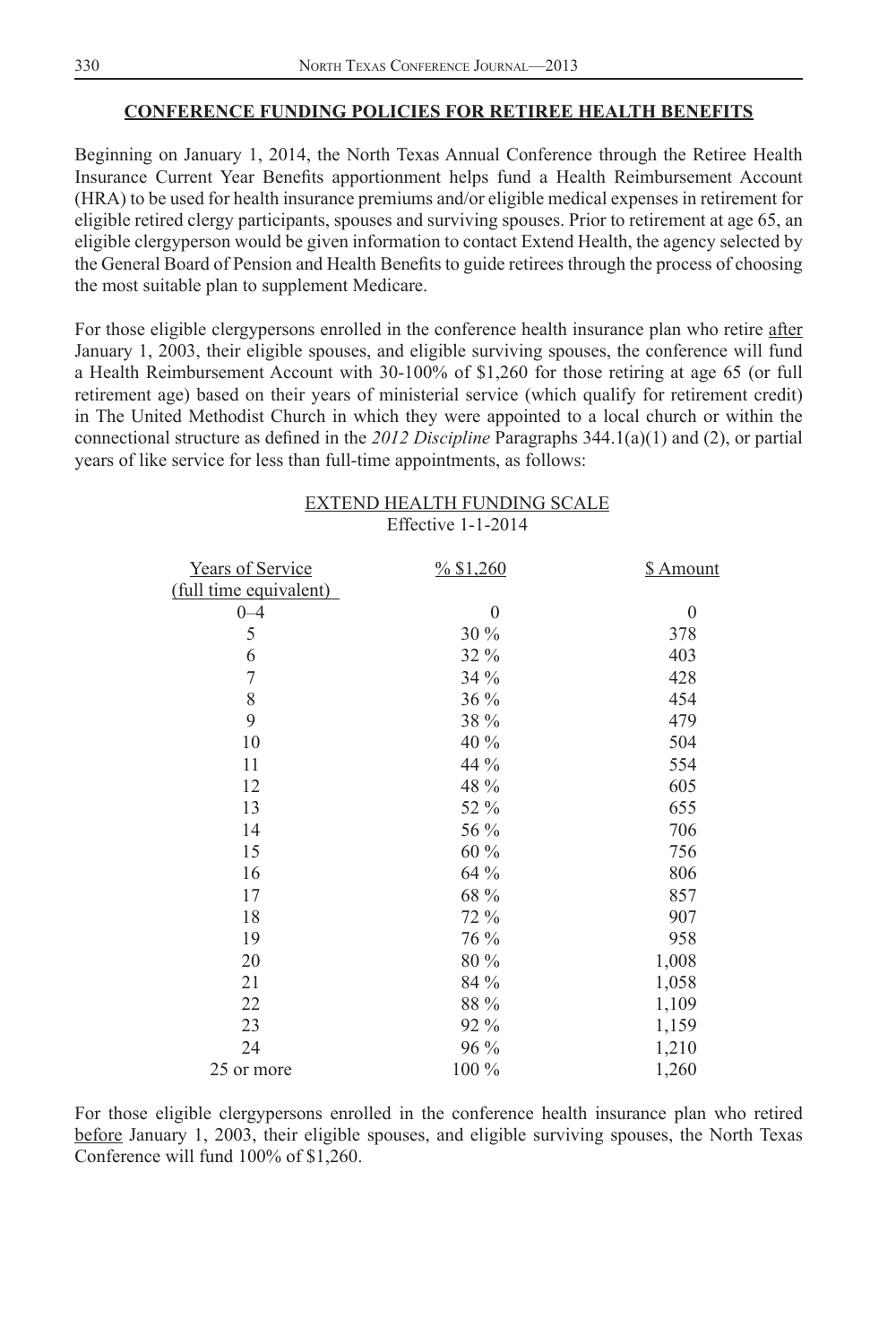## CONFERENCE FUNDING POLICIES FOR RETIREE HEALTH BENEFITS

Beginning on January 1, 2014, the North Texas Annual Conference through the Retiree Health Insurance Current Year Benefits apportionment helps fund a Health Reimbursement Account (HRA) to be used for health insurance premiums and/or eligible medical expenses in retirement for eligible retired clergy participants, spouses and surviving spouses. Prior to retirement at age 65, an eligible clergyperson would be given information to contact Extend Health, the agency selected by the General Board of Pension and Health Benefits to guide retirees through the process of choosing the most suitable plan to supplement Medicare.

For those eligible clergypersons enrolled in the conference health insurance plan who retire after January 1, 2003, their eligible spouses, and eligible surviving spouses, the conference will fund a Health Reimbursement Account with 30-100% of $1,260 for those retiring at age 65 (or full retirement age) based on their years of ministerial service (which qualify for retirement credit) in The United Methodist Church in which they were appointed to a local church or within the connectional structure as defined in the *2012 Discipline* Paragraphs 344.1(a)(1) and (2), or partial years of like service for less than full-time appointments, as follows:

EXTEND HEALTH FUNDING SCALE
Effective 1-1-2014

| Years of Service (full time equivalent) | % $1,260 | $ Amount |
|---|---|---|
| 0–4 | 0 | 0 |
| 5 | 30 % | 378 |
| 6 | 32 % | 403 |
| 7 | 34 % | 428 |
| 8 | 36 % | 454 |
| 9 | 38 % | 479 |
| 10 | 40 % | 504 |
| 11 | 44 % | 554 |
| 12 | 48 % | 605 |
| 13 | 52 % | 655 |
| 14 | 56 % | 706 |
| 15 | 60 % | 756 |
| 16 | 64 % | 806 |
| 17 | 68 % | 857 |
| 18 | 72 % | 907 |
| 19 | 76 % | 958 |
| 20 | 80 % | 1,008 |
| 21 | 84 % | 1,058 |
| 22 | 88 % | 1,109 |
| 23 | 92 % | 1,159 |
| 24 | 96 % | 1,210 |
| 25 or more | 100 % | 1,260 |

For those eligible clergypersons enrolled in the conference health insurance plan who retired before January 1, 2003, their eligible spouses, and eligible surviving spouses, the North Texas Conference will fund 100% of $1,260.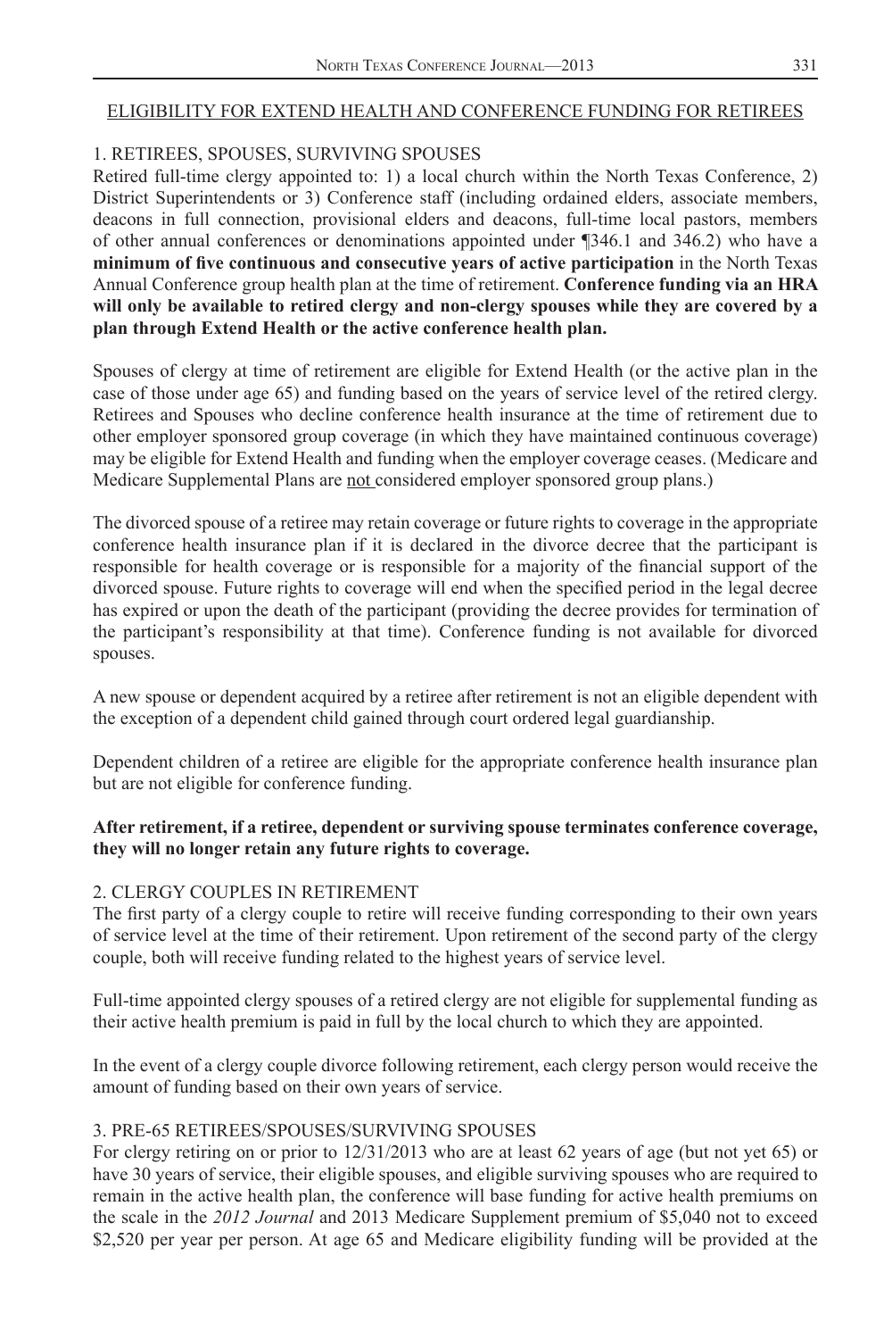## ELIGIBILITY FOR EXTEND HEALTH AND CONFERENCE FUNDING FOR RETIREES

### 1. RETIREES, SPOUSES, SURVIVING SPOUSES

Retired full-time clergy appointed to: 1) a local church within the North Texas Conference, 2) District Superintendents or 3) Conference staff (including ordained elders, associate members, deacons in full connection, provisional elders and deacons, full-time local pastors, members of other annual conferences or denominations appointed under ¶346.1 and 346.2) who have a **minimum of five continuous and consecutive years of active participation** in the North Texas Annual Conference group health plan at the time of retirement. **Conference funding via an HRA will only be available to retired clergy and non-clergy spouses while they are covered by a plan through Extend Health or the active conference health plan.**

Spouses of clergy at time of retirement are eligible for Extend Health (or the active plan in the case of those under age 65) and funding based on the years of service level of the retired clergy. Retirees and Spouses who decline conference health insurance at the time of retirement due to other employer sponsored group coverage (in which they have maintained continuous coverage) may be eligible for Extend Health and funding when the employer coverage ceases. (Medicare and Medicare Supplemental Plans are <u>not</u> considered employer sponsored group plans.)

The divorced spouse of a retiree may retain coverage or future rights to coverage in the appropriate conference health insurance plan if it is declared in the divorce decree that the participant is responsible for health coverage or is responsible for a majority of the financial support of the divorced spouse. Future rights to coverage will end when the specified period in the legal decree has expired or upon the death of the participant (providing the decree provides for termination of the participant's responsibility at that time). Conference funding is not available for divorced spouses.

A new spouse or dependent acquired by a retiree after retirement is not an eligible dependent with the exception of a dependent child gained through court ordered legal guardianship.

Dependent children of a retiree are eligible for the appropriate conference health insurance plan but are not eligible for conference funding.

**After retirement, if a retiree, dependent or surviving spouse terminates conference coverage, they will no longer retain any future rights to coverage.**

### 2. CLERGY COUPLES IN RETIREMENT

The first party of a clergy couple to retire will receive funding corresponding to their own years of service level at the time of their retirement. Upon retirement of the second party of the clergy couple, both will receive funding related to the highest years of service level.

Full-time appointed clergy spouses of a retired clergy are not eligible for supplemental funding as their active health premium is paid in full by the local church to which they are appointed.

In the event of a clergy couple divorce following retirement, each clergy person would receive the amount of funding based on their own years of service.

### 3. PRE-65 RETIREES/SPOUSES/SURVIVING SPOUSES

For clergy retiring on or prior to 12/31/2013 who are at least 62 years of age (but not yet 65) or have 30 years of service, their eligible spouses, and eligible surviving spouses who are required to remain in the active health plan, the conference will base funding for active health premiums on the scale in the *2012 Journal* and 2013 Medicare Supplement premium of $5,040 not to exceed $2,520 per year per person. At age 65 and Medicare eligibility funding will be provided at the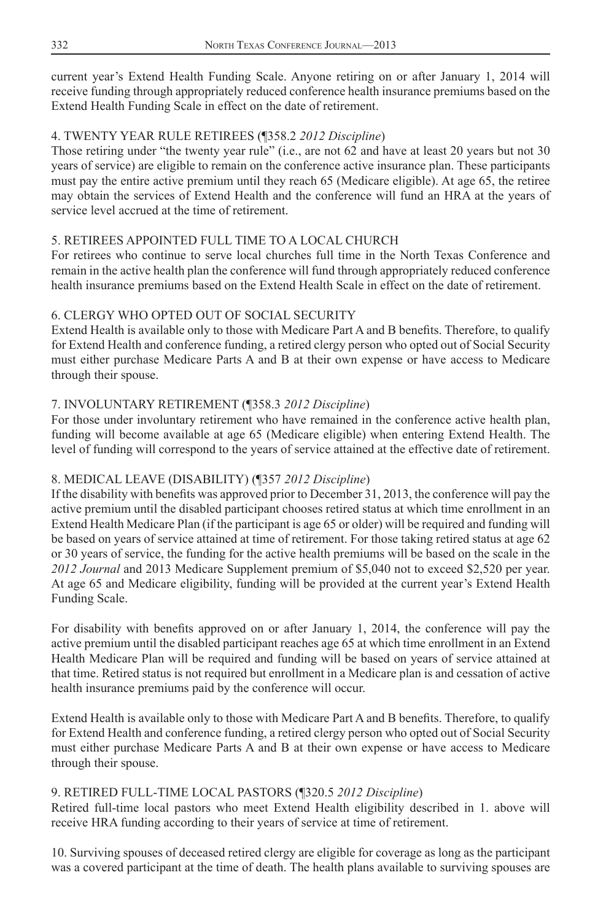current year's Extend Health Funding Scale. Anyone retiring on or after January 1, 2014 will receive funding through appropriately reduced conference health insurance premiums based on the Extend Health Funding Scale in effect on the date of retirement.

4. TWENTY YEAR RULE RETIREES (¶358.2 *2012 Discipline*)

Those retiring under "the twenty year rule" (i.e., are not 62 and have at least 20 years but not 30 years of service) are eligible to remain on the conference active insurance plan. These participants must pay the entire active premium until they reach 65 (Medicare eligible). At age 65, the retiree may obtain the services of Extend Health and the conference will fund an HRA at the years of service level accrued at the time of retirement.

5. RETIREES APPOINTED FULL TIME TO A LOCAL CHURCH

For retirees who continue to serve local churches full time in the North Texas Conference and remain in the active health plan the conference will fund through appropriately reduced conference health insurance premiums based on the Extend Health Scale in effect on the date of retirement.

6. CLERGY WHO OPTED OUT OF SOCIAL SECURITY

Extend Health is available only to those with Medicare Part A and B benefits. Therefore, to qualify for Extend Health and conference funding, a retired clergy person who opted out of Social Security must either purchase Medicare Parts A and B at their own expense or have access to Medicare through their spouse.

7. INVOLUNTARY RETIREMENT (¶358.3 *2012 Discipline*)

For those under involuntary retirement who have remained in the conference active health plan, funding will become available at age 65 (Medicare eligible) when entering Extend Health. The level of funding will correspond to the years of service attained at the effective date of retirement.

8. MEDICAL LEAVE (DISABILITY) (¶357 *2012 Discipline*)

If the disability with benefits was approved prior to December 31, 2013, the conference will pay the active premium until the disabled participant chooses retired status at which time enrollment in an Extend Health Medicare Plan (if the participant is age 65 or older) will be required and funding will be based on years of service attained at time of retirement. For those taking retired status at age 62 or 30 years of service, the funding for the active health premiums will be based on the scale in the *2012 Journal* and 2013 Medicare Supplement premium of $5,040 not to exceed $2,520 per year. At age 65 and Medicare eligibility, funding will be provided at the current year's Extend Health Funding Scale.

For disability with benefits approved on or after January 1, 2014, the conference will pay the active premium until the disabled participant reaches age 65 at which time enrollment in an Extend Health Medicare Plan will be required and funding will be based on years of service attained at that time. Retired status is not required but enrollment in a Medicare plan is and cessation of active health insurance premiums paid by the conference will occur.

Extend Health is available only to those with Medicare Part A and B benefits. Therefore, to qualify for Extend Health and conference funding, a retired clergy person who opted out of Social Security must either purchase Medicare Parts A and B at their own expense or have access to Medicare through their spouse.

9. RETIRED FULL-TIME LOCAL PASTORS (¶320.5 *2012 Discipline*)

Retired full-time local pastors who meet Extend Health eligibility described in 1. above will receive HRA funding according to their years of service at time of retirement.

10. Surviving spouses of deceased retired clergy are eligible for coverage as long as the participant was a covered participant at the time of death. The health plans available to surviving spouses are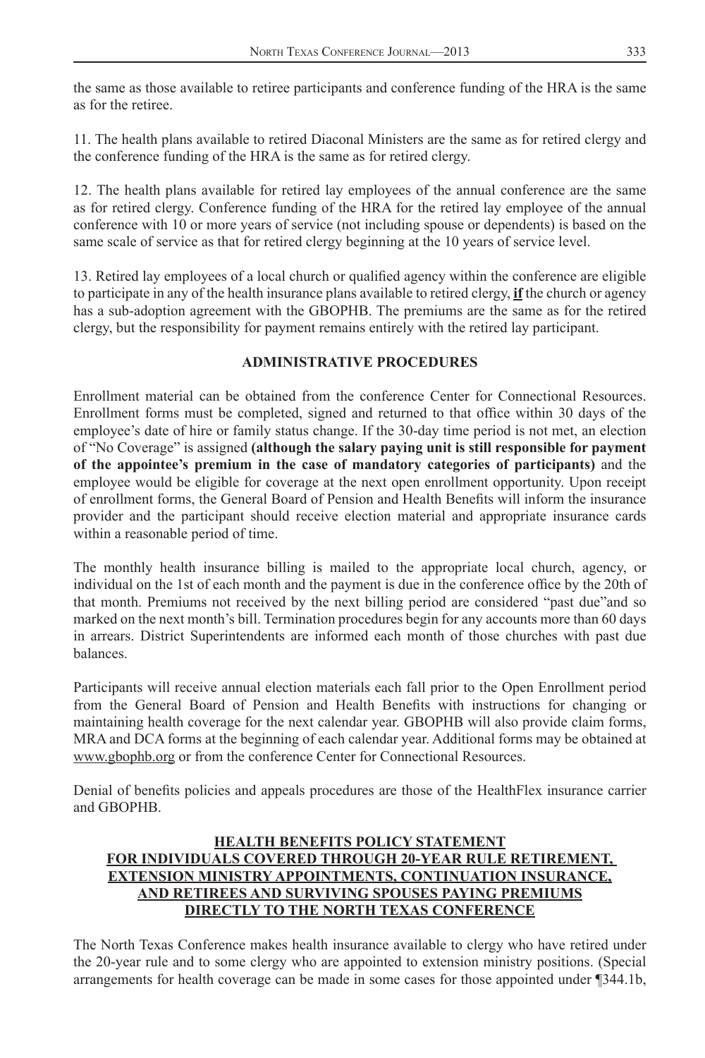the same as those available to retiree participants and conference funding of the HRA is the same as for the retiree.

11. The health plans available to retired Diaconal Ministers are the same as for retired clergy and the conference funding of the HRA is the same as for retired clergy.

12. The health plans available for retired lay employees of the annual conference are the same as for retired clergy. Conference funding of the HRA for the retired lay employee of the annual conference with 10 or more years of service (not including spouse or dependents) is based on the same scale of service as that for retired clergy beginning at the 10 years of service level.

13. Retired lay employees of a local church or qualified agency within the conference are eligible to participate in any of the health insurance plans available to retired clergy, **if** the church or agency has a sub-adoption agreement with the GBOPHB. The premiums are the same as for the retired clergy, but the responsibility for payment remains entirely with the retired lay participant.

### ADMINISTRATIVE PROCEDURES

Enrollment material can be obtained from the conference Center for Connectional Resources. Enrollment forms must be completed, signed and returned to that office within 30 days of the employee's date of hire or family status change. If the 30-day time period is not met, an election of "No Coverage" is assigned **(although the salary paying unit is still responsible for payment of the appointee's premium in the case of mandatory categories of participants)** and the employee would be eligible for coverage at the next open enrollment opportunity. Upon receipt of enrollment forms, the General Board of Pension and Health Benefits will inform the insurance provider and the participant should receive election material and appropriate insurance cards within a reasonable period of time.

The monthly health insurance billing is mailed to the appropriate local church, agency, or individual on the 1st of each month and the payment is due in the conference office by the 20th of that month. Premiums not received by the next billing period are considered "past due"and so marked on the next month's bill. Termination procedures begin for any accounts more than 60 days in arrears. District Superintendents are informed each month of those churches with past due balances.

Participants will receive annual election materials each fall prior to the Open Enrollment period from the General Board of Pension and Health Benefits with instructions for changing or maintaining health coverage for the next calendar year. GBOPHB will also provide claim forms, MRA and DCA forms at the beginning of each calendar year. Additional forms may be obtained at www.gbophb.org or from the conference Center for Connectional Resources.

Denial of benefits policies and appeals procedures are those of the HealthFlex insurance carrier and GBOPHB.

### HEALTH BENEFITS POLICY STATEMENT FOR INDIVIDUALS COVERED THROUGH 20-YEAR RULE RETIREMENT, EXTENSION MINISTRY APPOINTMENTS, CONTINUATION INSURANCE, AND RETIREES AND SURVIVING SPOUSES PAYING PREMIUMS DIRECTLY TO THE NORTH TEXAS CONFERENCE

The North Texas Conference makes health insurance available to clergy who have retired under the 20-year rule and to some clergy who are appointed to extension ministry positions. (Special arrangements for health coverage can be made in some cases for those appointed under ¶344.1b,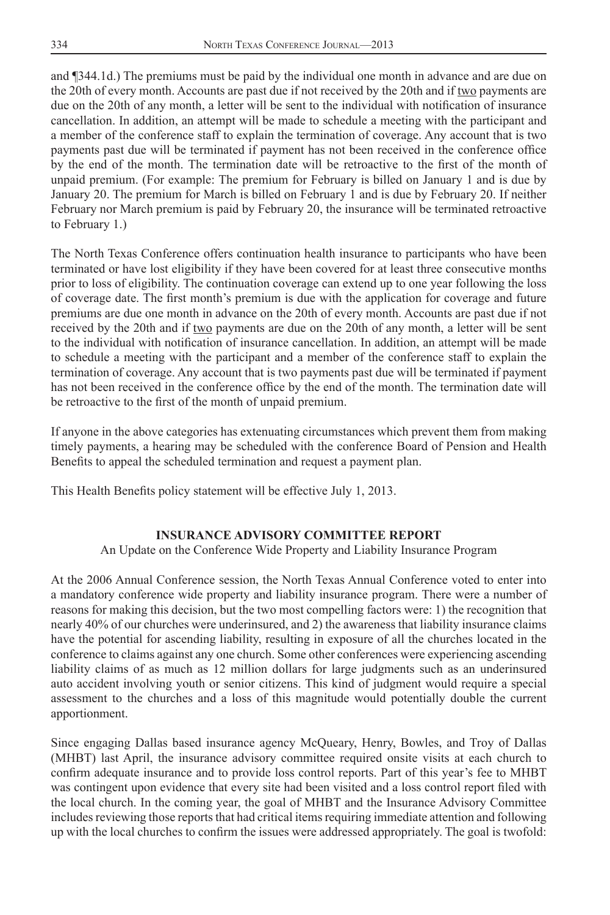and ¶344.1d.) The premiums must be paid by the individual one month in advance and are due on the 20th of every month. Accounts are past due if not received by the 20th and if two payments are due on the 20th of any month, a letter will be sent to the individual with notification of insurance cancellation. In addition, an attempt will be made to schedule a meeting with the participant and a member of the conference staff to explain the termination of coverage. Any account that is two payments past due will be terminated if payment has not been received in the conference office by the end of the month. The termination date will be retroactive to the first of the month of unpaid premium. (For example: The premium for February is billed on January 1 and is due by January 20. The premium for March is billed on February 1 and is due by February 20. If neither February nor March premium is paid by February 20, the insurance will be terminated retroactive to February 1.)

The North Texas Conference offers continuation health insurance to participants who have been terminated or have lost eligibility if they have been covered for at least three consecutive months prior to loss of eligibility. The continuation coverage can extend up to one year following the loss of coverage date. The first month's premium is due with the application for coverage and future premiums are due one month in advance on the 20th of every month. Accounts are past due if not received by the 20th and if two payments are due on the 20th of any month, a letter will be sent to the individual with notification of insurance cancellation. In addition, an attempt will be made to schedule a meeting with the participant and a member of the conference staff to explain the termination of coverage. Any account that is two payments past due will be terminated if payment has not been received in the conference office by the end of the month. The termination date will be retroactive to the first of the month of unpaid premium.

If anyone in the above categories has extenuating circumstances which prevent them from making timely payments, a hearing may be scheduled with the conference Board of Pension and Health Benefits to appeal the scheduled termination and request a payment plan.

This Health Benefits policy statement will be effective July 1, 2013.

## INSURANCE ADVISORY COMMITTEE REPORT

An Update on the Conference Wide Property and Liability Insurance Program

At the 2006 Annual Conference session, the North Texas Annual Conference voted to enter into a mandatory conference wide property and liability insurance program. There were a number of reasons for making this decision, but the two most compelling factors were: 1) the recognition that nearly 40% of our churches were underinsured, and 2) the awareness that liability insurance claims have the potential for ascending liability, resulting in exposure of all the churches located in the conference to claims against any one church. Some other conferences were experiencing ascending liability claims of as much as 12 million dollars for large judgments such as an underinsured auto accident involving youth or senior citizens. This kind of judgment would require a special assessment to the churches and a loss of this magnitude would potentially double the current apportionment.

Since engaging Dallas based insurance agency McQueary, Henry, Bowles, and Troy of Dallas (MHBT) last April, the insurance advisory committee required onsite visits at each church to confirm adequate insurance and to provide loss control reports. Part of this year's fee to MHBT was contingent upon evidence that every site had been visited and a loss control report filed with the local church. In the coming year, the goal of MHBT and the Insurance Advisory Committee includes reviewing those reports that had critical items requiring immediate attention and following up with the local churches to confirm the issues were addressed appropriately. The goal is twofold: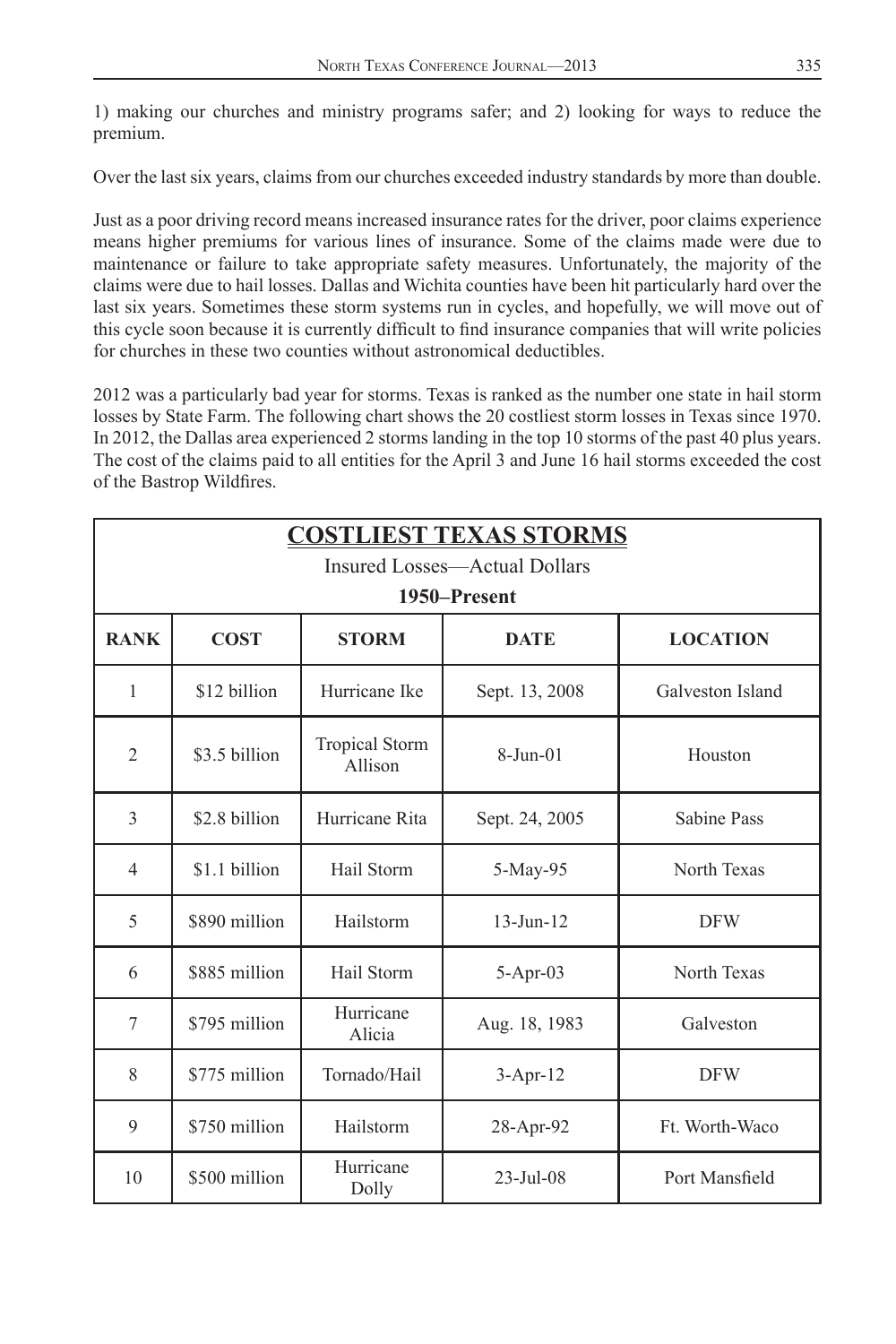1) making our churches and ministry programs safer; and 2) looking for ways to reduce the premium.

Over the last six years, claims from our churches exceeded industry standards by more than double.

Just as a poor driving record means increased insurance rates for the driver, poor claims experience means higher premiums for various lines of insurance. Some of the claims made were due to maintenance or failure to take appropriate safety measures. Unfortunately, the majority of the claims were due to hail losses. Dallas and Wichita counties have been hit particularly hard over the last six years. Sometimes these storm systems run in cycles, and hopefully, we will move out of this cycle soon because it is currently difficult to find insurance companies that will write policies for churches in these two counties without astronomical deductibles.

2012 was a particularly bad year for storms. Texas is ranked as the number one state in hail storm losses by State Farm. The following chart shows the 20 costliest storm losses in Texas since 1970. In 2012, the Dallas area experienced 2 storms landing in the top 10 storms of the past 40 plus years. The cost of the claims paid to all entities for the April 3 and June 16 hail storms exceeded the cost of the Bastrop Wildfires.

| **COSTLIEST TEXAS STORMS**<br>Insured Losses—Actual Dollars<br>**1950–Present** | | | | |
|---|---|---|---|---|
| **RANK** | **COST** | **STORM** | **DATE** | **LOCATION** |
| 1 | \$12 billion | Hurricane Ike | Sept. 13, 2008 | Galveston Island |
| 2 | \$3.5 billion | Tropical Storm Allison | 8-Jun-01 | Houston |
| 3 | \$2.8 billion | Hurricane Rita | Sept. 24, 2005 | Sabine Pass |
| 4 | \$1.1 billion | Hail Storm | 5-May-95 | North Texas |
| 5 | \$890 million | Hailstorm | 13-Jun-12 | DFW |
| 6 | \$885 million | Hail Storm | 5-Apr-03 | North Texas |
| 7 | \$795 million | Hurricane Alicia | Aug. 18, 1983 | Galveston |
| 8 | \$775 million | Tornado/Hail | 3-Apr-12 | DFW |
| 9 | \$750 million | Hailstorm | 28-Apr-92 | Ft. Worth-Waco |
| 10 | \$500 million | Hurricane Dolly | 23-Jul-08 | Port Mansfield |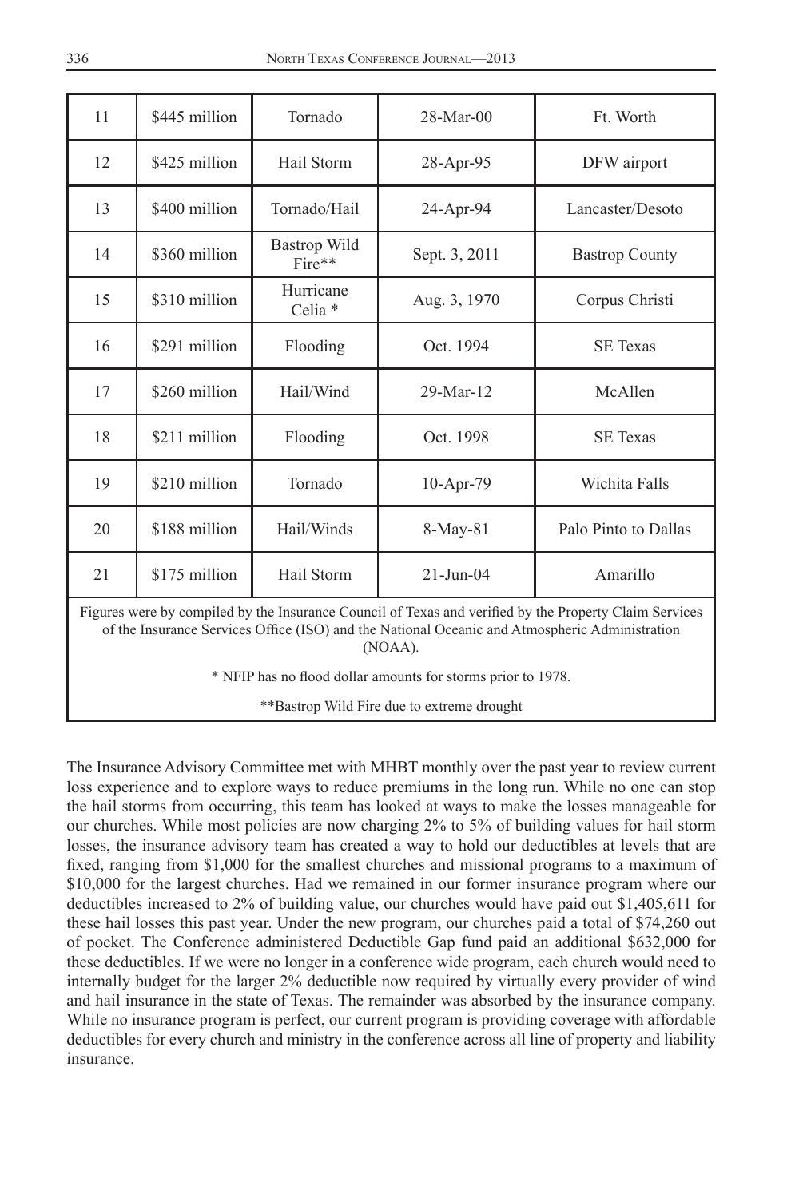| 11 | $445 million | Tornado | 28-Mar-00 | Ft. Worth |
|---|---|---|---|---|
| 12 | $425 million | Hail Storm | 28-Apr-95 | DFW airport |
| 13 | $400 million | Tornado/Hail | 24-Apr-94 | Lancaster/Desoto |
| 14 | $360 million | Bastrop Wild Fire** | Sept. 3, 2011 | Bastrop County |
| 15 | $310 million | Hurricane Celia * | Aug. 3, 1970 | Corpus Christi |
| 16 | $291 million | Flooding | Oct. 1994 | SE Texas |
| 17 | $260 million | Hail/Wind | 29-Mar-12 | McAllen |
| 18 | $211 million | Flooding | Oct. 1998 | SE Texas |
| 19 | $210 million | Tornado | 10-Apr-79 | Wichita Falls |
| 20 | $188 million | Hail/Winds | 8-May-81 | Palo Pinto to Dallas |
| 21 | $175 million | Hail Storm | 21-Jun-04 | Amarillo |

Figures were by compiled by the Insurance Council of Texas and verified by the Property Claim Services of the Insurance Services Office (ISO) and the National Oceanic and Atmospheric Administration (NOAA).

* NFIP has no flood dollar amounts for storms prior to 1978.

**Bastrop Wild Fire due to extreme drought

The Insurance Advisory Committee met with MHBT monthly over the past year to review current loss experience and to explore ways to reduce premiums in the long run. While no one can stop the hail storms from occurring, this team has looked at ways to make the losses manageable for our churches. While most policies are now charging 2% to 5% of building values for hail storm losses, the insurance advisory team has created a way to hold our deductibles at levels that are fixed, ranging from $1,000 for the smallest churches and missional programs to a maximum of $10,000 for the largest churches. Had we remained in our former insurance program where our deductibles increased to 2% of building value, our churches would have paid out $1,405,611 for these hail losses this past year. Under the new program, our churches paid a total of $74,260 out of pocket. The Conference administered Deductible Gap fund paid an additional $632,000 for these deductibles. If we were no longer in a conference wide program, each church would need to internally budget for the larger 2% deductible now required by virtually every provider of wind and hail insurance in the state of Texas. The remainder was absorbed by the insurance company. While no insurance program is perfect, our current program is providing coverage with affordable deductibles for every church and ministry in the conference across all line of property and liability insurance.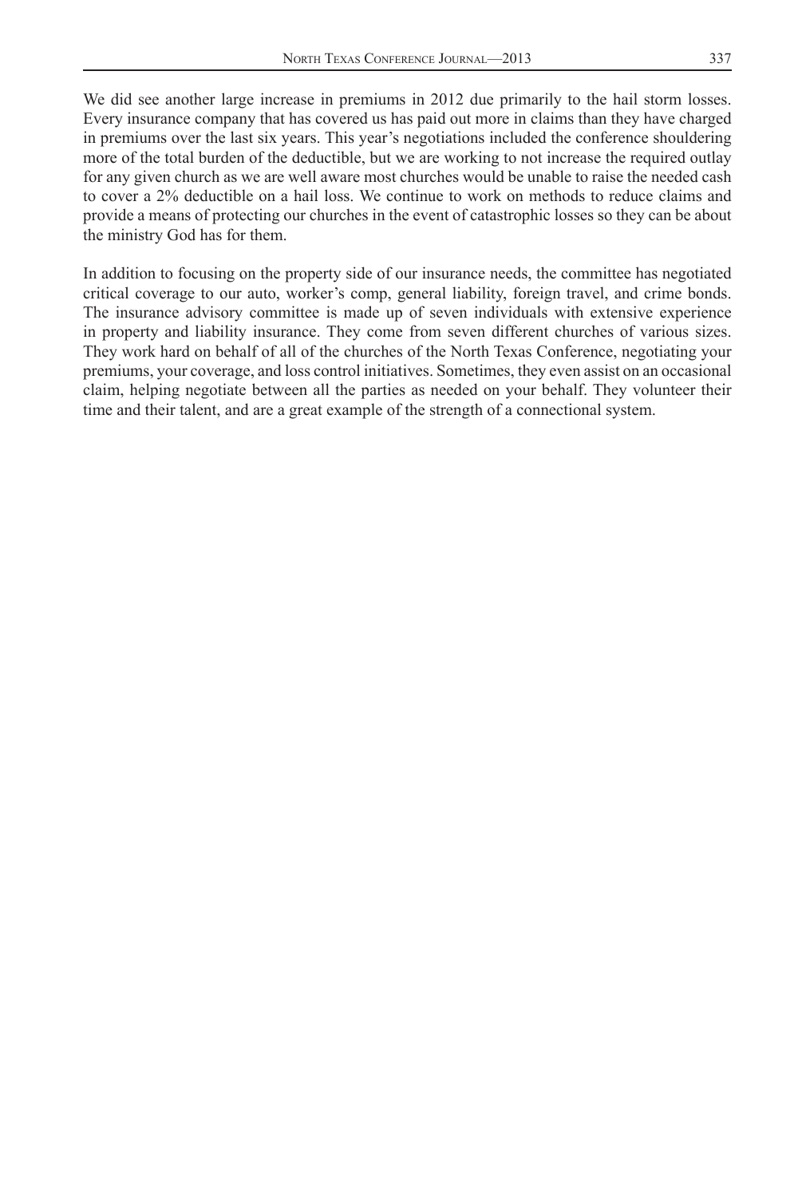We did see another large increase in premiums in 2012 due primarily to the hail storm losses. Every insurance company that has covered us has paid out more in claims than they have charged in premiums over the last six years. This year's negotiations included the conference shouldering more of the total burden of the deductible, but we are working to not increase the required outlay for any given church as we are well aware most churches would be unable to raise the needed cash to cover a 2% deductible on a hail loss. We continue to work on methods to reduce claims and provide a means of protecting our churches in the event of catastrophic losses so they can be about the ministry God has for them.

In addition to focusing on the property side of our insurance needs, the committee has negotiated critical coverage to our auto, worker's comp, general liability, foreign travel, and crime bonds. The insurance advisory committee is made up of seven individuals with extensive experience in property and liability insurance. They come from seven different churches of various sizes. They work hard on behalf of all of the churches of the North Texas Conference, negotiating your premiums, your coverage, and loss control initiatives. Sometimes, they even assist on an occasional claim, helping negotiate between all the parties as needed on your behalf. They volunteer their time and their talent, and are a great example of the strength of a connectional system.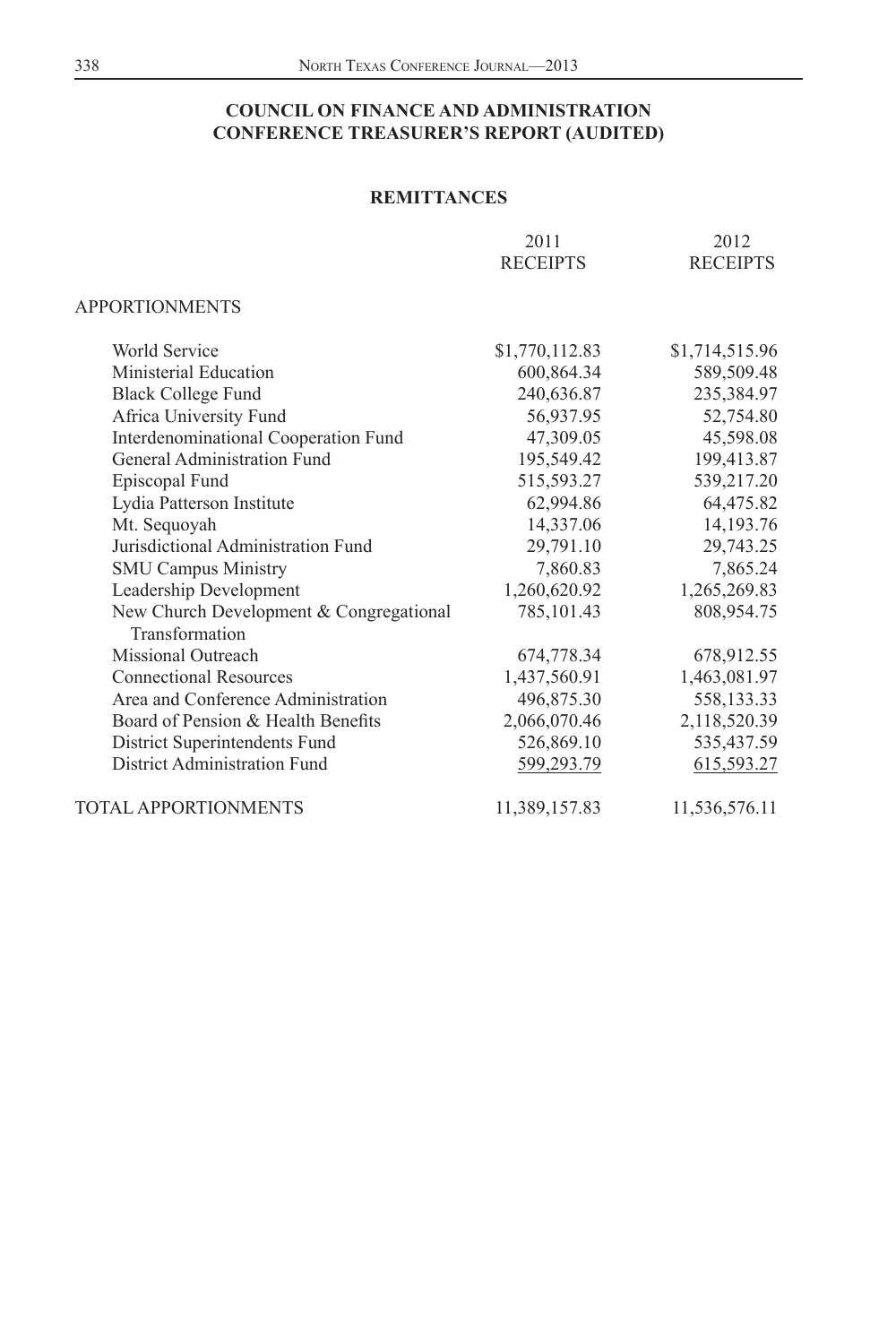## COUNCIL ON FINANCE AND ADMINISTRATION
## CONFERENCE TREASURER'S REPORT (AUDITED)

### REMITTANCES

| | 2011 RECEIPTS | 2012 RECEIPTS |
|---|---|---|
| APPORTIONMENTS | | |
| World Service | $1,770,112.83 | $1,714,515.96 |
| Ministerial Education | 600,864.34 | 589,509.48 |
| Black College Fund | 240,636.87 | 235,384.97 |
| Africa University Fund | 56,937.95 | 52,754.80 |
| Interdenominational Cooperation Fund | 47,309.05 | 45,598.08 |
| General Administration Fund | 195,549.42 | 199,413.87 |
| Episcopal Fund | 515,593.27 | 539,217.20 |
| Lydia Patterson Institute | 62,994.86 | 64,475.82 |
| Mt. Sequoyah | 14,337.06 | 14,193.76 |
| Jurisdictional Administration Fund | 29,791.10 | 29,743.25 |
| SMU Campus Ministry | 7,860.83 | 7,865.24 |
| Leadership Development | 1,260,620.92 | 1,265,269.83 |
| New Church Development & Congregational Transformation | 785,101.43 | 808,954.75 |
| Missional Outreach | 674,778.34 | 678,912.55 |
| Connectional Resources | 1,437,560.91 | 1,463,081.97 |
| Area and Conference Administration | 496,875.30 | 558,133.33 |
| Board of Pension & Health Benefits | 2,066,070.46 | 2,118,520.39 |
| District Superintendents Fund | 526,869.10 | 535,437.59 |
| District Administration Fund | 599,293.79 | 615,593.27 |
| TOTAL APPORTIONMENTS | 11,389,157.83 | 11,536,576.11 |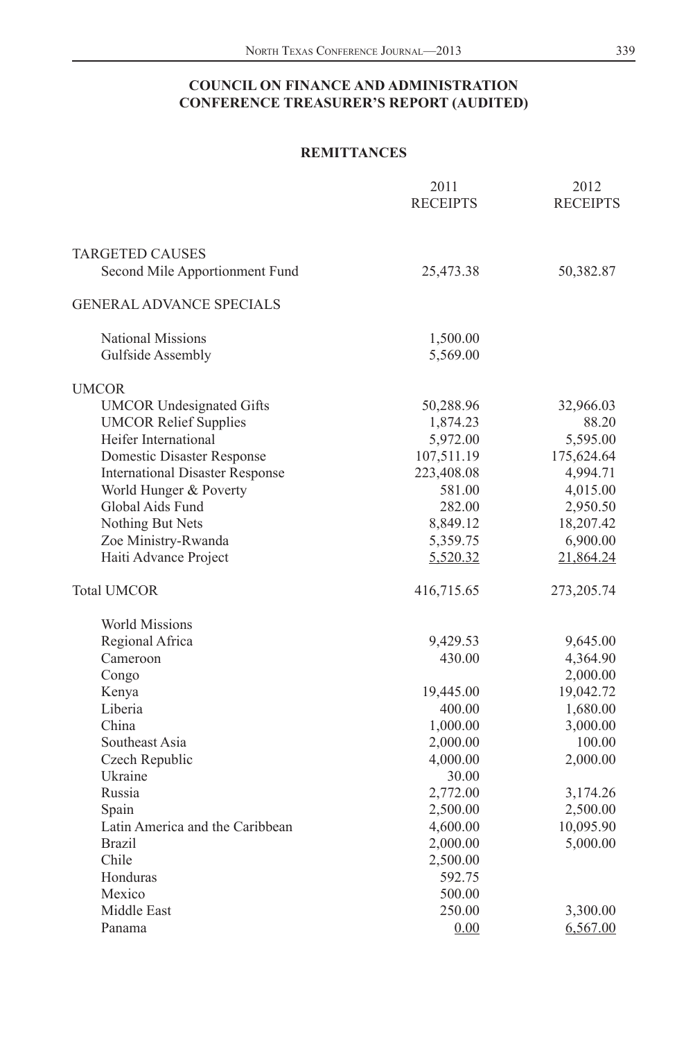## COUNCIL ON FINANCE AND ADMINISTRATION
## CONFERENCE TREASURER'S REPORT (AUDITED)

### REMITTANCES

| | 2011 RECEIPTS | 2012 RECEIPTS |
|---|---|---|
| TARGETED CAUSES | | |
| Second Mile Apportionment Fund | 25,473.38 | 50,382.87 |
| GENERAL ADVANCE SPECIALS | | |
| National Missions | 1,500.00 | |
| Gulfside Assembly | 5,569.00 | |
| UMCOR | | |
| UMCOR Undesignated Gifts | 50,288.96 | 32,966.03 |
| UMCOR Relief Supplies | 1,874.23 | 88.20 |
| Heifer International | 5,972.00 | 5,595.00 |
| Domestic Disaster Response | 107,511.19 | 175,624.64 |
| International Disaster Response | 223,408.08 | 4,994.71 |
| World Hunger & Poverty | 581.00 | 4,015.00 |
| Global Aids Fund | 282.00 | 2,950.50 |
| Nothing But Nets | 8,849.12 | 18,207.42 |
| Zoe Ministry-Rwanda | 5,359.75 | 6,900.00 |
| Haiti Advance Project | 5,520.32 | 21,864.24 |
| Total UMCOR | 416,715.65 | 273,205.74 |
| World Missions | | |
| Regional Africa | 9,429.53 | 9,645.00 |
| Cameroon | 430.00 | 4,364.90 |
| Congo | | 2,000.00 |
| Kenya | 19,445.00 | 19,042.72 |
| Liberia | 400.00 | 1,680.00 |
| China | 1,000.00 | 3,000.00 |
| Southeast Asia | 2,000.00 | 100.00 |
| Czech Republic | 4,000.00 | 2,000.00 |
| Ukraine | 30.00 | |
| Russia | 2,772.00 | 3,174.26 |
| Spain | 2,500.00 | 2,500.00 |
| Latin America and the Caribbean | 4,600.00 | 10,095.90 |
| Brazil | 2,000.00 | 5,000.00 |
| Chile | 2,500.00 | |
| Honduras | 592.75 | |
| Mexico | 500.00 | |
| Middle East | 250.00 | 3,300.00 |
| Panama | 0.00 | 6,567.00 |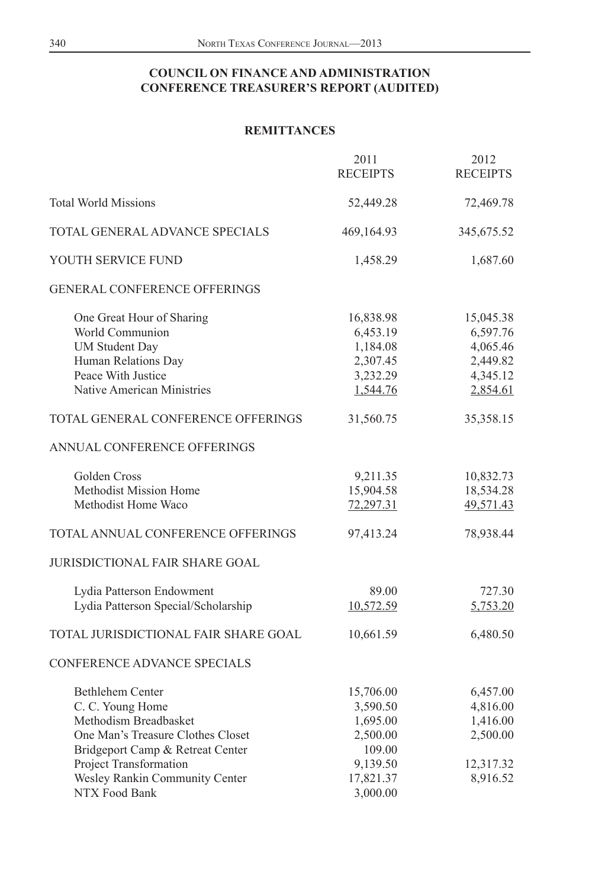## COUNCIL ON FINANCE AND ADMINISTRATION
## CONFERENCE TREASURER'S REPORT (AUDITED)

### REMITTANCES

| | 2011 RECEIPTS | 2012 RECEIPTS |
|---|---|---|
| Total World Missions | 52,449.28 | 72,469.78 |
| TOTAL GENERAL ADVANCE SPECIALS | 469,164.93 | 345,675.52 |
| YOUTH SERVICE FUND | 1,458.29 | 1,687.60 |
| GENERAL CONFERENCE OFFERINGS | | |
| One Great Hour of Sharing | 16,838.98 | 15,045.38 |
| World Communion | 6,453.19 | 6,597.76 |
| UM Student Day | 1,184.08 | 4,065.46 |
| Human Relations Day | 2,307.45 | 2,449.82 |
| Peace With Justice | 3,232.29 | 4,345.12 |
| Native American Ministries | 1,544.76 | 2,854.61 |
| TOTAL GENERAL CONFERENCE OFFERINGS | 31,560.75 | 35,358.15 |
| ANNUAL CONFERENCE OFFERINGS | | |
| Golden Cross | 9,211.35 | 10,832.73 |
| Methodist Mission Home | 15,904.58 | 18,534.28 |
| Methodist Home Waco | 72,297.31 | 49,571.43 |
| TOTAL ANNUAL CONFERENCE OFFERINGS | 97,413.24 | 78,938.44 |
| JURISDICTIONAL FAIR SHARE GOAL | | |
| Lydia Patterson Endowment | 89.00 | 727.30 |
| Lydia Patterson Special/Scholarship | 10,572.59 | 5,753.20 |
| TOTAL JURISDICTIONAL FAIR SHARE GOAL | 10,661.59 | 6,480.50 |
| CONFERENCE ADVANCE SPECIALS | | |
| Bethlehem Center | 15,706.00 | 6,457.00 |
| C. C. Young Home | 3,590.50 | 4,816.00 |
| Methodism Breadbasket | 1,695.00 | 1,416.00 |
| One Man's Treasure Clothes Closet | 2,500.00 | 2,500.00 |
| Bridgeport Camp & Retreat Center | 109.00 | |
| Project Transformation | 9,139.50 | 12,317.32 |
| Wesley Rankin Community Center | 17,821.37 | 8,916.52 |
| NTX Food Bank | 3,000.00 | |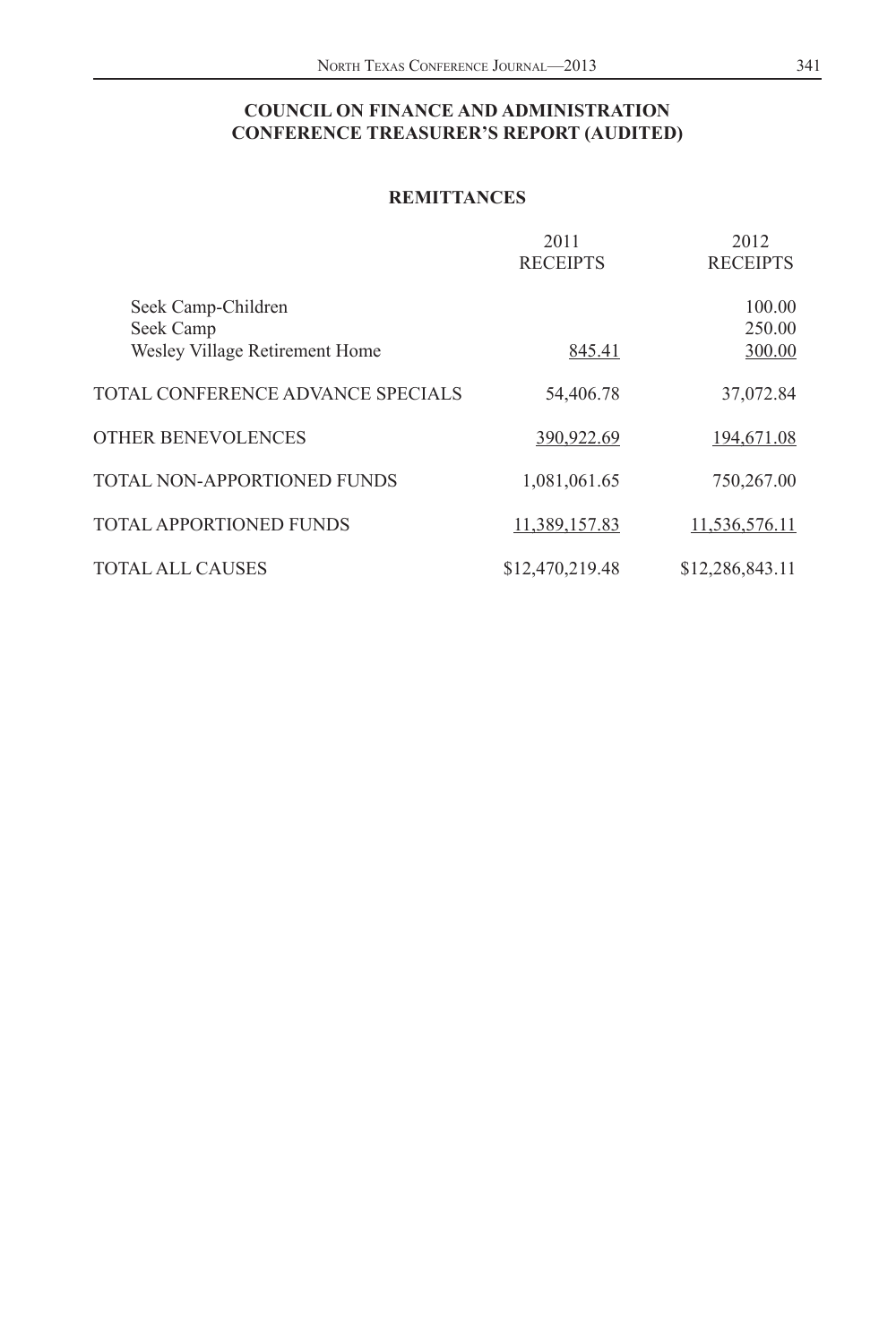**COUNCIL ON FINANCE AND ADMINISTRATION**
**CONFERENCE TREASURER'S REPORT (AUDITED)**

**REMITTANCES**

| | 2011 RECEIPTS | 2012 RECEIPTS |
|---|---|---|
| Seek Camp-Children | | 100.00 |
| Seek Camp | | 250.00 |
| Wesley Village Retirement Home | 845.41 | 300.00 |
| TOTAL CONFERENCE ADVANCE SPECIALS | 54,406.78 | 37,072.84 |
| OTHER BENEVOLENCES | 390,922.69 | 194,671.08 |
| TOTAL NON-APPORTIONED FUNDS | 1,081,061.65 | 750,267.00 |
| TOTAL APPORTIONED FUNDS | 11,389,157.83 | 11,536,576.11 |
| TOTAL ALL CAUSES | $12,470,219.48 | $12,286,843.11 |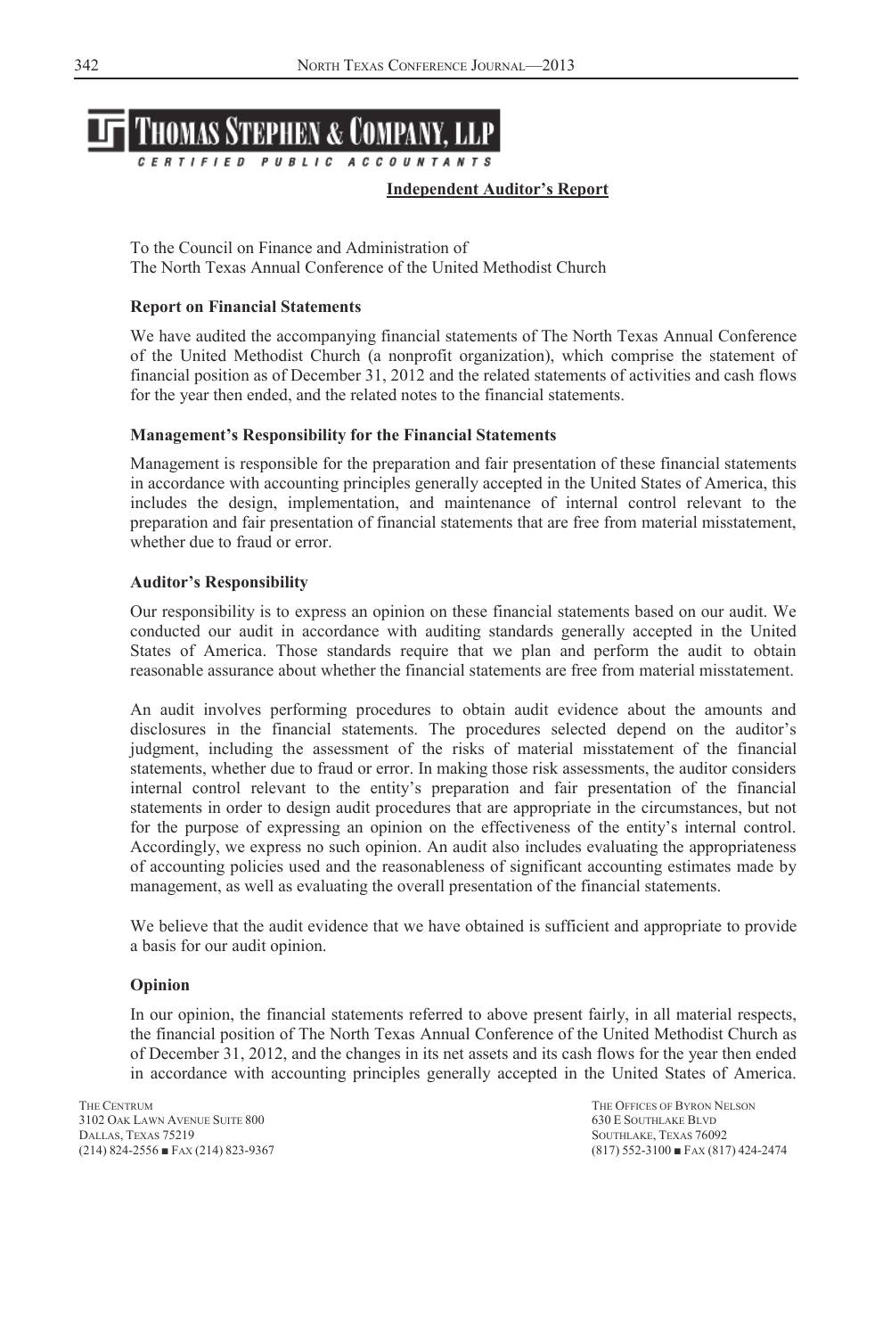**THOMAS STEPHEN & COMPANY, LLP**

CERTIFIED PUBLIC ACCOUNTANTS

## Independent Auditor's Report

To the Council on Finance and Administration of
The North Texas Annual Conference of the United Methodist Church

### Report on Financial Statements

We have audited the accompanying financial statements of The North Texas Annual Conference of the United Methodist Church (a nonprofit organization), which comprise the statement of financial position as of December 31, 2012 and the related statements of activities and cash flows for the year then ended, and the related notes to the financial statements.

### Management's Responsibility for the Financial Statements

Management is responsible for the preparation and fair presentation of these financial statements in accordance with accounting principles generally accepted in the United States of America, this includes the design, implementation, and maintenance of internal control relevant to the preparation and fair presentation of financial statements that are free from material misstatement, whether due to fraud or error.

### Auditor's Responsibility

Our responsibility is to express an opinion on these financial statements based on our audit. We conducted our audit in accordance with auditing standards generally accepted in the United States of America. Those standards require that we plan and perform the audit to obtain reasonable assurance about whether the financial statements are free from material misstatement.

An audit involves performing procedures to obtain audit evidence about the amounts and disclosures in the financial statements. The procedures selected depend on the auditor's judgment, including the assessment of the risks of material misstatement of the financial statements, whether due to fraud or error. In making those risk assessments, the auditor considers internal control relevant to the entity's preparation and fair presentation of the financial statements in order to design audit procedures that are appropriate in the circumstances, but not for the purpose of expressing an opinion on the effectiveness of the entity's internal control. Accordingly, we express no such opinion. An audit also includes evaluating the appropriateness of accounting policies used and the reasonableness of significant accounting estimates made by management, as well as evaluating the overall presentation of the financial statements.

We believe that the audit evidence that we have obtained is sufficient and appropriate to provide a basis for our audit opinion.

### Opinion

In our opinion, the financial statements referred to above present fairly, in all material respects, the financial position of The North Texas Annual Conference of the United Methodist Church as of December 31, 2012, and the changes in its net assets and its cash flows for the year then ended in accordance with accounting principles generally accepted in the United States of America.

THE CENTRUM
3102 OAK LAWN AVENUE SUITE 800
DALLAS, TEXAS 75219
(214) 824-2556 ■ FAX (214) 823-9367

THE OFFICES OF BYRON NELSON
630 E SOUTHLAKE BLVD
SOUTHLAKE, TEXAS 76092
(817) 552-3100 ■ FAX (817) 424-2474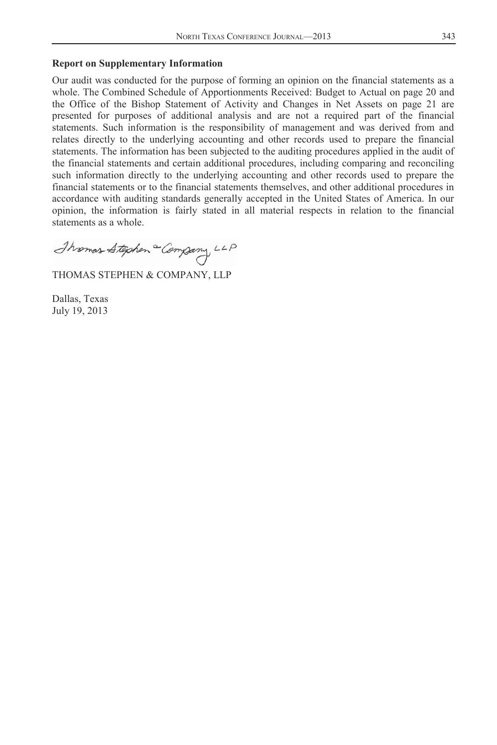**Report on Supplementary Information**

Our audit was conducted for the purpose of forming an opinion on the financial statements as a whole. The Combined Schedule of Apportionments Received: Budget to Actual on page 20 and the Office of the Bishop Statement of Activity and Changes in Net Assets on page 21 are presented for purposes of additional analysis and are not a required part of the financial statements. Such information is the responsibility of management and was derived from and relates directly to the underlying accounting and other records used to prepare the financial statements. The information has been subjected to the auditing procedures applied in the audit of the financial statements and certain additional procedures, including comparing and reconciling such information directly to the underlying accounting and other records used to prepare the financial statements or to the financial statements themselves, and other additional procedures in accordance with auditing standards generally accepted in the United States of America. In our opinion, the information is fairly stated in all material respects in relation to the financial statements as a whole.

*Thomas Stephen & Company, LLP*

THOMAS STEPHEN & COMPANY, LLP

Dallas, Texas
July 19, 2013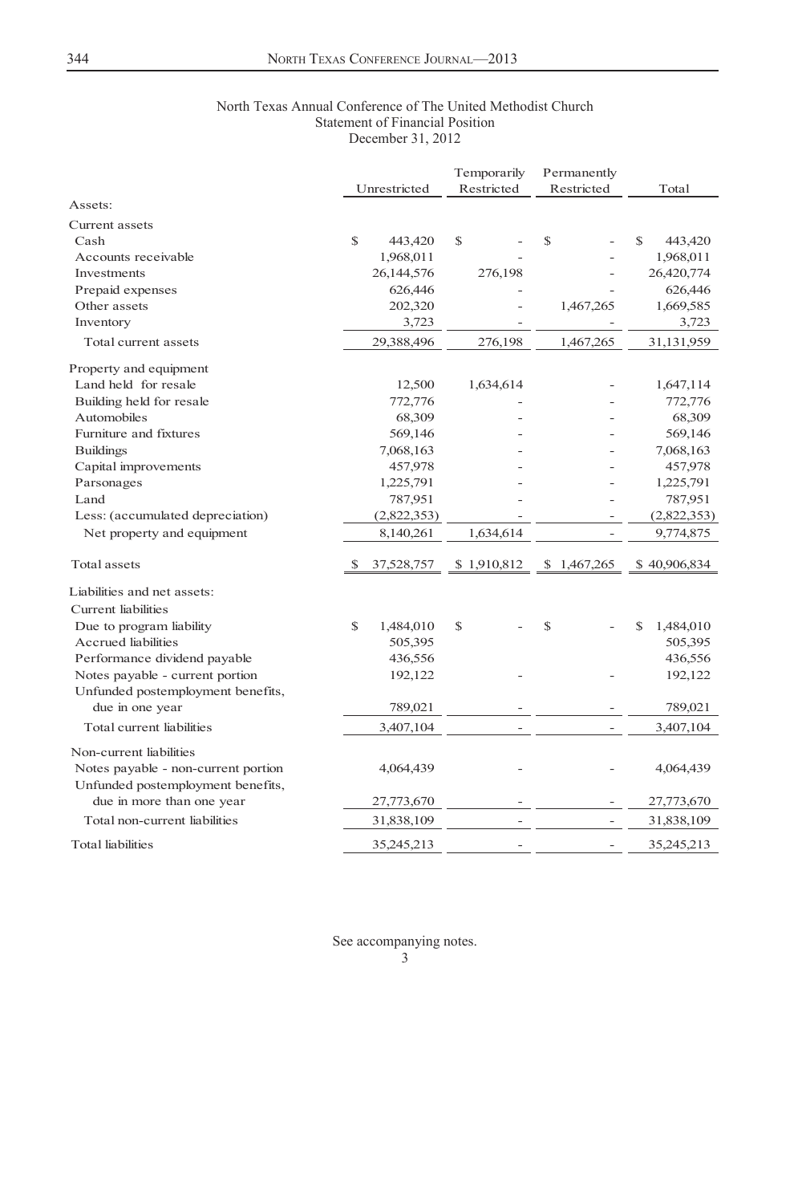North Texas Annual Conference of The United Methodist Church
Statement of Financial Position
December 31, 2012

| | Unrestricted | Temporarily Restricted | Permanently Restricted | Total |
|---|---|---|---|---|
| Assets: | | | | |
| Current assets | | | | |
| Cash | $ 443,420 | $ - | $ - | $ 443,420 |
| Accounts receivable | 1,968,011 | - | - | 1,968,011 |
| Investments | 26,144,576 | 276,198 | - | 26,420,774 |
| Prepaid expenses | 626,446 | - | - | 626,446 |
| Other assets | 202,320 | - | 1,467,265 | 1,669,585 |
| Inventory | 3,723 | - | - | 3,723 |
| Total current assets | 29,388,496 | 276,198 | 1,467,265 | 31,131,959 |
| Property and equipment | | | | |
| Land held for resale | 12,500 | 1,634,614 | - | 1,647,114 |
| Building held for resale | 772,776 | - | - | 772,776 |
| Automobiles | 68,309 | - | - | 68,309 |
| Furniture and fixtures | 569,146 | - | - | 569,146 |
| Buildings | 7,068,163 | - | - | 7,068,163 |
| Capital improvements | 457,978 | - | - | 457,978 |
| Parsonages | 1,225,791 | - | - | 1,225,791 |
| Land | 787,951 | - | - | 787,951 |
| Less: (accumulated depreciation) | (2,822,353) | - | - | (2,822,353) |
| Net property and equipment | 8,140,261 | 1,634,614 | - | 9,774,875 |
| Total assets | $ 37,528,757 | $ 1,910,812 | $ 1,467,265 | $ 40,906,834 |
| Liabilities and net assets: | | | | |
| Current liabilities | | | | |
| Due to program liability | $ 1,484,010 | $ - | $ - | $ 1,484,010 |
| Accrued liabilities | 505,395 | | | 505,395 |
| Performance dividend payable | 436,556 | | | 436,556 |
| Notes payable - current portion | 192,122 | - | - | 192,122 |
| Unfunded postemployment benefits, due in one year | 789,021 | - | - | 789,021 |
| Total current liabilities | 3,407,104 | - | - | 3,407,104 |
| Non-current liabilities | | | | |
| Notes payable - non-current portion | 4,064,439 | - | - | 4,064,439 |
| Unfunded postemployment benefits, due in more than one year | 27,773,670 | - | - | 27,773,670 |
| Total non-current liabilities | 31,838,109 | - | - | 31,838,109 |
| Total liabilities | 35,245,213 | - | - | 35,245,213 |

See accompanying notes.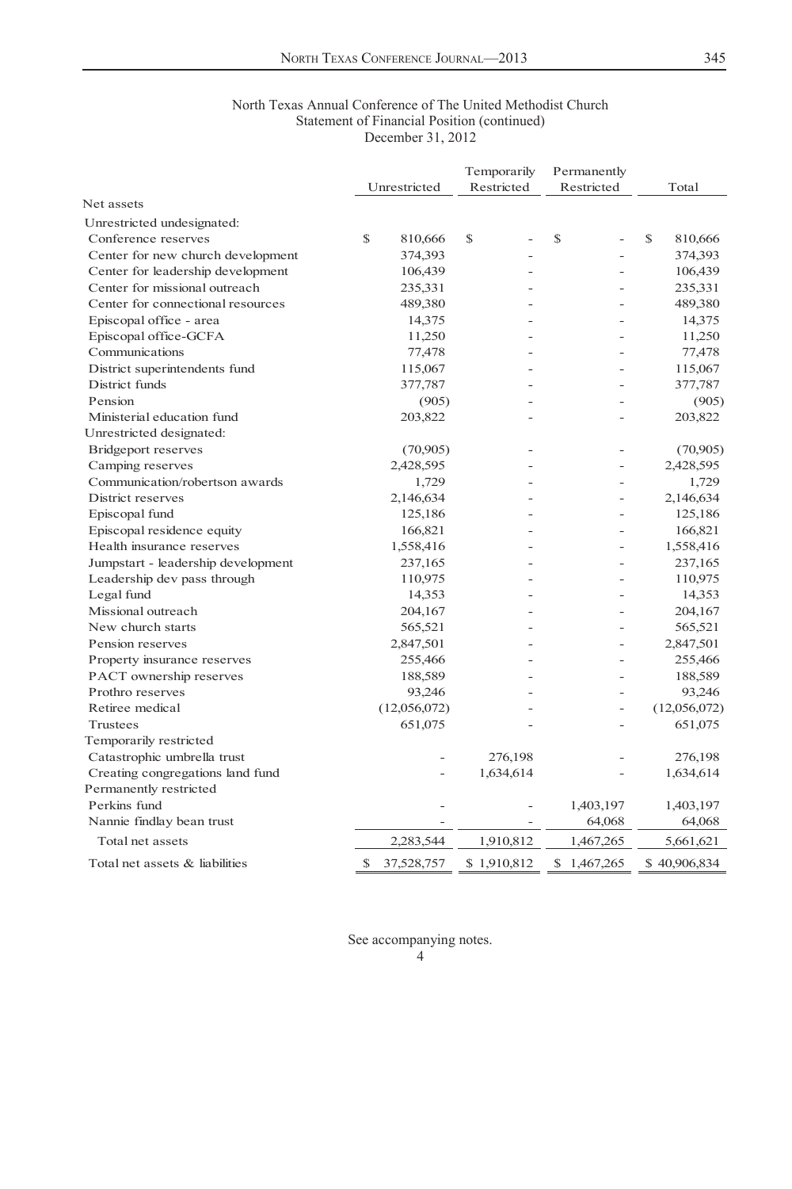North Texas Annual Conference of The United Methodist Church
Statement of Financial Position (continued)
December 31, 2012

| | Unrestricted | Temporarily Restricted | Permanently Restricted | Total |
|---|---|---|---|---|
| Net assets | | | | |
| Unrestricted undesignated: | | | | |
| Conference reserves | $ 810,666 | $ - | $ - | $ 810,666 |
| Center for new church development | 374,393 | - | - | 374,393 |
| Center for leadership development | 106,439 | - | - | 106,439 |
| Center for missional outreach | 235,331 | - | - | 235,331 |
| Center for connectional resources | 489,380 | - | - | 489,380 |
| Episcopal office - area | 14,375 | - | - | 14,375 |
| Episcopal office-GCFA | 11,250 | - | - | 11,250 |
| Communications | 77,478 | - | - | 77,478 |
| District superintendents fund | 115,067 | - | - | 115,067 |
| District funds | 377,787 | - | - | 377,787 |
| Pension | (905) | - | - | (905) |
| Ministerial education fund | 203,822 | - | - | 203,822 |
| Unrestricted designated: | | | | |
| Bridgeport reserves | (70,905) | - | - | (70,905) |
| Camping reserves | 2,428,595 | - | - | 2,428,595 |
| Communication/robertson awards | 1,729 | - | - | 1,729 |
| District reserves | 2,146,634 | - | - | 2,146,634 |
| Episcopal fund | 125,186 | - | - | 125,186 |
| Episcopal residence equity | 166,821 | - | - | 166,821 |
| Health insurance reserves | 1,558,416 | - | - | 1,558,416 |
| Jumpstart - leadership development | 237,165 | - | - | 237,165 |
| Leadership dev pass through | 110,975 | - | - | 110,975 |
| Legal fund | 14,353 | - | - | 14,353 |
| Missional outreach | 204,167 | - | - | 204,167 |
| New church starts | 565,521 | - | - | 565,521 |
| Pension reserves | 2,847,501 | - | - | 2,847,501 |
| Property insurance reserves | 255,466 | - | - | 255,466 |
| PACT ownership reserves | 188,589 | - | - | 188,589 |
| Prothro reserves | 93,246 | - | - | 93,246 |
| Retiree medical | (12,056,072) | - | - | (12,056,072) |
| Trustees | 651,075 | - | - | 651,075 |
| Temporarily restricted | | | | |
| Catastrophic umbrella trust | - | 276,198 | - | 276,198 |
| Creating congregations land fund | - | 1,634,614 | - | 1,634,614 |
| Permanently restricted | | | | |
| Perkins fund | - | - | 1,403,197 | 1,403,197 |
| Nannie findlay bean trust | - | - | 64,068 | 64,068 |
| Total net assets | 2,283,544 | 1,910,812 | 1,467,265 | 5,661,621 |
| Total net assets & liabilities | $ 37,528,757 | $ 1,910,812 | $ 1,467,265 | $ 40,906,834 |

See accompanying notes.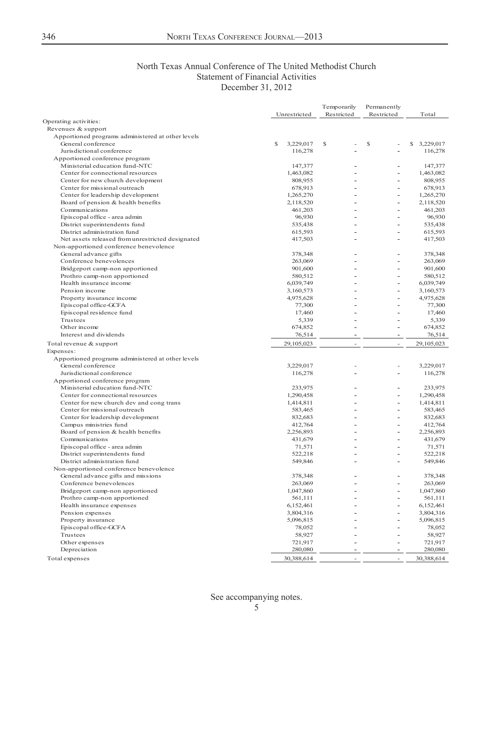North Texas Annual Conference of The United Methodist Church
Statement of Financial Activities
December 31, 2012

| | Unrestricted | Temporarily Restricted | Permanently Restricted | Total |
|---|---|---|---|---|
| Operating activities: | | | | |
| Revenues & support | | | | |
| Apportioned programs administered at other levels | | | | |
| General conference | $ 3,229,017 | $ - | $ - | $ 3,229,017 |
| Jurisdictional conference | 116,278 | - | - | 116,278 |
| Apportioned conference program | | | | |
| Ministerial education fund-NTC | 147,377 | - | - | 147,377 |
| Center for connectional resources | 1,463,082 | - | - | 1,463,082 |
| Center for new church development | 808,955 | - | - | 808,955 |
| Center for missional outreach | 678,913 | - | - | 678,913 |
| Center for leadership development | 1,265,270 | - | - | 1,265,270 |
| Board of pension & health benefits | 2,118,520 | - | - | 2,118,520 |
| Communications | 461,203 | - | - | 461,203 |
| Episcopal office - area admin | 96,930 | - | - | 96,930 |
| District superintendents fund | 535,438 | - | - | 535,438 |
| District administration fund | 615,593 | - | - | 615,593 |
| Net assets released from unrestricted designated | 417,503 | - | - | 417,503 |
| Non-apportioned conference benevolence | | | | |
| General advance gifts | 378,348 | - | - | 378,348 |
| Conference benevolences | 263,069 | - | - | 263,069 |
| Bridgeport camp-non apportioned | 901,600 | - | - | 901,600 |
| Prothro camp-non apportioned | 580,512 | - | - | 580,512 |
| Health insurance income | 6,039,749 | - | - | 6,039,749 |
| Pension income | 3,160,573 | - | - | 3,160,573 |
| Property insurance income | 4,975,628 | - | - | 4,975,628 |
| Episcopal office-GCFA | 77,300 | - | - | 77,300 |
| Episcopal residence fund | 17,460 | - | - | 17,460 |
| Trustees | 5,339 | - | - | 5,339 |
| Other income | 674,852 | - | - | 674,852 |
| Interest and dividends | 76,514 | - | - | 76,514 |
| Total revenue & support | 29,105,023 | - | - | 29,105,023 |
| Expenses: | | | | |
| Apportioned programs administered at other levels | | | | |
| General conference | 3,229,017 | - | - | 3,229,017 |
| Jurisdictional conference | 116,278 | - | - | 116,278 |
| Apportioned conference program | | | | |
| Ministerial education fund-NTC | 233,975 | - | - | 233,975 |
| Center for connectional resources | 1,290,458 | - | - | 1,290,458 |
| Center for new church dev and cong trans | 1,414,811 | - | - | 1,414,811 |
| Center for missional outreach | 583,465 | - | - | 583,465 |
| Center for leadership development | 832,683 | - | - | 832,683 |
| Campus ministries fund | 412,764 | - | - | 412,764 |
| Board of pension & health benefits | 2,256,893 | - | - | 2,256,893 |
| Communications | 431,679 | - | - | 431,679 |
| Episcopal office - area admin | 71,571 | - | - | 71,571 |
| District superintendents fund | 522,218 | - | - | 522,218 |
| District administration fund | 549,846 | - | - | 549,846 |
| Non-apportioned conference benevolence | | | | |
| General advance gifts and missions | 378,348 | - | - | 378,348 |
| Conference benevolences | 263,069 | - | - | 263,069 |
| Bridgeport camp-non apportioned | 1,047,860 | - | - | 1,047,860 |
| Prothro camp-non apportioned | 561,111 | - | - | 561,111 |
| Health insurance expenses | 6,152,461 | - | - | 6,152,461 |
| Pension expenses | 3,804,316 | - | - | 3,804,316 |
| Property insurance | 5,096,815 | - | - | 5,096,815 |
| Episcopal office-GCFA | 78,052 | - | - | 78,052 |
| Trustees | 58,927 | - | - | 58,927 |
| Other expenses | 721,917 | - | - | 721,917 |
| Depreciation | 280,080 | - | - | 280,080 |
| Total expenses | 30,388,614 | - | - | 30,388,614 |

See accompanying notes.

5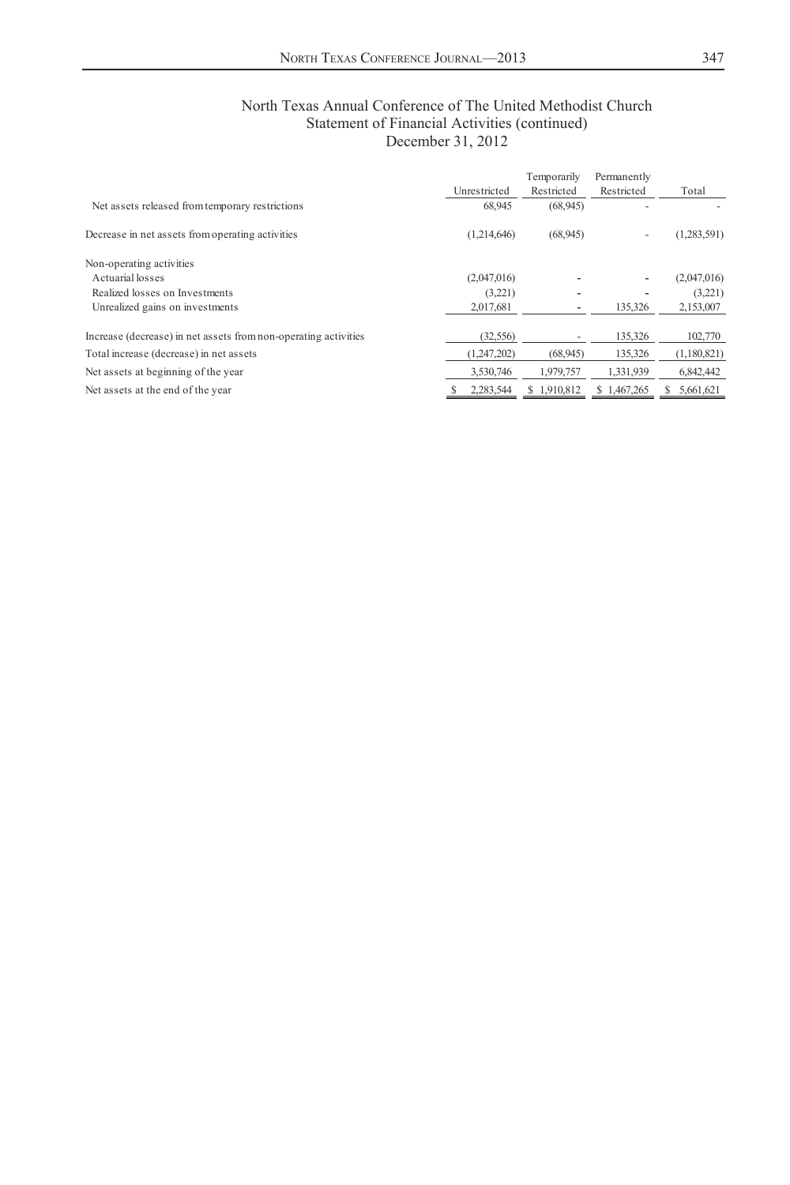North Texas Annual Conference of The United Methodist Church
Statement of Financial Activities (continued)
December 31, 2012

| | Unrestricted | Temporarily Restricted | Permanently Restricted | Total |
|---|---|---|---|---|
| Net assets released from temporary restrictions | 68,945 | (68,945) | - | - |
| Decrease in net assets from operating activities | (1,214,646) | (68,945) | - | (1,283,591) |
| Non-operating activities | | | | |
| Actuarial losses | (2,047,016) | - | - | (2,047,016) |
| Realized losses on Investments | (3,221) | - | - | (3,221) |
| Unrealized gains on investments | 2,017,681 | - | 135,326 | 2,153,007 |
| Increase (decrease) in net assets from non-operating activities | (32,556) | - | 135,326 | 102,770 |
| Total increase (decrease) in net assets | (1,247,202) | (68,945) | 135,326 | (1,180,821) |
| Net assets at beginning of the year | 3,530,746 | 1,979,757 | 1,331,939 | 6,842,442 |
| Net assets at the end of the year | $ 2,283,544 | $ 1,910,812 | $ 1,467,265 | $ 5,661,621 |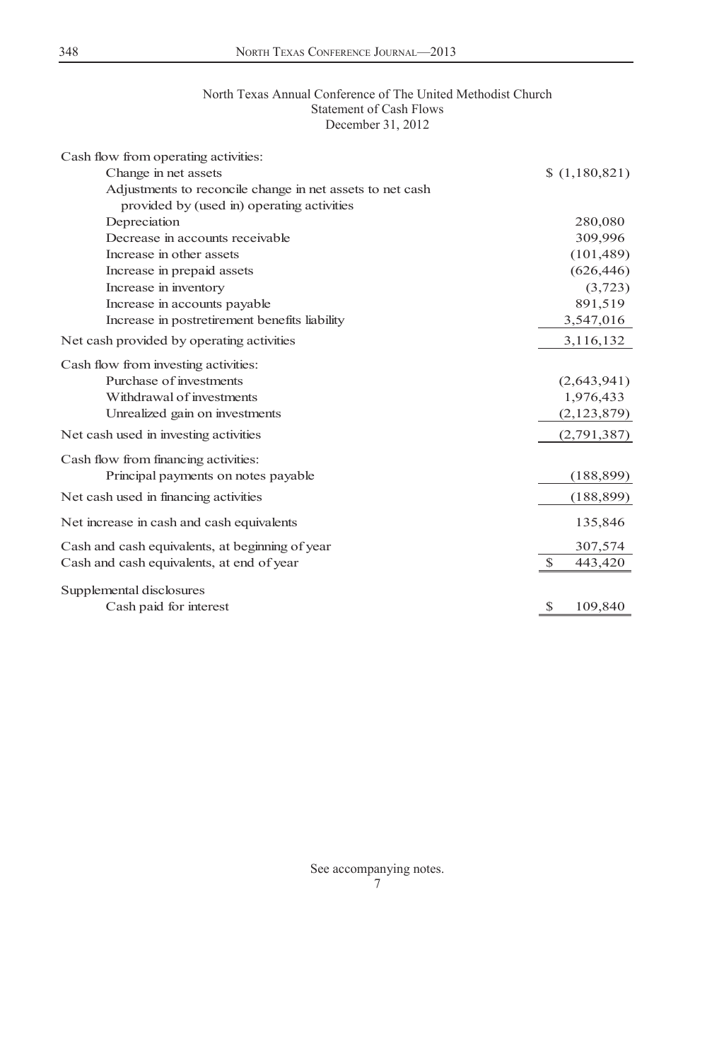North Texas Annual Conference of The United Methodist Church
Statement of Cash Flows
December 31, 2012

| | |
|---|---|
| Cash flow from operating activities: | |
| Change in net assets | $ (1,180,821) |
| Adjustments to reconcile change in net assets to net cash provided by (used in) operating activities | |
| Depreciation | 280,080 |
| Decrease in accounts receivable | 309,996 |
| Increase in other assets | (101,489) |
| Increase in prepaid assets | (626,446) |
| Increase in inventory | (3,723) |
| Increase in accounts payable | 891,519 |
| Increase in postretirement benefits liability | 3,547,016 |
| Net cash provided by operating activities | 3,116,132 |
| Cash flow from investing activities: | |
| Purchase of investments | (2,643,941) |
| Withdrawal of investments | 1,976,433 |
| Unrealized gain on investments | (2,123,879) |
| Net cash used in investing activities | (2,791,387) |
| Cash flow from financing activities: | |
| Principal payments on notes payable | (188,899) |
| Net cash used in financing activities | (188,899) |
| Net increase in cash and cash equivalents | 135,846 |
| Cash and cash equivalents, at beginning of year | 307,574 |
| Cash and cash equivalents, at end of year | $ 443,420 |
| Supplemental disclosures | |
| Cash paid for interest | $ 109,840 |

See accompanying notes.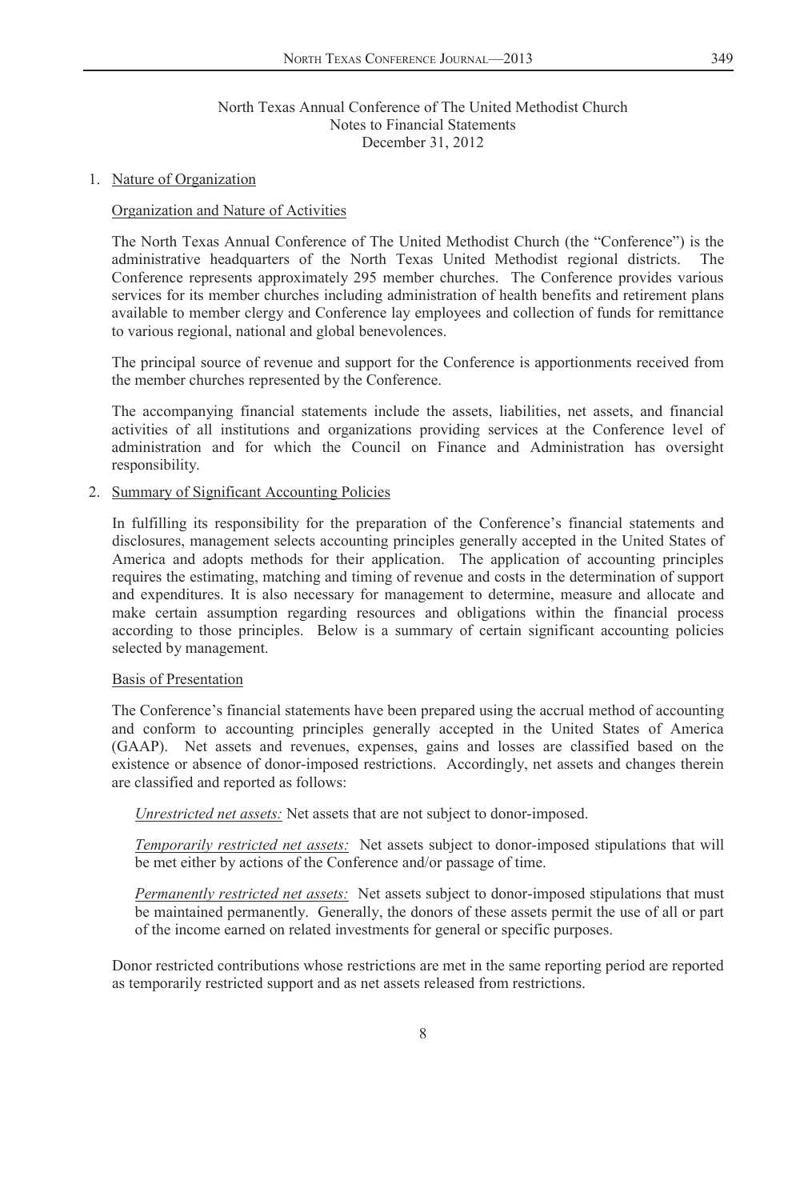North Texas Annual Conference of The United Methodist Church
Notes to Financial Statements
December 31, 2012

1. Nature of Organization

   Organization and Nature of Activities

   The North Texas Annual Conference of The United Methodist Church (the "Conference") is the administrative headquarters of the North Texas United Methodist regional districts. The Conference represents approximately 295 member churches. The Conference provides various services for its member churches including administration of health benefits and retirement plans available to member clergy and Conference lay employees and collection of funds for remittance to various regional, national and global benevolences.

   The principal source of revenue and support for the Conference is apportionments received from the member churches represented by the Conference.

   The accompanying financial statements include the assets, liabilities, net assets, and financial activities of all institutions and organizations providing services at the Conference level of administration and for which the Council on Finance and Administration has oversight responsibility.

2. Summary of Significant Accounting Policies

   In fulfilling its responsibility for the preparation of the Conference's financial statements and disclosures, management selects accounting principles generally accepted in the United States of America and adopts methods for their application. The application of accounting principles requires the estimating, matching and timing of revenue and costs in the determination of support and expenditures. It is also necessary for management to determine, measure and allocate and make certain assumption regarding resources and obligations within the financial process according to those principles. Below is a summary of certain significant accounting policies selected by management.

   Basis of Presentation

   The Conference's financial statements have been prepared using the accrual method of accounting and conform to accounting principles generally accepted in the United States of America (GAAP). Net assets and revenues, expenses, gains and losses are classified based on the existence or absence of donor-imposed restrictions. Accordingly, net assets and changes therein are classified and reported as follows:

   *Unrestricted net assets:* Net assets that are not subject to donor-imposed.

   *Temporarily restricted net assets:* Net assets subject to donor-imposed stipulations that will be met either by actions of the Conference and/or passage of time.

   *Permanently restricted net assets:* Net assets subject to donor-imposed stipulations that must be maintained permanently. Generally, the donors of these assets permit the use of all or part of the income earned on related investments for general or specific purposes.

   Donor restricted contributions whose restrictions are met in the same reporting period are reported as temporarily restricted support and as net assets released from restrictions.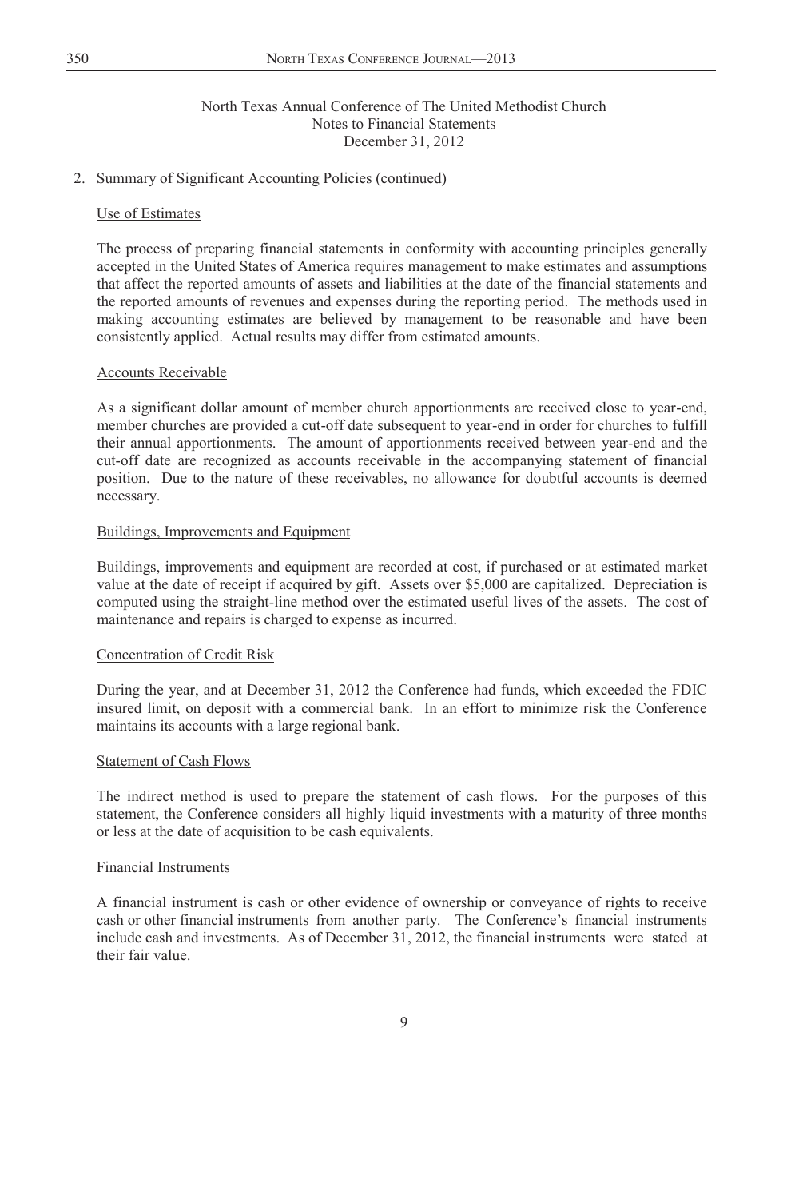North Texas Annual Conference of The United Methodist Church
Notes to Financial Statements
December 31, 2012

## 2. Summary of Significant Accounting Policies (continued)

### Use of Estimates

The process of preparing financial statements in conformity with accounting principles generally accepted in the United States of America requires management to make estimates and assumptions that affect the reported amounts of assets and liabilities at the date of the financial statements and the reported amounts of revenues and expenses during the reporting period. The methods used in making accounting estimates are believed by management to be reasonable and have been consistently applied. Actual results may differ from estimated amounts.

### Accounts Receivable

As a significant dollar amount of member church apportionments are received close to year-end, member churches are provided a cut-off date subsequent to year-end in order for churches to fulfill their annual apportionments. The amount of apportionments received between year-end and the cut-off date are recognized as accounts receivable in the accompanying statement of financial position. Due to the nature of these receivables, no allowance for doubtful accounts is deemed necessary.

### Buildings, Improvements and Equipment

Buildings, improvements and equipment are recorded at cost, if purchased or at estimated market value at the date of receipt if acquired by gift. Assets over $5,000 are capitalized. Depreciation is computed using the straight-line method over the estimated useful lives of the assets. The cost of maintenance and repairs is charged to expense as incurred.

### Concentration of Credit Risk

During the year, and at December 31, 2012 the Conference had funds, which exceeded the FDIC insured limit, on deposit with a commercial bank. In an effort to minimize risk the Conference maintains its accounts with a large regional bank.

### Statement of Cash Flows

The indirect method is used to prepare the statement of cash flows. For the purposes of this statement, the Conference considers all highly liquid investments with a maturity of three months or less at the date of acquisition to be cash equivalents.

### Financial Instruments

A financial instrument is cash or other evidence of ownership or conveyance of rights to receive cash or other financial instruments from another party. The Conference's financial instruments include cash and investments. As of December 31, 2012, the financial instruments were stated at their fair value.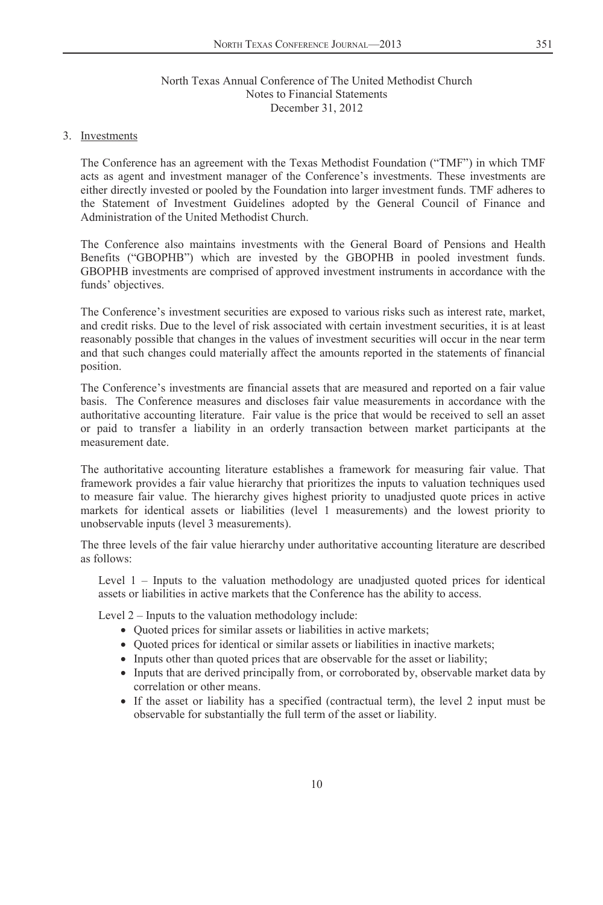North Texas Annual Conference of The United Methodist Church
Notes to Financial Statements
December 31, 2012

3. Investments

The Conference has an agreement with the Texas Methodist Foundation ("TMF") in which TMF acts as agent and investment manager of the Conference's investments. These investments are either directly invested or pooled by the Foundation into larger investment funds. TMF adheres to the Statement of Investment Guidelines adopted by the General Council of Finance and Administration of the United Methodist Church.

The Conference also maintains investments with the General Board of Pensions and Health Benefits ("GBOPHB") which are invested by the GBOPHB in pooled investment funds. GBOPHB investments are comprised of approved investment instruments in accordance with the funds' objectives.

The Conference's investment securities are exposed to various risks such as interest rate, market, and credit risks. Due to the level of risk associated with certain investment securities, it is at least reasonably possible that changes in the values of investment securities will occur in the near term and that such changes could materially affect the amounts reported in the statements of financial position.

The Conference's investments are financial assets that are measured and reported on a fair value basis. The Conference measures and discloses fair value measurements in accordance with the authoritative accounting literature. Fair value is the price that would be received to sell an asset or paid to transfer a liability in an orderly transaction between market participants at the measurement date.

The authoritative accounting literature establishes a framework for measuring fair value. That framework provides a fair value hierarchy that prioritizes the inputs to valuation techniques used to measure fair value. The hierarchy gives highest priority to unadjusted quote prices in active markets for identical assets or liabilities (level 1 measurements) and the lowest priority to unobservable inputs (level 3 measurements).

The three levels of the fair value hierarchy under authoritative accounting literature are described as follows:

Level 1 – Inputs to the valuation methodology are unadjusted quoted prices for identical assets or liabilities in active markets that the Conference has the ability to access.

Level 2 – Inputs to the valuation methodology include:

- Quoted prices for similar assets or liabilities in active markets;
- Quoted prices for identical or similar assets or liabilities in inactive markets;
- Inputs other than quoted prices that are observable for the asset or liability;
- Inputs that are derived principally from, or corroborated by, observable market data by correlation or other means.
- If the asset or liability has a specified (contractual term), the level 2 input must be observable for substantially the full term of the asset or liability.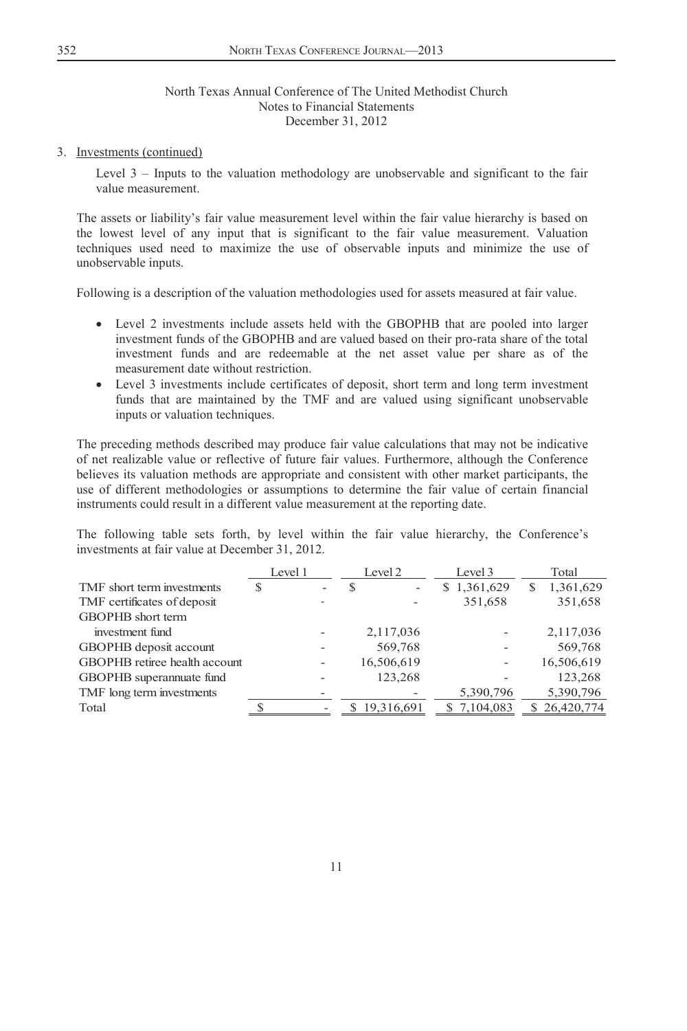North Texas Annual Conference of The United Methodist Church
Notes to Financial Statements
December 31, 2012

3. Investments (continued)

   Level 3 – Inputs to the valuation methodology are unobservable and significant to the fair value measurement.

The assets or liability's fair value measurement level within the fair value hierarchy is based on the lowest level of any input that is significant to the fair value measurement. Valuation techniques used need to maximize the use of observable inputs and minimize the use of unobservable inputs.

Following is a description of the valuation methodologies used for assets measured at fair value.

- Level 2 investments include assets held with the GBOPHB that are pooled into larger investment funds of the GBOPHB and are valued based on their pro-rata share of the total investment funds and are redeemable at the net asset value per share as of the measurement date without restriction.
- Level 3 investments include certificates of deposit, short term and long term investment funds that are maintained by the TMF and are valued using significant unobservable inputs or valuation techniques.

The preceding methods described may produce fair value calculations that may not be indicative of net realizable value or reflective of future fair values. Furthermore, although the Conference believes its valuation methods are appropriate and consistent with other market participants, the use of different methodologies or assumptions to determine the fair value of certain financial instruments could result in a different value measurement at the reporting date.

The following table sets forth, by level within the fair value hierarchy, the Conference's investments at fair value at December 31, 2012.

| | Level 1 | Level 2 | Level 3 | Total |
|---|---|---|---|---|
| TMF short term investments | $ - | $ - | $ 1,361,629 | $ 1,361,629 |
| TMF certificates of deposit | - | - | 351,658 | 351,658 |
| GBOPHB short term investment fund | - | 2,117,036 | - | 2,117,036 |
| GBOPHB deposit account | - | 569,768 | - | 569,768 |
| GBOPHB retiree health account | - | 16,506,619 | - | 16,506,619 |
| GBOPHB superannuate fund | - | 123,268 | - | 123,268 |
| TMF long term investments | - | - | 5,390,796 | 5,390,796 |
| Total | $ - | $ 19,316,691 | $ 7,104,083 | $ 26,420,774 |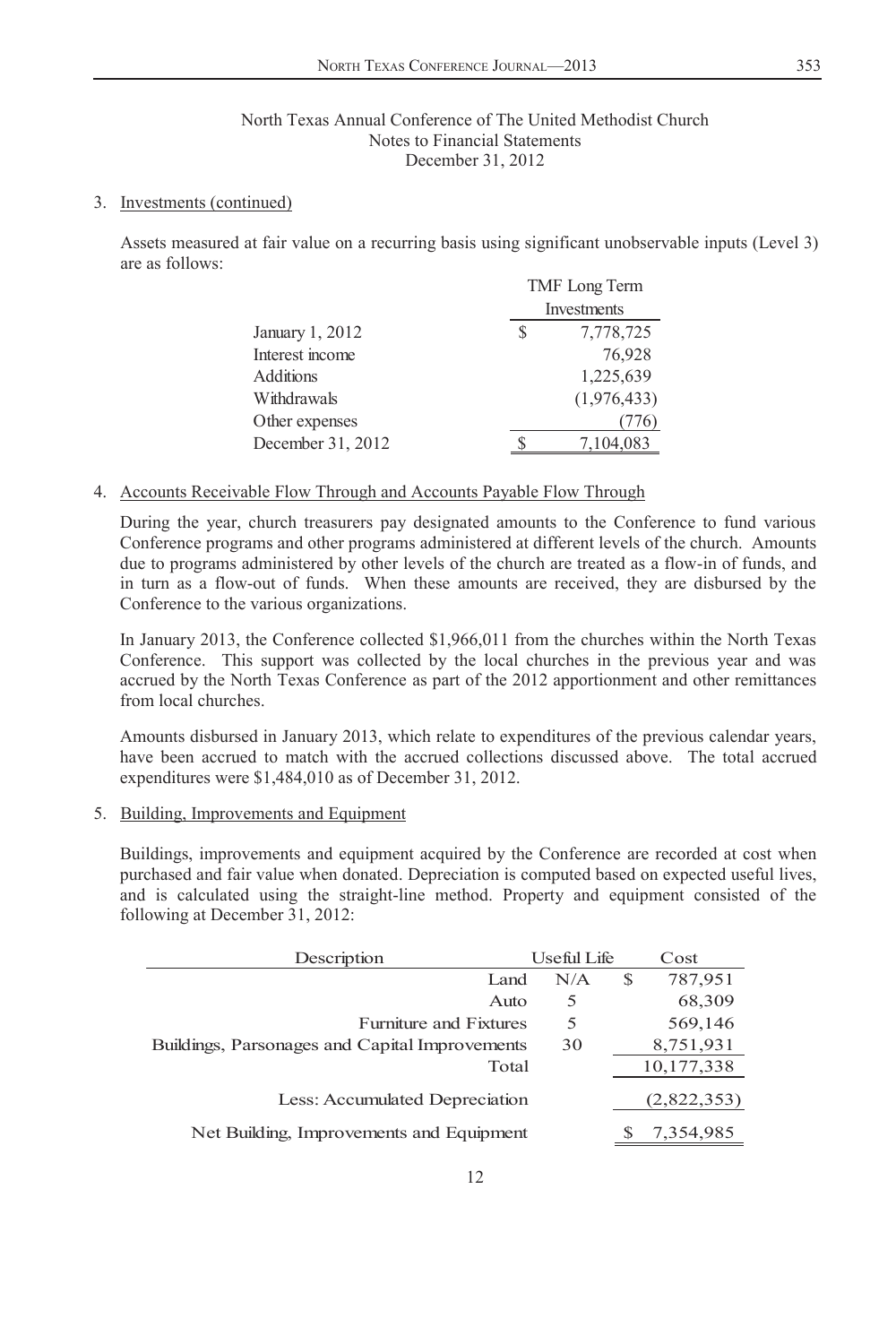North Texas Annual Conference of The United Methodist Church
Notes to Financial Statements
December 31, 2012

3. Investments (continued)

Assets measured at fair value on a recurring basis using significant unobservable inputs (Level 3) are as follows:

| | TMF Long Term Investments |
|---|---|
| January 1, 2012 | $ 7,778,725 |
| Interest income | 76,928 |
| Additions | 1,225,639 |
| Withdrawals | (1,976,433) |
| Other expenses | (776) |
| December 31, 2012 | $ 7,104,083 |

4. Accounts Receivable Flow Through and Accounts Payable Flow Through

During the year, church treasurers pay designated amounts to the Conference to fund various Conference programs and other programs administered at different levels of the church. Amounts due to programs administered by other levels of the church are treated as a flow-in of funds, and in turn as a flow-out of funds. When these amounts are received, they are disbursed by the Conference to the various organizations.

In January 2013, the Conference collected $1,966,011 from the churches within the North Texas Conference. This support was collected by the local churches in the previous year and was accrued by the North Texas Conference as part of the 2012 apportionment and other remittances from local churches.

Amounts disbursed in January 2013, which relate to expenditures of the previous calendar years, have been accrued to match with the accrued collections discussed above. The total accrued expenditures were $1,484,010 as of December 31, 2012.

5. Building, Improvements and Equipment

Buildings, improvements and equipment acquired by the Conference are recorded at cost when purchased and fair value when donated. Depreciation is computed based on expected useful lives, and is calculated using the straight-line method. Property and equipment consisted of the following at December 31, 2012:

| Description | Useful Life | Cost |
|---|---|---|
| Land | N/A | $ 787,951 |
| Auto | 5 | 68,309 |
| Furniture and Fixtures | 5 | 569,146 |
| Buildings, Parsonages and Capital Improvements | 30 | 8,751,931 |
| Total | | 10,177,338 |
| Less: Accumulated Depreciation | | (2,822,353) |
| Net Building, Improvements and Equipment | | $ 7,354,985 |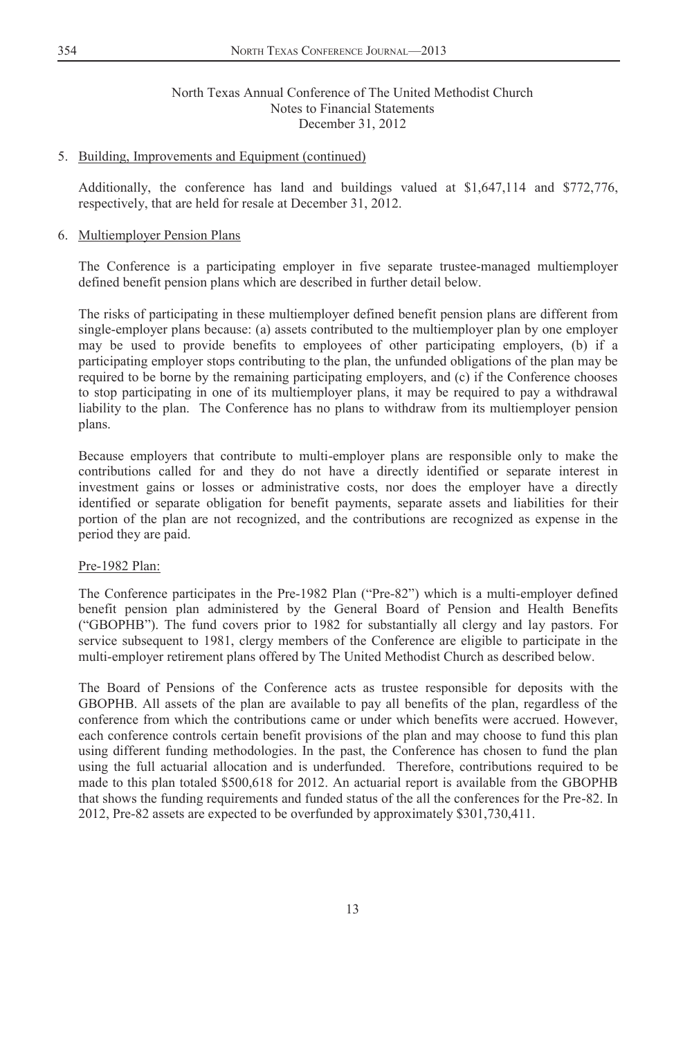North Texas Annual Conference of The United Methodist Church
Notes to Financial Statements
December 31, 2012

5. Building, Improvements and Equipment (continued)

   Additionally, the conference has land and buildings valued at $1,647,114 and $772,776, respectively, that are held for resale at December 31, 2012.

6. Multiemployer Pension Plans

   The Conference is a participating employer in five separate trustee-managed multiemployer defined benefit pension plans which are described in further detail below.

   The risks of participating in these multiemployer defined benefit pension plans are different from single-employer plans because: (a) assets contributed to the multiemployer plan by one employer may be used to provide benefits to employees of other participating employers, (b) if a participating employer stops contributing to the plan, the unfunded obligations of the plan may be required to be borne by the remaining participating employers, and (c) if the Conference chooses to stop participating in one of its multiemployer plans, it may be required to pay a withdrawal liability to the plan. The Conference has no plans to withdraw from its multiemployer pension plans.

   Because employers that contribute to multi-employer plans are responsible only to make the contributions called for and they do not have a directly identified or separate interest in investment gains or losses or administrative costs, nor does the employer have a directly identified or separate obligation for benefit payments, separate assets and liabilities for their portion of the plan are not recognized, and the contributions are recognized as expense in the period they are paid.

   Pre-1982 Plan:

   The Conference participates in the Pre-1982 Plan ("Pre-82") which is a multi-employer defined benefit pension plan administered by the General Board of Pension and Health Benefits ("GBOPHB"). The fund covers prior to 1982 for substantially all clergy and lay pastors. For service subsequent to 1981, clergy members of the Conference are eligible to participate in the multi-employer retirement plans offered by The United Methodist Church as described below.

   The Board of Pensions of the Conference acts as trustee responsible for deposits with the GBOPHB. All assets of the plan are available to pay all benefits of the plan, regardless of the conference from which the contributions came or under which benefits were accrued. However, each conference controls certain benefit provisions of the plan and may choose to fund this plan using different funding methodologies. In the past, the Conference has chosen to fund the plan using the full actuarial allocation and is underfunded. Therefore, contributions required to be made to this plan totaled $500,618 for 2012. An actuarial report is available from the GBOPHB that shows the funding requirements and funded status of the all the conferences for the Pre-82. In 2012, Pre-82 assets are expected to be overfunded by approximately $301,730,411.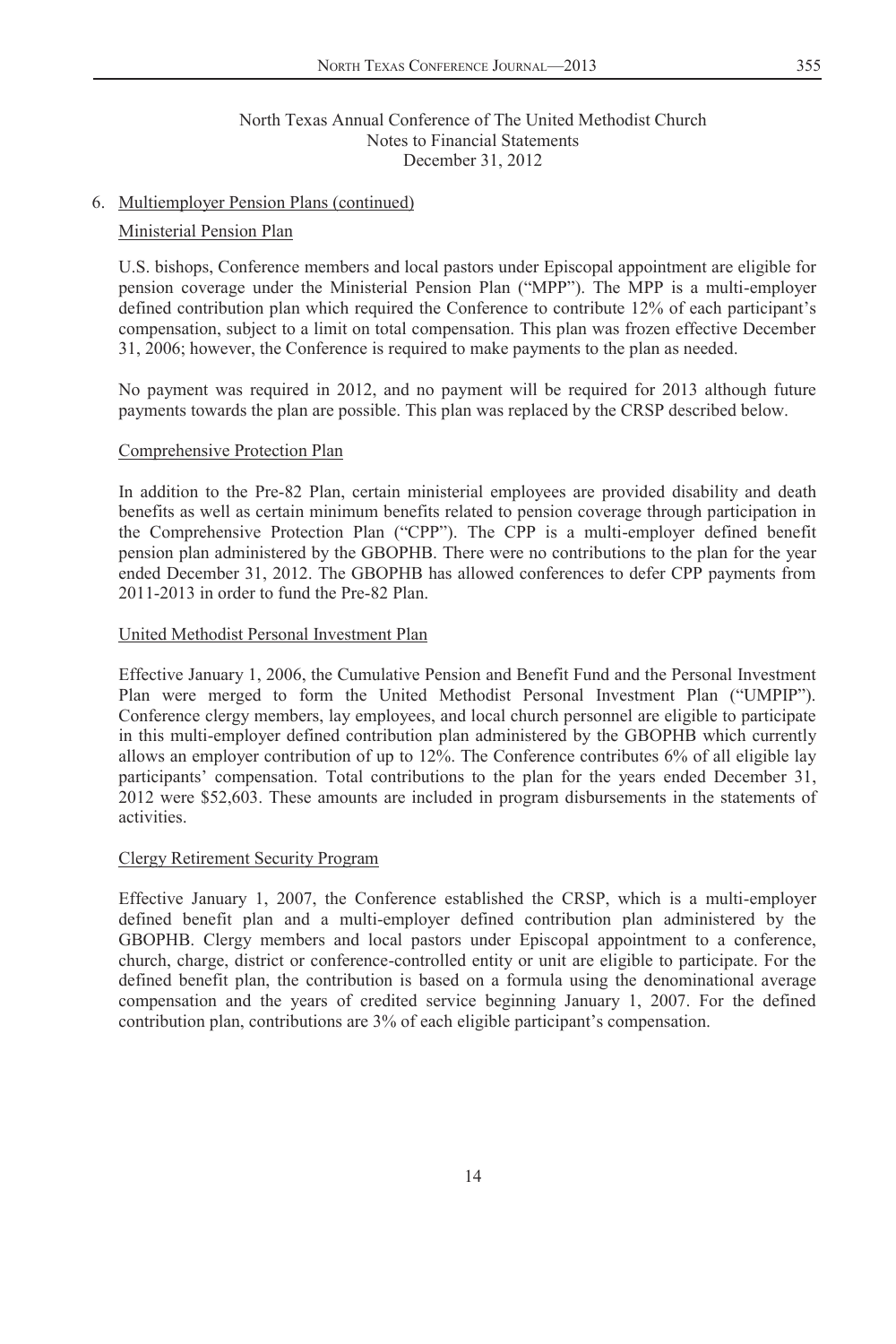North Texas Annual Conference of The United Methodist Church
Notes to Financial Statements
December 31, 2012

6. Multiemployer Pension Plans (continued)

Ministerial Pension Plan

U.S. bishops, Conference members and local pastors under Episcopal appointment are eligible for pension coverage under the Ministerial Pension Plan ("MPP"). The MPP is a multi-employer defined contribution plan which required the Conference to contribute 12% of each participant's compensation, subject to a limit on total compensation. This plan was frozen effective December 31, 2006; however, the Conference is required to make payments to the plan as needed.

No payment was required in 2012, and no payment will be required for 2013 although future payments towards the plan are possible. This plan was replaced by the CRSP described below.

Comprehensive Protection Plan

In addition to the Pre-82 Plan, certain ministerial employees are provided disability and death benefits as well as certain minimum benefits related to pension coverage through participation in the Comprehensive Protection Plan ("CPP"). The CPP is a multi-employer defined benefit pension plan administered by the GBOPHB. There were no contributions to the plan for the year ended December 31, 2012. The GBOPHB has allowed conferences to defer CPP payments from 2011-2013 in order to fund the Pre-82 Plan.

United Methodist Personal Investment Plan

Effective January 1, 2006, the Cumulative Pension and Benefit Fund and the Personal Investment Plan were merged to form the United Methodist Personal Investment Plan ("UMPIP"). Conference clergy members, lay employees, and local church personnel are eligible to participate in this multi-employer defined contribution plan administered by the GBOPHB which currently allows an employer contribution of up to 12%. The Conference contributes 6% of all eligible lay participants' compensation. Total contributions to the plan for the years ended December 31, 2012 were $52,603. These amounts are included in program disbursements in the statements of activities.

Clergy Retirement Security Program

Effective January 1, 2007, the Conference established the CRSP, which is a multi-employer defined benefit plan and a multi-employer defined contribution plan administered by the GBOPHB. Clergy members and local pastors under Episcopal appointment to a conference, church, charge, district or conference-controlled entity or unit are eligible to participate. For the defined benefit plan, the contribution is based on a formula using the denominational average compensation and the years of credited service beginning January 1, 2007. For the defined contribution plan, contributions are 3% of each eligible participant's compensation.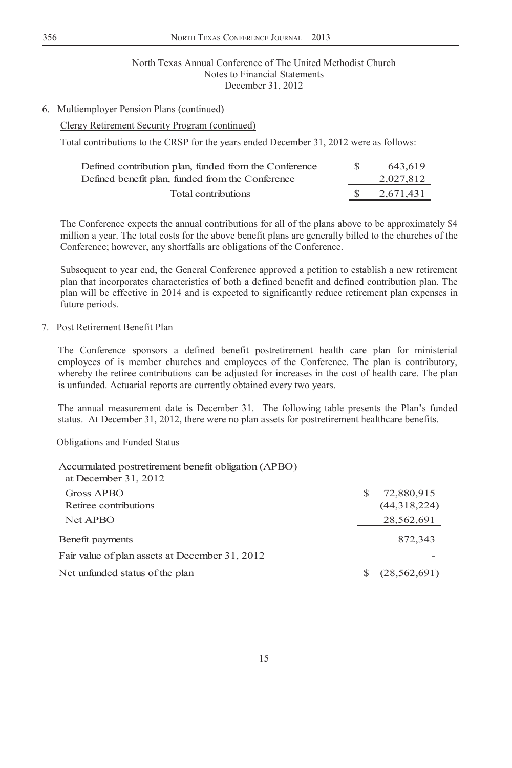North Texas Annual Conference of The United Methodist Church
Notes to Financial Statements
December 31, 2012

6. Multiemployer Pension Plans (continued)

Clergy Retirement Security Program (continued)

Total contributions to the CRSP for the years ended December 31, 2012 were as follows:

| | | |
|---|---|---|
| Defined contribution plan, funded from the Conference | $ | 643,619 |
| Defined benefit plan, funded from the Conference | | 2,027,812 |
| Total contributions | $ | 2,671,431 |

The Conference expects the annual contributions for all of the plans above to be approximately $4 million a year. The total costs for the above benefit plans are generally billed to the churches of the Conference; however, any shortfalls are obligations of the Conference.

Subsequent to year end, the General Conference approved a petition to establish a new retirement plan that incorporates characteristics of both a defined benefit and defined contribution plan. The plan will be effective in 2014 and is expected to significantly reduce retirement plan expenses in future periods.

7. Post Retirement Benefit Plan

The Conference sponsors a defined benefit postretirement health care plan for ministerial employees of is member churches and employees of the Conference. The plan is contributory, whereby the retiree contributions can be adjusted for increases in the cost of health care. The plan is unfunded. Actuarial reports are currently obtained every two years.

The annual measurement date is December 31. The following table presents the Plan's funded status. At December 31, 2012, there were no plan assets for postretirement healthcare benefits.

Obligations and Funded Status

| | | |
|---|---|---|
| Accumulated postretirement benefit obligation (APBO) at December 31, 2012 | | |
| Gross APBO | $ | 72,880,915 |
| Retiree contributions | | (44,318,224) |
| Net APBO | | 28,562,691 |
| Benefit payments | | 872,343 |
| Fair value of plan assets at December 31, 2012 | | - |
| Net unfunded status of the plan | $ | (28,562,691) |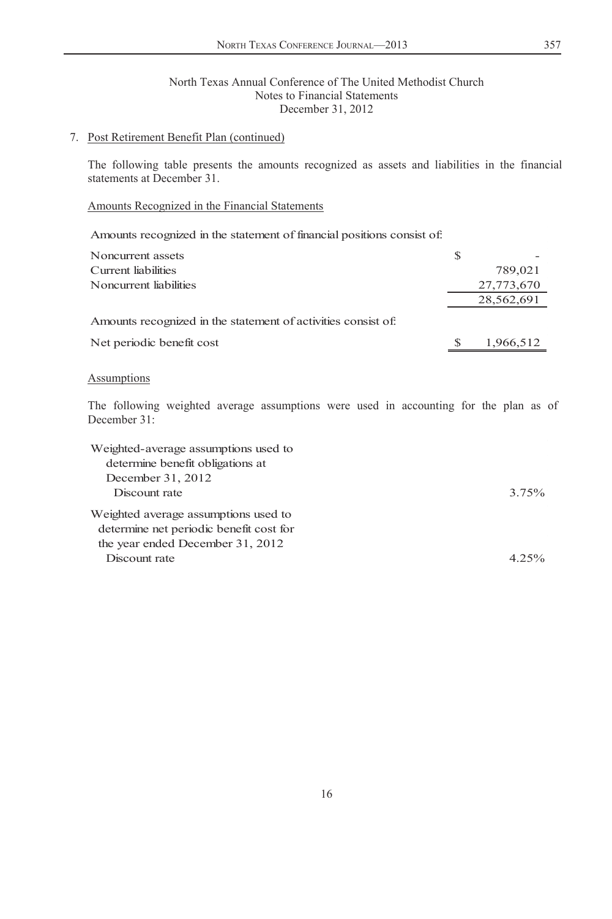North Texas Annual Conference of The United Methodist Church
Notes to Financial Statements
December 31, 2012

7. Post Retirement Benefit Plan (continued)

The following table presents the amounts recognized as assets and liabilities in the financial statements at December 31.

Amounts Recognized in the Financial Statements

| Amounts recognized in the statement of financial positions consist of: | |
|---|---|
| Noncurrent assets | $ - |
| Current liabilities | 789,021 |
| Noncurrent liabilities | 27,773,670 |
| | 28,562,691 |
| **Amounts recognized in the statement of activities consist of:** | |
| Net periodic benefit cost | $ 1,966,512 |

Assumptions

The following weighted average assumptions were used in accounting for the plan as of December 31:

| | |
|---|---|
| Weighted-average assumptions used to determine benefit obligations at December 31, 2012 | |
| Discount rate | 3.75% |
| Weighted average assumptions used to determine net periodic benefit cost for the year ended December 31, 2012 | |
| Discount rate | 4.25% |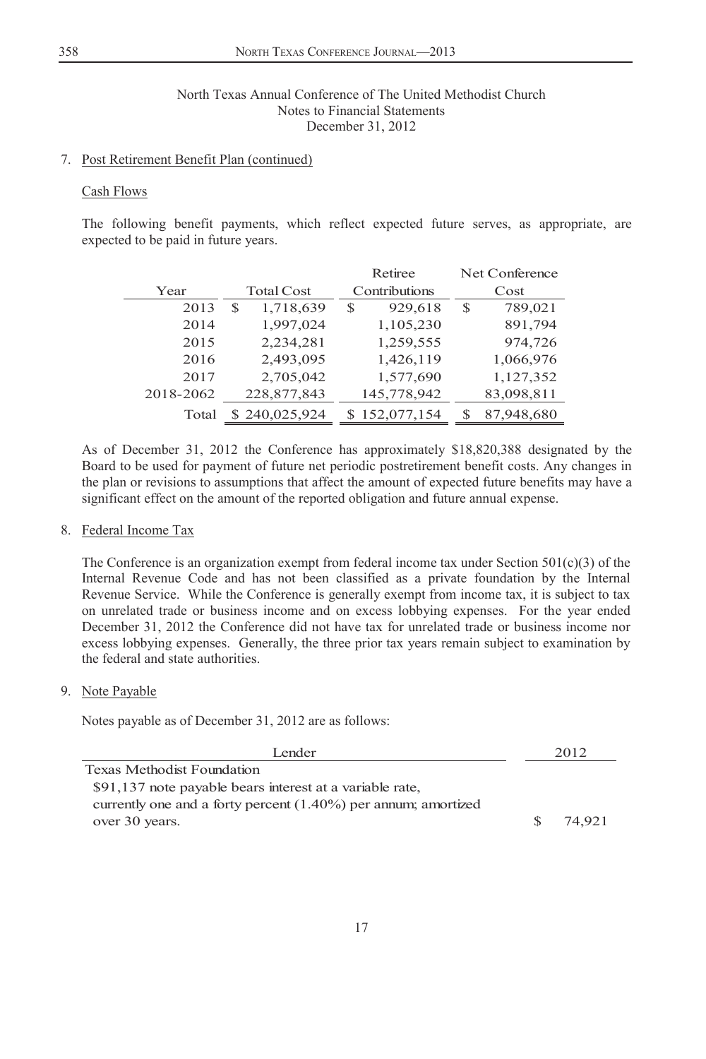North Texas Annual Conference of The United Methodist Church
Notes to Financial Statements
December 31, 2012

7. Post Retirement Benefit Plan (continued)

Cash Flows

The following benefit payments, which reflect expected future serves, as appropriate, are expected to be paid in future years.

| Year | Total Cost | Retiree Contributions | Net Conference Cost |
|---|---|---|---|
| 2013 | $ 1,718,639 | $ 929,618 | $ 789,021 |
| 2014 | 1,997,024 | 1,105,230 | 891,794 |
| 2015 | 2,234,281 | 1,259,555 | 974,726 |
| 2016 | 2,493,095 | 1,426,119 | 1,066,976 |
| 2017 | 2,705,042 | 1,577,690 | 1,127,352 |
| 2018-2062 | 228,877,843 | 145,778,942 | 83,098,811 |
| Total | $ 240,025,924 | $ 152,077,154 | $ 87,948,680 |

As of December 31, 2012 the Conference has approximately $18,820,388 designated by the Board to be used for payment of future net periodic postretirement benefit costs. Any changes in the plan or revisions to assumptions that affect the amount of expected future benefits may have a significant effect on the amount of the reported obligation and future annual expense.

8. Federal Income Tax

The Conference is an organization exempt from federal income tax under Section 501(c)(3) of the Internal Revenue Code and has not been classified as a private foundation by the Internal Revenue Service. While the Conference is generally exempt from income tax, it is subject to tax on unrelated trade or business income and on excess lobbying expenses. For the year ended December 31, 2012 the Conference did not have tax for unrelated trade or business income nor excess lobbying expenses. Generally, the three prior tax years remain subject to examination by the federal and state authorities.

9. Note Payable

Notes payable as of December 31, 2012 are as follows:

| Lender | 2012 |
|---|---|
| Texas Methodist Foundation | |
| $91,137 note payable bears interest at a variable rate, currently one and a forty percent (1.40%) per annum; amortized over 30 years. | $ 74,921 |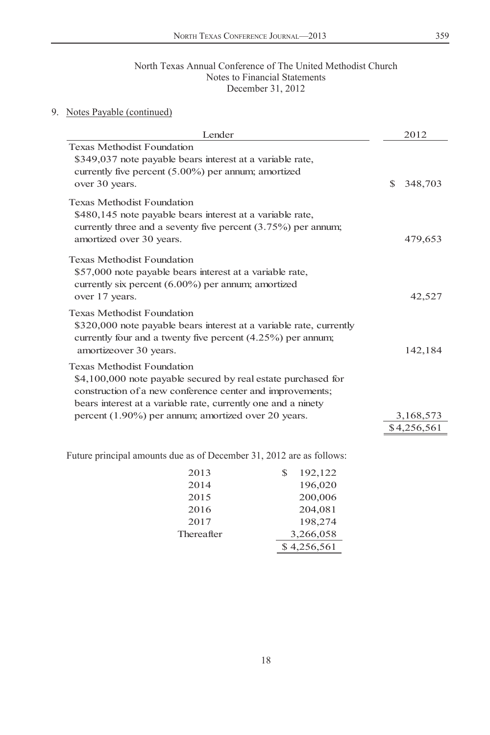North Texas Annual Conference of The United Methodist Church
Notes to Financial Statements
December 31, 2012

9. Notes Payable (continued)

| Lender | 2012 |
|---|---|
| Texas Methodist Foundation<br>$349,037 note payable bears interest at a variable rate, currently five percent (5.00%) per annum; amortized over 30 years. | $ 348,703 |
| Texas Methodist Foundation<br>$480,145 note payable bears interest at a variable rate, currently three and a seventy five percent (3.75%) per annum; amortized over 30 years. | 479,653 |
| Texas Methodist Foundation<br>$57,000 note payable bears interest at a variable rate, currently six percent (6.00%) per annum; amortized over 17 years. | 42,527 |
| Texas Methodist Foundation<br>$320,000 note payable bears interest at a variable rate, currently currently four and a twenty five percent (4.25%) per annum; amortizeover 30 years. | 142,184 |
| Texas Methodist Foundation<br>$4,100,000 note payable secured by real estate purchased for construction of a new conference center and improvements; bears interest at a variable rate, currently one and a ninety percent (1.90%) per annum; amortized over 20 years. | 3,168,573 |
| | $4,256,561 |

Future principal amounts due as of December 31, 2012 are as follows:

| | |
|---|---|
| 2013 | $ 192,122 |
| 2014 | 196,020 |
| 2015 | 200,006 |
| 2016 | 204,081 |
| 2017 | 198,274 |
| Thereafter | 3,266,058 |
| | $ 4,256,561 |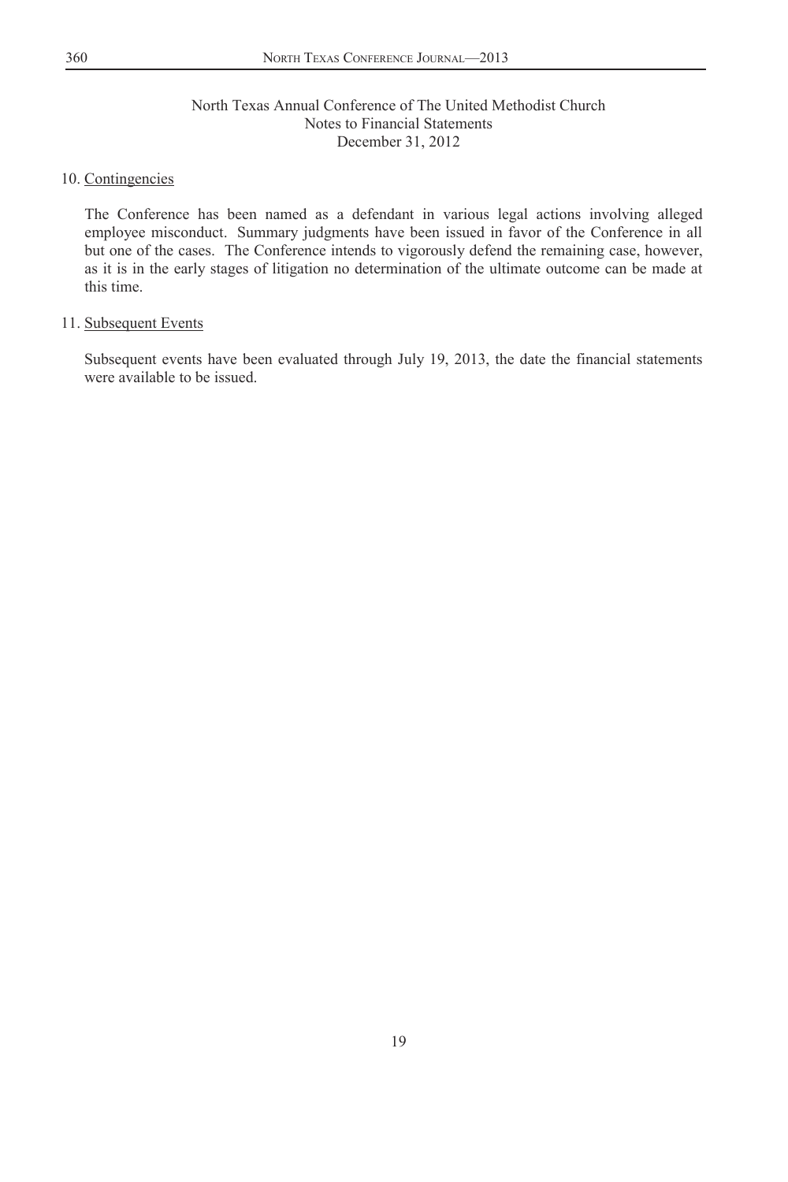North Texas Annual Conference of The United Methodist Church
Notes to Financial Statements
December 31, 2012

10. Contingencies

The Conference has been named as a defendant in various legal actions involving alleged employee misconduct. Summary judgments have been issued in favor of the Conference in all but one of the cases. The Conference intends to vigorously defend the remaining case, however, as it is in the early stages of litigation no determination of the ultimate outcome can be made at this time.

11. Subsequent Events

Subsequent events have been evaluated through July 19, 2013, the date the financial statements were available to be issued.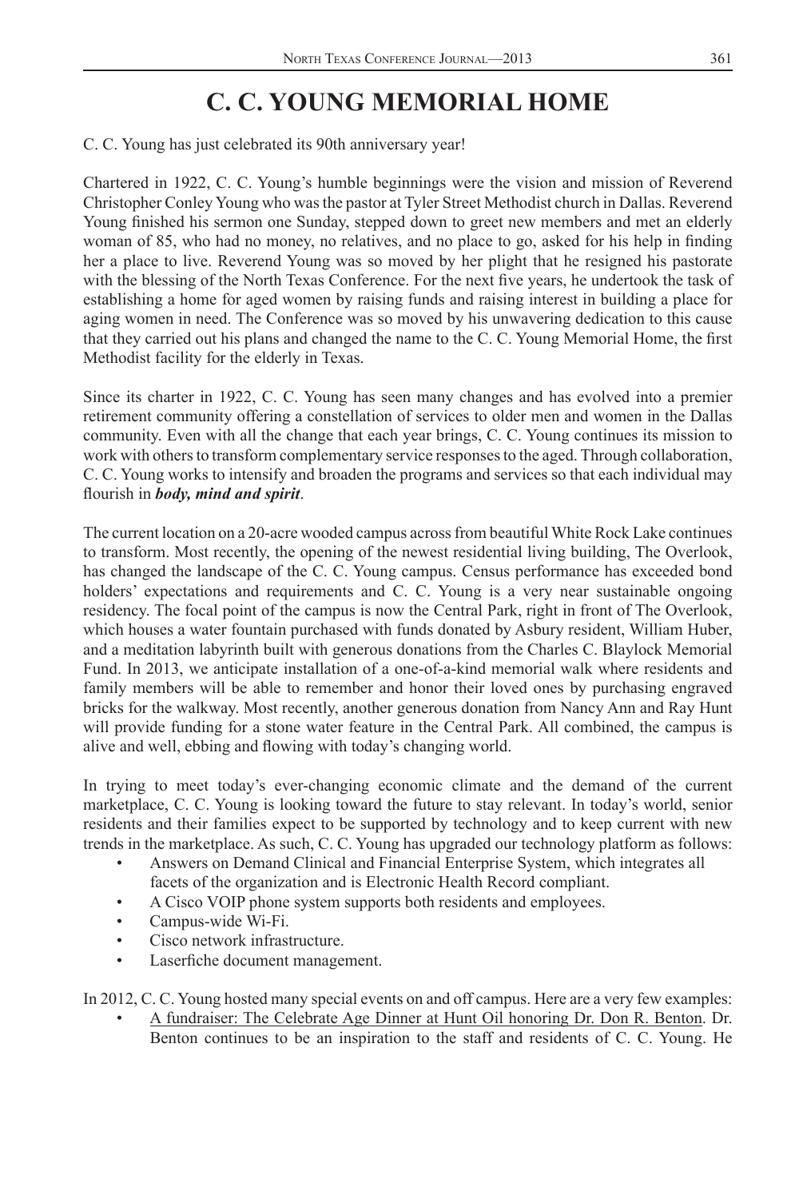# C. C. YOUNG MEMORIAL HOME

C. C. Young has just celebrated its 90th anniversary year!

Chartered in 1922, C. C. Young's humble beginnings were the vision and mission of Reverend Christopher Conley Young who was the pastor at Tyler Street Methodist church in Dallas. Reverend Young finished his sermon one Sunday, stepped down to greet new members and met an elderly woman of 85, who had no money, no relatives, and no place to go, asked for his help in finding her a place to live. Reverend Young was so moved by her plight that he resigned his pastorate with the blessing of the North Texas Conference. For the next five years, he undertook the task of establishing a home for aged women by raising funds and raising interest in building a place for aging women in need. The Conference was so moved by his unwavering dedication to this cause that they carried out his plans and changed the name to the C. C. Young Memorial Home, the first Methodist facility for the elderly in Texas.

Since its charter in 1922, C. C. Young has seen many changes and has evolved into a premier retirement community offering a constellation of services to older men and women in the Dallas community. Even with all the change that each year brings, C. C. Young continues its mission to work with others to transform complementary service responses to the aged. Through collaboration, C. C. Young works to intensify and broaden the programs and services so that each individual may flourish in ***body, mind and spirit***.

The current location on a 20-acre wooded campus across from beautiful White Rock Lake continues to transform. Most recently, the opening of the newest residential living building, The Overlook, has changed the landscape of the C. C. Young campus. Census performance has exceeded bond holders' expectations and requirements and C. C. Young is a very near sustainable ongoing residency. The focal point of the campus is now the Central Park, right in front of The Overlook, which houses a water fountain purchased with funds donated by Asbury resident, William Huber, and a meditation labyrinth built with generous donations from the Charles C. Blaylock Memorial Fund. In 2013, we anticipate installation of a one-of-a-kind memorial walk where residents and family members will be able to remember and honor their loved ones by purchasing engraved bricks for the walkway. Most recently, another generous donation from Nancy Ann and Ray Hunt will provide funding for a stone water feature in the Central Park. All combined, the campus is alive and well, ebbing and flowing with today's changing world.

In trying to meet today's ever-changing economic climate and the demand of the current marketplace, C. C. Young is looking toward the future to stay relevant. In today's world, senior residents and their families expect to be supported by technology and to keep current with new trends in the marketplace. As such, C. C. Young has upgraded our technology platform as follows:

- Answers on Demand Clinical and Financial Enterprise System, which integrates all facets of the organization and is Electronic Health Record compliant.
- A Cisco VOIP phone system supports both residents and employees.
- Campus-wide Wi-Fi.
- Cisco network infrastructure.
- Laserfiche document management.

In 2012, C. C. Young hosted many special events on and off campus. Here are a very few examples:

- <u>A fundraiser: The Celebrate Age Dinner at Hunt Oil honoring Dr. Don R. Benton</u>. Dr. Benton continues to be an inspiration to the staff and residents of C. C. Young. He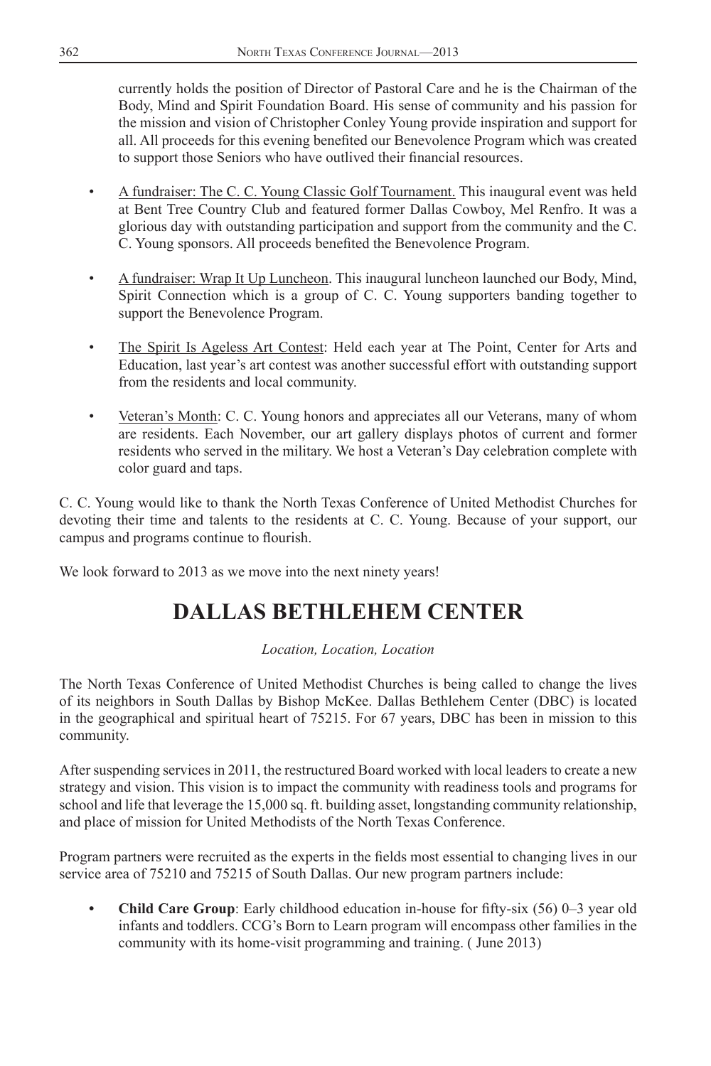currently holds the position of Director of Pastoral Care and he is the Chairman of the Body, Mind and Spirit Foundation Board. His sense of community and his passion for the mission and vision of Christopher Conley Young provide inspiration and support for all. All proceeds for this evening benefited our Benevolence Program which was created to support those Seniors who have outlived their financial resources.

- A fundraiser: The C. C. Young Classic Golf Tournament. This inaugural event was held at Bent Tree Country Club and featured former Dallas Cowboy, Mel Renfro. It was a glorious day with outstanding participation and support from the community and the C. C. Young sponsors. All proceeds benefited the Benevolence Program.

- A fundraiser: Wrap It Up Luncheon. This inaugural luncheon launched our Body, Mind, Spirit Connection which is a group of C. C. Young supporters banding together to support the Benevolence Program.

- The Spirit Is Ageless Art Contest: Held each year at The Point, Center for Arts and Education, last year's art contest was another successful effort with outstanding support from the residents and local community.

- Veteran's Month: C. C. Young honors and appreciates all our Veterans, many of whom are residents. Each November, our art gallery displays photos of current and former residents who served in the military. We host a Veteran's Day celebration complete with color guard and taps.

C. C. Young would like to thank the North Texas Conference of United Methodist Churches for devoting their time and talents to the residents at C. C. Young. Because of your support, our campus and programs continue to flourish.

We look forward to 2013 as we move into the next ninety years!

# DALLAS BETHLEHEM CENTER

*Location, Location, Location*

The North Texas Conference of United Methodist Churches is being called to change the lives of its neighbors in South Dallas by Bishop McKee. Dallas Bethlehem Center (DBC) is located in the geographical and spiritual heart of 75215. For 67 years, DBC has been in mission to this community.

After suspending services in 2011, the restructured Board worked with local leaders to create a new strategy and vision. This vision is to impact the community with readiness tools and programs for school and life that leverage the 15,000 sq. ft. building asset, longstanding community relationship, and place of mission for United Methodists of the North Texas Conference.

Program partners were recruited as the experts in the fields most essential to changing lives in our service area of 75210 and 75215 of South Dallas. Our new program partners include:

- **Child Care Group**: Early childhood education in-house for fifty-six (56) 0–3 year old infants and toddlers. CCG's Born to Learn program will encompass other families in the community with its home-visit programming and training. ( June 2013)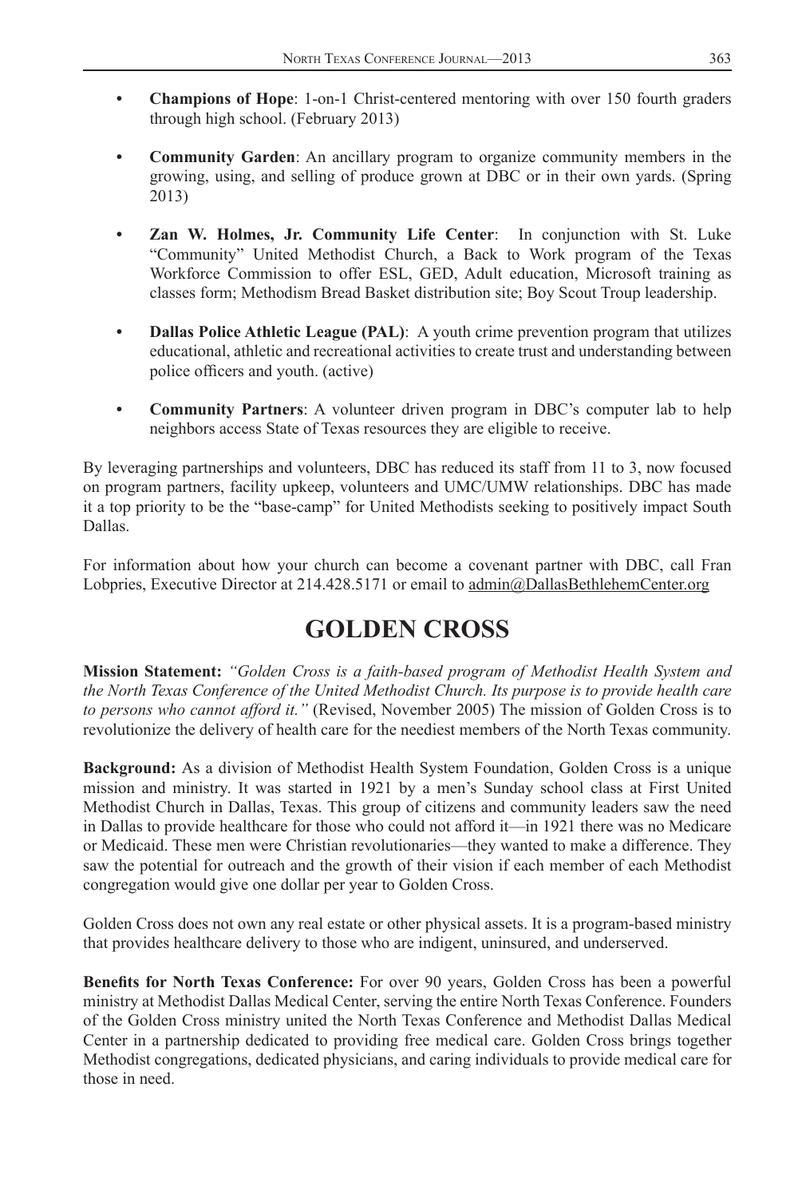- **Champions of Hope**: 1-on-1 Christ-centered mentoring with over 150 fourth graders through high school. (February 2013)

- **Community Garden**: An ancillary program to organize community members in the growing, using, and selling of produce grown at DBC or in their own yards. (Spring 2013)

- **Zan W. Holmes, Jr. Community Life Center**: In conjunction with St. Luke "Community" United Methodist Church, a Back to Work program of the Texas Workforce Commission to offer ESL, GED, Adult education, Microsoft training as classes form; Methodism Bread Basket distribution site; Boy Scout Troup leadership.

- **Dallas Police Athletic League (PAL)**: A youth crime prevention program that utilizes educational, athletic and recreational activities to create trust and understanding between police officers and youth. (active)

- **Community Partners**: A volunteer driven program in DBC's computer lab to help neighbors access State of Texas resources they are eligible to receive.

By leveraging partnerships and volunteers, DBC has reduced its staff from 11 to 3, now focused on program partners, facility upkeep, volunteers and UMC/UMW relationships. DBC has made it a top priority to be the "base-camp" for United Methodists seeking to positively impact South Dallas.

For information about how your church can become a covenant partner with DBC, call Fran Lobpries, Executive Director at 214.428.5171 or email to admin@DallasBethlehemCenter.org

# GOLDEN CROSS

**Mission Statement:** *"Golden Cross is a faith-based program of Methodist Health System and the North Texas Conference of the United Methodist Church. Its purpose is to provide health care to persons who cannot afford it."* (Revised, November 2005) The mission of Golden Cross is to revolutionize the delivery of health care for the neediest members of the North Texas community.

**Background:** As a division of Methodist Health System Foundation, Golden Cross is a unique mission and ministry. It was started in 1921 by a men's Sunday school class at First United Methodist Church in Dallas, Texas. This group of citizens and community leaders saw the need in Dallas to provide healthcare for those who could not afford it—in 1921 there was no Medicare or Medicaid. These men were Christian revolutionaries—they wanted to make a difference. They saw the potential for outreach and the growth of their vision if each member of each Methodist congregation would give one dollar per year to Golden Cross.

Golden Cross does not own any real estate or other physical assets. It is a program-based ministry that provides healthcare delivery to those who are indigent, uninsured, and underserved.

**Benefits for North Texas Conference:** For over 90 years, Golden Cross has been a powerful ministry at Methodist Dallas Medical Center, serving the entire North Texas Conference. Founders of the Golden Cross ministry united the North Texas Conference and Methodist Dallas Medical Center in a partnership dedicated to providing free medical care. Golden Cross brings together Methodist congregations, dedicated physicians, and caring individuals to provide medical care for those in need.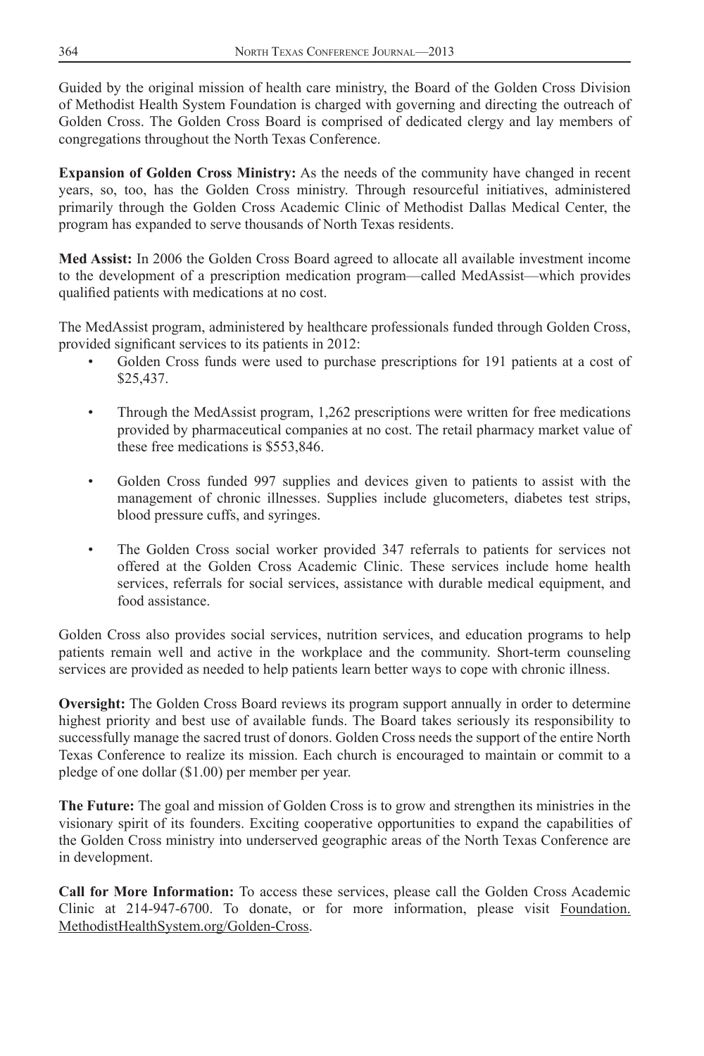Guided by the original mission of health care ministry, the Board of the Golden Cross Division of Methodist Health System Foundation is charged with governing and directing the outreach of Golden Cross. The Golden Cross Board is comprised of dedicated clergy and lay members of congregations throughout the North Texas Conference.

**Expansion of Golden Cross Ministry:** As the needs of the community have changed in recent years, so, too, has the Golden Cross ministry. Through resourceful initiatives, administered primarily through the Golden Cross Academic Clinic of Methodist Dallas Medical Center, the program has expanded to serve thousands of North Texas residents.

**Med Assist:** In 2006 the Golden Cross Board agreed to allocate all available investment income to the development of a prescription medication program—called MedAssist—which provides qualified patients with medications at no cost.

The MedAssist program, administered by healthcare professionals funded through Golden Cross, provided significant services to its patients in 2012:

- Golden Cross funds were used to purchase prescriptions for 191 patients at a cost of $25,437.
- Through the MedAssist program, 1,262 prescriptions were written for free medications provided by pharmaceutical companies at no cost. The retail pharmacy market value of these free medications is $553,846.
- Golden Cross funded 997 supplies and devices given to patients to assist with the management of chronic illnesses. Supplies include glucometers, diabetes test strips, blood pressure cuffs, and syringes.
- The Golden Cross social worker provided 347 referrals to patients for services not offered at the Golden Cross Academic Clinic. These services include home health services, referrals for social services, assistance with durable medical equipment, and food assistance.

Golden Cross also provides social services, nutrition services, and education programs to help patients remain well and active in the workplace and the community. Short-term counseling services are provided as needed to help patients learn better ways to cope with chronic illness.

**Oversight:** The Golden Cross Board reviews its program support annually in order to determine highest priority and best use of available funds. The Board takes seriously its responsibility to successfully manage the sacred trust of donors. Golden Cross needs the support of the entire North Texas Conference to realize its mission. Each church is encouraged to maintain or commit to a pledge of one dollar ($1.00) per member per year.

**The Future:** The goal and mission of Golden Cross is to grow and strengthen its ministries in the visionary spirit of its founders. Exciting cooperative opportunities to expand the capabilities of the Golden Cross ministry into underserved geographic areas of the North Texas Conference are in development.

**Call for More Information:** To access these services, please call the Golden Cross Academic Clinic at 214-947-6700. To donate, or for more information, please visit Foundation.MethodistHealthSystem.org/Golden-Cross.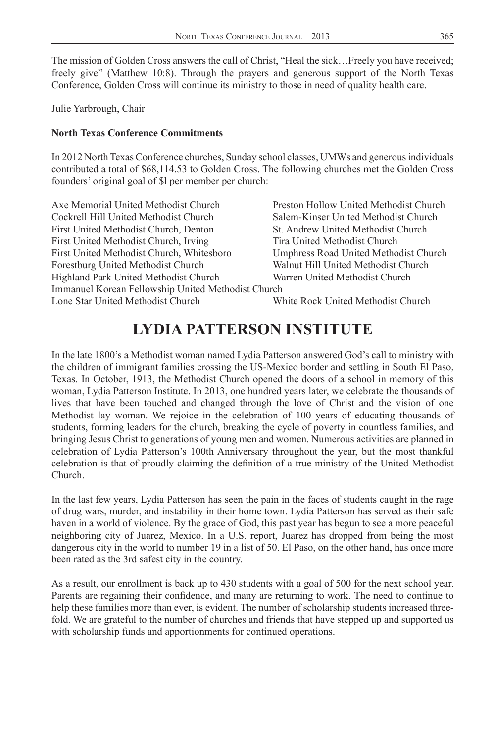The mission of Golden Cross answers the call of Christ, "Heal the sick…Freely you have received; freely give" (Matthew 10:8). Through the prayers and generous support of the North Texas Conference, Golden Cross will continue its ministry to those in need of quality health care.

Julie Yarbrough, Chair

**North Texas Conference Commitments**

In 2012 North Texas Conference churches, Sunday school classes, UMWs and generous individuals contributed a total of $68,114.53 to Golden Cross. The following churches met the Golden Cross founders' original goal of $l per member per church:

Axe Memorial United Methodist Church
Cockrell Hill United Methodist Church
First United Methodist Church, Denton
First United Methodist Church, Irving
First United Methodist Church, Whitesboro
Forestburg United Methodist Church
Highland Park United Methodist Church
Immanuel Korean Fellowship United Methodist Church
Lone Star United Methodist Church
Preston Hollow United Methodist Church
Salem-Kinser United Methodist Church
St. Andrew United Methodist Church
Tira United Methodist Church
Umphress Road United Methodist Church
Walnut Hill United Methodist Church
Warren United Methodist Church
White Rock United Methodist Church

# LYDIA PATTERSON INSTITUTE

In the late 1800's a Methodist woman named Lydia Patterson answered God's call to ministry with the children of immigrant families crossing the US-Mexico border and settling in South El Paso, Texas. In October, 1913, the Methodist Church opened the doors of a school in memory of this woman, Lydia Patterson Institute. In 2013, one hundred years later, we celebrate the thousands of lives that have been touched and changed through the love of Christ and the vision of one Methodist lay woman. We rejoice in the celebration of 100 years of educating thousands of students, forming leaders for the church, breaking the cycle of poverty in countless families, and bringing Jesus Christ to generations of young men and women. Numerous activities are planned in celebration of Lydia Patterson's 100th Anniversary throughout the year, but the most thankful celebration is that of proudly claiming the definition of a true ministry of the United Methodist Church.

In the last few years, Lydia Patterson has seen the pain in the faces of students caught in the rage of drug wars, murder, and instability in their home town. Lydia Patterson has served as their safe haven in a world of violence. By the grace of God, this past year has begun to see a more peaceful neighboring city of Juarez, Mexico. In a U.S. report, Juarez has dropped from being the most dangerous city in the world to number 19 in a list of 50. El Paso, on the other hand, has once more been rated as the 3rd safest city in the country.

As a result, our enrollment is back up to 430 students with a goal of 500 for the next school year. Parents are regaining their confidence, and many are returning to work. The need to continue to help these families more than ever, is evident. The number of scholarship students increased three-fold. We are grateful to the number of churches and friends that have stepped up and supported us with scholarship funds and apportionments for continued operations.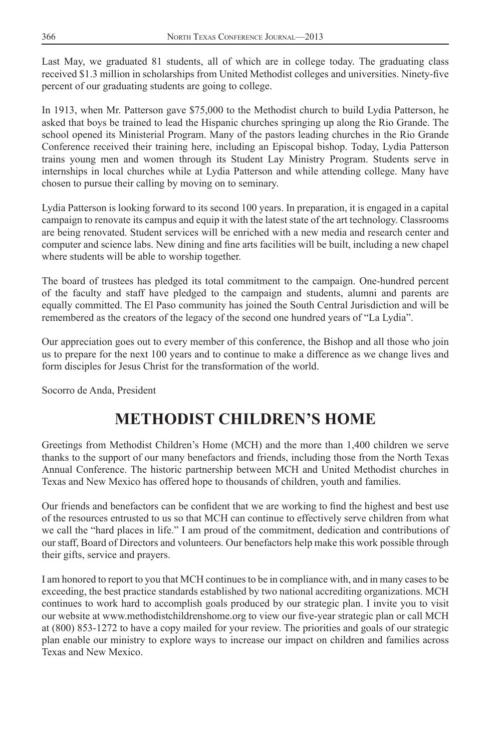Last May, we graduated 81 students, all of which are in college today. The graduating class received $1.3 million in scholarships from United Methodist colleges and universities. Ninety-five percent of our graduating students are going to college.

In 1913, when Mr. Patterson gave $75,000 to the Methodist church to build Lydia Patterson, he asked that boys be trained to lead the Hispanic churches springing up along the Rio Grande. The school opened its Ministerial Program. Many of the pastors leading churches in the Rio Grande Conference received their training here, including an Episcopal bishop. Today, Lydia Patterson trains young men and women through its Student Lay Ministry Program. Students serve in internships in local churches while at Lydia Patterson and while attending college. Many have chosen to pursue their calling by moving on to seminary.

Lydia Patterson is looking forward to its second 100 years. In preparation, it is engaged in a capital campaign to renovate its campus and equip it with the latest state of the art technology. Classrooms are being renovated. Student services will be enriched with a new media and research center and computer and science labs. New dining and fine arts facilities will be built, including a new chapel where students will be able to worship together.

The board of trustees has pledged its total commitment to the campaign. One-hundred percent of the faculty and staff have pledged to the campaign and students, alumni and parents are equally committed. The El Paso community has joined the South Central Jurisdiction and will be remembered as the creators of the legacy of the second one hundred years of "La Lydia".

Our appreciation goes out to every member of this conference, the Bishop and all those who join us to prepare for the next 100 years and to continue to make a difference as we change lives and form disciples for Jesus Christ for the transformation of the world.

Socorro de Anda, President

# METHODIST CHILDREN'S HOME

Greetings from Methodist Children's Home (MCH) and the more than 1,400 children we serve thanks to the support of our many benefactors and friends, including those from the North Texas Annual Conference. The historic partnership between MCH and United Methodist churches in Texas and New Mexico has offered hope to thousands of children, youth and families.

Our friends and benefactors can be confident that we are working to find the highest and best use of the resources entrusted to us so that MCH can continue to effectively serve children from what we call the "hard places in life." I am proud of the commitment, dedication and contributions of our staff, Board of Directors and volunteers. Our benefactors help make this work possible through their gifts, service and prayers.

I am honored to report to you that MCH continues to be in compliance with, and in many cases to be exceeding, the best practice standards established by two national accrediting organizations. MCH continues to work hard to accomplish goals produced by our strategic plan. I invite you to visit our website at www.methodistchildrenshome.org to view our five-year strategic plan or call MCH at (800) 853-1272 to have a copy mailed for your review. The priorities and goals of our strategic plan enable our ministry to explore ways to increase our impact on children and families across Texas and New Mexico.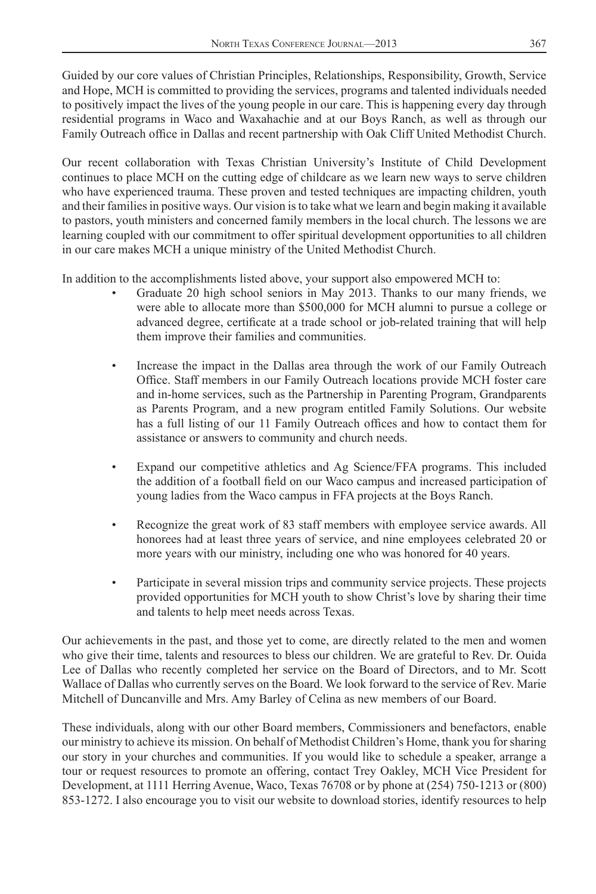Guided by our core values of Christian Principles, Relationships, Responsibility, Growth, Service and Hope, MCH is committed to providing the services, programs and talented individuals needed to positively impact the lives of the young people in our care. This is happening every day through residential programs in Waco and Waxahachie and at our Boys Ranch, as well as through our Family Outreach office in Dallas and recent partnership with Oak Cliff United Methodist Church.

Our recent collaboration with Texas Christian University's Institute of Child Development continues to place MCH on the cutting edge of childcare as we learn new ways to serve children who have experienced trauma. These proven and tested techniques are impacting children, youth and their families in positive ways. Our vision is to take what we learn and begin making it available to pastors, youth ministers and concerned family members in the local church. The lessons we are learning coupled with our commitment to offer spiritual development opportunities to all children in our care makes MCH a unique ministry of the United Methodist Church.

In addition to the accomplishments listed above, your support also empowered MCH to:

- Graduate 20 high school seniors in May 2013. Thanks to our many friends, we were able to allocate more than $500,000 for MCH alumni to pursue a college or advanced degree, certificate at a trade school or job-related training that will help them improve their families and communities.

- Increase the impact in the Dallas area through the work of our Family Outreach Office. Staff members in our Family Outreach locations provide MCH foster care and in-home services, such as the Partnership in Parenting Program, Grandparents as Parents Program, and a new program entitled Family Solutions. Our website has a full listing of our 11 Family Outreach offices and how to contact them for assistance or answers to community and church needs.

- Expand our competitive athletics and Ag Science/FFA programs. This included the addition of a football field on our Waco campus and increased participation of young ladies from the Waco campus in FFA projects at the Boys Ranch.

- Recognize the great work of 83 staff members with employee service awards. All honorees had at least three years of service, and nine employees celebrated 20 or more years with our ministry, including one who was honored for 40 years.

- Participate in several mission trips and community service projects. These projects provided opportunities for MCH youth to show Christ's love by sharing their time and talents to help meet needs across Texas.

Our achievements in the past, and those yet to come, are directly related to the men and women who give their time, talents and resources to bless our children. We are grateful to Rev. Dr. Ouida Lee of Dallas who recently completed her service on the Board of Directors, and to Mr. Scott Wallace of Dallas who currently serves on the Board. We look forward to the service of Rev. Marie Mitchell of Duncanville and Mrs. Amy Barley of Celina as new members of our Board.

These individuals, along with our other Board members, Commissioners and benefactors, enable our ministry to achieve its mission. On behalf of Methodist Children's Home, thank you for sharing our story in your churches and communities. If you would like to schedule a speaker, arrange a tour or request resources to promote an offering, contact Trey Oakley, MCH Vice President for Development, at 1111 Herring Avenue, Waco, Texas 76708 or by phone at (254) 750-1213 or (800) 853-1272. I also encourage you to visit our website to download stories, identify resources to help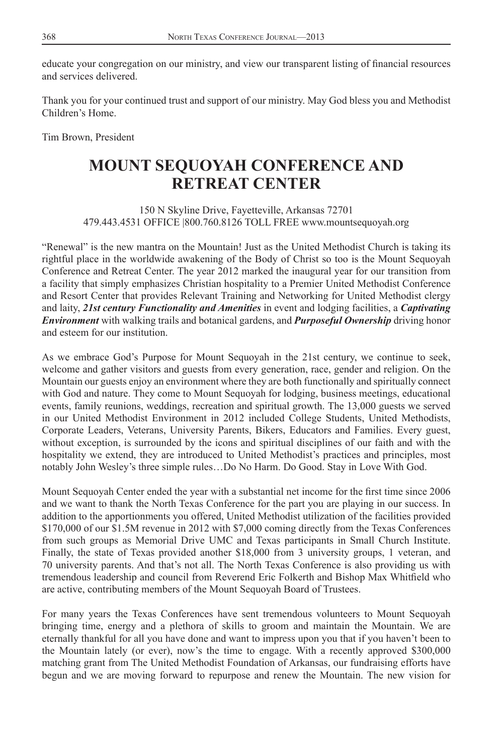educate your congregation on our ministry, and view our transparent listing of financial resources and services delivered.

Thank you for your continued trust and support of our ministry. May God bless you and Methodist Children's Home.

Tim Brown, President

# MOUNT SEQUOYAH CONFERENCE AND RETREAT CENTER

150 N Skyline Drive, Fayetteville, Arkansas 72701
479.443.4531 OFFICE |800.760.8126 TOLL FREE www.mountsequoyah.org

"Renewal" is the new mantra on the Mountain! Just as the United Methodist Church is taking its rightful place in the worldwide awakening of the Body of Christ so too is the Mount Sequoyah Conference and Retreat Center. The year 2012 marked the inaugural year for our transition from a facility that simply emphasizes Christian hospitality to a Premier United Methodist Conference and Resort Center that provides Relevant Training and Networking for United Methodist clergy and laity, ***21st century Functionality and Amenities*** in event and lodging facilities, a ***Captivating Environment*** with walking trails and botanical gardens, and ***Purposeful Ownership*** driving honor and esteem for our institution.

As we embrace God's Purpose for Mount Sequoyah in the 21st century, we continue to seek, welcome and gather visitors and guests from every generation, race, gender and religion. On the Mountain our guests enjoy an environment where they are both functionally and spiritually connect with God and nature. They come to Mount Sequoyah for lodging, business meetings, educational events, family reunions, weddings, recreation and spiritual growth. The 13,000 guests we served in our United Methodist Environment in 2012 included College Students, United Methodists, Corporate Leaders, Veterans, University Parents, Bikers, Educators and Families. Every guest, without exception, is surrounded by the icons and spiritual disciplines of our faith and with the hospitality we extend, they are introduced to United Methodist's practices and principles, most notably John Wesley's three simple rules…Do No Harm. Do Good. Stay in Love With God.

Mount Sequoyah Center ended the year with a substantial net income for the first time since 2006 and we want to thank the North Texas Conference for the part you are playing in our success. In addition to the apportionments you offered, United Methodist utilization of the facilities provided $170,000 of our $1.5M revenue in 2012 with $7,000 coming directly from the Texas Conferences from such groups as Memorial Drive UMC and Texas participants in Small Church Institute. Finally, the state of Texas provided another $18,000 from 3 university groups, 1 veteran, and 70 university parents. And that's not all. The North Texas Conference is also providing us with tremendous leadership and council from Reverend Eric Folkerth and Bishop Max Whitfield who are active, contributing members of the Mount Sequoyah Board of Trustees.

For many years the Texas Conferences have sent tremendous volunteers to Mount Sequoyah bringing time, energy and a plethora of skills to groom and maintain the Mountain. We are eternally thankful for all you have done and want to impress upon you that if you haven't been to the Mountain lately (or ever), now's the time to engage. With a recently approved $300,000 matching grant from The United Methodist Foundation of Arkansas, our fundraising efforts have begun and we are moving forward to repurpose and renew the Mountain. The new vision for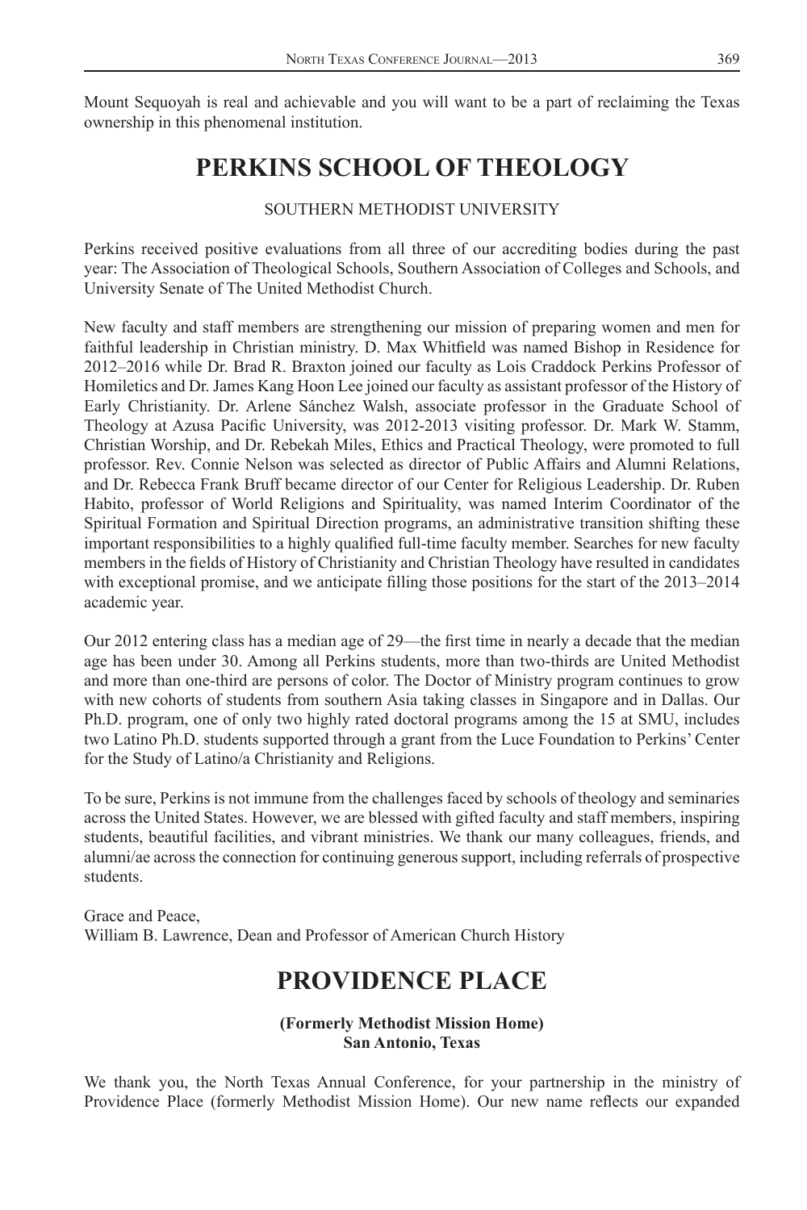Mount Sequoyah is real and achievable and you will want to be a part of reclaiming the Texas ownership in this phenomenal institution.

# PERKINS SCHOOL OF THEOLOGY

SOUTHERN METHODIST UNIVERSITY

Perkins received positive evaluations from all three of our accrediting bodies during the past year: The Association of Theological Schools, Southern Association of Colleges and Schools, and University Senate of The United Methodist Church.

New faculty and staff members are strengthening our mission of preparing women and men for faithful leadership in Christian ministry. D. Max Whitfield was named Bishop in Residence for 2012–2016 while Dr. Brad R. Braxton joined our faculty as Lois Craddock Perkins Professor of Homiletics and Dr. James Kang Hoon Lee joined our faculty as assistant professor of the History of Early Christianity. Dr. Arlene Sánchez Walsh, associate professor in the Graduate School of Theology at Azusa Pacific University, was 2012-2013 visiting professor. Dr. Mark W. Stamm, Christian Worship, and Dr. Rebekah Miles, Ethics and Practical Theology, were promoted to full professor. Rev. Connie Nelson was selected as director of Public Affairs and Alumni Relations, and Dr. Rebecca Frank Bruff became director of our Center for Religious Leadership. Dr. Ruben Habito, professor of World Religions and Spirituality, was named Interim Coordinator of the Spiritual Formation and Spiritual Direction programs, an administrative transition shifting these important responsibilities to a highly qualified full-time faculty member. Searches for new faculty members in the fields of History of Christianity and Christian Theology have resulted in candidates with exceptional promise, and we anticipate filling those positions for the start of the 2013–2014 academic year.

Our 2012 entering class has a median age of 29—the first time in nearly a decade that the median age has been under 30. Among all Perkins students, more than two-thirds are United Methodist and more than one-third are persons of color. The Doctor of Ministry program continues to grow with new cohorts of students from southern Asia taking classes in Singapore and in Dallas. Our Ph.D. program, one of only two highly rated doctoral programs among the 15 at SMU, includes two Latino Ph.D. students supported through a grant from the Luce Foundation to Perkins' Center for the Study of Latino/a Christianity and Religions.

To be sure, Perkins is not immune from the challenges faced by schools of theology and seminaries across the United States. However, we are blessed with gifted faculty and staff members, inspiring students, beautiful facilities, and vibrant ministries. We thank our many colleagues, friends, and alumni/ae across the connection for continuing generous support, including referrals of prospective students.

Grace and Peace,
William B. Lawrence, Dean and Professor of American Church History

# PROVIDENCE PLACE

**(Formerly Methodist Mission Home)**
**San Antonio, Texas**

We thank you, the North Texas Annual Conference, for your partnership in the ministry of Providence Place (formerly Methodist Mission Home). Our new name reflects our expanded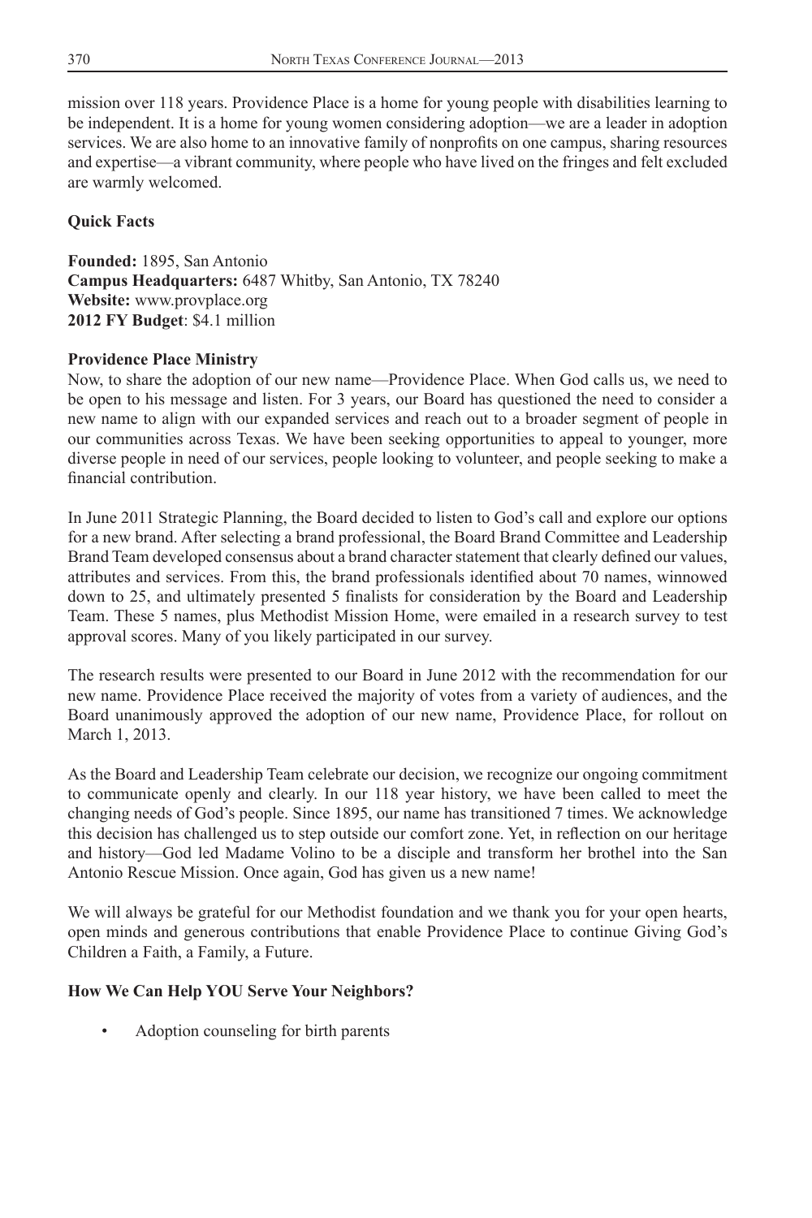mission over 118 years. Providence Place is a home for young people with disabilities learning to be independent. It is a home for young women considering adoption—we are a leader in adoption services. We are also home to an innovative family of nonprofits on one campus, sharing resources and expertise—a vibrant community, where people who have lived on the fringes and felt excluded are warmly welcomed.

**Quick Facts**

**Founded:** 1895, San Antonio
**Campus Headquarters:** 6487 Whitby, San Antonio, TX 78240
**Website:** www.provplace.org
**2012 FY Budget**: $4.1 million

**Providence Place Ministry**

Now, to share the adoption of our new name—Providence Place. When God calls us, we need to be open to his message and listen. For 3 years, our Board has questioned the need to consider a new name to align with our expanded services and reach out to a broader segment of people in our communities across Texas. We have been seeking opportunities to appeal to younger, more diverse people in need of our services, people looking to volunteer, and people seeking to make a financial contribution.

In June 2011 Strategic Planning, the Board decided to listen to God's call and explore our options for a new brand. After selecting a brand professional, the Board Brand Committee and Leadership Brand Team developed consensus about a brand character statement that clearly defined our values, attributes and services. From this, the brand professionals identified about 70 names, winnowed down to 25, and ultimately presented 5 finalists for consideration by the Board and Leadership Team. These 5 names, plus Methodist Mission Home, were emailed in a research survey to test approval scores. Many of you likely participated in our survey.

The research results were presented to our Board in June 2012 with the recommendation for our new name. Providence Place received the majority of votes from a variety of audiences, and the Board unanimously approved the adoption of our new name, Providence Place, for rollout on March 1, 2013.

As the Board and Leadership Team celebrate our decision, we recognize our ongoing commitment to communicate openly and clearly. In our 118 year history, we have been called to meet the changing needs of God's people. Since 1895, our name has transitioned 7 times. We acknowledge this decision has challenged us to step outside our comfort zone. Yet, in reflection on our heritage and history—God led Madame Volino to be a disciple and transform her brothel into the San Antonio Rescue Mission. Once again, God has given us a new name!

We will always be grateful for our Methodist foundation and we thank you for your open hearts, open minds and generous contributions that enable Providence Place to continue Giving God's Children a Faith, a Family, a Future.

**How We Can Help YOU Serve Your Neighbors?**

- Adoption counseling for birth parents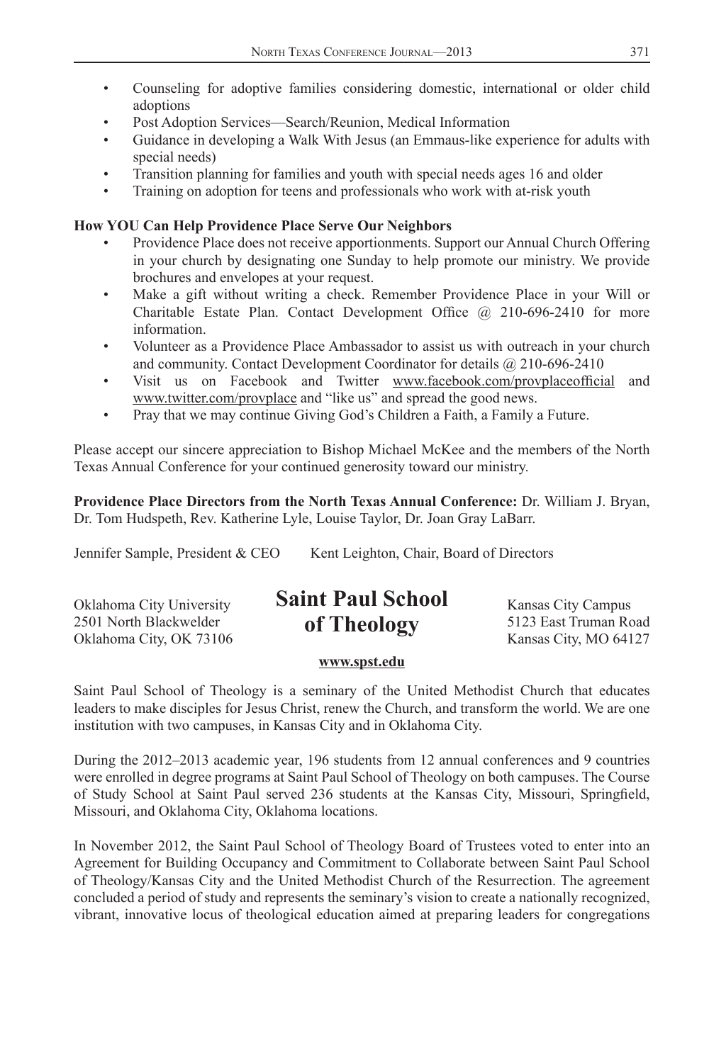- Counseling for adoptive families considering domestic, international or older child adoptions
- Post Adoption Services—Search/Reunion, Medical Information
- Guidance in developing a Walk With Jesus (an Emmaus-like experience for adults with special needs)
- Transition planning for families and youth with special needs ages 16 and older
- Training on adoption for teens and professionals who work with at-risk youth

**How YOU Can Help Providence Place Serve Our Neighbors**

- Providence Place does not receive apportionments. Support our Annual Church Offering in your church by designating one Sunday to help promote our ministry. We provide brochures and envelopes at your request.
- Make a gift without writing a check. Remember Providence Place in your Will or Charitable Estate Plan. Contact Development Office @ 210-696-2410 for more information.
- Volunteer as a Providence Place Ambassador to assist us with outreach in your church and community. Contact Development Coordinator for details @ 210-696-2410
- Visit us on Facebook and Twitter www.facebook.com/provplaceofficial and www.twitter.com/provplace and "like us" and spread the good news.
- Pray that we may continue Giving God's Children a Faith, a Family a Future.

Please accept our sincere appreciation to Bishop Michael McKee and the members of the North Texas Annual Conference for your continued generosity toward our ministry.

**Providence Place Directors from the North Texas Annual Conference:** Dr. William J. Bryan, Dr. Tom Hudspeth, Rev. Katherine Lyle, Louise Taylor, Dr. Joan Gray LaBarr.

Jennifer Sample, President & CEO        Kent Leighton, Chair, Board of Directors

## Saint Paul School of Theology

Oklahoma City University
2501 North Blackwelder
Oklahoma City, OK 73106

Kansas City Campus
5123 East Truman Road
Kansas City, MO 64127

**www.spst.edu**

Saint Paul School of Theology is a seminary of the United Methodist Church that educates leaders to make disciples for Jesus Christ, renew the Church, and transform the world. We are one institution with two campuses, in Kansas City and in Oklahoma City.

During the 2012–2013 academic year, 196 students from 12 annual conferences and 9 countries were enrolled in degree programs at Saint Paul School of Theology on both campuses. The Course of Study School at Saint Paul served 236 students at the Kansas City, Missouri, Springfield, Missouri, and Oklahoma City, Oklahoma locations.

In November 2012, the Saint Paul School of Theology Board of Trustees voted to enter into an Agreement for Building Occupancy and Commitment to Collaborate between Saint Paul School of Theology/Kansas City and the United Methodist Church of the Resurrection. The agreement concluded a period of study and represents the seminary's vision to create a nationally recognized, vibrant, innovative locus of theological education aimed at preparing leaders for congregations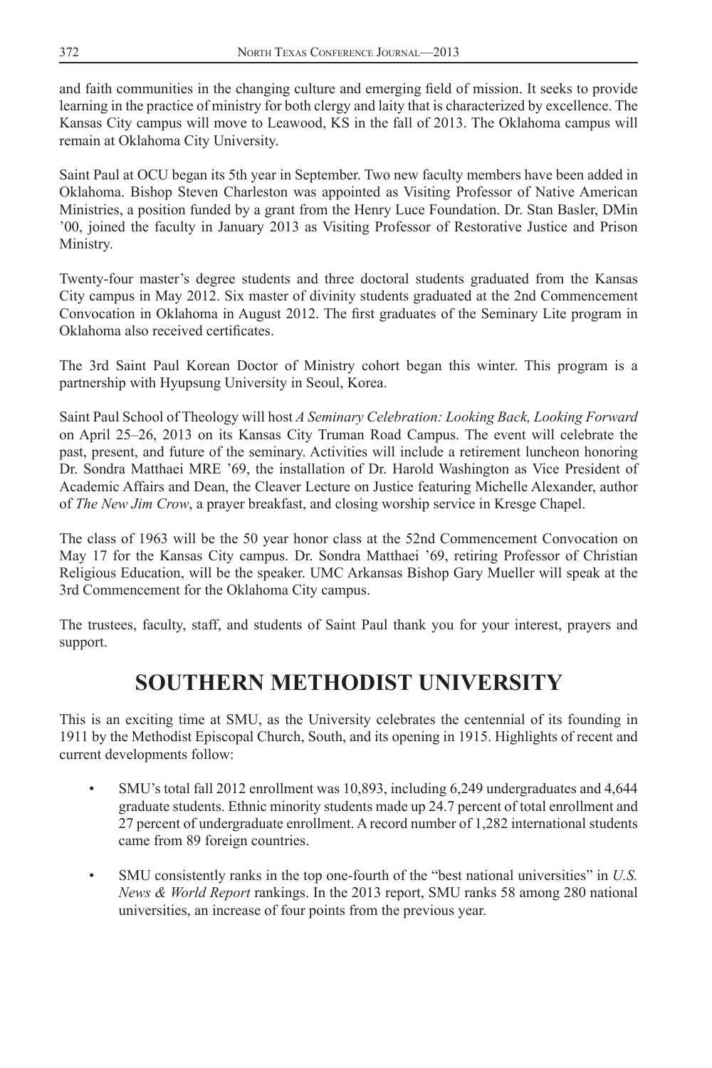and faith communities in the changing culture and emerging field of mission. It seeks to provide learning in the practice of ministry for both clergy and laity that is characterized by excellence. The Kansas City campus will move to Leawood, KS in the fall of 2013. The Oklahoma campus will remain at Oklahoma City University.

Saint Paul at OCU began its 5th year in September. Two new faculty members have been added in Oklahoma. Bishop Steven Charleston was appointed as Visiting Professor of Native American Ministries, a position funded by a grant from the Henry Luce Foundation. Dr. Stan Basler, DMin '00, joined the faculty in January 2013 as Visiting Professor of Restorative Justice and Prison Ministry.

Twenty-four master's degree students and three doctoral students graduated from the Kansas City campus in May 2012. Six master of divinity students graduated at the 2nd Commencement Convocation in Oklahoma in August 2012. The first graduates of the Seminary Lite program in Oklahoma also received certificates.

The 3rd Saint Paul Korean Doctor of Ministry cohort began this winter. This program is a partnership with Hyupsung University in Seoul, Korea.

Saint Paul School of Theology will host *A Seminary Celebration: Looking Back, Looking Forward* on April 25–26, 2013 on its Kansas City Truman Road Campus. The event will celebrate the past, present, and future of the seminary. Activities will include a retirement luncheon honoring Dr. Sondra Matthaei MRE '69, the installation of Dr. Harold Washington as Vice President of Academic Affairs and Dean, the Cleaver Lecture on Justice featuring Michelle Alexander, author of *The New Jim Crow*, a prayer breakfast, and closing worship service in Kresge Chapel.

The class of 1963 will be the 50 year honor class at the 52nd Commencement Convocation on May 17 for the Kansas City campus. Dr. Sondra Matthaei '69, retiring Professor of Christian Religious Education, will be the speaker. UMC Arkansas Bishop Gary Mueller will speak at the 3rd Commencement for the Oklahoma City campus.

The trustees, faculty, staff, and students of Saint Paul thank you for your interest, prayers and support.

# SOUTHERN METHODIST UNIVERSITY

This is an exciting time at SMU, as the University celebrates the centennial of its founding in 1911 by the Methodist Episcopal Church, South, and its opening in 1915. Highlights of recent and current developments follow:

- SMU's total fall 2012 enrollment was 10,893, including 6,249 undergraduates and 4,644 graduate students. Ethnic minority students made up 24.7 percent of total enrollment and 27 percent of undergraduate enrollment. A record number of 1,282 international students came from 89 foreign countries.
- SMU consistently ranks in the top one-fourth of the "best national universities" in *U.S. News & World Report* rankings. In the 2013 report, SMU ranks 58 among 280 national universities, an increase of four points from the previous year.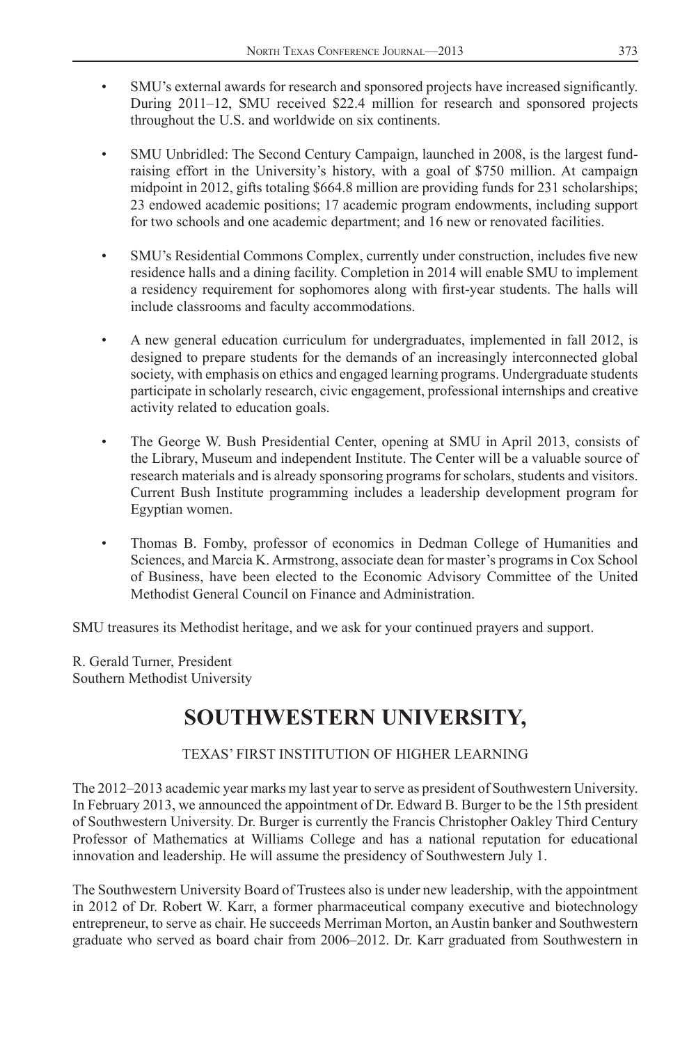- SMU's external awards for research and sponsored projects have increased significantly. During 2011–12, SMU received $22.4 million for research and sponsored projects throughout the U.S. and worldwide on six continents.

- SMU Unbridled: The Second Century Campaign, launched in 2008, is the largest fund-raising effort in the University's history, with a goal of $750 million. At campaign midpoint in 2012, gifts totaling $664.8 million are providing funds for 231 scholarships; 23 endowed academic positions; 17 academic program endowments, including support for two schools and one academic department; and 16 new or renovated facilities.

- SMU's Residential Commons Complex, currently under construction, includes five new residence halls and a dining facility. Completion in 2014 will enable SMU to implement a residency requirement for sophomores along with first-year students. The halls will include classrooms and faculty accommodations.

- A new general education curriculum for undergraduates, implemented in fall 2012, is designed to prepare students for the demands of an increasingly interconnected global society, with emphasis on ethics and engaged learning programs. Undergraduate students participate in scholarly research, civic engagement, professional internships and creative activity related to education goals.

- The George W. Bush Presidential Center, opening at SMU in April 2013, consists of the Library, Museum and independent Institute. The Center will be a valuable source of research materials and is already sponsoring programs for scholars, students and visitors. Current Bush Institute programming includes a leadership development program for Egyptian women.

- Thomas B. Fomby, professor of economics in Dedman College of Humanities and Sciences, and Marcia K. Armstrong, associate dean for master's programs in Cox School of Business, have been elected to the Economic Advisory Committee of the United Methodist General Council on Finance and Administration.

SMU treasures its Methodist heritage, and we ask for your continued prayers and support.

R. Gerald Turner, President
Southern Methodist University

# SOUTHWESTERN UNIVERSITY,

TEXAS' FIRST INSTITUTION OF HIGHER LEARNING

The 2012–2013 academic year marks my last year to serve as president of Southwestern University. In February 2013, we announced the appointment of Dr. Edward B. Burger to be the 15th president of Southwestern University. Dr. Burger is currently the Francis Christopher Oakley Third Century Professor of Mathematics at Williams College and has a national reputation for educational innovation and leadership. He will assume the presidency of Southwestern July 1.

The Southwestern University Board of Trustees also is under new leadership, with the appointment in 2012 of Dr. Robert W. Karr, a former pharmaceutical company executive and biotechnology entrepreneur, to serve as chair. He succeeds Merriman Morton, an Austin banker and Southwestern graduate who served as board chair from 2006–2012. Dr. Karr graduated from Southwestern in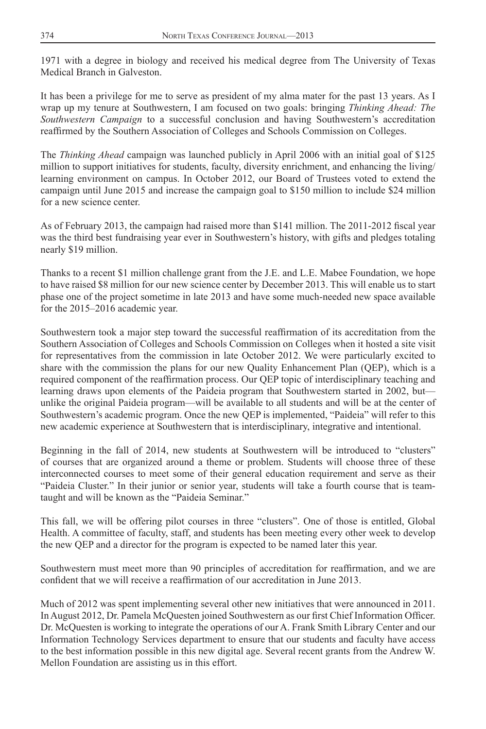1971 with a degree in biology and received his medical degree from The University of Texas Medical Branch in Galveston.

It has been a privilege for me to serve as president of my alma mater for the past 13 years. As I wrap up my tenure at Southwestern, I am focused on two goals: bringing *Thinking Ahead: The Southwestern Campaign* to a successful conclusion and having Southwestern's accreditation reaffirmed by the Southern Association of Colleges and Schools Commission on Colleges.

The *Thinking Ahead* campaign was launched publicly in April 2006 with an initial goal of $125 million to support initiatives for students, faculty, diversity enrichment, and enhancing the living/learning environment on campus. In October 2012, our Board of Trustees voted to extend the campaign until June 2015 and increase the campaign goal to $150 million to include $24 million for a new science center.

As of February 2013, the campaign had raised more than $141 million. The 2011-2012 fiscal year was the third best fundraising year ever in Southwestern's history, with gifts and pledges totaling nearly $19 million.

Thanks to a recent $1 million challenge grant from the J.E. and L.E. Mabee Foundation, we hope to have raised $8 million for our new science center by December 2013. This will enable us to start phase one of the project sometime in late 2013 and have some much-needed new space available for the 2015–2016 academic year.

Southwestern took a major step toward the successful reaffirmation of its accreditation from the Southern Association of Colleges and Schools Commission on Colleges when it hosted a site visit for representatives from the commission in late October 2012. We were particularly excited to share with the commission the plans for our new Quality Enhancement Plan (QEP), which is a required component of the reaffirmation process. Our QEP topic of interdisciplinary teaching and learning draws upon elements of the Paideia program that Southwestern started in 2002, but—unlike the original Paideia program—will be available to all students and will be at the center of Southwestern's academic program. Once the new QEP is implemented, "Paideia" will refer to this new academic experience at Southwestern that is interdisciplinary, integrative and intentional.

Beginning in the fall of 2014, new students at Southwestern will be introduced to "clusters" of courses that are organized around a theme or problem. Students will choose three of these interconnected courses to meet some of their general education requirement and serve as their "Paideia Cluster." In their junior or senior year, students will take a fourth course that is team-taught and will be known as the "Paideia Seminar."

This fall, we will be offering pilot courses in three "clusters". One of those is entitled, Global Health. A committee of faculty, staff, and students has been meeting every other week to develop the new QEP and a director for the program is expected to be named later this year.

Southwestern must meet more than 90 principles of accreditation for reaffirmation, and we are confident that we will receive a reaffirmation of our accreditation in June 2013.

Much of 2012 was spent implementing several other new initiatives that were announced in 2011. In August 2012, Dr. Pamela McQuesten joined Southwestern as our first Chief Information Officer. Dr. McQuesten is working to integrate the operations of our A. Frank Smith Library Center and our Information Technology Services department to ensure that our students and faculty have access to the best information possible in this new digital age. Several recent grants from the Andrew W. Mellon Foundation are assisting us in this effort.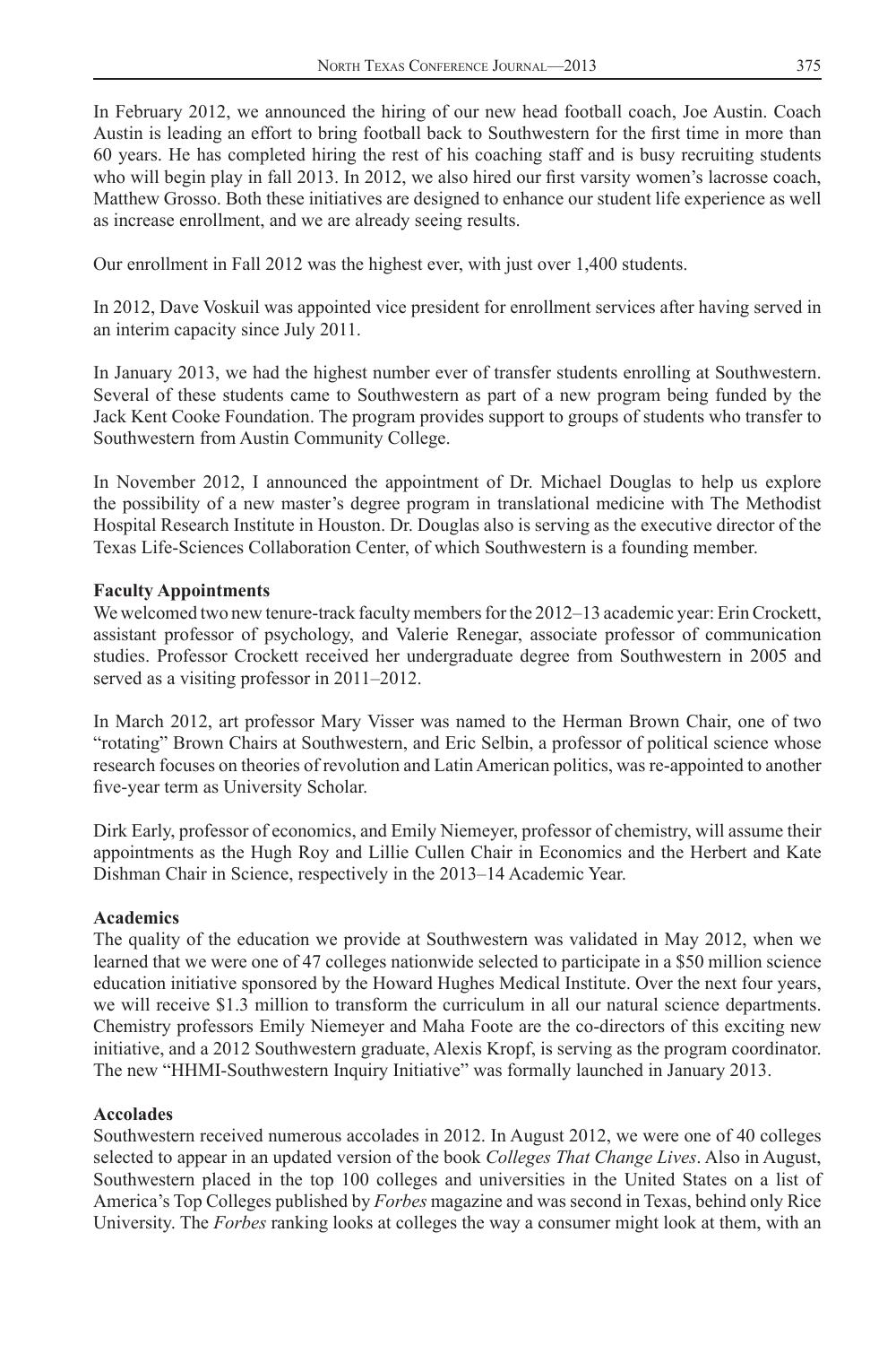In February 2012, we announced the hiring of our new head football coach, Joe Austin. Coach Austin is leading an effort to bring football back to Southwestern for the first time in more than 60 years. He has completed hiring the rest of his coaching staff and is busy recruiting students who will begin play in fall 2013. In 2012, we also hired our first varsity women's lacrosse coach, Matthew Grosso. Both these initiatives are designed to enhance our student life experience as well as increase enrollment, and we are already seeing results.

Our enrollment in Fall 2012 was the highest ever, with just over 1,400 students.

In 2012, Dave Voskuil was appointed vice president for enrollment services after having served in an interim capacity since July 2011.

In January 2013, we had the highest number ever of transfer students enrolling at Southwestern. Several of these students came to Southwestern as part of a new program being funded by the Jack Kent Cooke Foundation. The program provides support to groups of students who transfer to Southwestern from Austin Community College.

In November 2012, I announced the appointment of Dr. Michael Douglas to help us explore the possibility of a new master's degree program in translational medicine with The Methodist Hospital Research Institute in Houston. Dr. Douglas also is serving as the executive director of the Texas Life-Sciences Collaboration Center, of which Southwestern is a founding member.

**Faculty Appointments**

We welcomed two new tenure-track faculty members for the 2012–13 academic year: Erin Crockett, assistant professor of psychology, and Valerie Renegar, associate professor of communication studies. Professor Crockett received her undergraduate degree from Southwestern in 2005 and served as a visiting professor in 2011–2012.

In March 2012, art professor Mary Visser was named to the Herman Brown Chair, one of two "rotating" Brown Chairs at Southwestern, and Eric Selbin, a professor of political science whose research focuses on theories of revolution and Latin American politics, was re-appointed to another five-year term as University Scholar.

Dirk Early, professor of economics, and Emily Niemeyer, professor of chemistry, will assume their appointments as the Hugh Roy and Lillie Cullen Chair in Economics and the Herbert and Kate Dishman Chair in Science, respectively in the 2013–14 Academic Year.

**Academics**

The quality of the education we provide at Southwestern was validated in May 2012, when we learned that we were one of 47 colleges nationwide selected to participate in a $50 million science education initiative sponsored by the Howard Hughes Medical Institute. Over the next four years, we will receive $1.3 million to transform the curriculum in all our natural science departments. Chemistry professors Emily Niemeyer and Maha Foote are the co-directors of this exciting new initiative, and a 2012 Southwestern graduate, Alexis Kropf, is serving as the program coordinator. The new "HHMI-Southwestern Inquiry Initiative" was formally launched in January 2013.

**Accolades**

Southwestern received numerous accolades in 2012. In August 2012, we were one of 40 colleges selected to appear in an updated version of the book *Colleges That Change Lives*. Also in August, Southwestern placed in the top 100 colleges and universities in the United States on a list of America's Top Colleges published by *Forbes* magazine and was second in Texas, behind only Rice University. The *Forbes* ranking looks at colleges the way a consumer might look at them, with an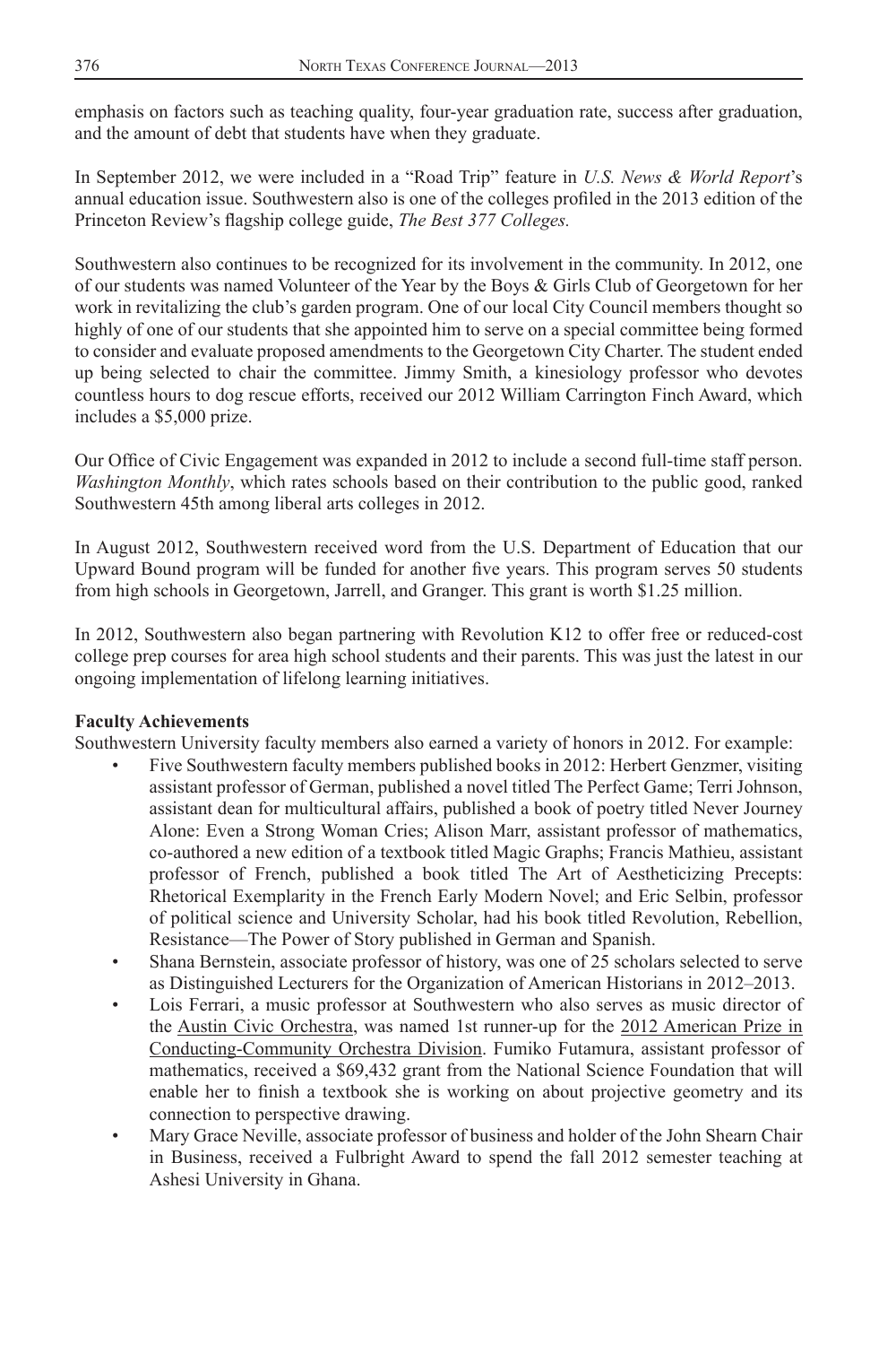emphasis on factors such as teaching quality, four-year graduation rate, success after graduation, and the amount of debt that students have when they graduate.

In September 2012, we were included in a "Road Trip" feature in *U.S. News & World Report*'s annual education issue. Southwestern also is one of the colleges profiled in the 2013 edition of the Princeton Review's flagship college guide, *The Best 377 Colleges.*

Southwestern also continues to be recognized for its involvement in the community. In 2012, one of our students was named Volunteer of the Year by the Boys & Girls Club of Georgetown for her work in revitalizing the club's garden program. One of our local City Council members thought so highly of one of our students that she appointed him to serve on a special committee being formed to consider and evaluate proposed amendments to the Georgetown City Charter. The student ended up being selected to chair the committee. Jimmy Smith, a kinesiology professor who devotes countless hours to dog rescue efforts, received our 2012 William Carrington Finch Award, which includes a $5,000 prize.

Our Office of Civic Engagement was expanded in 2012 to include a second full-time staff person. *Washington Monthly*, which rates schools based on their contribution to the public good, ranked Southwestern 45th among liberal arts colleges in 2012.

In August 2012, Southwestern received word from the U.S. Department of Education that our Upward Bound program will be funded for another five years. This program serves 50 students from high schools in Georgetown, Jarrell, and Granger. This grant is worth $1.25 million.

In 2012, Southwestern also began partnering with Revolution K12 to offer free or reduced-cost college prep courses for area high school students and their parents. This was just the latest in our ongoing implementation of lifelong learning initiatives.

**Faculty Achievements**

Southwestern University faculty members also earned a variety of honors in 2012. For example:

- Five Southwestern faculty members published books in 2012: Herbert Genzmer, visiting assistant professor of German, published a novel titled The Perfect Game; Terri Johnson, assistant dean for multicultural affairs, published a book of poetry titled Never Journey Alone: Even a Strong Woman Cries; Alison Marr, assistant professor of mathematics, co-authored a new edition of a textbook titled Magic Graphs; Francis Mathieu, assistant professor of French, published a book titled The Art of Aestheticizing Precepts: Rhetorical Exemplarity in the French Early Modern Novel; and Eric Selbin, professor of political science and University Scholar, had his book titled Revolution, Rebellion, Resistance—The Power of Story published in German and Spanish.
- Shana Bernstein, associate professor of history, was one of 25 scholars selected to serve as Distinguished Lecturers for the Organization of American Historians in 2012–2013.
- Lois Ferrari, a music professor at Southwestern who also serves as music director of the Austin Civic Orchestra, was named 1st runner-up for the 2012 American Prize in Conducting-Community Orchestra Division. Fumiko Futamura, assistant professor of mathematics, received a $69,432 grant from the National Science Foundation that will enable her to finish a textbook she is working on about projective geometry and its connection to perspective drawing.
- Mary Grace Neville, associate professor of business and holder of the John Shearn Chair in Business, received a Fulbright Award to spend the fall 2012 semester teaching at Ashesi University in Ghana.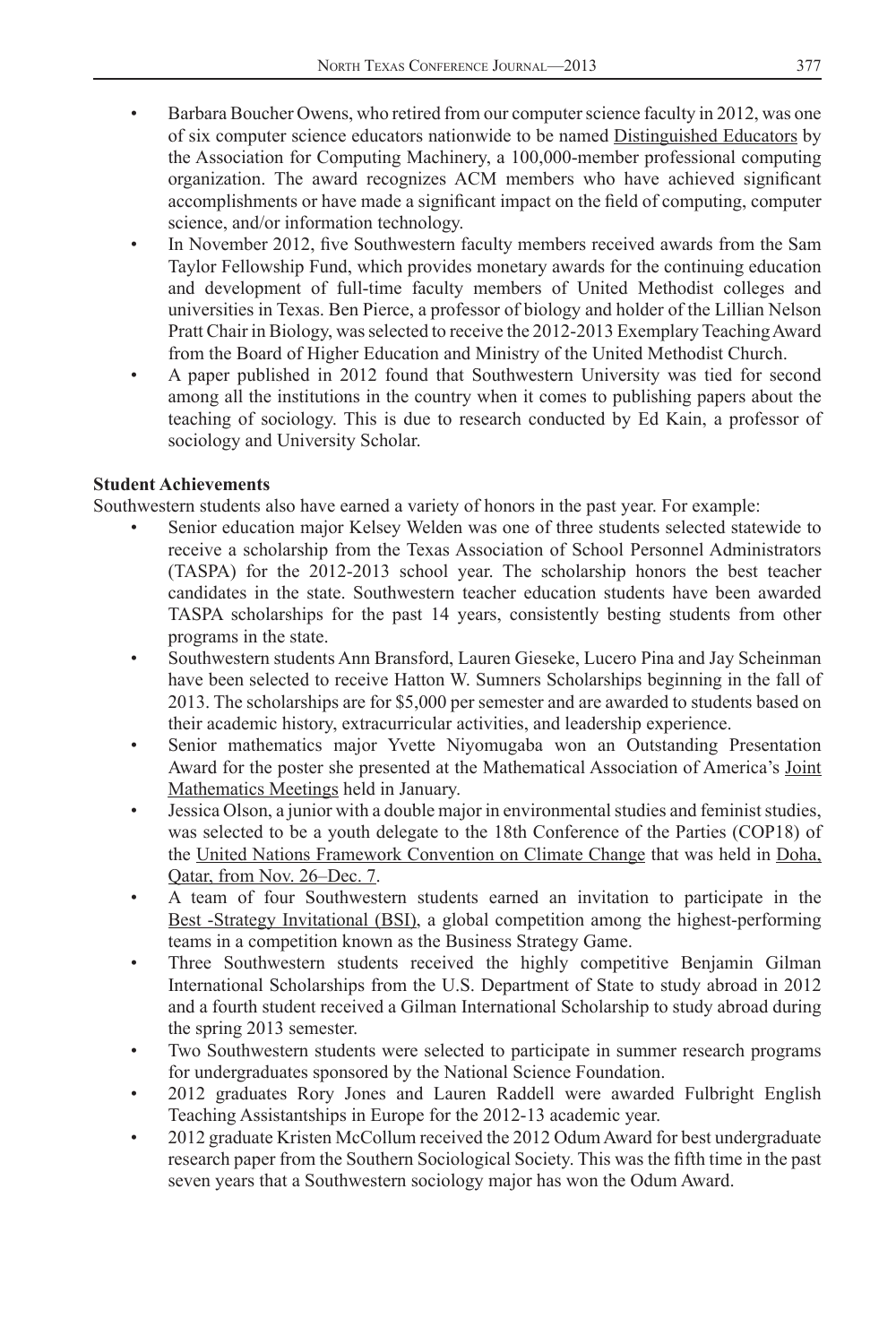- Barbara Boucher Owens, who retired from our computer science faculty in 2012, was one of six computer science educators nationwide to be named Distinguished Educators by the Association for Computing Machinery, a 100,000-member professional computing organization. The award recognizes ACM members who have achieved significant accomplishments or have made a significant impact on the field of computing, computer science, and/or information technology.
- In November 2012, five Southwestern faculty members received awards from the Sam Taylor Fellowship Fund, which provides monetary awards for the continuing education and development of full-time faculty members of United Methodist colleges and universities in Texas. Ben Pierce, a professor of biology and holder of the Lillian Nelson Pratt Chair in Biology, was selected to receive the 2012-2013 Exemplary Teaching Award from the Board of Higher Education and Ministry of the United Methodist Church.
- A paper published in 2012 found that Southwestern University was tied for second among all the institutions in the country when it comes to publishing papers about the teaching of sociology. This is due to research conducted by Ed Kain, a professor of sociology and University Scholar.

**Student Achievements**

Southwestern students also have earned a variety of honors in the past year. For example:

- Senior education major Kelsey Welden was one of three students selected statewide to receive a scholarship from the Texas Association of School Personnel Administrators (TASPA) for the 2012-2013 school year. The scholarship honors the best teacher candidates in the state. Southwestern teacher education students have been awarded TASPA scholarships for the past 14 years, consistently besting students from other programs in the state.
- Southwestern students Ann Bransford, Lauren Gieseke, Lucero Pina and Jay Scheinman have been selected to receive Hatton W. Sumners Scholarships beginning in the fall of 2013. The scholarships are for $5,000 per semester and are awarded to students based on their academic history, extracurricular activities, and leadership experience.
- Senior mathematics major Yvette Niyomugaba won an Outstanding Presentation Award for the poster she presented at the Mathematical Association of America's Joint Mathematics Meetings held in January.
- Jessica Olson, a junior with a double major in environmental studies and feminist studies, was selected to be a youth delegate to the 18th Conference of the Parties (COP18) of the United Nations Framework Convention on Climate Change that was held in Doha, Qatar, from Nov. 26–Dec. 7.
- A team of four Southwestern students earned an invitation to participate in the Best -Strategy Invitational (BSI), a global competition among the highest-performing teams in a competition known as the Business Strategy Game.
- Three Southwestern students received the highly competitive Benjamin Gilman International Scholarships from the U.S. Department of State to study abroad in 2012 and a fourth student received a Gilman International Scholarship to study abroad during the spring 2013 semester.
- Two Southwestern students were selected to participate in summer research programs for undergraduates sponsored by the National Science Foundation.
- 2012 graduates Rory Jones and Lauren Raddell were awarded Fulbright English Teaching Assistantships in Europe for the 2012-13 academic year.
- 2012 graduate Kristen McCollum received the 2012 Odum Award for best undergraduate research paper from the Southern Sociological Society. This was the fifth time in the past seven years that a Southwestern sociology major has won the Odum Award.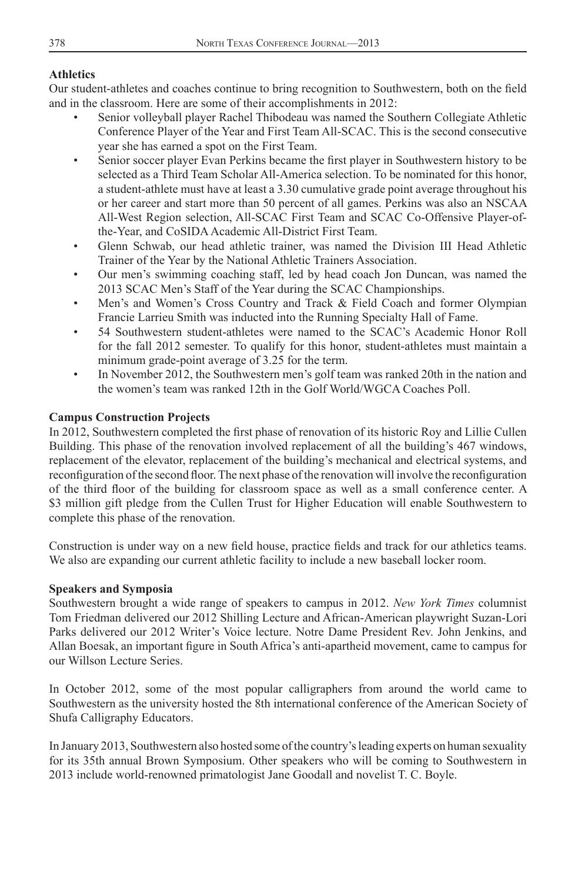**Athletics**

Our student-athletes and coaches continue to bring recognition to Southwestern, both on the field and in the classroom. Here are some of their accomplishments in 2012:

- Senior volleyball player Rachel Thibodeau was named the Southern Collegiate Athletic Conference Player of the Year and First Team All-SCAC. This is the second consecutive year she has earned a spot on the First Team.
- Senior soccer player Evan Perkins became the first player in Southwestern history to be selected as a Third Team Scholar All-America selection. To be nominated for this honor, a student-athlete must have at least a 3.30 cumulative grade point average throughout his or her career and start more than 50 percent of all games. Perkins was also an NSCAA All-West Region selection, All-SCAC First Team and SCAC Co-Offensive Player-of-the-Year, and CoSIDA Academic All-District First Team.
- Glenn Schwab, our head athletic trainer, was named the Division III Head Athletic Trainer of the Year by the National Athletic Trainers Association.
- Our men's swimming coaching staff, led by head coach Jon Duncan, was named the 2013 SCAC Men's Staff of the Year during the SCAC Championships.
- Men's and Women's Cross Country and Track & Field Coach and former Olympian Francie Larrieu Smith was inducted into the Running Specialty Hall of Fame.
- 54 Southwestern student-athletes were named to the SCAC's Academic Honor Roll for the fall 2012 semester. To qualify for this honor, student-athletes must maintain a minimum grade-point average of 3.25 for the term.
- In November 2012, the Southwestern men's golf team was ranked 20th in the nation and the women's team was ranked 12th in the Golf World/WGCA Coaches Poll.

**Campus Construction Projects**

In 2012, Southwestern completed the first phase of renovation of its historic Roy and Lillie Cullen Building. This phase of the renovation involved replacement of all the building's 467 windows, replacement of the elevator, replacement of the building's mechanical and electrical systems, and reconfiguration of the second floor. The next phase of the renovation will involve the reconfiguration of the third floor of the building for classroom space as well as a small conference center. A \$3 million gift pledge from the Cullen Trust for Higher Education will enable Southwestern to complete this phase of the renovation.

Construction is under way on a new field house, practice fields and track for our athletics teams. We also are expanding our current athletic facility to include a new baseball locker room.

**Speakers and Symposia**

Southwestern brought a wide range of speakers to campus in 2012. *New York Times* columnist Tom Friedman delivered our 2012 Shilling Lecture and African-American playwright Suzan-Lori Parks delivered our 2012 Writer's Voice lecture. Notre Dame President Rev. John Jenkins, and Allan Boesak, an important figure in South Africa's anti-apartheid movement, came to campus for our Willson Lecture Series.

In October 2012, some of the most popular calligraphers from around the world came to Southwestern as the university hosted the 8th international conference of the American Society of Shufa Calligraphy Educators.

In January 2013, Southwestern also hosted some of the country's leading experts on human sexuality for its 35th annual Brown Symposium. Other speakers who will be coming to Southwestern in 2013 include world-renowned primatologist Jane Goodall and novelist T. C. Boyle.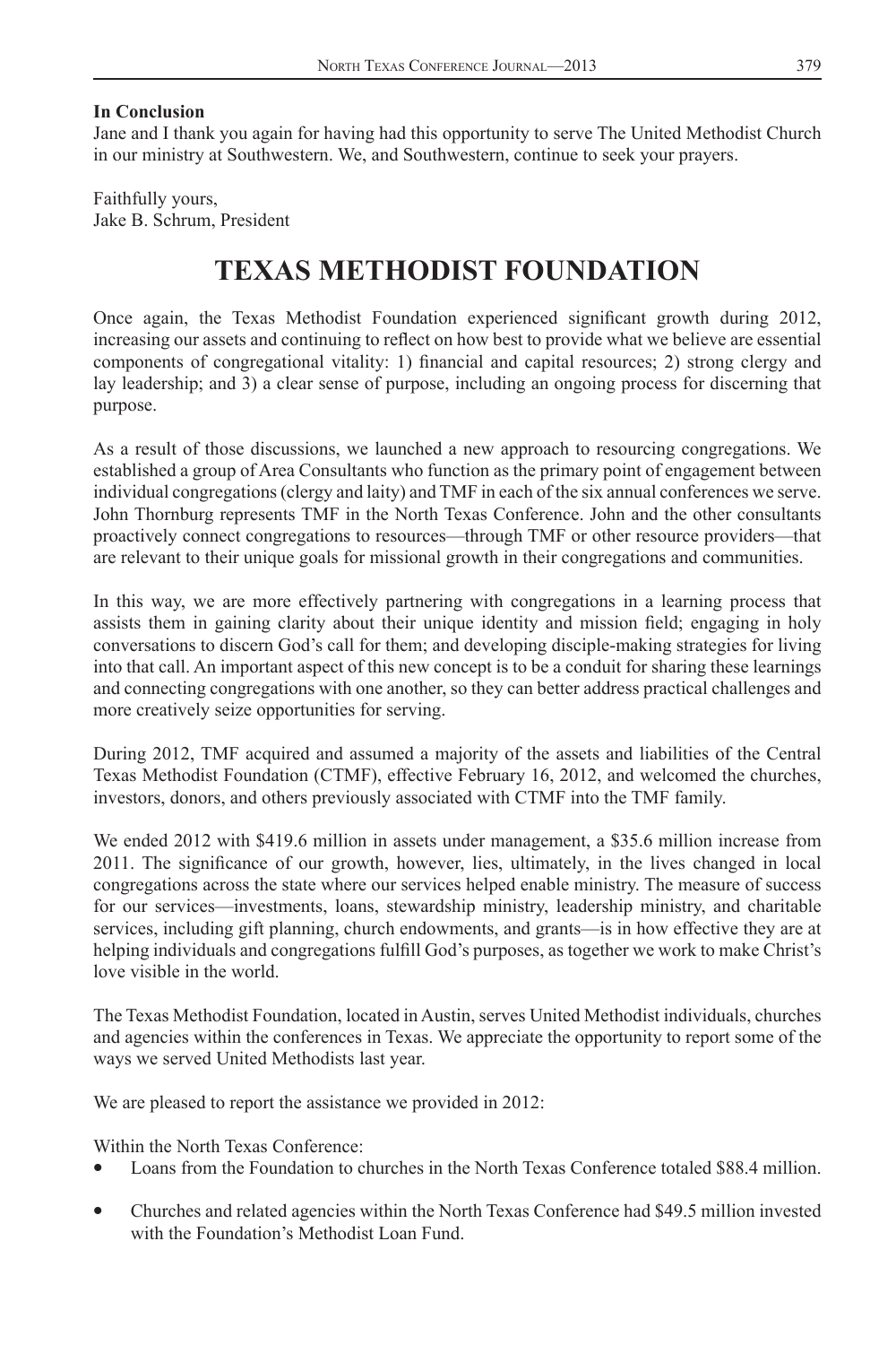**In Conclusion**
Jane and I thank you again for having had this opportunity to serve The United Methodist Church in our ministry at Southwestern. We, and Southwestern, continue to seek your prayers.

Faithfully yours,
Jake B. Schrum, President

# TEXAS METHODIST FOUNDATION

Once again, the Texas Methodist Foundation experienced significant growth during 2012, increasing our assets and continuing to reflect on how best to provide what we believe are essential components of congregational vitality: 1) financial and capital resources; 2) strong clergy and lay leadership; and 3) a clear sense of purpose, including an ongoing process for discerning that purpose.

As a result of those discussions, we launched a new approach to resourcing congregations. We established a group of Area Consultants who function as the primary point of engagement between individual congregations (clergy and laity) and TMF in each of the six annual conferences we serve. John Thornburg represents TMF in the North Texas Conference. John and the other consultants proactively connect congregations to resources—through TMF or other resource providers—that are relevant to their unique goals for missional growth in their congregations and communities.

In this way, we are more effectively partnering with congregations in a learning process that assists them in gaining clarity about their unique identity and mission field; engaging in holy conversations to discern God's call for them; and developing disciple-making strategies for living into that call. An important aspect of this new concept is to be a conduit for sharing these learnings and connecting congregations with one another, so they can better address practical challenges and more creatively seize opportunities for serving.

During 2012, TMF acquired and assumed a majority of the assets and liabilities of the Central Texas Methodist Foundation (CTMF), effective February 16, 2012, and welcomed the churches, investors, donors, and others previously associated with CTMF into the TMF family.

We ended 2012 with $419.6 million in assets under management, a $35.6 million increase from 2011. The significance of our growth, however, lies, ultimately, in the lives changed in local congregations across the state where our services helped enable ministry. The measure of success for our services—investments, loans, stewardship ministry, leadership ministry, and charitable services, including gift planning, church endowments, and grants—is in how effective they are at helping individuals and congregations fulfill God's purposes, as together we work to make Christ's love visible in the world.

The Texas Methodist Foundation, located in Austin, serves United Methodist individuals, churches and agencies within the conferences in Texas. We appreciate the opportunity to report some of the ways we served United Methodists last year.

We are pleased to report the assistance we provided in 2012:

Within the North Texas Conference:

- Loans from the Foundation to churches in the North Texas Conference totaled $88.4 million.
- Churches and related agencies within the North Texas Conference had $49.5 million invested with the Foundation's Methodist Loan Fund.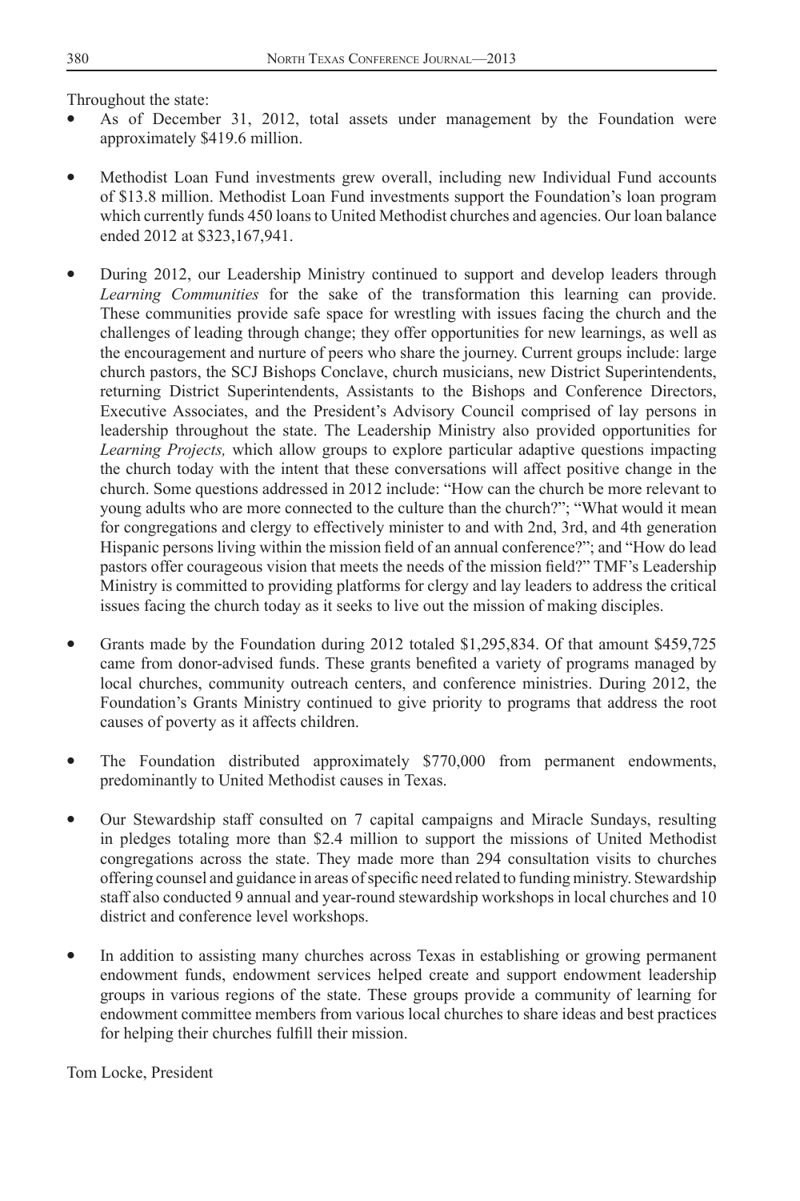Throughout the state:

- As of December 31, 2012, total assets under management by the Foundation were approximately $419.6 million.

- Methodist Loan Fund investments grew overall, including new Individual Fund accounts of $13.8 million. Methodist Loan Fund investments support the Foundation's loan program which currently funds 450 loans to United Methodist churches and agencies. Our loan balance ended 2012 at $323,167,941.

- During 2012, our Leadership Ministry continued to support and develop leaders through *Learning Communities* for the sake of the transformation this learning can provide. These communities provide safe space for wrestling with issues facing the church and the challenges of leading through change; they offer opportunities for new learnings, as well as the encouragement and nurture of peers who share the journey. Current groups include: large church pastors, the SCJ Bishops Conclave, church musicians, new District Superintendents, returning District Superintendents, Assistants to the Bishops and Conference Directors, Executive Associates, and the President's Advisory Council comprised of lay persons in leadership throughout the state. The Leadership Ministry also provided opportunities for *Learning Projects,* which allow groups to explore particular adaptive questions impacting the church today with the intent that these conversations will affect positive change in the church. Some questions addressed in 2012 include: "How can the church be more relevant to young adults who are more connected to the culture than the church?"; "What would it mean for congregations and clergy to effectively minister to and with 2nd, 3rd, and 4th generation Hispanic persons living within the mission field of an annual conference?"; and "How do lead pastors offer courageous vision that meets the needs of the mission field?" TMF's Leadership Ministry is committed to providing platforms for clergy and lay leaders to address the critical issues facing the church today as it seeks to live out the mission of making disciples.

- Grants made by the Foundation during 2012 totaled $1,295,834. Of that amount $459,725 came from donor-advised funds. These grants benefited a variety of programs managed by local churches, community outreach centers, and conference ministries. During 2012, the Foundation's Grants Ministry continued to give priority to programs that address the root causes of poverty as it affects children.

- The Foundation distributed approximately $770,000 from permanent endowments, predominantly to United Methodist causes in Texas.

- Our Stewardship staff consulted on 7 capital campaigns and Miracle Sundays, resulting in pledges totaling more than $2.4 million to support the missions of United Methodist congregations across the state. They made more than 294 consultation visits to churches offering counsel and guidance in areas of specific need related to funding ministry. Stewardship staff also conducted 9 annual and year-round stewardship workshops in local churches and 10 district and conference level workshops.

- In addition to assisting many churches across Texas in establishing or growing permanent endowment funds, endowment services helped create and support endowment leadership groups in various regions of the state. These groups provide a community of learning for endowment committee members from various local churches to share ideas and best practices for helping their churches fulfill their mission.

Tom Locke, President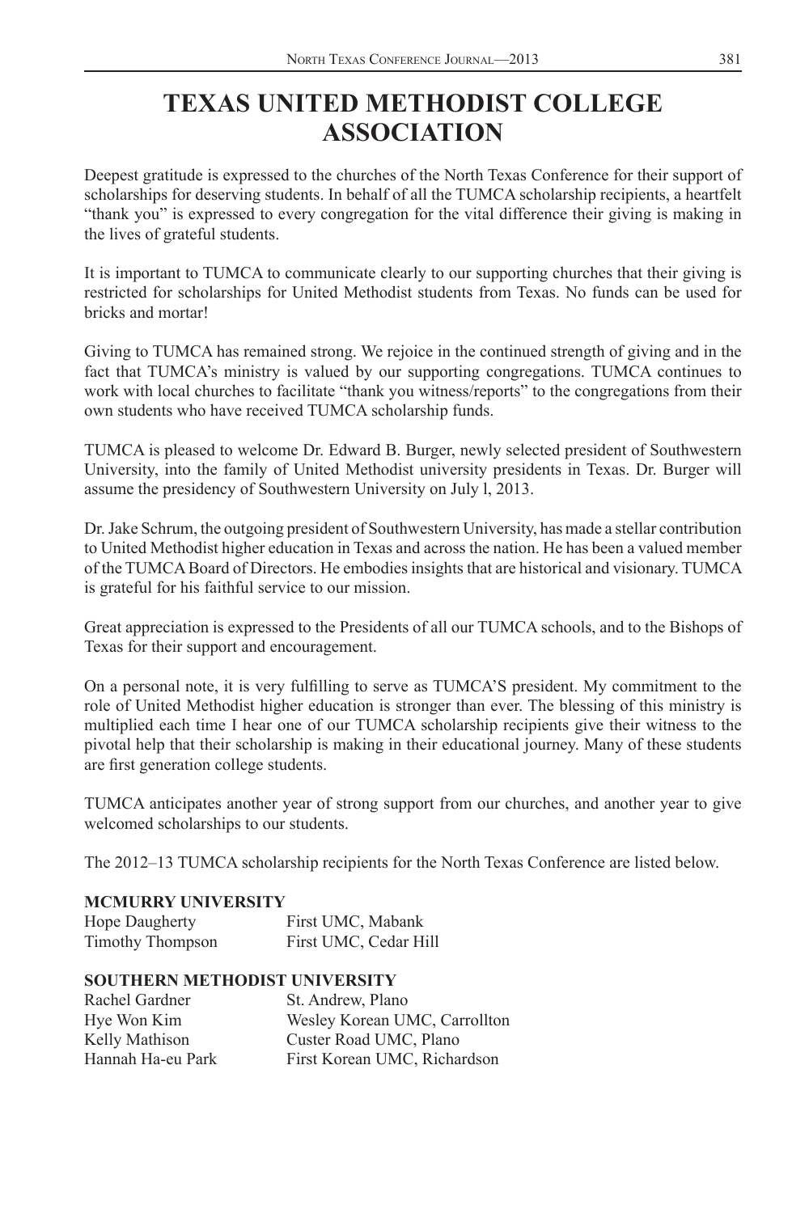# TEXAS UNITED METHODIST COLLEGE ASSOCIATION

Deepest gratitude is expressed to the churches of the North Texas Conference for their support of scholarships for deserving students. In behalf of all the TUMCA scholarship recipients, a heartfelt "thank you" is expressed to every congregation for the vital difference their giving is making in the lives of grateful students.

It is important to TUMCA to communicate clearly to our supporting churches that their giving is restricted for scholarships for United Methodist students from Texas. No funds can be used for bricks and mortar!

Giving to TUMCA has remained strong. We rejoice in the continued strength of giving and in the fact that TUMCA's ministry is valued by our supporting congregations. TUMCA continues to work with local churches to facilitate "thank you witness/reports" to the congregations from their own students who have received TUMCA scholarship funds.

TUMCA is pleased to welcome Dr. Edward B. Burger, newly selected president of Southwestern University, into the family of United Methodist university presidents in Texas. Dr. Burger will assume the presidency of Southwestern University on July l, 2013.

Dr. Jake Schrum, the outgoing president of Southwestern University, has made a stellar contribution to United Methodist higher education in Texas and across the nation. He has been a valued member of the TUMCA Board of Directors. He embodies insights that are historical and visionary. TUMCA is grateful for his faithful service to our mission.

Great appreciation is expressed to the Presidents of all our TUMCA schools, and to the Bishops of Texas for their support and encouragement.

On a personal note, it is very fulfilling to serve as TUMCA'S president. My commitment to the role of United Methodist higher education is stronger than ever. The blessing of this ministry is multiplied each time I hear one of our TUMCA scholarship recipients give their witness to the pivotal help that their scholarship is making in their educational journey. Many of these students are first generation college students.

TUMCA anticipates another year of strong support from our churches, and another year to give welcomed scholarships to our students.

The 2012–13 TUMCA scholarship recipients for the North Texas Conference are listed below.

**MCMURRY UNIVERSITY**

| | |
|---|---|
| Hope Daugherty | First UMC, Mabank |
| Timothy Thompson | First UMC, Cedar Hill |

**SOUTHERN METHODIST UNIVERSITY**

| | |
|---|---|
| Rachel Gardner | St. Andrew, Plano |
| Hye Won Kim | Wesley Korean UMC, Carrollton |
| Kelly Mathison | Custer Road UMC, Plano |
| Hannah Ha-eu Park | First Korean UMC, Richardson |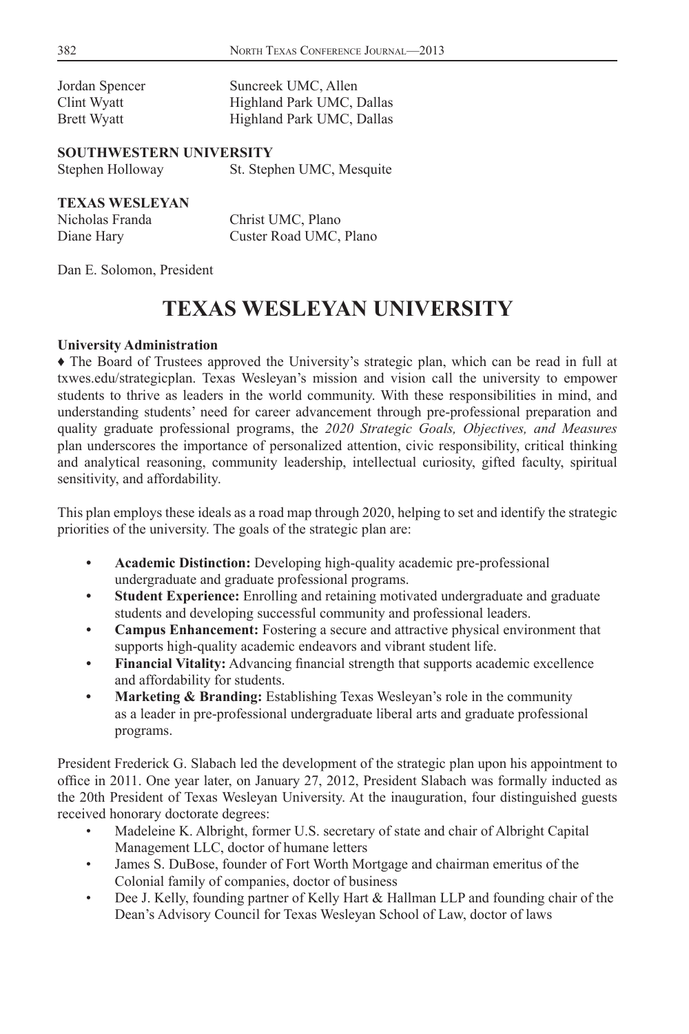| | |
|---|---|
| Jordan Spencer | Suncreek UMC, Allen |
| Clint Wyatt | Highland Park UMC, Dallas |
| Brett Wyatt | Highland Park UMC, Dallas |

**SOUTHWESTERN UNIVERSITY**

| | |
|---|---|
| Stephen Holloway | St. Stephen UMC, Mesquite |

**TEXAS WESLEYAN**

| | |
|---|---|
| Nicholas Franda | Christ UMC, Plano |
| Diane Hary | Custer Road UMC, Plano |

Dan E. Solomon, President

# TEXAS WESLEYAN UNIVERSITY

**University Administration**

♦ The Board of Trustees approved the University's strategic plan, which can be read in full at txwes.edu/strategicplan. Texas Wesleyan's mission and vision call the university to empower students to thrive as leaders in the world community. With these responsibilities in mind, and understanding students' need for career advancement through pre-professional preparation and quality graduate professional programs, the *2020 Strategic Goals, Objectives, and Measures* plan underscores the importance of personalized attention, civic responsibility, critical thinking and analytical reasoning, community leadership, intellectual curiosity, gifted faculty, spiritual sensitivity, and affordability.

This plan employs these ideals as a road map through 2020, helping to set and identify the strategic priorities of the university. The goals of the strategic plan are:

- **Academic Distinction:** Developing high-quality academic pre-professional undergraduate and graduate professional programs.
- **Student Experience:** Enrolling and retaining motivated undergraduate and graduate students and developing successful community and professional leaders.
- **Campus Enhancement:** Fostering a secure and attractive physical environment that supports high-quality academic endeavors and vibrant student life.
- **Financial Vitality:** Advancing financial strength that supports academic excellence and affordability for students.
- **Marketing & Branding:** Establishing Texas Wesleyan's role in the community as a leader in pre-professional undergraduate liberal arts and graduate professional programs.

President Frederick G. Slabach led the development of the strategic plan upon his appointment to office in 2011. One year later, on January 27, 2012, President Slabach was formally inducted as the 20th President of Texas Wesleyan University. At the inauguration, four distinguished guests received honorary doctorate degrees:

- Madeleine K. Albright, former U.S. secretary of state and chair of Albright Capital Management LLC, doctor of humane letters
- James S. DuBose, founder of Fort Worth Mortgage and chairman emeritus of the Colonial family of companies, doctor of business
- Dee J. Kelly, founding partner of Kelly Hart & Hallman LLP and founding chair of the Dean's Advisory Council for Texas Wesleyan School of Law, doctor of laws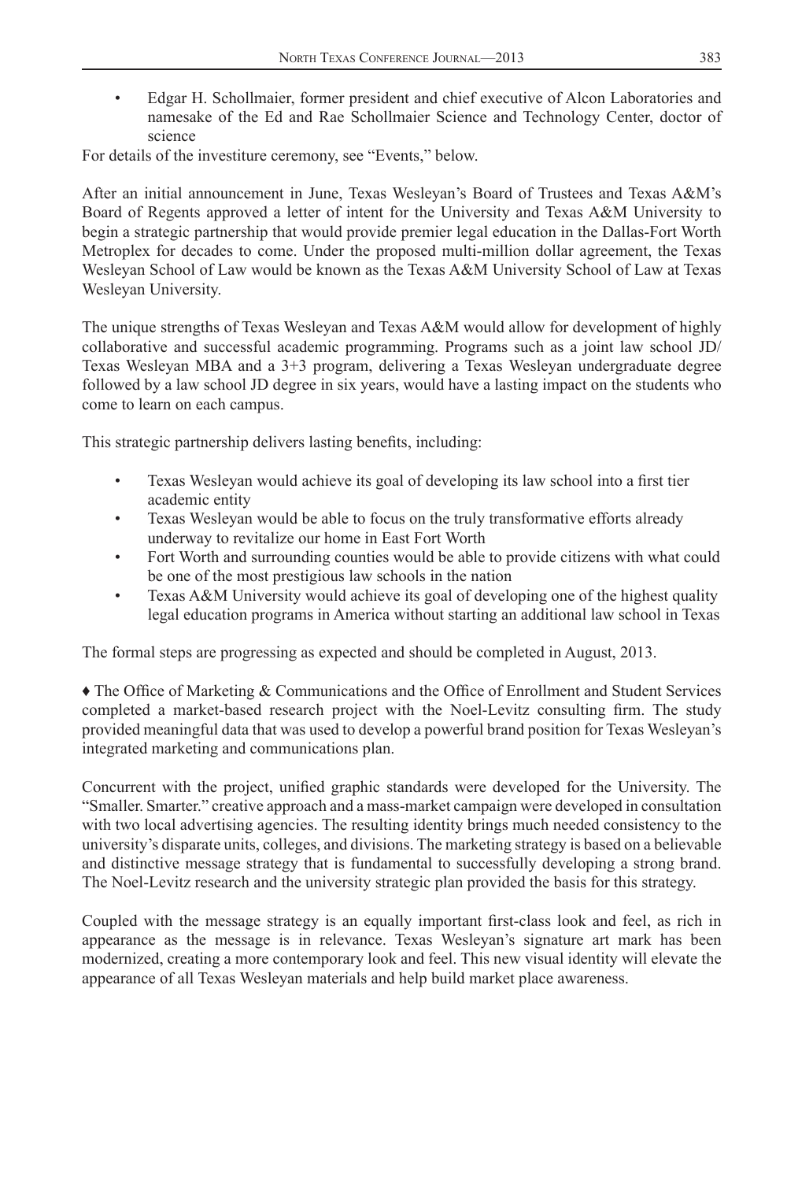- Edgar H. Schollmaier, former president and chief executive of Alcon Laboratories and namesake of the Ed and Rae Schollmaier Science and Technology Center, doctor of science

For details of the investiture ceremony, see "Events," below.

After an initial announcement in June, Texas Wesleyan's Board of Trustees and Texas A&M's Board of Regents approved a letter of intent for the University and Texas A&M University to begin a strategic partnership that would provide premier legal education in the Dallas-Fort Worth Metroplex for decades to come. Under the proposed multi-million dollar agreement, the Texas Wesleyan School of Law would be known as the Texas A&M University School of Law at Texas Wesleyan University.

The unique strengths of Texas Wesleyan and Texas A&M would allow for development of highly collaborative and successful academic programming. Programs such as a joint law school JD/ Texas Wesleyan MBA and a 3+3 program, delivering a Texas Wesleyan undergraduate degree followed by a law school JD degree in six years, would have a lasting impact on the students who come to learn on each campus.

This strategic partnership delivers lasting benefits, including:

- Texas Wesleyan would achieve its goal of developing its law school into a first tier academic entity
- Texas Wesleyan would be able to focus on the truly transformative efforts already underway to revitalize our home in East Fort Worth
- Fort Worth and surrounding counties would be able to provide citizens with what could be one of the most prestigious law schools in the nation
- Texas A&M University would achieve its goal of developing one of the highest quality legal education programs in America without starting an additional law school in Texas

The formal steps are progressing as expected and should be completed in August, 2013.

♦ The Office of Marketing & Communications and the Office of Enrollment and Student Services completed a market-based research project with the Noel-Levitz consulting firm. The study provided meaningful data that was used to develop a powerful brand position for Texas Wesleyan's integrated marketing and communications plan.

Concurrent with the project, unified graphic standards were developed for the University. The "Smaller. Smarter." creative approach and a mass-market campaign were developed in consultation with two local advertising agencies. The resulting identity brings much needed consistency to the university's disparate units, colleges, and divisions. The marketing strategy is based on a believable and distinctive message strategy that is fundamental to successfully developing a strong brand. The Noel-Levitz research and the university strategic plan provided the basis for this strategy.

Coupled with the message strategy is an equally important first-class look and feel, as rich in appearance as the message is in relevance. Texas Wesleyan's signature art mark has been modernized, creating a more contemporary look and feel. This new visual identity will elevate the appearance of all Texas Wesleyan materials and help build market place awareness.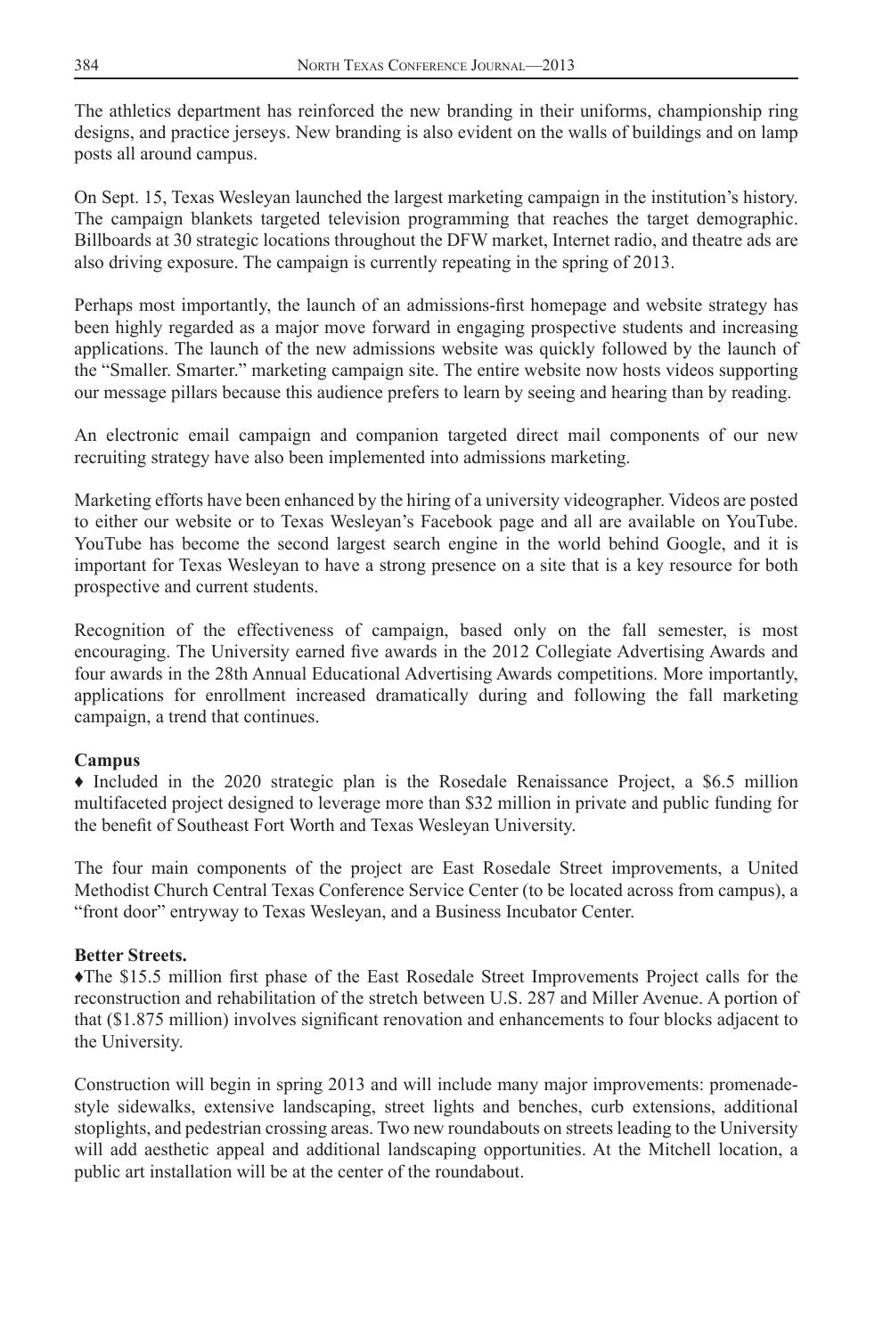The athletics department has reinforced the new branding in their uniforms, championship ring designs, and practice jerseys. New branding is also evident on the walls of buildings and on lamp posts all around campus.

On Sept. 15, Texas Wesleyan launched the largest marketing campaign in the institution's history. The campaign blankets targeted television programming that reaches the target demographic. Billboards at 30 strategic locations throughout the DFW market, Internet radio, and theatre ads are also driving exposure. The campaign is currently repeating in the spring of 2013.

Perhaps most importantly, the launch of an admissions-first homepage and website strategy has been highly regarded as a major move forward in engaging prospective students and increasing applications. The launch of the new admissions website was quickly followed by the launch of the "Smaller. Smarter." marketing campaign site. The entire website now hosts videos supporting our message pillars because this audience prefers to learn by seeing and hearing than by reading.

An electronic email campaign and companion targeted direct mail components of our new recruiting strategy have also been implemented into admissions marketing.

Marketing efforts have been enhanced by the hiring of a university videographer. Videos are posted to either our website or to Texas Wesleyan's Facebook page and all are available on YouTube. YouTube has become the second largest search engine in the world behind Google, and it is important for Texas Wesleyan to have a strong presence on a site that is a key resource for both prospective and current students.

Recognition of the effectiveness of campaign, based only on the fall semester, is most encouraging. The University earned five awards in the 2012 Collegiate Advertising Awards and four awards in the 28th Annual Educational Advertising Awards competitions. More importantly, applications for enrollment increased dramatically during and following the fall marketing campaign, a trend that continues.

**Campus**

♦ Included in the 2020 strategic plan is the Rosedale Renaissance Project, a $6.5 million multifaceted project designed to leverage more than $32 million in private and public funding for the benefit of Southeast Fort Worth and Texas Wesleyan University.

The four main components of the project are East Rosedale Street improvements, a United Methodist Church Central Texas Conference Service Center (to be located across from campus), a "front door" entryway to Texas Wesleyan, and a Business Incubator Center.

**Better Streets.**

♦The $15.5 million first phase of the East Rosedale Street Improvements Project calls for the reconstruction and rehabilitation of the stretch between U.S. 287 and Miller Avenue. A portion of that ($1.875 million) involves significant renovation and enhancements to four blocks adjacent to the University.

Construction will begin in spring 2013 and will include many major improvements: promenade-style sidewalks, extensive landscaping, street lights and benches, curb extensions, additional stoplights, and pedestrian crossing areas. Two new roundabouts on streets leading to the University will add aesthetic appeal and additional landscaping opportunities. At the Mitchell location, a public art installation will be at the center of the roundabout.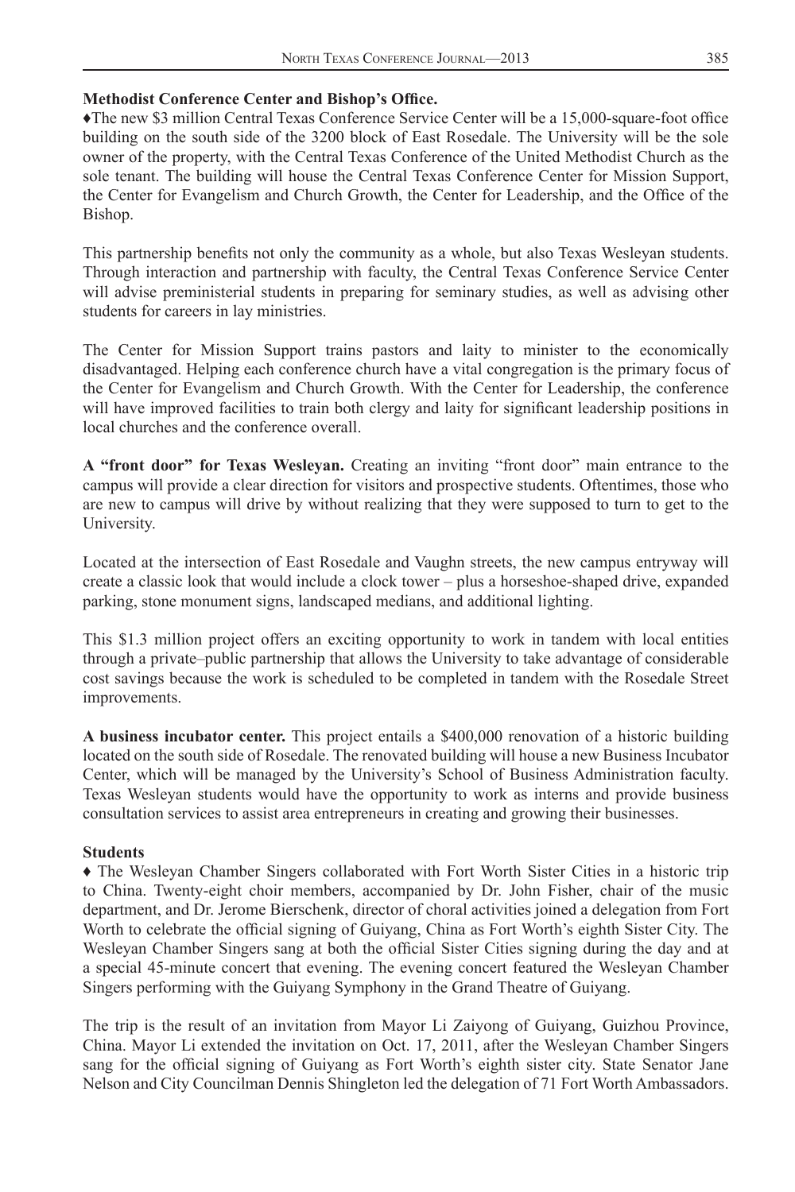**Methodist Conference Center and Bishop's Office.**

♦The new $3 million Central Texas Conference Service Center will be a 15,000-square-foot office building on the south side of the 3200 block of East Rosedale. The University will be the sole owner of the property, with the Central Texas Conference of the United Methodist Church as the sole tenant. The building will house the Central Texas Conference Center for Mission Support, the Center for Evangelism and Church Growth, the Center for Leadership, and the Office of the Bishop.

This partnership benefits not only the community as a whole, but also Texas Wesleyan students. Through interaction and partnership with faculty, the Central Texas Conference Service Center will advise preministerial students in preparing for seminary studies, as well as advising other students for careers in lay ministries.

The Center for Mission Support trains pastors and laity to minister to the economically disadvantaged. Helping each conference church have a vital congregation is the primary focus of the Center for Evangelism and Church Growth. With the Center for Leadership, the conference will have improved facilities to train both clergy and laity for significant leadership positions in local churches and the conference overall.

**A "front door" for Texas Wesleyan.** Creating an inviting "front door" main entrance to the campus will provide a clear direction for visitors and prospective students. Oftentimes, those who are new to campus will drive by without realizing that they were supposed to turn to get to the University.

Located at the intersection of East Rosedale and Vaughn streets, the new campus entryway will create a classic look that would include a clock tower – plus a horseshoe-shaped drive, expanded parking, stone monument signs, landscaped medians, and additional lighting.

This $1.3 million project offers an exciting opportunity to work in tandem with local entities through a private–public partnership that allows the University to take advantage of considerable cost savings because the work is scheduled to be completed in tandem with the Rosedale Street improvements.

**A business incubator center.** This project entails a $400,000 renovation of a historic building located on the south side of Rosedale. The renovated building will house a new Business Incubator Center, which will be managed by the University's School of Business Administration faculty. Texas Wesleyan students would have the opportunity to work as interns and provide business consultation services to assist area entrepreneurs in creating and growing their businesses.

**Students**

♦ The Wesleyan Chamber Singers collaborated with Fort Worth Sister Cities in a historic trip to China. Twenty-eight choir members, accompanied by Dr. John Fisher, chair of the music department, and Dr. Jerome Bierschenk, director of choral activities joined a delegation from Fort Worth to celebrate the official signing of Guiyang, China as Fort Worth's eighth Sister City. The Wesleyan Chamber Singers sang at both the official Sister Cities signing during the day and at a special 45-minute concert that evening. The evening concert featured the Wesleyan Chamber Singers performing with the Guiyang Symphony in the Grand Theatre of Guiyang.

The trip is the result of an invitation from Mayor Li Zaiyong of Guiyang, Guizhou Province, China. Mayor Li extended the invitation on Oct. 17, 2011, after the Wesleyan Chamber Singers sang for the official signing of Guiyang as Fort Worth's eighth sister city. State Senator Jane Nelson and City Councilman Dennis Shingleton led the delegation of 71 Fort Worth Ambassadors.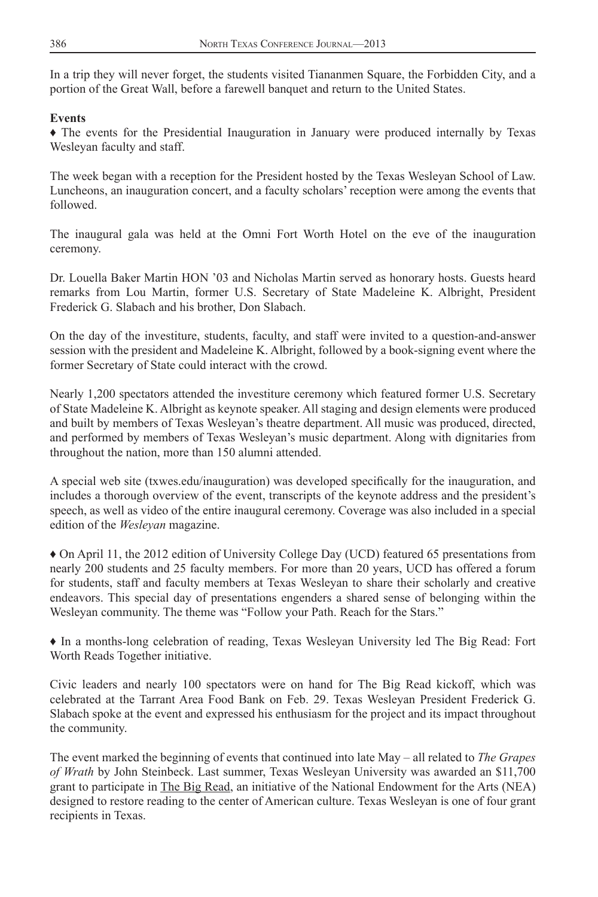In a trip they will never forget, the students visited Tiananmen Square, the Forbidden City, and a portion of the Great Wall, before a farewell banquet and return to the United States.

**Events**

♦ The events for the Presidential Inauguration in January were produced internally by Texas Wesleyan faculty and staff.

The week began with a reception for the President hosted by the Texas Wesleyan School of Law. Luncheons, an inauguration concert, and a faculty scholars' reception were among the events that followed.

The inaugural gala was held at the Omni Fort Worth Hotel on the eve of the inauguration ceremony.

Dr. Louella Baker Martin HON '03 and Nicholas Martin served as honorary hosts. Guests heard remarks from Lou Martin, former U.S. Secretary of State Madeleine K. Albright, President Frederick G. Slabach and his brother, Don Slabach.

On the day of the investiture, students, faculty, and staff were invited to a question-and-answer session with the president and Madeleine K. Albright, followed by a book-signing event where the former Secretary of State could interact with the crowd.

Nearly 1,200 spectators attended the investiture ceremony which featured former U.S. Secretary of State Madeleine K. Albright as keynote speaker. All staging and design elements were produced and built by members of Texas Wesleyan's theatre department. All music was produced, directed, and performed by members of Texas Wesleyan's music department. Along with dignitaries from throughout the nation, more than 150 alumni attended.

A special web site (txwes.edu/inauguration) was developed specifically for the inauguration, and includes a thorough overview of the event, transcripts of the keynote address and the president's speech, as well as video of the entire inaugural ceremony. Coverage was also included in a special edition of the *Wesleyan* magazine.

♦ On April 11, the 2012 edition of University College Day (UCD) featured 65 presentations from nearly 200 students and 25 faculty members. For more than 20 years, UCD has offered a forum for students, staff and faculty members at Texas Wesleyan to share their scholarly and creative endeavors. This special day of presentations engenders a shared sense of belonging within the Wesleyan community. The theme was "Follow your Path. Reach for the Stars."

♦ In a months-long celebration of reading, Texas Wesleyan University led The Big Read: Fort Worth Reads Together initiative.

Civic leaders and nearly 100 spectators were on hand for The Big Read kickoff, which was celebrated at the Tarrant Area Food Bank on Feb. 29. Texas Wesleyan President Frederick G. Slabach spoke at the event and expressed his enthusiasm for the project and its impact throughout the community.

The event marked the beginning of events that continued into late May – all related to *The Grapes of Wrath* by John Steinbeck. Last summer, Texas Wesleyan University was awarded an $11,700 grant to participate in The Big Read, an initiative of the National Endowment for the Arts (NEA) designed to restore reading to the center of American culture. Texas Wesleyan is one of four grant recipients in Texas.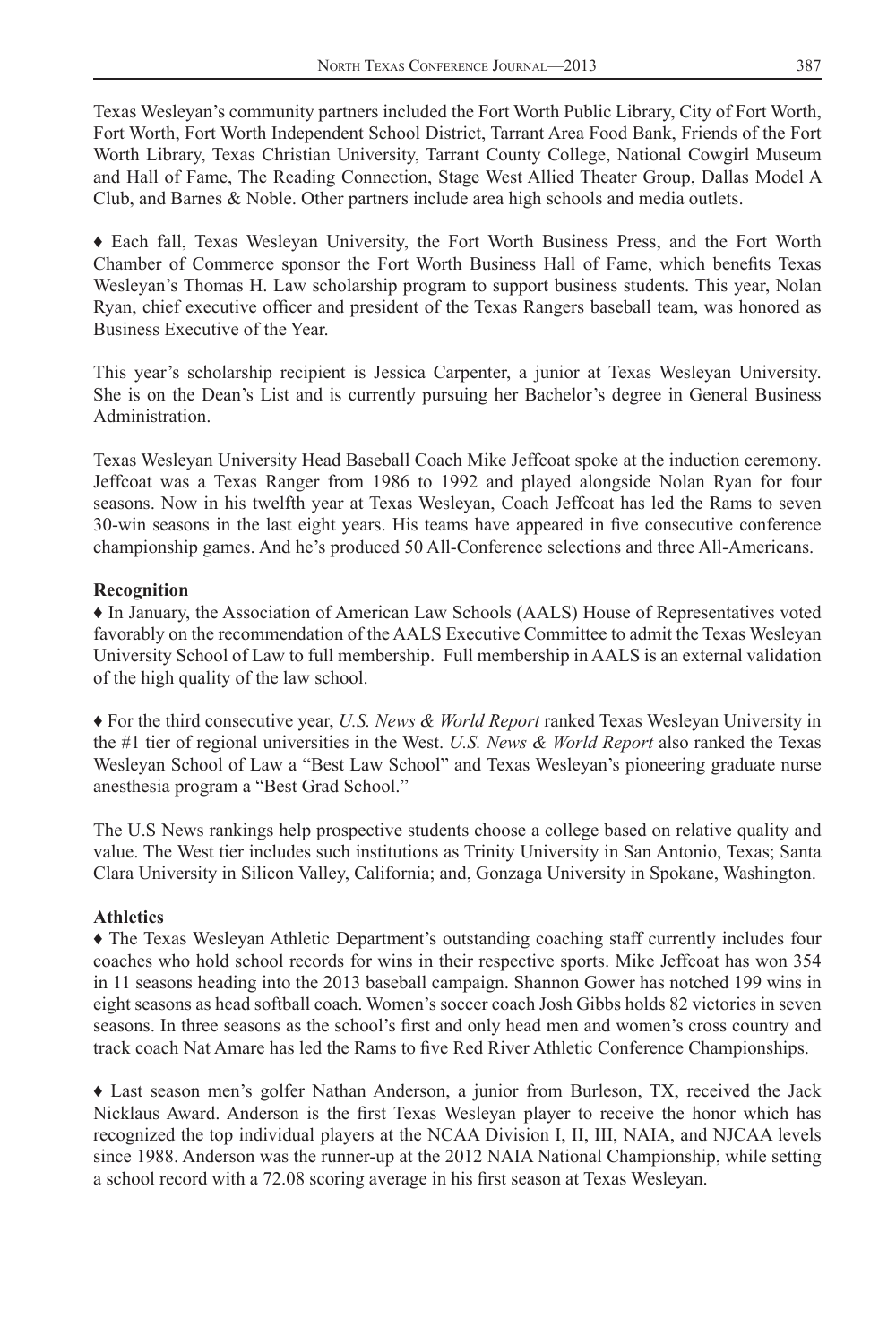Texas Wesleyan's community partners included the Fort Worth Public Library, City of Fort Worth, Fort Worth, Fort Worth Independent School District, Tarrant Area Food Bank, Friends of the Fort Worth Library, Texas Christian University, Tarrant County College, National Cowgirl Museum and Hall of Fame, The Reading Connection, Stage West Allied Theater Group, Dallas Model A Club, and Barnes & Noble. Other partners include area high schools and media outlets.

♦ Each fall, Texas Wesleyan University, the Fort Worth Business Press, and the Fort Worth Chamber of Commerce sponsor the Fort Worth Business Hall of Fame, which benefits Texas Wesleyan's Thomas H. Law scholarship program to support business students. This year, Nolan Ryan, chief executive officer and president of the Texas Rangers baseball team, was honored as Business Executive of the Year.

This year's scholarship recipient is Jessica Carpenter, a junior at Texas Wesleyan University. She is on the Dean's List and is currently pursuing her Bachelor's degree in General Business Administration.

Texas Wesleyan University Head Baseball Coach Mike Jeffcoat spoke at the induction ceremony. Jeffcoat was a Texas Ranger from 1986 to 1992 and played alongside Nolan Ryan for four seasons. Now in his twelfth year at Texas Wesleyan, Coach Jeffcoat has led the Rams to seven 30-win seasons in the last eight years. His teams have appeared in five consecutive conference championship games. And he's produced 50 All-Conference selections and three All-Americans.

**Recognition**

♦ In January, the Association of American Law Schools (AALS) House of Representatives voted favorably on the recommendation of the AALS Executive Committee to admit the Texas Wesleyan University School of Law to full membership. Full membership in AALS is an external validation of the high quality of the law school.

♦ For the third consecutive year, *U.S. News & World Report* ranked Texas Wesleyan University in the #1 tier of regional universities in the West. *U.S. News & World Report* also ranked the Texas Wesleyan School of Law a "Best Law School" and Texas Wesleyan's pioneering graduate nurse anesthesia program a "Best Grad School."

The U.S News rankings help prospective students choose a college based on relative quality and value. The West tier includes such institutions as Trinity University in San Antonio, Texas; Santa Clara University in Silicon Valley, California; and, Gonzaga University in Spokane, Washington.

**Athletics**

♦ The Texas Wesleyan Athletic Department's outstanding coaching staff currently includes four coaches who hold school records for wins in their respective sports. Mike Jeffcoat has won 354 in 11 seasons heading into the 2013 baseball campaign. Shannon Gower has notched 199 wins in eight seasons as head softball coach. Women's soccer coach Josh Gibbs holds 82 victories in seven seasons. In three seasons as the school's first and only head men and women's cross country and track coach Nat Amare has led the Rams to five Red River Athletic Conference Championships.

♦ Last season men's golfer Nathan Anderson, a junior from Burleson, TX, received the Jack Nicklaus Award. Anderson is the first Texas Wesleyan player to receive the honor which has recognized the top individual players at the NCAA Division I, II, III, NAIA, and NJCAA levels since 1988. Anderson was the runner-up at the 2012 NAIA National Championship, while setting a school record with a 72.08 scoring average in his first season at Texas Wesleyan.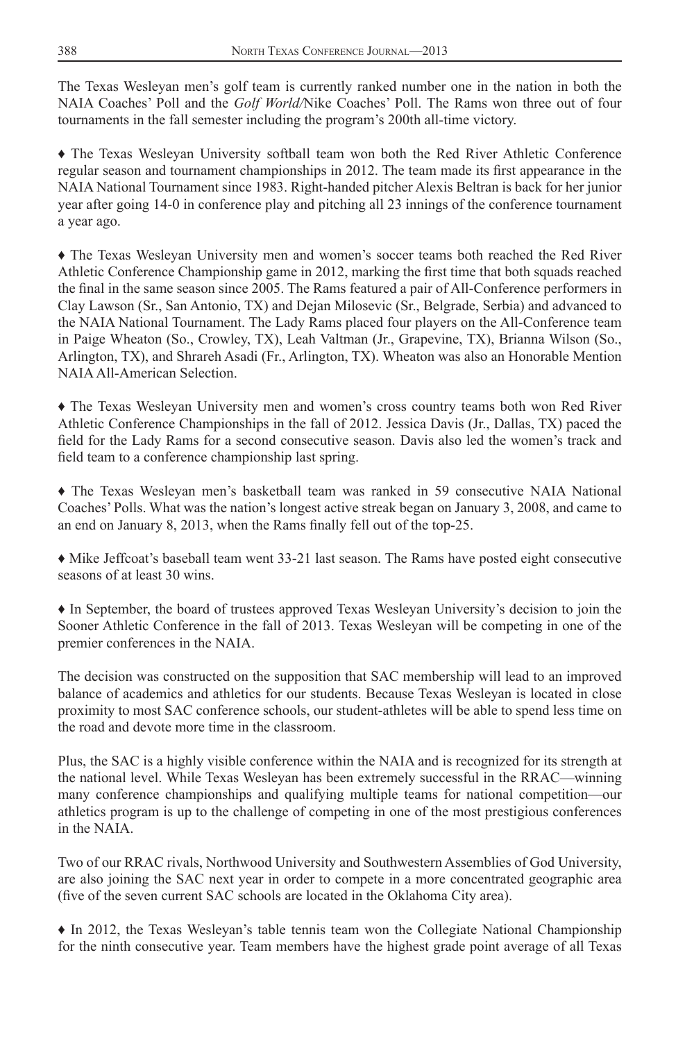The Texas Wesleyan men's golf team is currently ranked number one in the nation in both the NAIA Coaches' Poll and the *Golf World*/Nike Coaches' Poll. The Rams won three out of four tournaments in the fall semester including the program's 200th all-time victory.

♦ The Texas Wesleyan University softball team won both the Red River Athletic Conference regular season and tournament championships in 2012. The team made its first appearance in the NAIA National Tournament since 1983. Right-handed pitcher Alexis Beltran is back for her junior year after going 14-0 in conference play and pitching all 23 innings of the conference tournament a year ago.

♦ The Texas Wesleyan University men and women's soccer teams both reached the Red River Athletic Conference Championship game in 2012, marking the first time that both squads reached the final in the same season since 2005. The Rams featured a pair of All-Conference performers in Clay Lawson (Sr., San Antonio, TX) and Dejan Milosevic (Sr., Belgrade, Serbia) and advanced to the NAIA National Tournament. The Lady Rams placed four players on the All-Conference team in Paige Wheaton (So., Crowley, TX), Leah Valtman (Jr., Grapevine, TX), Brianna Wilson (So., Arlington, TX), and Shrareh Asadi (Fr., Arlington, TX). Wheaton was also an Honorable Mention NAIA All-American Selection.

♦ The Texas Wesleyan University men and women's cross country teams both won Red River Athletic Conference Championships in the fall of 2012. Jessica Davis (Jr., Dallas, TX) paced the field for the Lady Rams for a second consecutive season. Davis also led the women's track and field team to a conference championship last spring.

♦ The Texas Wesleyan men's basketball team was ranked in 59 consecutive NAIA National Coaches' Polls. What was the nation's longest active streak began on January 3, 2008, and came to an end on January 8, 2013, when the Rams finally fell out of the top-25.

♦ Mike Jeffcoat's baseball team went 33-21 last season. The Rams have posted eight consecutive seasons of at least 30 wins.

♦ In September, the board of trustees approved Texas Wesleyan University's decision to join the Sooner Athletic Conference in the fall of 2013. Texas Wesleyan will be competing in one of the premier conferences in the NAIA.

The decision was constructed on the supposition that SAC membership will lead to an improved balance of academics and athletics for our students. Because Texas Wesleyan is located in close proximity to most SAC conference schools, our student-athletes will be able to spend less time on the road and devote more time in the classroom.

Plus, the SAC is a highly visible conference within the NAIA and is recognized for its strength at the national level. While Texas Wesleyan has been extremely successful in the RRAC—winning many conference championships and qualifying multiple teams for national competition—our athletics program is up to the challenge of competing in one of the most prestigious conferences in the NAIA.

Two of our RRAC rivals, Northwood University and Southwestern Assemblies of God University, are also joining the SAC next year in order to compete in a more concentrated geographic area (five of the seven current SAC schools are located in the Oklahoma City area).

♦ In 2012, the Texas Wesleyan's table tennis team won the Collegiate National Championship for the ninth consecutive year. Team members have the highest grade point average of all Texas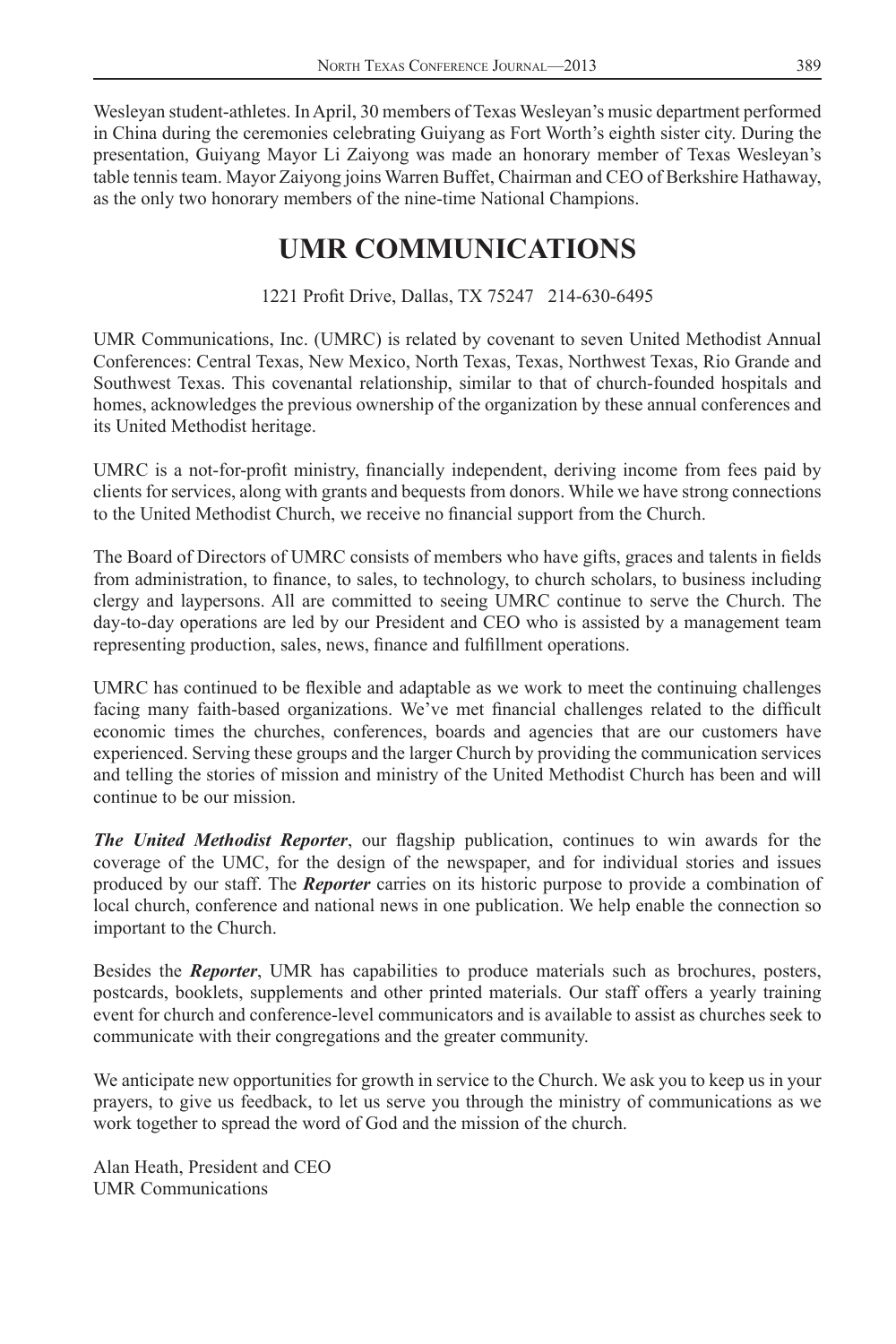Wesleyan student-athletes. In April, 30 members of Texas Wesleyan's music department performed in China during the ceremonies celebrating Guiyang as Fort Worth's eighth sister city. During the presentation, Guiyang Mayor Li Zaiyong was made an honorary member of Texas Wesleyan's table tennis team. Mayor Zaiyong joins Warren Buffet, Chairman and CEO of Berkshire Hathaway, as the only two honorary members of the nine-time National Champions.

# UMR COMMUNICATIONS

1221 Profit Drive, Dallas, TX 75247 214-630-6495

UMR Communications, Inc. (UMRC) is related by covenant to seven United Methodist Annual Conferences: Central Texas, New Mexico, North Texas, Texas, Northwest Texas, Rio Grande and Southwest Texas. This covenantal relationship, similar to that of church-founded hospitals and homes, acknowledges the previous ownership of the organization by these annual conferences and its United Methodist heritage.

UMRC is a not-for-profit ministry, financially independent, deriving income from fees paid by clients for services, along with grants and bequests from donors. While we have strong connections to the United Methodist Church, we receive no financial support from the Church.

The Board of Directors of UMRC consists of members who have gifts, graces and talents in fields from administration, to finance, to sales, to technology, to church scholars, to business including clergy and laypersons. All are committed to seeing UMRC continue to serve the Church. The day-to-day operations are led by our President and CEO who is assisted by a management team representing production, sales, news, finance and fulfillment operations.

UMRC has continued to be flexible and adaptable as we work to meet the continuing challenges facing many faith-based organizations. We've met financial challenges related to the difficult economic times the churches, conferences, boards and agencies that are our customers have experienced. Serving these groups and the larger Church by providing the communication services and telling the stories of mission and ministry of the United Methodist Church has been and will continue to be our mission.

***The United Methodist Reporter***, our flagship publication, continues to win awards for the coverage of the UMC, for the design of the newspaper, and for individual stories and issues produced by our staff. The ***Reporter*** carries on its historic purpose to provide a combination of local church, conference and national news in one publication. We help enable the connection so important to the Church.

Besides the ***Reporter***, UMR has capabilities to produce materials such as brochures, posters, postcards, booklets, supplements and other printed materials. Our staff offers a yearly training event for church and conference-level communicators and is available to assist as churches seek to communicate with their congregations and the greater community.

We anticipate new opportunities for growth in service to the Church. We ask you to keep us in your prayers, to give us feedback, to let us serve you through the ministry of communications as we work together to spread the word of God and the mission of the church.

Alan Heath, President and CEO
UMR Communications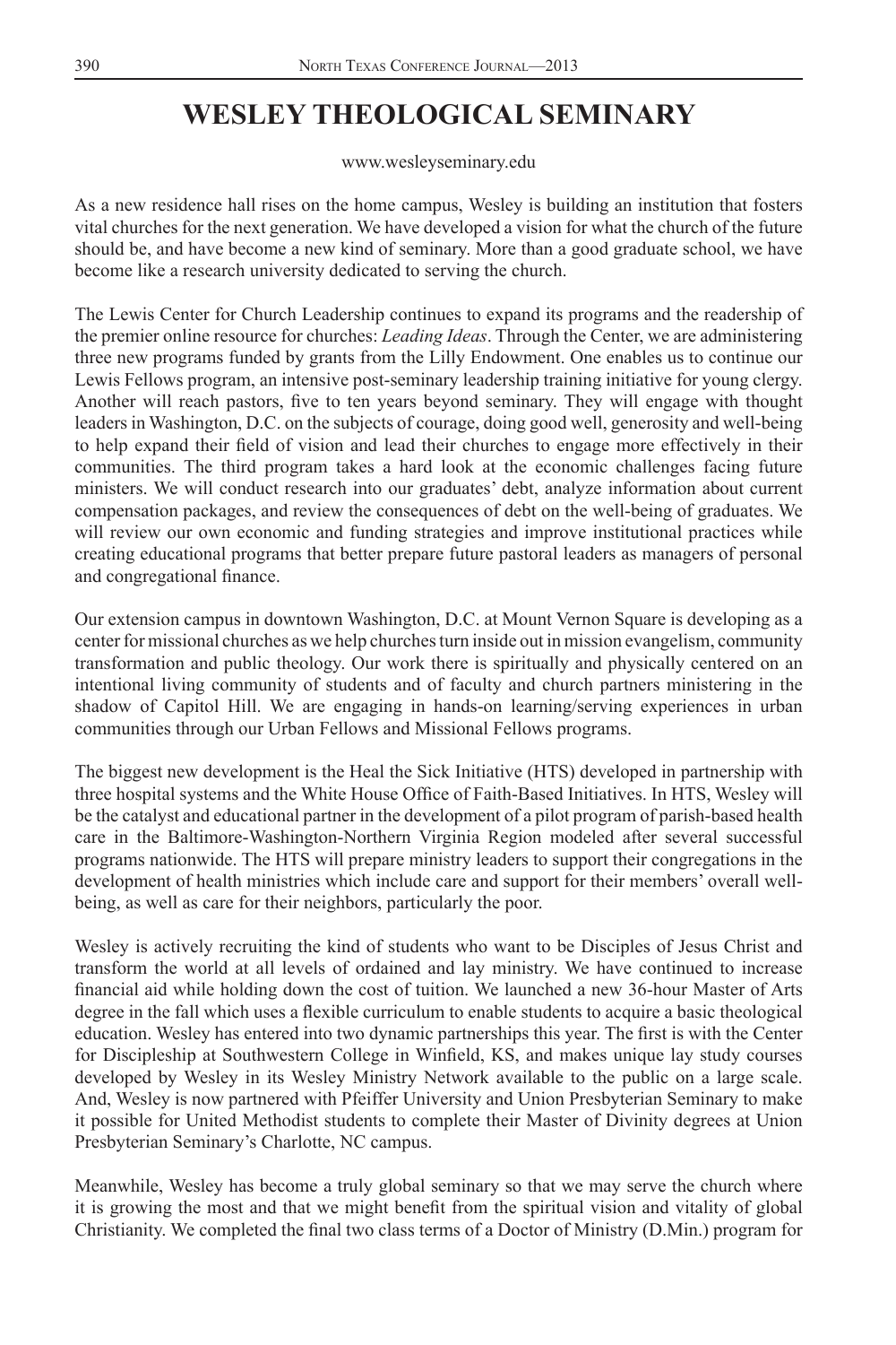# WESLEY THEOLOGICAL SEMINARY

www.wesleyseminary.edu

As a new residence hall rises on the home campus, Wesley is building an institution that fosters vital churches for the next generation. We have developed a vision for what the church of the future should be, and have become a new kind of seminary. More than a good graduate school, we have become like a research university dedicated to serving the church.

The Lewis Center for Church Leadership continues to expand its programs and the readership of the premier online resource for churches: *Leading Ideas*. Through the Center, we are administering three new programs funded by grants from the Lilly Endowment. One enables us to continue our Lewis Fellows program, an intensive post-seminary leadership training initiative for young clergy. Another will reach pastors, five to ten years beyond seminary. They will engage with thought leaders in Washington, D.C. on the subjects of courage, doing good well, generosity and well-being to help expand their field of vision and lead their churches to engage more effectively in their communities. The third program takes a hard look at the economic challenges facing future ministers. We will conduct research into our graduates' debt, analyze information about current compensation packages, and review the consequences of debt on the well-being of graduates. We will review our own economic and funding strategies and improve institutional practices while creating educational programs that better prepare future pastoral leaders as managers of personal and congregational finance.

Our extension campus in downtown Washington, D.C. at Mount Vernon Square is developing as a center for missional churches as we help churches turn inside out in mission evangelism, community transformation and public theology. Our work there is spiritually and physically centered on an intentional living community of students and of faculty and church partners ministering in the shadow of Capitol Hill. We are engaging in hands-on learning/serving experiences in urban communities through our Urban Fellows and Missional Fellows programs.

The biggest new development is the Heal the Sick Initiative (HTS) developed in partnership with three hospital systems and the White House Office of Faith-Based Initiatives. In HTS, Wesley will be the catalyst and educational partner in the development of a pilot program of parish-based health care in the Baltimore-Washington-Northern Virginia Region modeled after several successful programs nationwide. The HTS will prepare ministry leaders to support their congregations in the development of health ministries which include care and support for their members' overall well-being, as well as care for their neighbors, particularly the poor.

Wesley is actively recruiting the kind of students who want to be Disciples of Jesus Christ and transform the world at all levels of ordained and lay ministry. We have continued to increase financial aid while holding down the cost of tuition. We launched a new 36-hour Master of Arts degree in the fall which uses a flexible curriculum to enable students to acquire a basic theological education. Wesley has entered into two dynamic partnerships this year. The first is with the Center for Discipleship at Southwestern College in Winfield, KS, and makes unique lay study courses developed by Wesley in its Wesley Ministry Network available to the public on a large scale. And, Wesley is now partnered with Pfeiffer University and Union Presbyterian Seminary to make it possible for United Methodist students to complete their Master of Divinity degrees at Union Presbyterian Seminary's Charlotte, NC campus.

Meanwhile, Wesley has become a truly global seminary so that we may serve the church where it is growing the most and that we might benefit from the spiritual vision and vitality of global Christianity. We completed the final two class terms of a Doctor of Ministry (D.Min.) program for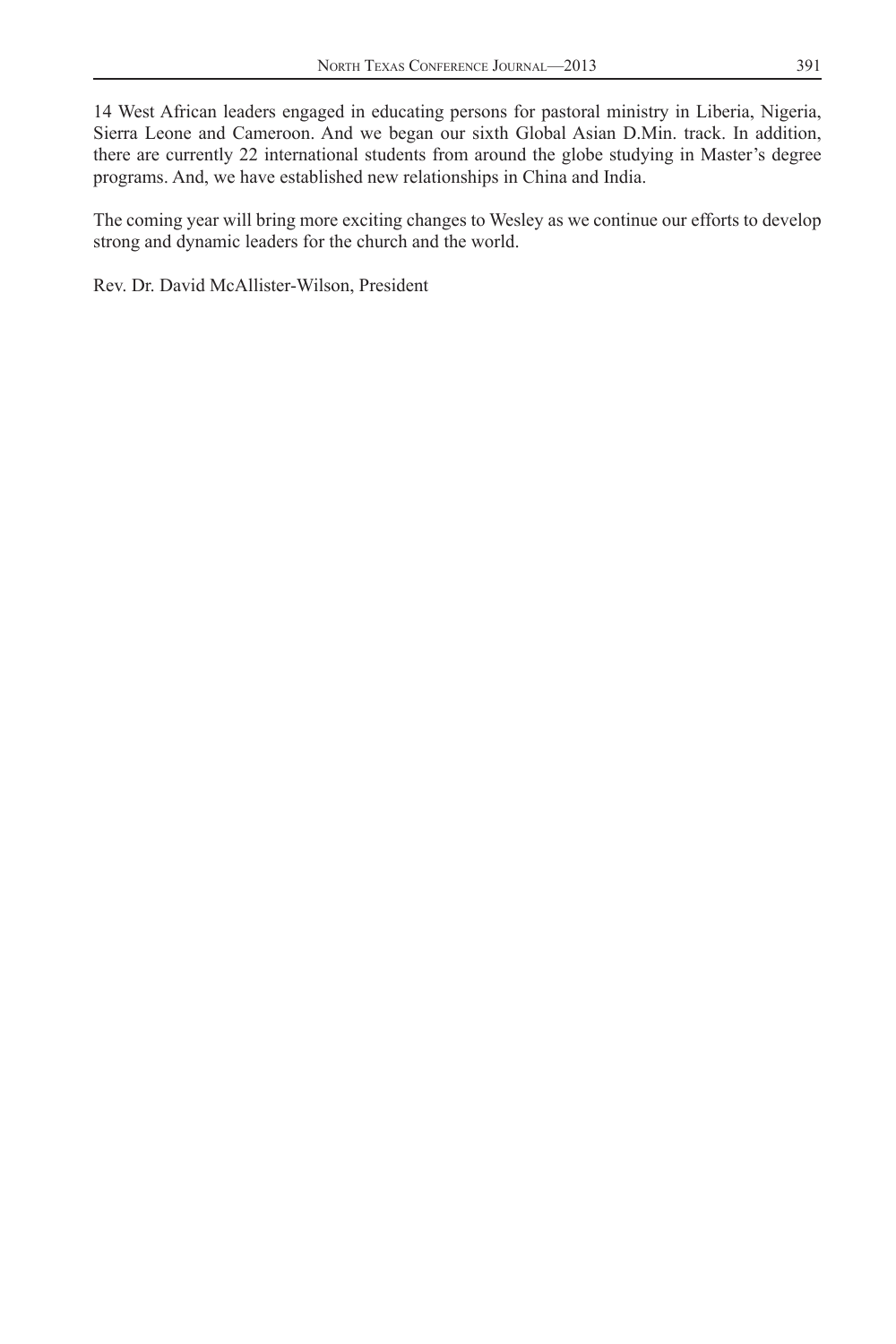14 West African leaders engaged in educating persons for pastoral ministry in Liberia, Nigeria, Sierra Leone and Cameroon. And we began our sixth Global Asian D.Min. track. In addition, there are currently 22 international students from around the globe studying in Master's degree programs. And, we have established new relationships in China and India.

The coming year will bring more exciting changes to Wesley as we continue our efforts to develop strong and dynamic leaders for the church and the world.

Rev. Dr. David McAllister-Wilson, President